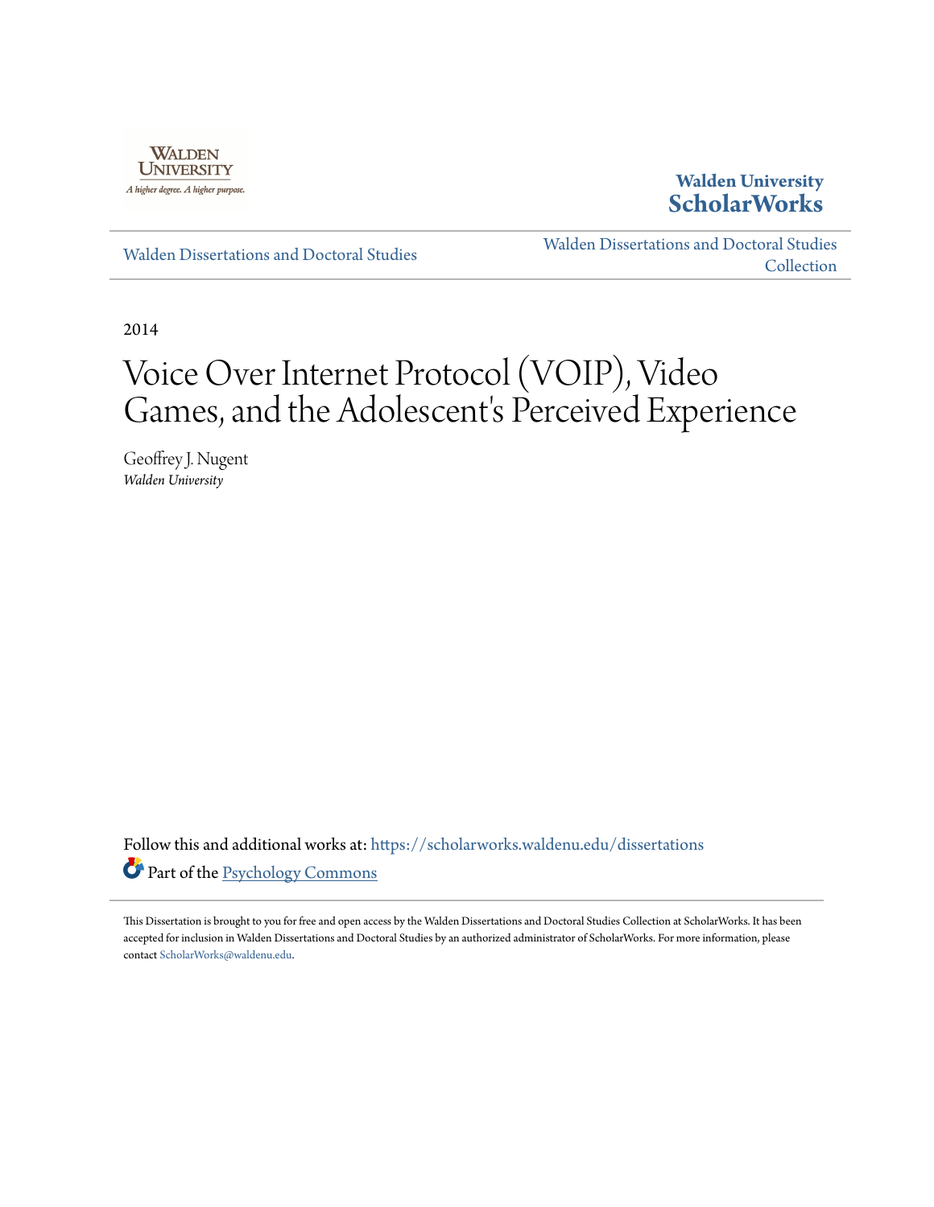Walden University
A higher degree. A higher purpose.

**Walden University ScholarWorks**

Walden Dissertations and Doctoral Studies

Walden Dissertations and Doctoral Studies Collection

2014

# Voice Over Internet Protocol (VOIP), Video Games, and the Adolescent's Perceived Experience

Geoffrey J. Nugent
*Walden University*

Follow this and additional works at: https://scholarworks.waldenu.edu/dissertations

Part of the Psychology Commons

This Dissertation is brought to you for free and open access by the Walden Dissertations and Doctoral Studies Collection at ScholarWorks. It has been accepted for inclusion in Walden Dissertations and Doctoral Studies by an authorized administrator of ScholarWorks. For more information, please contact ScholarWorks@waldenu.edu.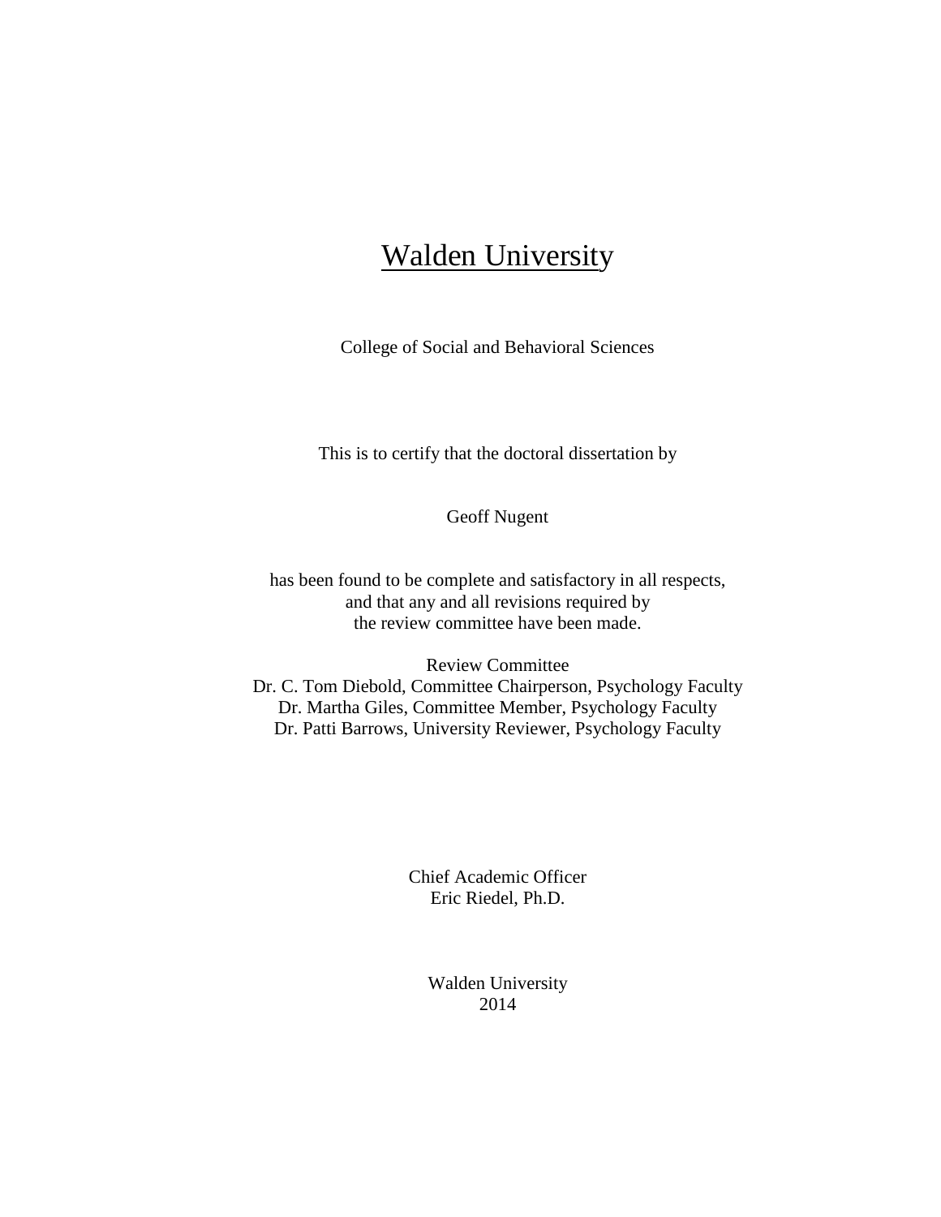# Walden University

College of Social and Behavioral Sciences

This is to certify that the doctoral dissertation by

Geoff Nugent

has been found to be complete and satisfactory in all respects,
and that any and all revisions required by
the review committee have been made.

Review Committee
Dr. C. Tom Diebold, Committee Chairperson, Psychology Faculty
Dr. Martha Giles, Committee Member, Psychology Faculty
Dr. Patti Barrows, University Reviewer, Psychology Faculty

Chief Academic Officer
Eric Riedel, Ph.D.

Walden University
2014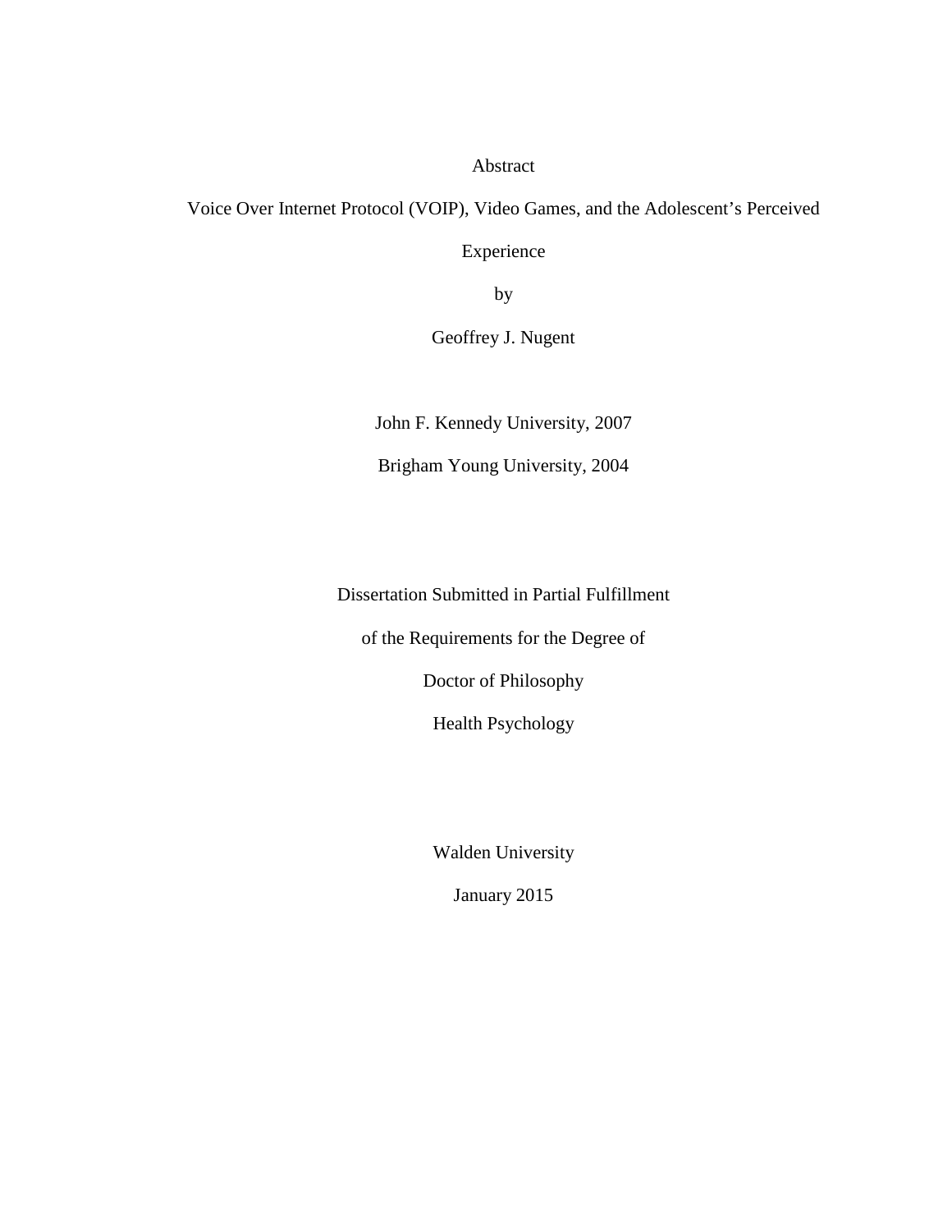Abstract

Voice Over Internet Protocol (VOIP), Video Games, and the Adolescent's Perceived Experience

by

Geoffrey J. Nugent

John F. Kennedy University, 2007

Brigham Young University, 2004

Dissertation Submitted in Partial Fulfillment

of the Requirements for the Degree of

Doctor of Philosophy

Health Psychology

Walden University

January 2015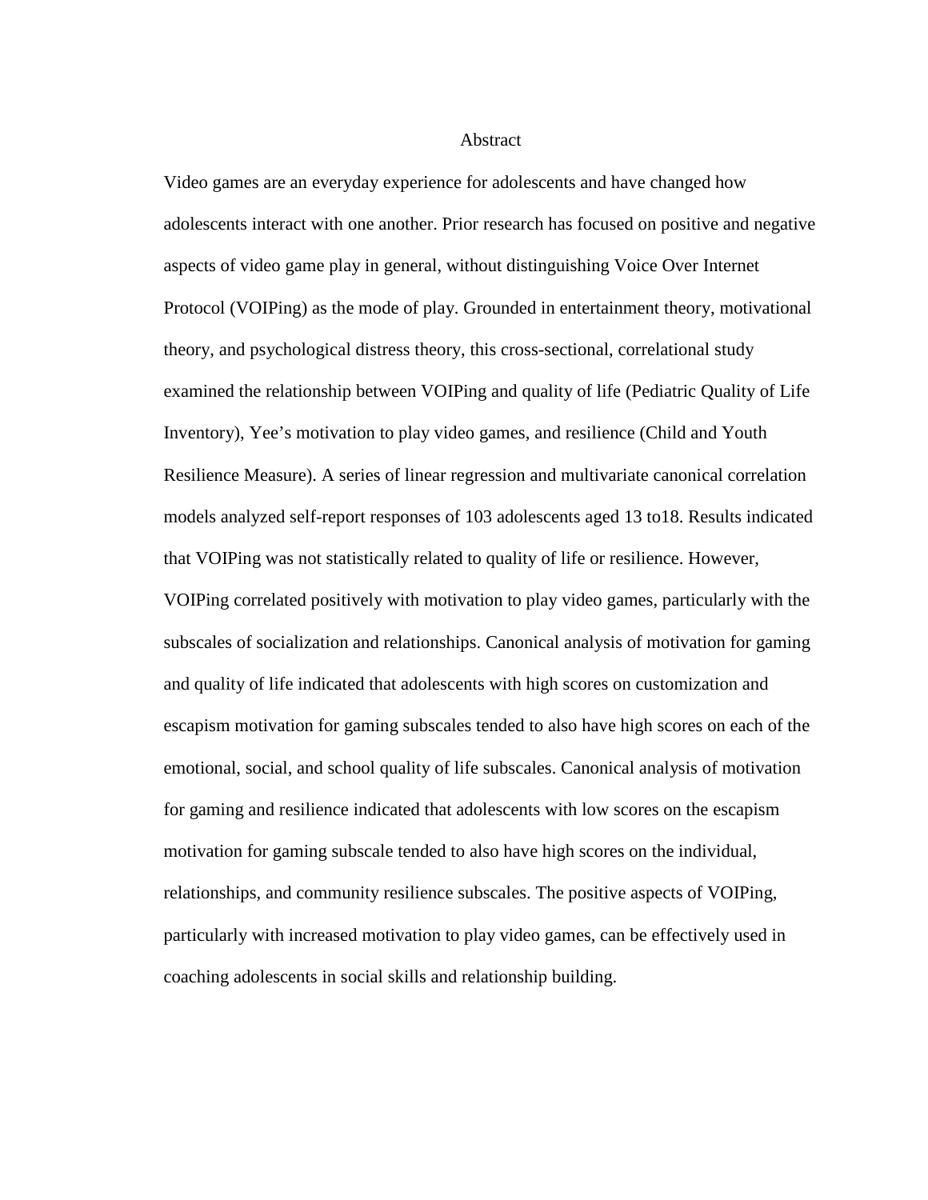# Abstract

Video games are an everyday experience for adolescents and have changed how adolescents interact with one another. Prior research has focused on positive and negative aspects of video game play in general, without distinguishing Voice Over Internet Protocol (VOIPing) as the mode of play. Grounded in entertainment theory, motivational theory, and psychological distress theory, this cross-sectional, correlational study examined the relationship between VOIPing and quality of life (Pediatric Quality of Life Inventory), Yee's motivation to play video games, and resilience (Child and Youth Resilience Measure). A series of linear regression and multivariate canonical correlation models analyzed self-report responses of 103 adolescents aged 13 to18. Results indicated that VOIPing was not statistically related to quality of life or resilience. However, VOIPing correlated positively with motivation to play video games, particularly with the subscales of socialization and relationships. Canonical analysis of motivation for gaming and quality of life indicated that adolescents with high scores on customization and escapism motivation for gaming subscales tended to also have high scores on each of the emotional, social, and school quality of life subscales. Canonical analysis of motivation for gaming and resilience indicated that adolescents with low scores on the escapism motivation for gaming subscale tended to also have high scores on the individual, relationships, and community resilience subscales. The positive aspects of VOIPing, particularly with increased motivation to play video games, can be effectively used in coaching adolescents in social skills and relationship building.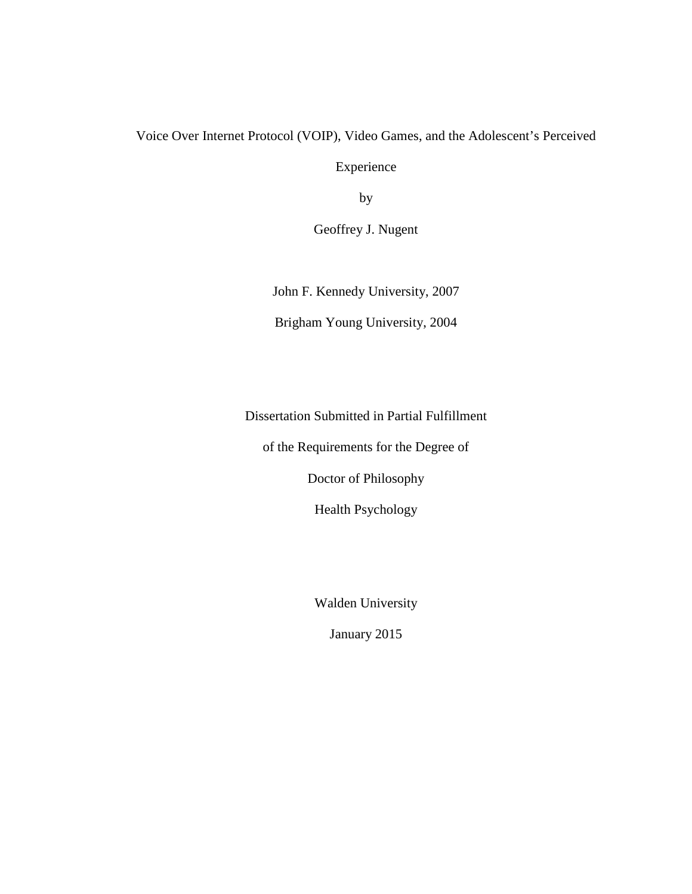Voice Over Internet Protocol (VOIP), Video Games, and the Adolescent's Perceived Experience

by

Geoffrey J. Nugent

John F. Kennedy University, 2007

Brigham Young University, 2004

Dissertation Submitted in Partial Fulfillment

of the Requirements for the Degree of

Doctor of Philosophy

Health Psychology

Walden University

January 2015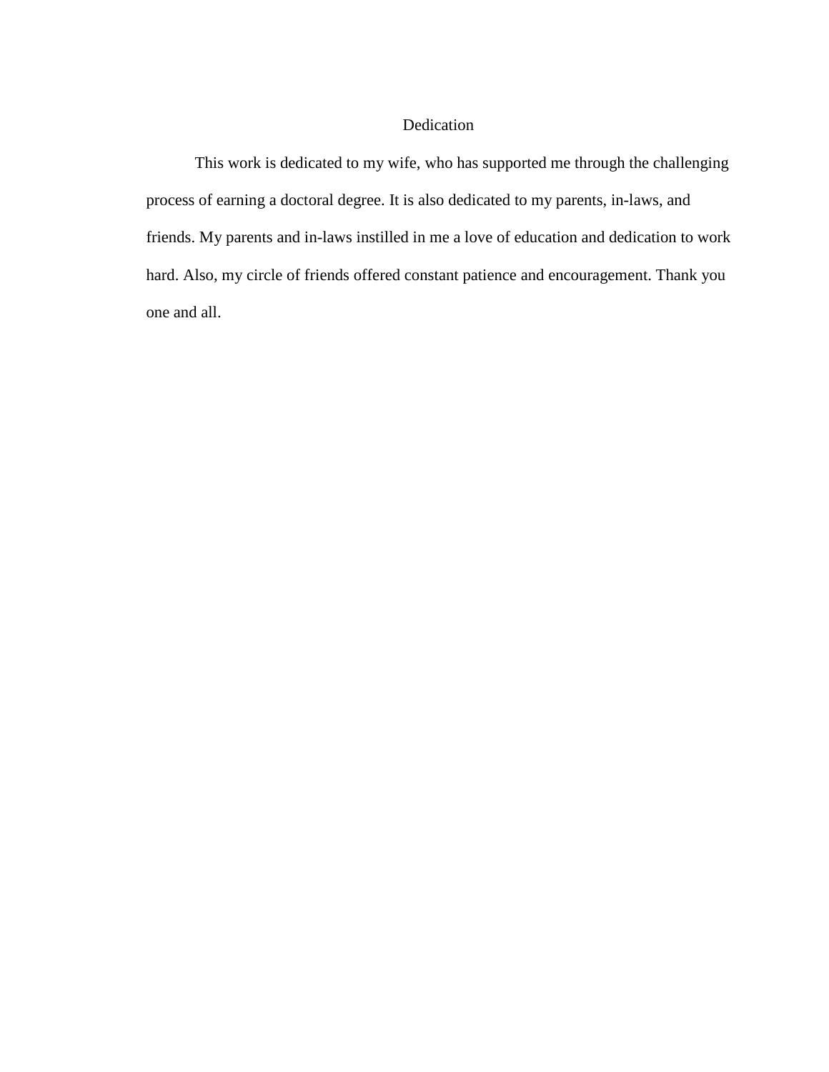# Dedication

This work is dedicated to my wife, who has supported me through the challenging process of earning a doctoral degree. It is also dedicated to my parents, in-laws, and friends. My parents and in-laws instilled in me a love of education and dedication to work hard. Also, my circle of friends offered constant patience and encouragement. Thank you one and all.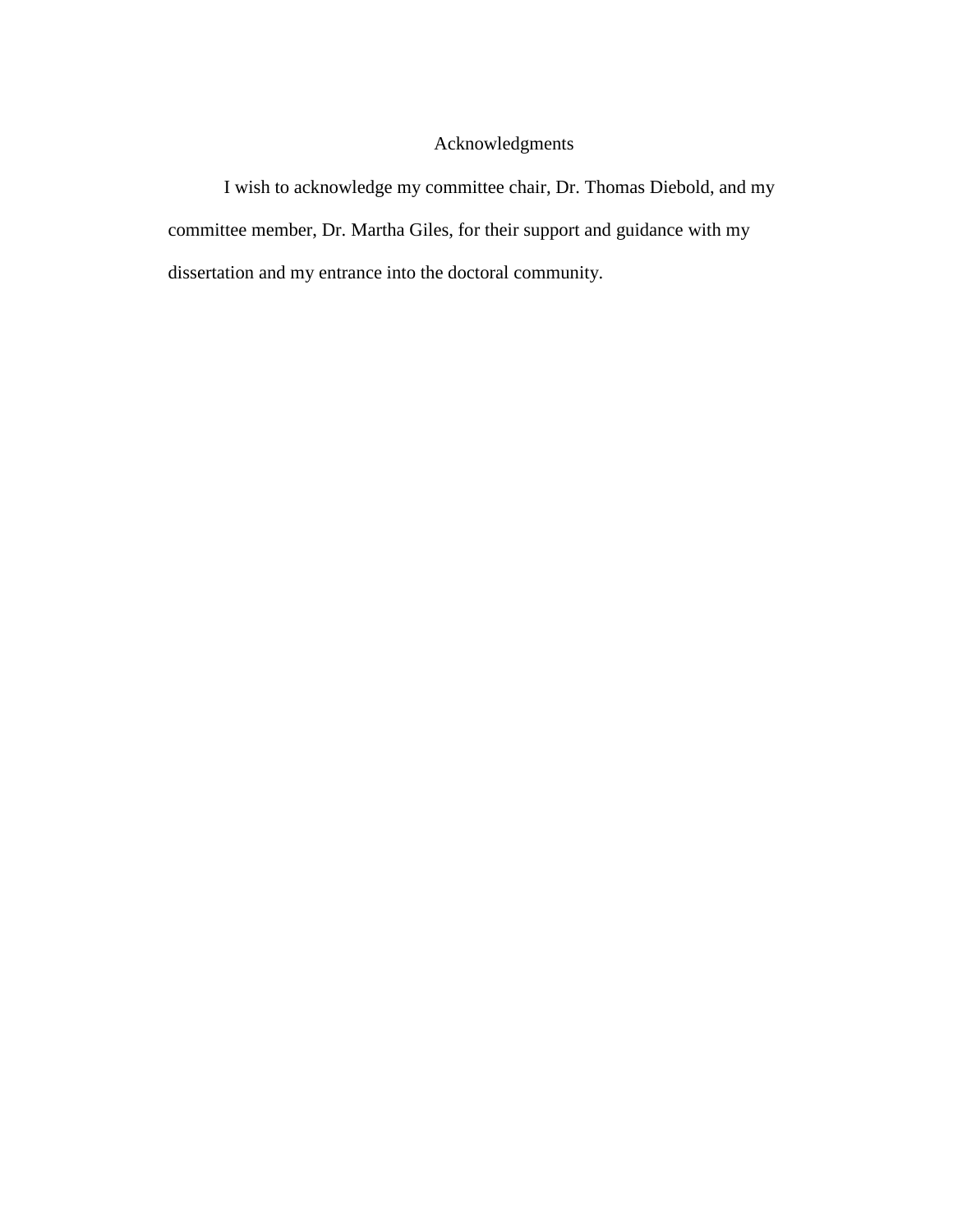# Acknowledgments

I wish to acknowledge my committee chair, Dr. Thomas Diebold, and my committee member, Dr. Martha Giles, for their support and guidance with my dissertation and my entrance into the doctoral community.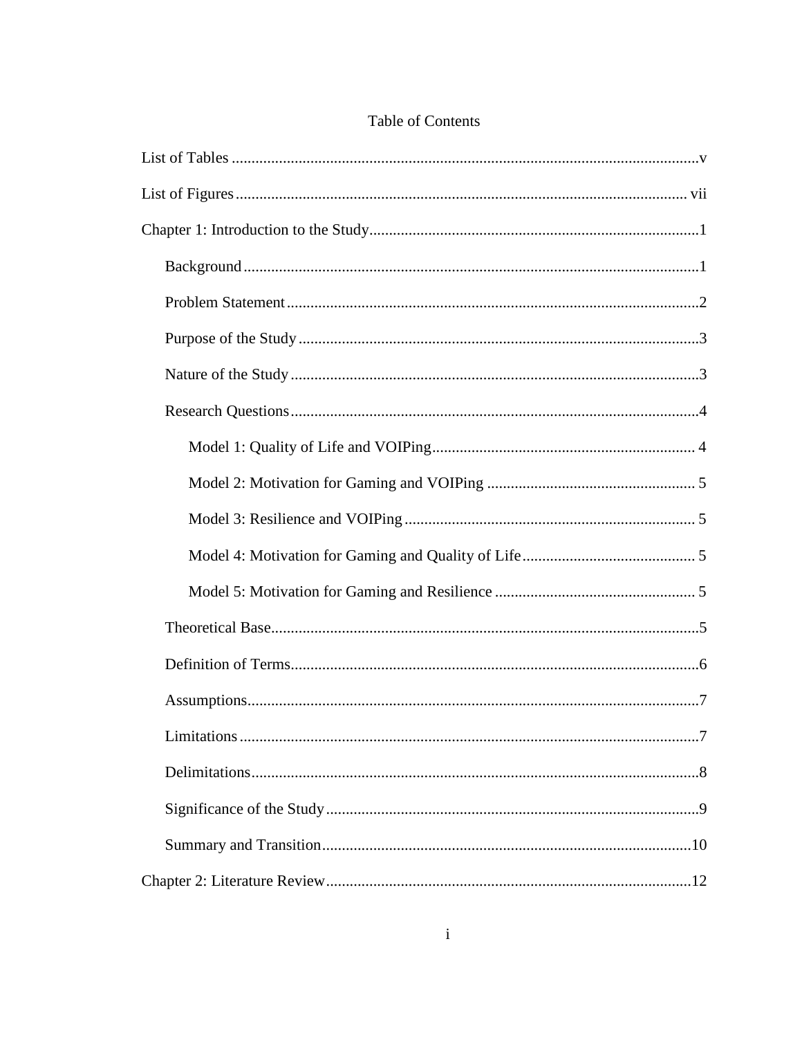# Table of Contents

List of Tables ....... v

List of Figures ....... vii

Chapter 1: Introduction to the Study ....... 1

- Background ....... 1
- Problem Statement ....... 2
- Purpose of the Study ....... 3
- Nature of the Study ....... 3
- Research Questions ....... 4
  - Model 1: Quality of Life and VOIPing ....... 4
  - Model 2: Motivation for Gaming and VOIPing ....... 5
  - Model 3: Resilience and VOIPing ....... 5
  - Model 4: Motivation for Gaming and Quality of Life ....... 5
  - Model 5: Motivation for Gaming and Resilience ....... 5
- Theoretical Base ....... 5
- Definition of Terms ....... 6
- Assumptions ....... 7
- Limitations ....... 7
- Delimitations ....... 8
- Significance of the Study ....... 9
- Summary and Transition ....... 10

Chapter 2: Literature Review ....... 12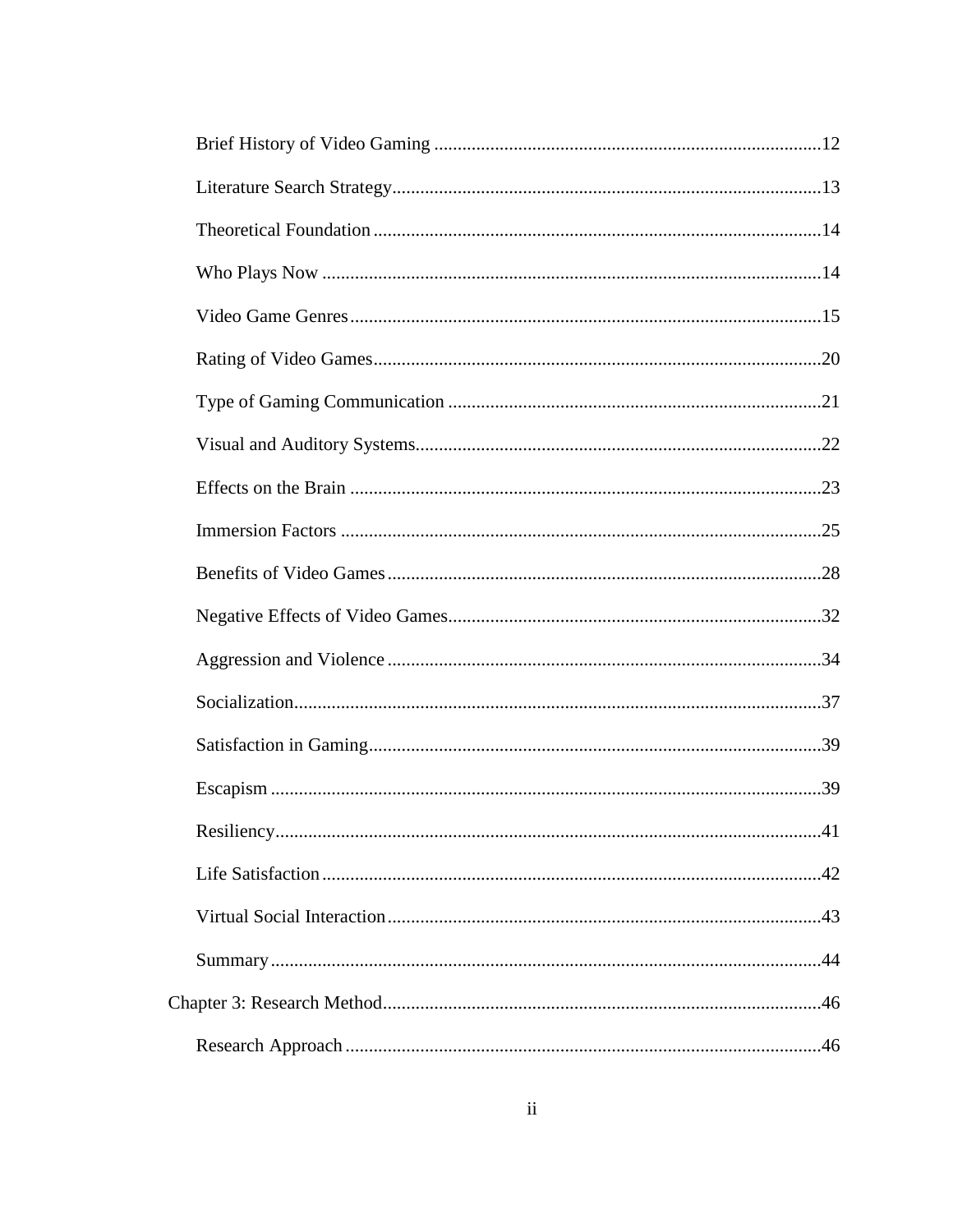Brief History of Video Gaming ........................................................................................12

Literature Search Strategy...............................................................................................13

Theoretical Foundation ....................................................................................................14

Who Plays Now ...............................................................................................................14

Video Game Genres.........................................................................................................15

Rating of Video Games....................................................................................................20

Type of Gaming Communication ....................................................................................21

Visual and Auditory Systems...........................................................................................22

Effects on the Brain .........................................................................................................23

Immersion Factors ...........................................................................................................25

Benefits of Video Games .................................................................................................28

Negative Effects of Video Games.....................................................................................32

Aggression and Violence .................................................................................................34

Socialization.....................................................................................................................37

Satisfaction in Gaming.....................................................................................................39

Escapism ..........................................................................................................................39

Resiliency.........................................................................................................................41

Life Satisfaction ...............................................................................................................42

Virtual Social Interaction .................................................................................................43

Summary ..........................................................................................................................44

Chapter 3: Research Method.................................................................................................46

Research Approach ..........................................................................................................46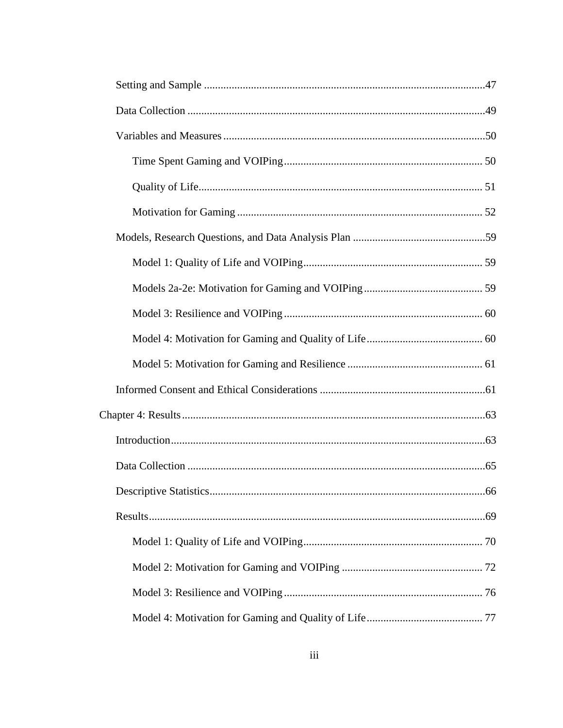Setting and Sample ....................................................................................................47

Data Collection .........................................................................................................49

Variables and Measures .............................................................................................50

Time Spent Gaming and VOIPing ....................................................................... 50

Quality of Life ...................................................................................................... 51

Motivation for Gaming ........................................................................................ 52

Models, Research Questions, and Data Analysis Plan ...............................................59

Model 1: Quality of Life and VOIPing ................................................................ 59

Models 2a-2e: Motivation for Gaming and VOIPing ........................................... 59

Model 3: Resilience and VOIPing ....................................................................... 60

Model 4: Motivation for Gaming and Quality of Life .......................................... 60

Model 5: Motivation for Gaming and Resilience ................................................. 61

Informed Consent and Ethical Considerations ...........................................................61

Chapter 4: Results ...............................................................................................................63

Introduction ................................................................................................................63

Data Collection ...........................................................................................................65

Descriptive Statistics ...................................................................................................66

Results .........................................................................................................................69

Model 1: Quality of Life and VOIPing ................................................................ 70

Model 2: Motivation for Gaming and VOIPing ................................................... 72

Model 3: Resilience and VOIPing ....................................................................... 76

Model 4: Motivation for Gaming and Quality of Life .......................................... 77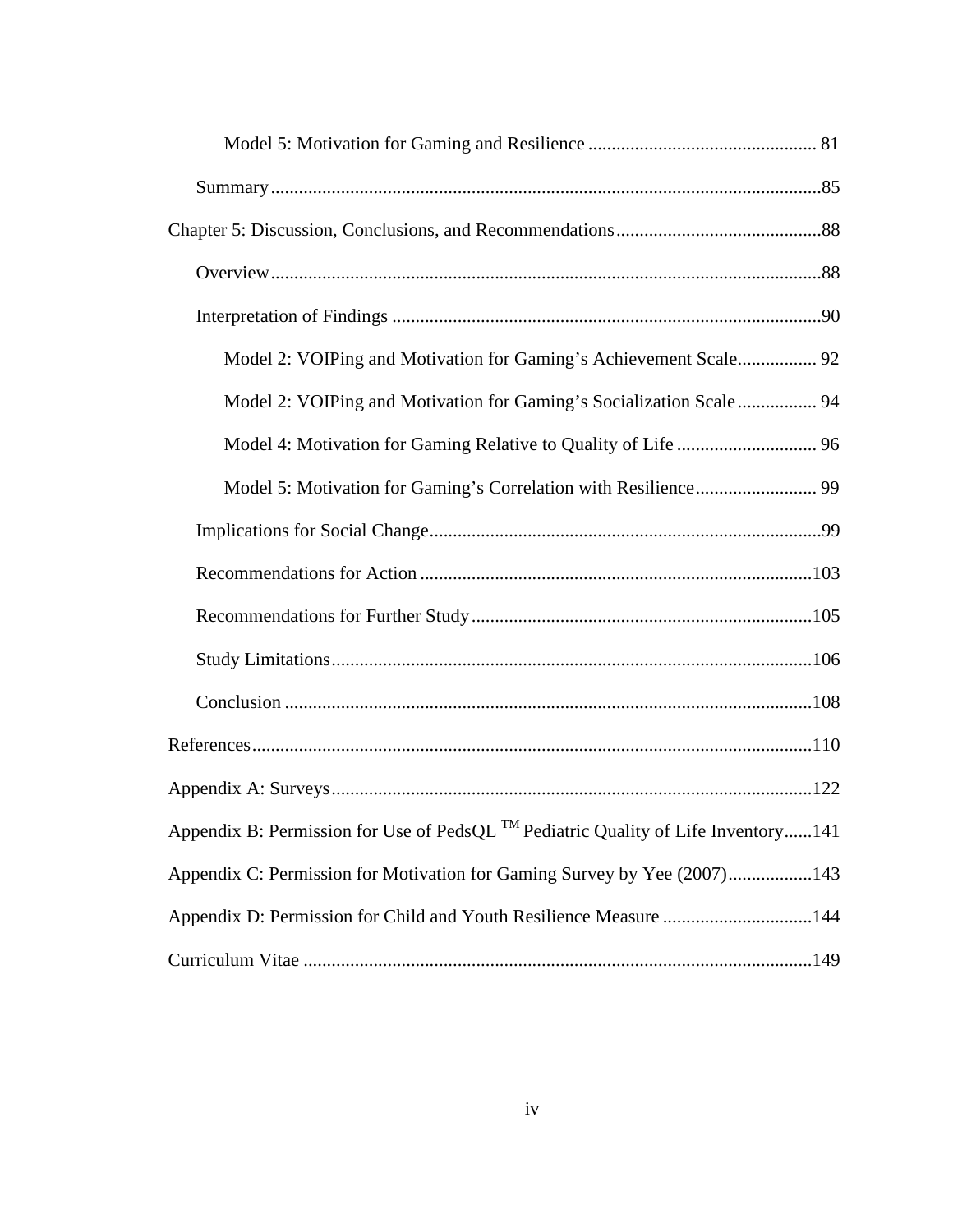Model 5: Motivation for Gaming and Resilience ................................................ 81

Summary.....................................................................................................................85

Chapter 5: Discussion, Conclusions, and Recommendations............................................88

Overview.....................................................................................................................88

Interpretation of Findings ...........................................................................................90

Model 2: VOIPing and Motivation for Gaming's Achievement Scale................. 92

Model 2: VOIPing and Motivation for Gaming's Socialization Scale ................. 94

Model 4: Motivation for Gaming Relative to Quality of Life .............................. 96

Model 5: Motivation for Gaming's Correlation with Resilience.......................... 99

Implications for Social Change...................................................................................99

Recommendations for Action ...................................................................................103

Recommendations for Further Study .........................................................................105

Study Limitations.......................................................................................................106

Conclusion ................................................................................................................108

References.......................................................................................................................110

Appendix A: Surveys.......................................................................................................122

Appendix B: Permission for Use of PedsQL ™ Pediatric Quality of Life Inventory......141

Appendix C: Permission for Motivation for Gaming Survey by Yee (2007)..................143

Appendix D: Permission for Child and Youth Resilience Measure ................................144

Curriculum Vitae ............................................................................................................149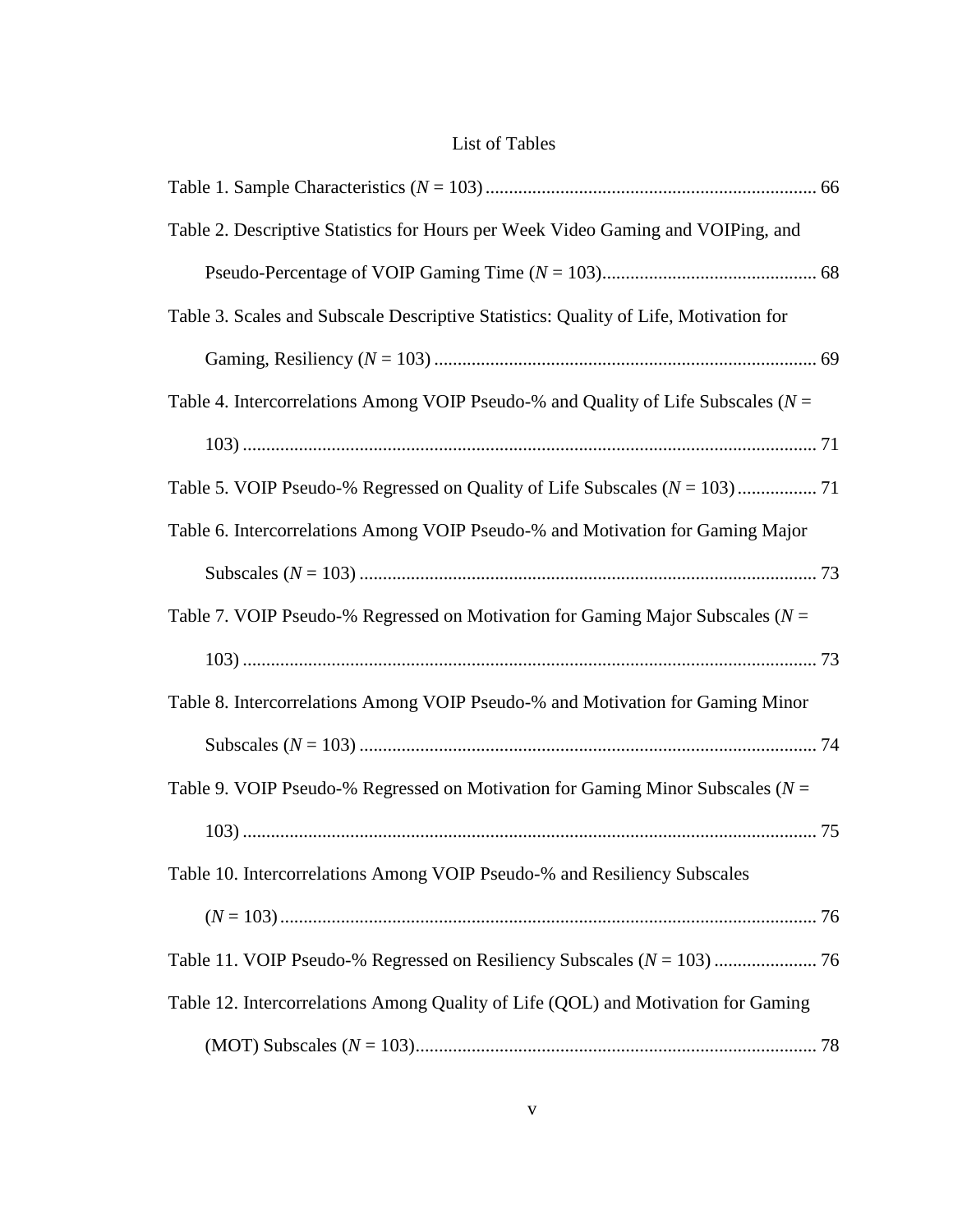# List of Tables

Table 1. Sample Characteristics (*N* = 103) ........................................................................ 66

Table 2. Descriptive Statistics for Hours per Week Video Gaming and VOIPing, and Pseudo-Percentage of VOIP Gaming Time (*N* = 103)............................................. 68

Table 3. Scales and Subscale Descriptive Statistics: Quality of Life, Motivation for Gaming, Resiliency (*N* = 103) ................................................................................. 69

Table 4. Intercorrelations Among VOIP Pseudo-% and Quality of Life Subscales (*N* = 103) .......................................................................................................................... 71

Table 5. VOIP Pseudo-% Regressed on Quality of Life Subscales (*N* = 103) ................. 71

Table 6. Intercorrelations Among VOIP Pseudo-% and Motivation for Gaming Major Subscales (*N* = 103) ................................................................................................. 73

Table 7. VOIP Pseudo-% Regressed on Motivation for Gaming Major Subscales (*N* = 103) .......................................................................................................................... 73

Table 8. Intercorrelations Among VOIP Pseudo-% and Motivation for Gaming Minor Subscales (*N* = 103) ................................................................................................. 74

Table 9. VOIP Pseudo-% Regressed on Motivation for Gaming Minor Subscales (*N* = 103) .......................................................................................................................... 75

Table 10. Intercorrelations Among VOIP Pseudo-% and Resiliency Subscales (*N* = 103) .................................................................................................................. 76

Table 11. VOIP Pseudo-% Regressed on Resiliency Subscales (*N* = 103) ...................... 76

Table 12. Intercorrelations Among Quality of Life (QOL) and Motivation for Gaming (MOT) Subscales (*N* = 103)...................................................................................... 78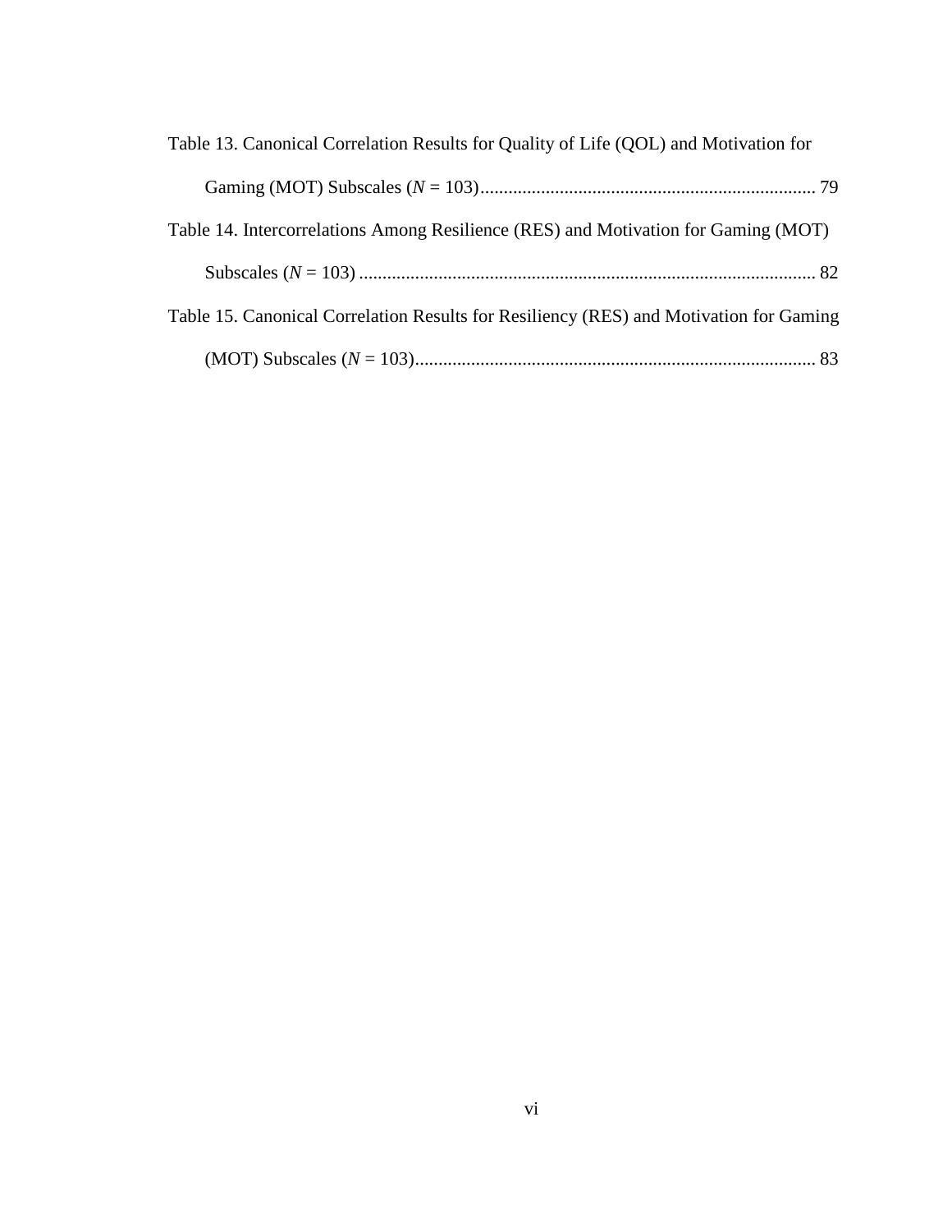Table 13. Canonical Correlation Results for Quality of Life (QOL) and Motivation for Gaming (MOT) Subscales (*N* = 103) ........................................................................ 79

Table 14. Intercorrelations Among Resilience (RES) and Motivation for Gaming (MOT) Subscales (*N* = 103) .................................................................................................. 82

Table 15. Canonical Correlation Results for Resiliency (RES) and Motivation for Gaming (MOT) Subscales (*N* = 103)...................................................................................... 83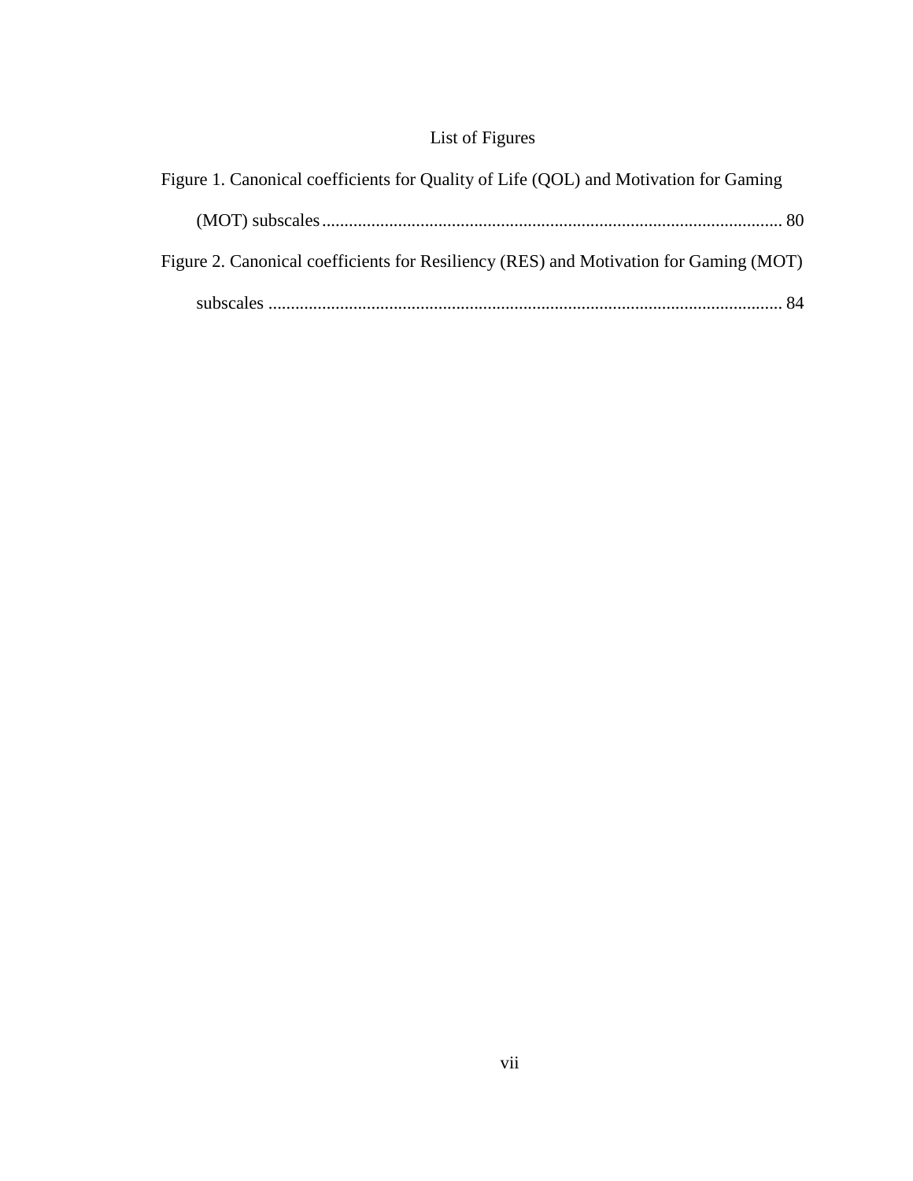# List of Figures

Figure 1. Canonical coefficients for Quality of Life (QOL) and Motivation for Gaming (MOT) subscales ........................................................................................................ 80

Figure 2. Canonical coefficients for Resiliency (RES) and Motivation for Gaming (MOT) subscales ................................................................................................................... 84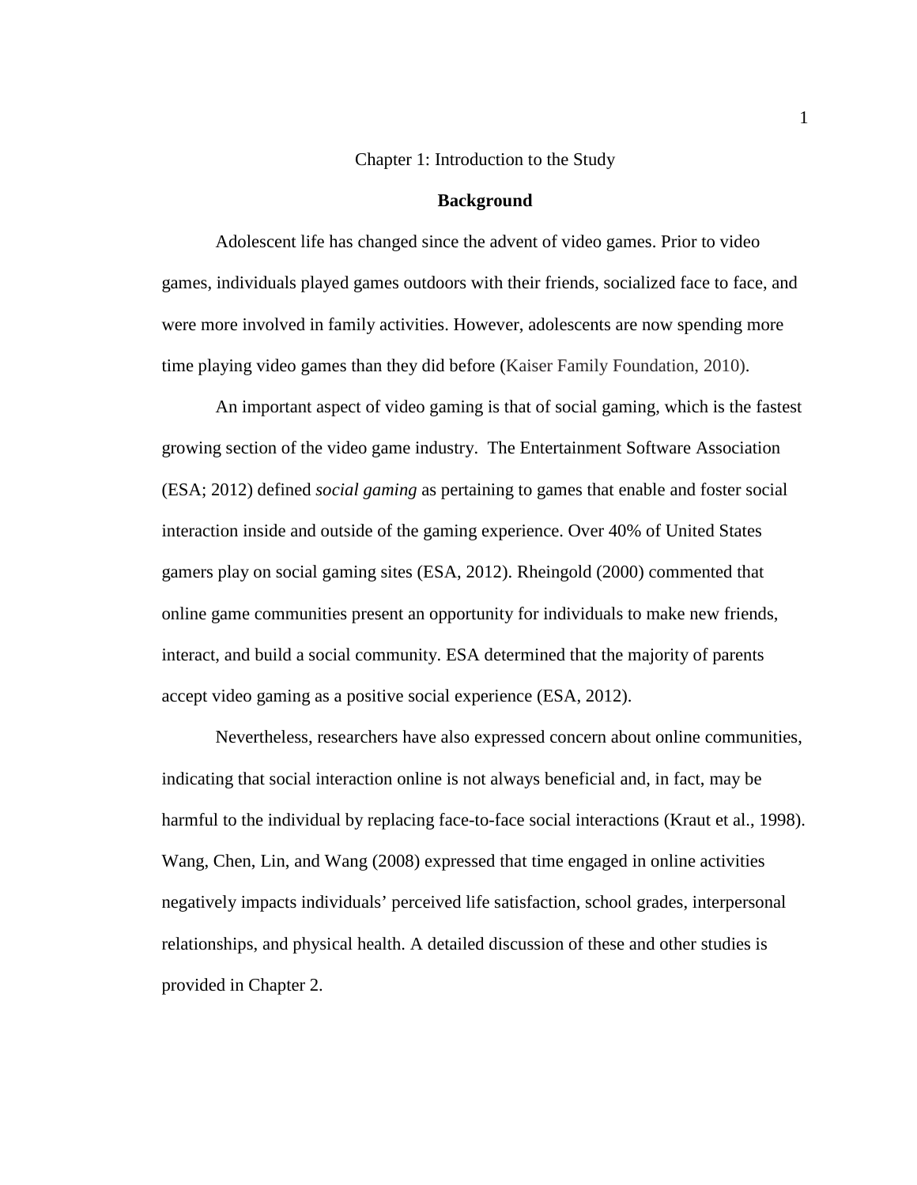# Chapter 1: Introduction to the Study

## Background

Adolescent life has changed since the advent of video games. Prior to video games, individuals played games outdoors with their friends, socialized face to face, and were more involved in family activities. However, adolescents are now spending more time playing video games than they did before (Kaiser Family Foundation, 2010).

An important aspect of video gaming is that of social gaming, which is the fastest growing section of the video game industry. The Entertainment Software Association (ESA; 2012) defined *social gaming* as pertaining to games that enable and foster social interaction inside and outside of the gaming experience. Over 40% of United States gamers play on social gaming sites (ESA, 2012). Rheingold (2000) commented that online game communities present an opportunity for individuals to make new friends, interact, and build a social community. ESA determined that the majority of parents accept video gaming as a positive social experience (ESA, 2012).

Nevertheless, researchers have also expressed concern about online communities, indicating that social interaction online is not always beneficial and, in fact, may be harmful to the individual by replacing face-to-face social interactions (Kraut et al., 1998). Wang, Chen, Lin, and Wang (2008) expressed that time engaged in online activities negatively impacts individuals' perceived life satisfaction, school grades, interpersonal relationships, and physical health. A detailed discussion of these and other studies is provided in Chapter 2.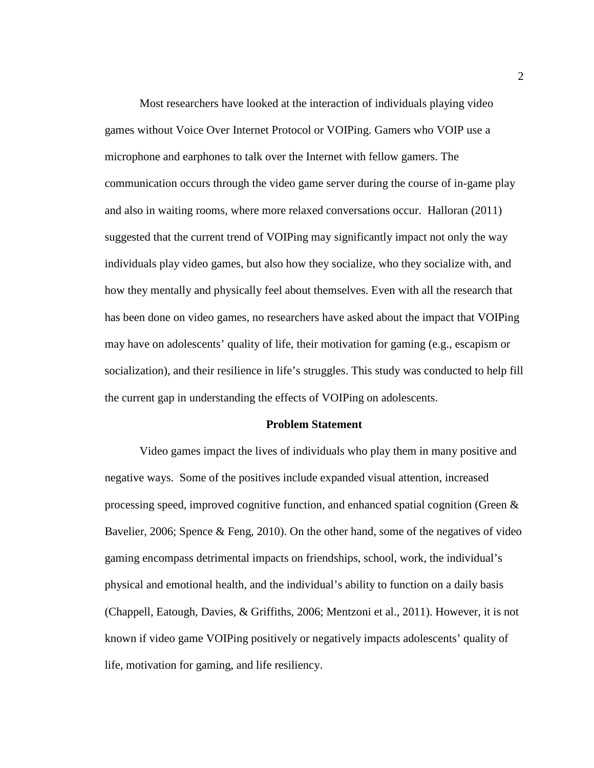Most researchers have looked at the interaction of individuals playing video games without Voice Over Internet Protocol or VOIPing. Gamers who VOIP use a microphone and earphones to talk over the Internet with fellow gamers. The communication occurs through the video game server during the course of in-game play and also in waiting rooms, where more relaxed conversations occur. Halloran (2011) suggested that the current trend of VOIPing may significantly impact not only the way individuals play video games, but also how they socialize, who they socialize with, and how they mentally and physically feel about themselves. Even with all the research that has been done on video games, no researchers have asked about the impact that VOIPing may have on adolescents' quality of life, their motivation for gaming (e.g., escapism or socialization), and their resilience in life's struggles. This study was conducted to help fill the current gap in understanding the effects of VOIPing on adolescents.

## Problem Statement

Video games impact the lives of individuals who play them in many positive and negative ways. Some of the positives include expanded visual attention, increased processing speed, improved cognitive function, and enhanced spatial cognition (Green & Bavelier, 2006; Spence & Feng, 2010). On the other hand, some of the negatives of video gaming encompass detrimental impacts on friendships, school, work, the individual's physical and emotional health, and the individual's ability to function on a daily basis (Chappell, Eatough, Davies, & Griffiths, 2006; Mentzoni et al., 2011). However, it is not known if video game VOIPing positively or negatively impacts adolescents' quality of life, motivation for gaming, and life resiliency.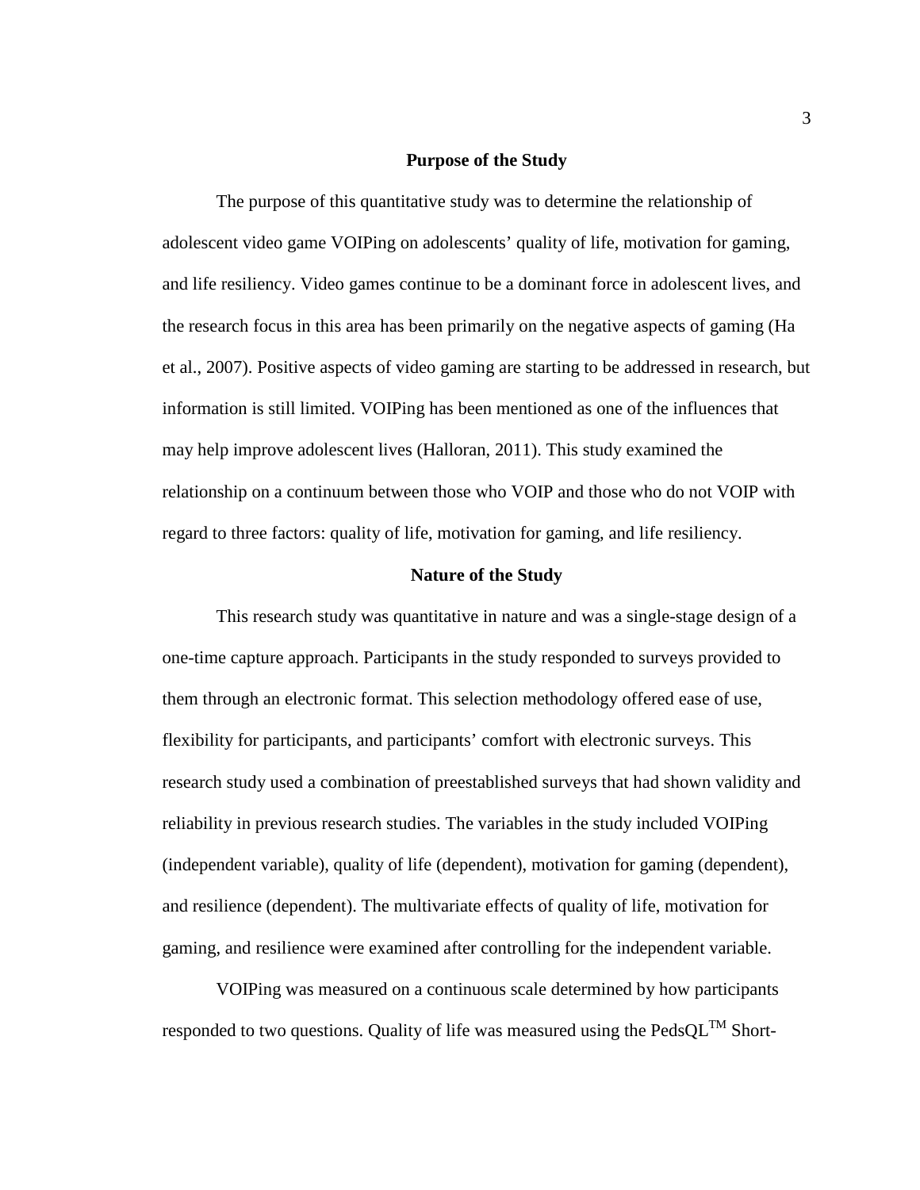## Purpose of the Study

The purpose of this quantitative study was to determine the relationship of adolescent video game VOIPing on adolescents' quality of life, motivation for gaming, and life resiliency. Video games continue to be a dominant force in adolescent lives, and the research focus in this area has been primarily on the negative aspects of gaming (Ha et al., 2007). Positive aspects of video gaming are starting to be addressed in research, but information is still limited. VOIPing has been mentioned as one of the influences that may help improve adolescent lives (Halloran, 2011). This study examined the relationship on a continuum between those who VOIP and those who do not VOIP with regard to three factors: quality of life, motivation for gaming, and life resiliency.

## Nature of the Study

This research study was quantitative in nature and was a single-stage design of a one-time capture approach. Participants in the study responded to surveys provided to them through an electronic format. This selection methodology offered ease of use, flexibility for participants, and participants' comfort with electronic surveys. This research study used a combination of preestablished surveys that had shown validity and reliability in previous research studies. The variables in the study included VOIPing (independent variable), quality of life (dependent), motivation for gaming (dependent), and resilience (dependent). The multivariate effects of quality of life, motivation for gaming, and resilience were examined after controlling for the independent variable.

VOIPing was measured on a continuous scale determined by how participants responded to two questions. Quality of life was measured using the PedsQL™ Short-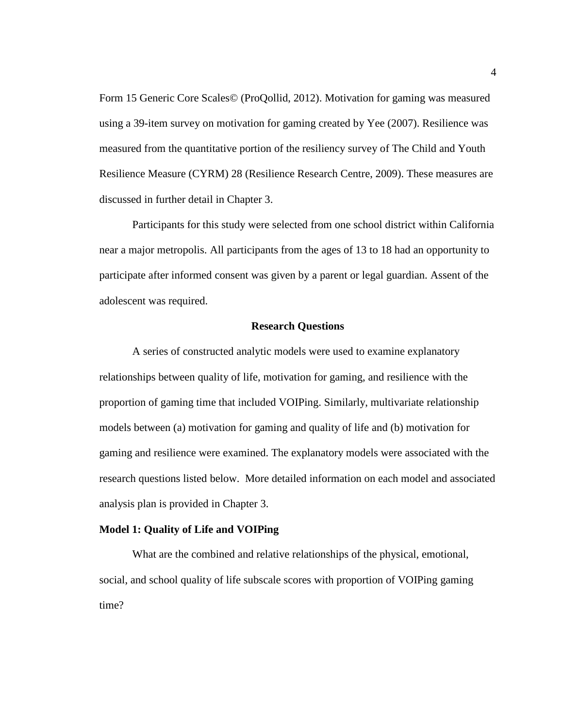Form 15 Generic Core Scales© (ProQollid, 2012). Motivation for gaming was measured using a 39-item survey on motivation for gaming created by Yee (2007). Resilience was measured from the quantitative portion of the resiliency survey of The Child and Youth Resilience Measure (CYRM) 28 (Resilience Research Centre, 2009). These measures are discussed in further detail in Chapter 3.

Participants for this study were selected from one school district within California near a major metropolis. All participants from the ages of 13 to 18 had an opportunity to participate after informed consent was given by a parent or legal guardian. Assent of the adolescent was required.

## Research Questions

A series of constructed analytic models were used to examine explanatory relationships between quality of life, motivation for gaming, and resilience with the proportion of gaming time that included VOIPing. Similarly, multivariate relationship models between (a) motivation for gaming and quality of life and (b) motivation for gaming and resilience were examined. The explanatory models were associated with the research questions listed below. More detailed information on each model and associated analysis plan is provided in Chapter 3.

### Model 1: Quality of Life and VOIPing

What are the combined and relative relationships of the physical, emotional, social, and school quality of life subscale scores with proportion of VOIPing gaming time?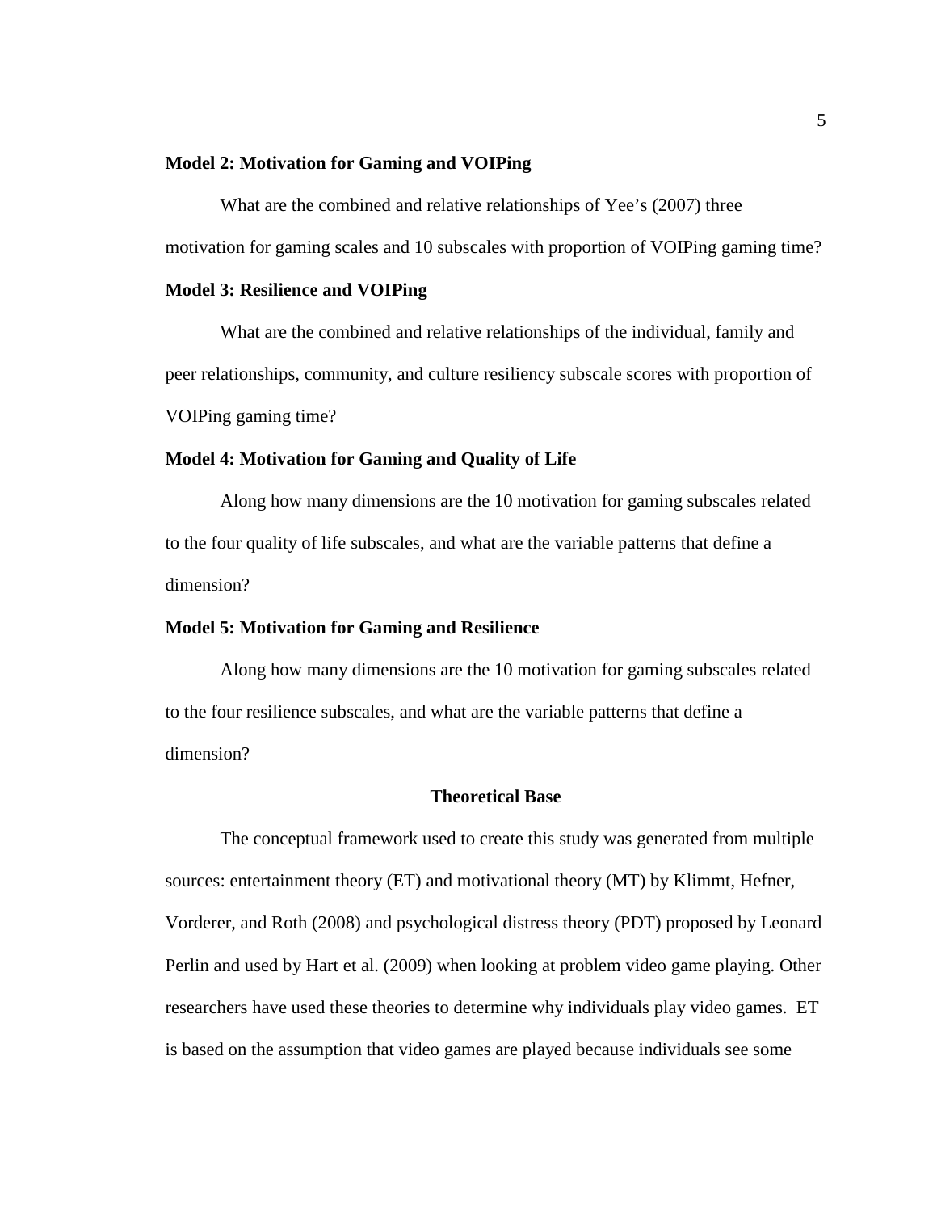**Model 2: Motivation for Gaming and VOIPing**

What are the combined and relative relationships of Yee's (2007) three motivation for gaming scales and 10 subscales with proportion of VOIPing gaming time?

**Model 3: Resilience and VOIPing**

What are the combined and relative relationships of the individual, family and peer relationships, community, and culture resiliency subscale scores with proportion of VOIPing gaming time?

**Model 4: Motivation for Gaming and Quality of Life**

Along how many dimensions are the 10 motivation for gaming subscales related to the four quality of life subscales, and what are the variable patterns that define a dimension?

**Model 5: Motivation for Gaming and Resilience**

Along how many dimensions are the 10 motivation for gaming subscales related to the four resilience subscales, and what are the variable patterns that define a dimension?

## Theoretical Base

The conceptual framework used to create this study was generated from multiple sources: entertainment theory (ET) and motivational theory (MT) by Klimmt, Hefner, Vorderer, and Roth (2008) and psychological distress theory (PDT) proposed by Leonard Perlin and used by Hart et al. (2009) when looking at problem video game playing. Other researchers have used these theories to determine why individuals play video games. ET is based on the assumption that video games are played because individuals see some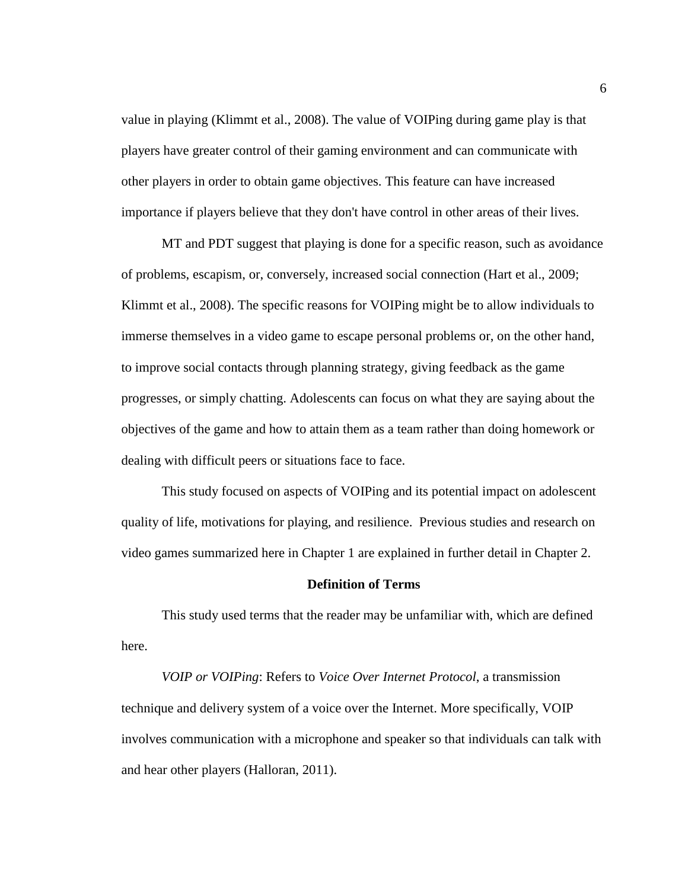value in playing (Klimmt et al., 2008). The value of VOIPing during game play is that players have greater control of their gaming environment and can communicate with other players in order to obtain game objectives. This feature can have increased importance if players believe that they don't have control in other areas of their lives.

MT and PDT suggest that playing is done for a specific reason, such as avoidance of problems, escapism, or, conversely, increased social connection (Hart et al., 2009; Klimmt et al., 2008). The specific reasons for VOIPing might be to allow individuals to immerse themselves in a video game to escape personal problems or, on the other hand, to improve social contacts through planning strategy, giving feedback as the game progresses, or simply chatting. Adolescents can focus on what they are saying about the objectives of the game and how to attain them as a team rather than doing homework or dealing with difficult peers or situations face to face.

This study focused on aspects of VOIPing and its potential impact on adolescent quality of life, motivations for playing, and resilience. Previous studies and research on video games summarized here in Chapter 1 are explained in further detail in Chapter 2.

## Definition of Terms

This study used terms that the reader may be unfamiliar with, which are defined here.

*VOIP or VOIPing*: Refers to *Voice Over Internet Protocol*, a transmission technique and delivery system of a voice over the Internet. More specifically, VOIP involves communication with a microphone and speaker so that individuals can talk with and hear other players (Halloran, 2011).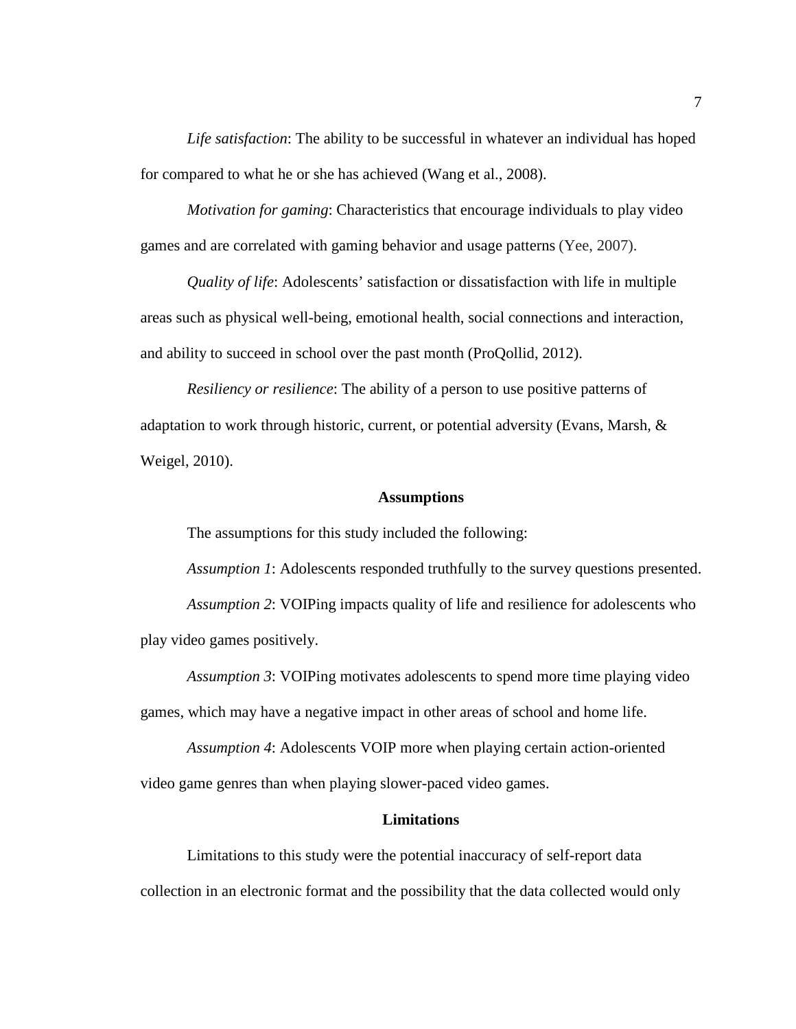*Life satisfaction*: The ability to be successful in whatever an individual has hoped for compared to what he or she has achieved (Wang et al., 2008).

*Motivation for gaming*: Characteristics that encourage individuals to play video games and are correlated with gaming behavior and usage patterns (Yee, 2007).

*Quality of life*: Adolescents' satisfaction or dissatisfaction with life in multiple areas such as physical well-being, emotional health, social connections and interaction, and ability to succeed in school over the past month (ProQollid, 2012).

*Resiliency or resilience*: The ability of a person to use positive patterns of adaptation to work through historic, current, or potential adversity (Evans, Marsh, & Weigel, 2010).

## Assumptions

The assumptions for this study included the following:

*Assumption 1*: Adolescents responded truthfully to the survey questions presented.

*Assumption 2*: VOIPing impacts quality of life and resilience for adolescents who play video games positively.

*Assumption 3*: VOIPing motivates adolescents to spend more time playing video games, which may have a negative impact in other areas of school and home life.

*Assumption 4*: Adolescents VOIP more when playing certain action-oriented video game genres than when playing slower-paced video games.

## Limitations

Limitations to this study were the potential inaccuracy of self-report data collection in an electronic format and the possibility that the data collected would only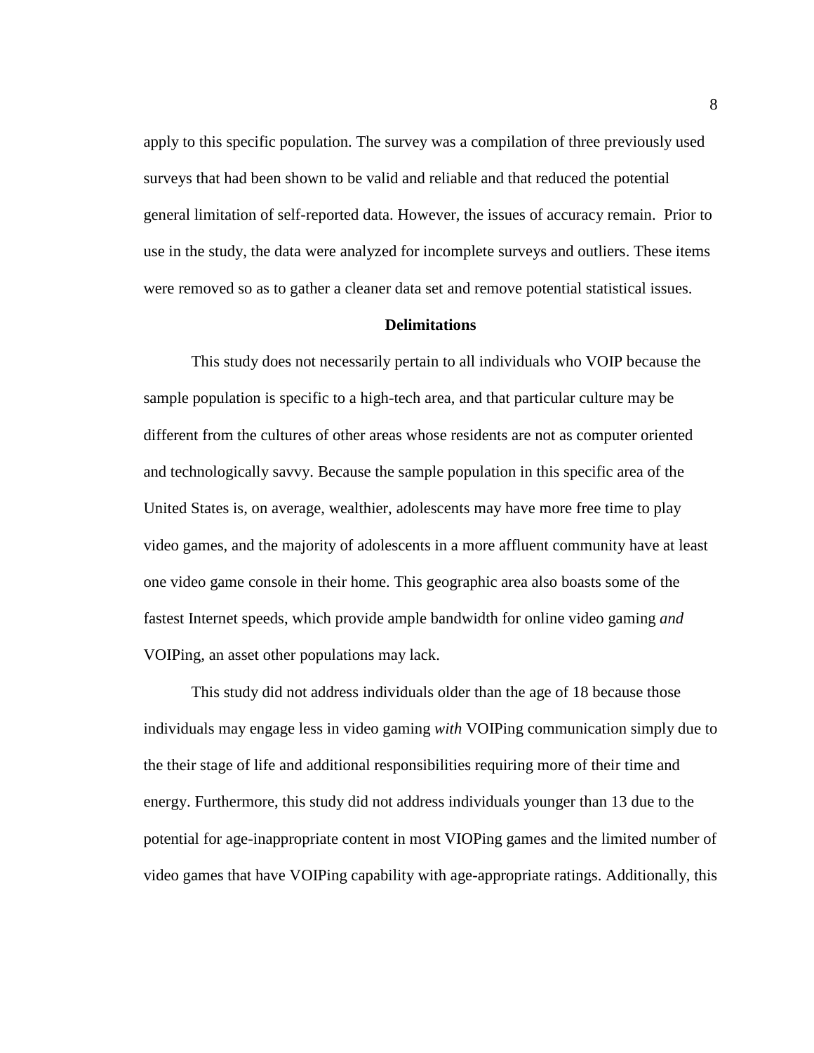apply to this specific population. The survey was a compilation of three previously used surveys that had been shown to be valid and reliable and that reduced the potential general limitation of self-reported data. However, the issues of accuracy remain. Prior to use in the study, the data were analyzed for incomplete surveys and outliers. These items were removed so as to gather a cleaner data set and remove potential statistical issues.

### Delimitations

This study does not necessarily pertain to all individuals who VOIP because the sample population is specific to a high-tech area, and that particular culture may be different from the cultures of other areas whose residents are not as computer oriented and technologically savvy. Because the sample population in this specific area of the United States is, on average, wealthier, adolescents may have more free time to play video games, and the majority of adolescents in a more affluent community have at least one video game console in their home. This geographic area also boasts some of the fastest Internet speeds, which provide ample bandwidth for online video gaming *and* VOIPing, an asset other populations may lack.

This study did not address individuals older than the age of 18 because those individuals may engage less in video gaming *with* VOIPing communication simply due to the their stage of life and additional responsibilities requiring more of their time and energy. Furthermore, this study did not address individuals younger than 13 due to the potential for age-inappropriate content in most VIOPing games and the limited number of video games that have VOIPing capability with age-appropriate ratings. Additionally, this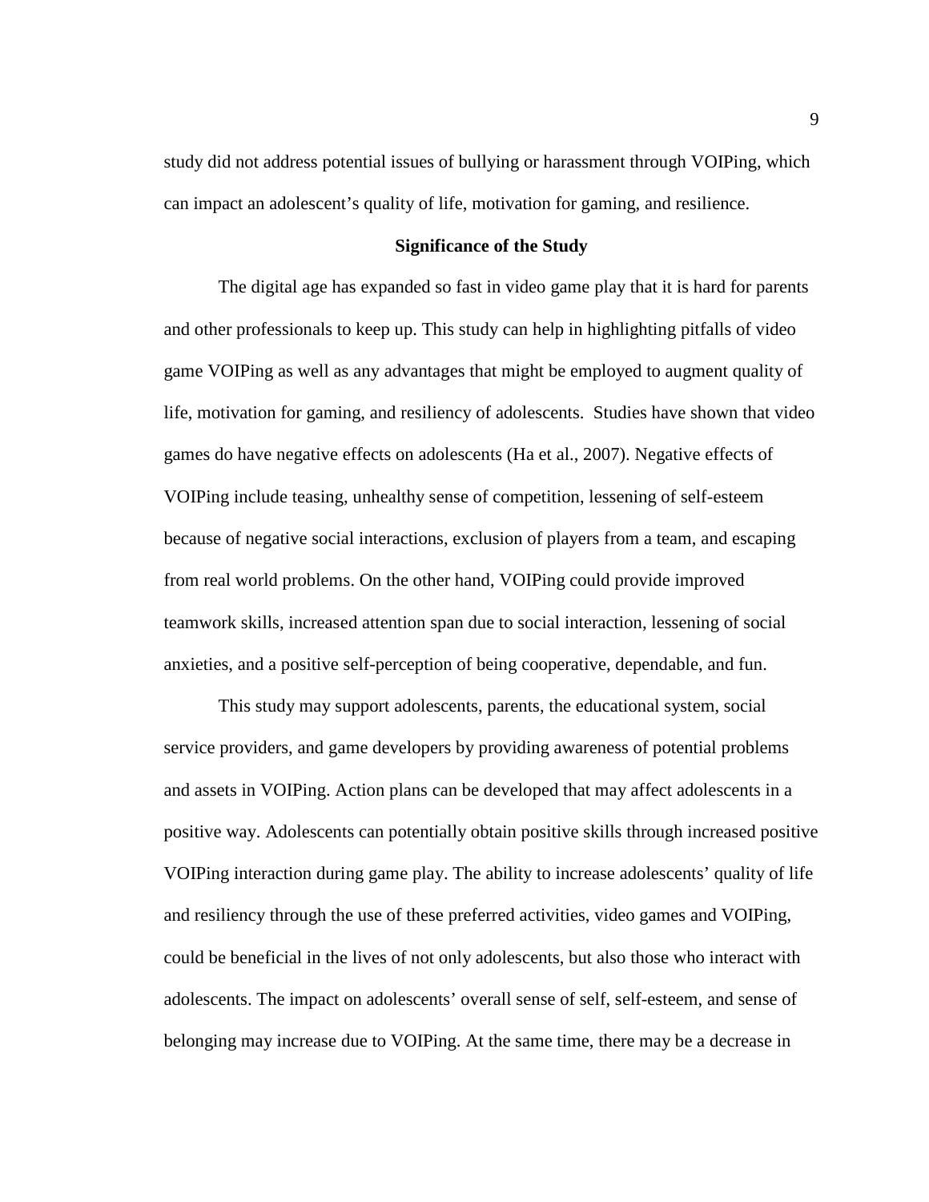study did not address potential issues of bullying or harassment through VOIPing, which can impact an adolescent's quality of life, motivation for gaming, and resilience.

## Significance of the Study

The digital age has expanded so fast in video game play that it is hard for parents and other professionals to keep up. This study can help in highlighting pitfalls of video game VOIPing as well as any advantages that might be employed to augment quality of life, motivation for gaming, and resiliency of adolescents. Studies have shown that video games do have negative effects on adolescents (Ha et al., 2007). Negative effects of VOIPing include teasing, unhealthy sense of competition, lessening of self-esteem because of negative social interactions, exclusion of players from a team, and escaping from real world problems. On the other hand, VOIPing could provide improved teamwork skills, increased attention span due to social interaction, lessening of social anxieties, and a positive self-perception of being cooperative, dependable, and fun.

This study may support adolescents, parents, the educational system, social service providers, and game developers by providing awareness of potential problems and assets in VOIPing. Action plans can be developed that may affect adolescents in a positive way. Adolescents can potentially obtain positive skills through increased positive VOIPing interaction during game play. The ability to increase adolescents' quality of life and resiliency through the use of these preferred activities, video games and VOIPing, could be beneficial in the lives of not only adolescents, but also those who interact with adolescents. The impact on adolescents' overall sense of self, self-esteem, and sense of belonging may increase due to VOIPing. At the same time, there may be a decrease in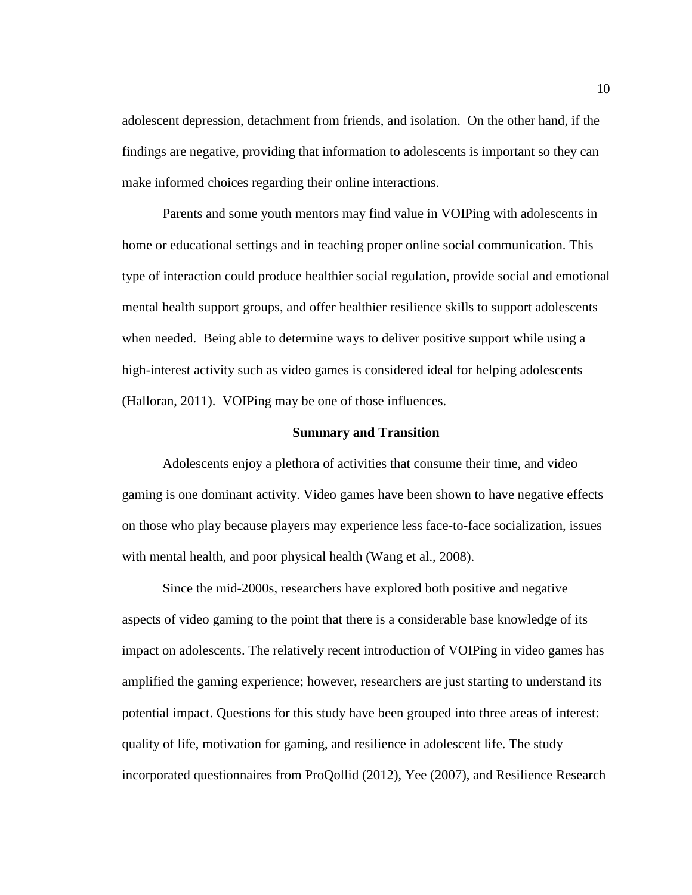adolescent depression, detachment from friends, and isolation. On the other hand, if the findings are negative, providing that information to adolescents is important so they can make informed choices regarding their online interactions.

Parents and some youth mentors may find value in VOIPing with adolescents in home or educational settings and in teaching proper online social communication. This type of interaction could produce healthier social regulation, provide social and emotional mental health support groups, and offer healthier resilience skills to support adolescents when needed. Being able to determine ways to deliver positive support while using a high-interest activity such as video games is considered ideal for helping adolescents (Halloran, 2011). VOIPing may be one of those influences.

## Summary and Transition

Adolescents enjoy a plethora of activities that consume their time, and video gaming is one dominant activity. Video games have been shown to have negative effects on those who play because players may experience less face-to-face socialization, issues with mental health, and poor physical health (Wang et al., 2008).

Since the mid-2000s, researchers have explored both positive and negative aspects of video gaming to the point that there is a considerable base knowledge of its impact on adolescents. The relatively recent introduction of VOIPing in video games has amplified the gaming experience; however, researchers are just starting to understand its potential impact. Questions for this study have been grouped into three areas of interest: quality of life, motivation for gaming, and resilience in adolescent life. The study incorporated questionnaires from ProQollid (2012), Yee (2007), and Resilience Research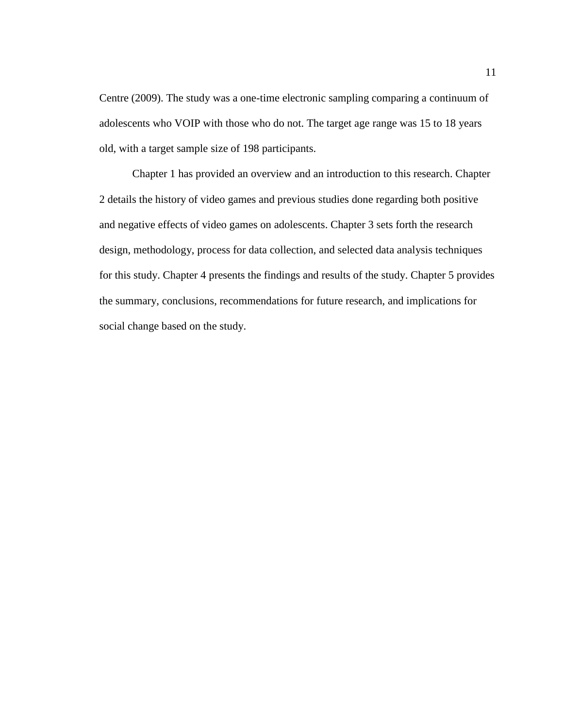Centre (2009). The study was a one-time electronic sampling comparing a continuum of adolescents who VOIP with those who do not. The target age range was 15 to 18 years old, with a target sample size of 198 participants.

Chapter 1 has provided an overview and an introduction to this research. Chapter 2 details the history of video games and previous studies done regarding both positive and negative effects of video games on adolescents. Chapter 3 sets forth the research design, methodology, process for data collection, and selected data analysis techniques for this study. Chapter 4 presents the findings and results of the study. Chapter 5 provides the summary, conclusions, recommendations for future research, and implications for social change based on the study.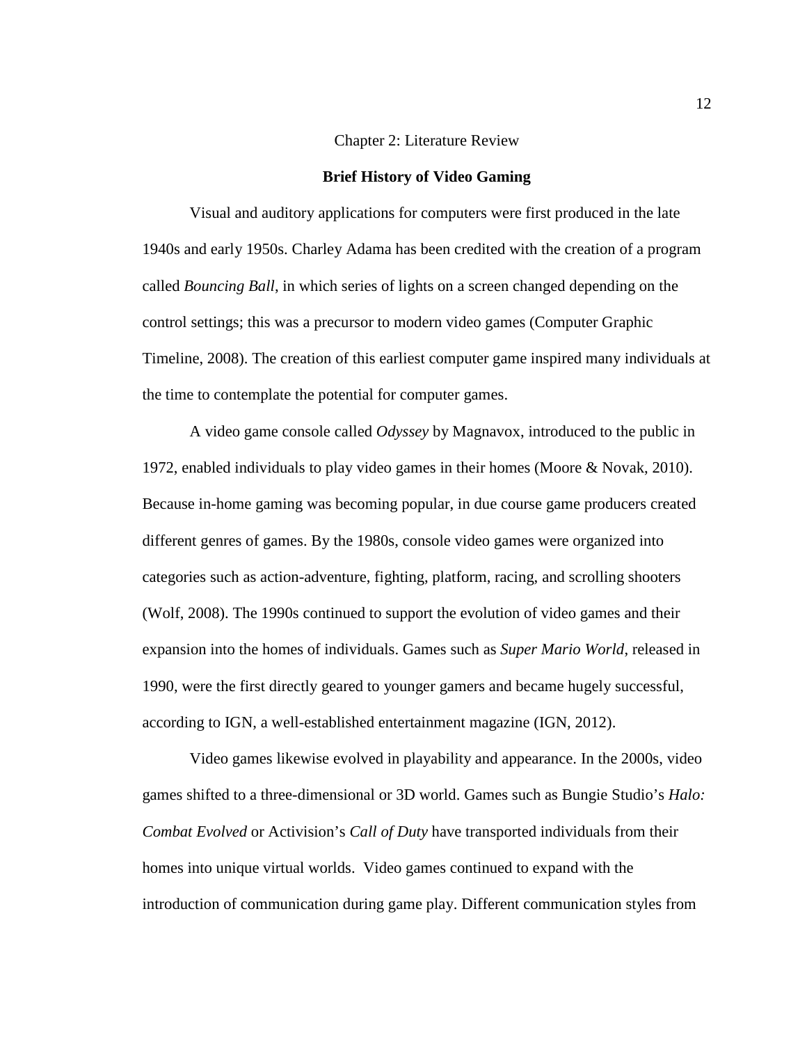# Chapter 2: Literature Review

## Brief History of Video Gaming

Visual and auditory applications for computers were first produced in the late 1940s and early 1950s. Charley Adama has been credited with the creation of a program called *Bouncing Ball*, in which series of lights on a screen changed depending on the control settings; this was a precursor to modern video games (Computer Graphic Timeline, 2008). The creation of this earliest computer game inspired many individuals at the time to contemplate the potential for computer games.

A video game console called *Odyssey* by Magnavox, introduced to the public in 1972, enabled individuals to play video games in their homes (Moore & Novak, 2010). Because in-home gaming was becoming popular, in due course game producers created different genres of games. By the 1980s, console video games were organized into categories such as action-adventure, fighting, platform, racing, and scrolling shooters (Wolf, 2008). The 1990s continued to support the evolution of video games and their expansion into the homes of individuals. Games such as *Super Mario World*, released in 1990, were the first directly geared to younger gamers and became hugely successful, according to IGN, a well-established entertainment magazine (IGN, 2012).

Video games likewise evolved in playability and appearance. In the 2000s, video games shifted to a three-dimensional or 3D world. Games such as Bungie Studio's *Halo: Combat Evolved* or Activision's *Call of Duty* have transported individuals from their homes into unique virtual worlds. Video games continued to expand with the introduction of communication during game play. Different communication styles from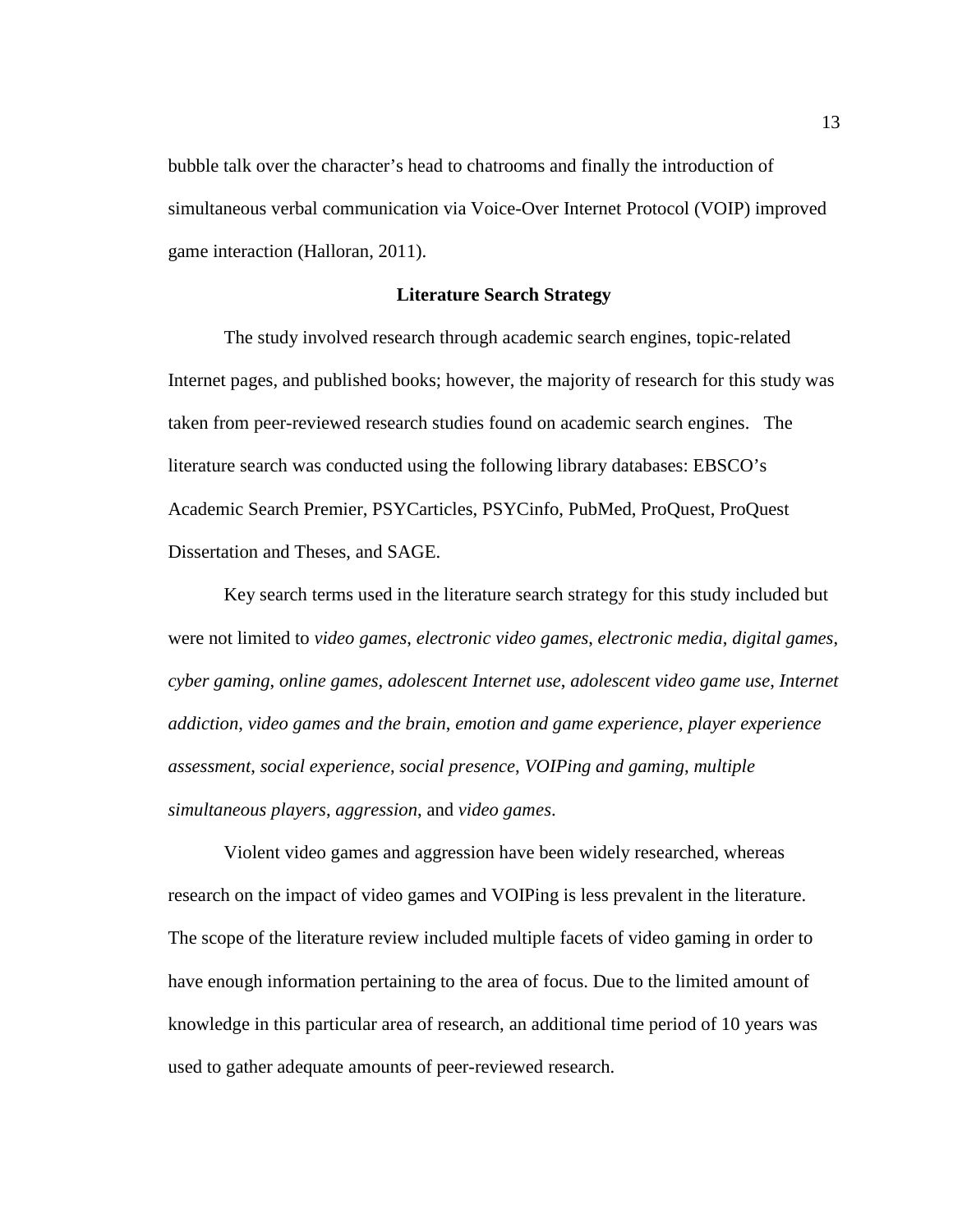bubble talk over the character's head to chatrooms and finally the introduction of simultaneous verbal communication via Voice-Over Internet Protocol (VOIP) improved game interaction (Halloran, 2011).

## Literature Search Strategy

The study involved research through academic search engines, topic-related Internet pages, and published books; however, the majority of research for this study was taken from peer-reviewed research studies found on academic search engines. The literature search was conducted using the following library databases: EBSCO's Academic Search Premier, PSYCarticles, PSYCinfo, PubMed, ProQuest, ProQuest Dissertation and Theses, and SAGE.

Key search terms used in the literature search strategy for this study included but were not limited to *video games*, *electronic video games*, *electronic media*, *digital games*, *cyber gaming*, *online games*, *adolescent Internet use*, *adolescent video game use*, *Internet addiction*, *video games and the brain*, *emotion and game experience*, *player experience assessment*, *social experience*, *social presence*, *VOIPing and gaming*, *multiple simultaneous players*, *aggression*, and *video games*.

Violent video games and aggression have been widely researched, whereas research on the impact of video games and VOIPing is less prevalent in the literature. The scope of the literature review included multiple facets of video gaming in order to have enough information pertaining to the area of focus. Due to the limited amount of knowledge in this particular area of research, an additional time period of 10 years was used to gather adequate amounts of peer-reviewed research.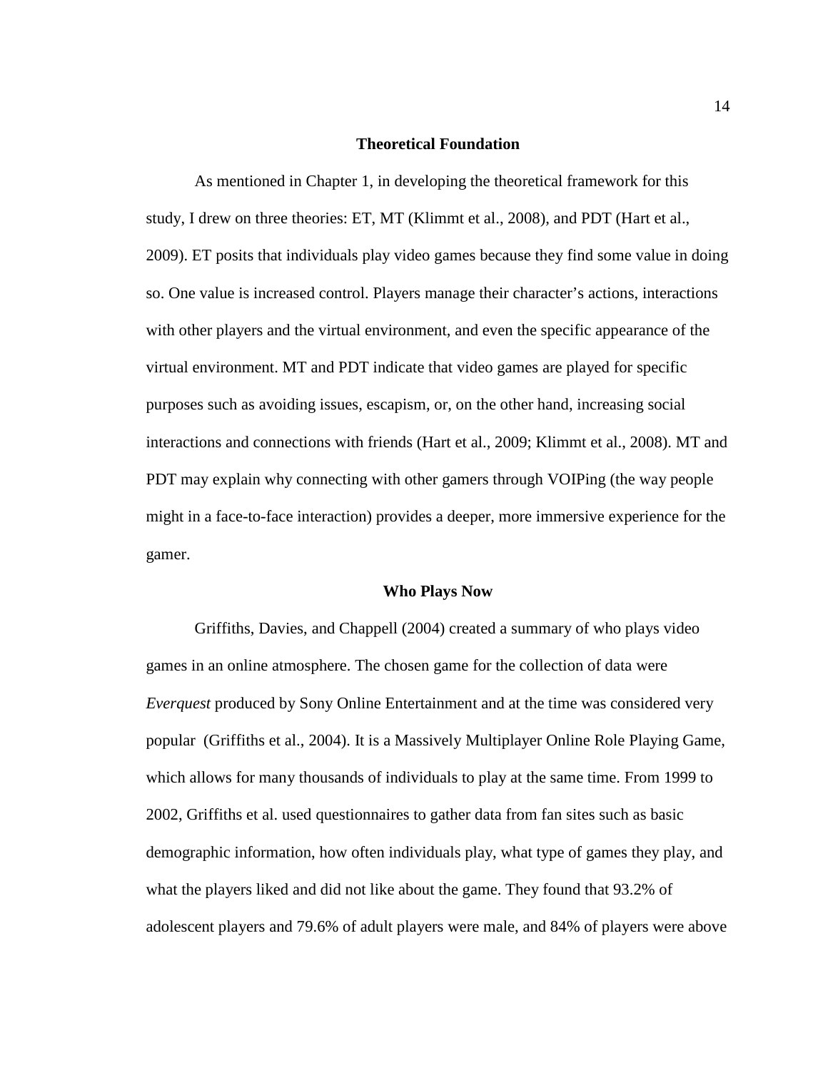## Theoretical Foundation

As mentioned in Chapter 1, in developing the theoretical framework for this study, I drew on three theories: ET, MT (Klimmt et al., 2008), and PDT (Hart et al., 2009). ET posits that individuals play video games because they find some value in doing so. One value is increased control. Players manage their character's actions, interactions with other players and the virtual environment, and even the specific appearance of the virtual environment. MT and PDT indicate that video games are played for specific purposes such as avoiding issues, escapism, or, on the other hand, increasing social interactions and connections with friends (Hart et al., 2009; Klimmt et al., 2008). MT and PDT may explain why connecting with other gamers through VOIPing (the way people might in a face-to-face interaction) provides a deeper, more immersive experience for the gamer.

## Who Plays Now

Griffiths, Davies, and Chappell (2004) created a summary of who plays video games in an online atmosphere. The chosen game for the collection of data were *Everquest* produced by Sony Online Entertainment and at the time was considered very popular  (Griffiths et al., 2004). It is a Massively Multiplayer Online Role Playing Game, which allows for many thousands of individuals to play at the same time. From 1999 to 2002, Griffiths et al. used questionnaires to gather data from fan sites such as basic demographic information, how often individuals play, what type of games they play, and what the players liked and did not like about the game. They found that 93.2% of adolescent players and 79.6% of adult players were male, and 84% of players were above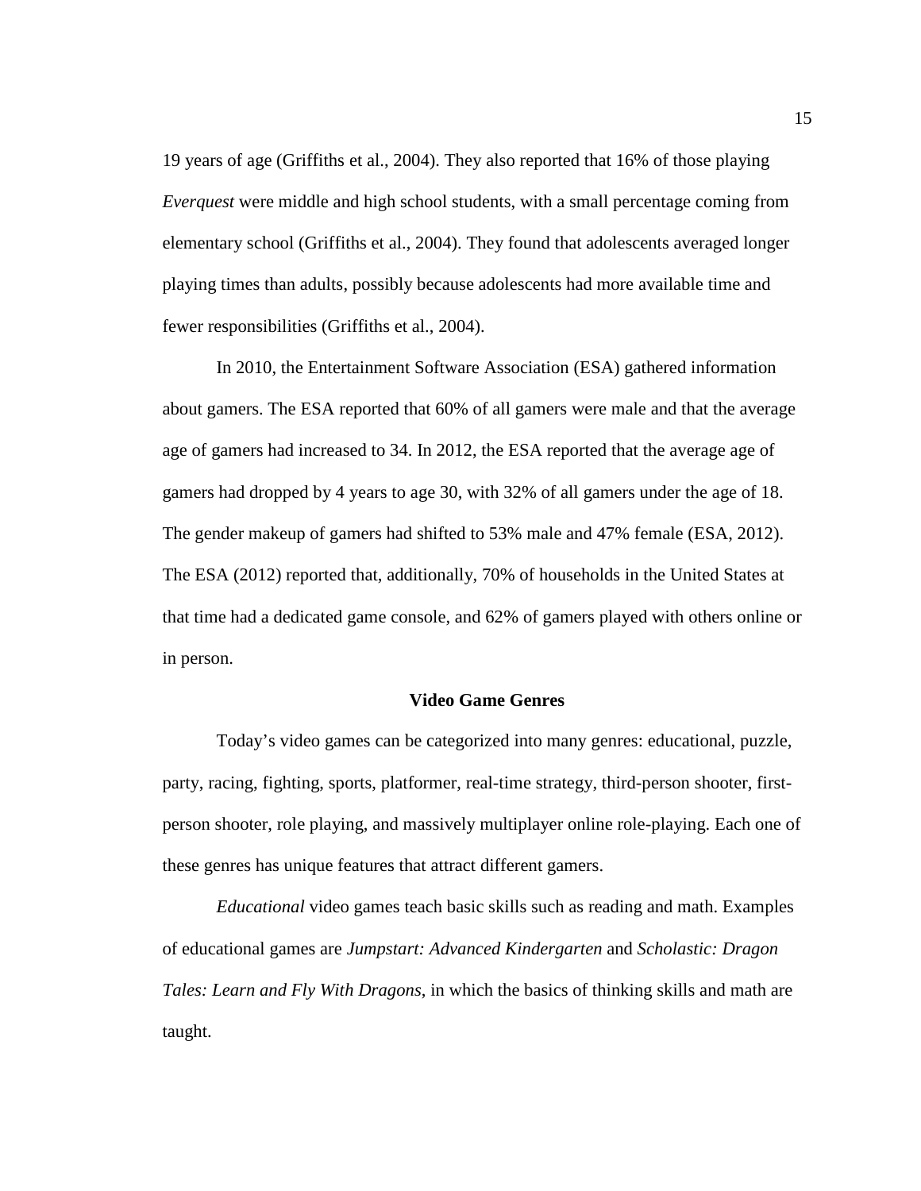19 years of age (Griffiths et al., 2004). They also reported that 16% of those playing *Everquest* were middle and high school students, with a small percentage coming from elementary school (Griffiths et al., 2004). They found that adolescents averaged longer playing times than adults, possibly because adolescents had more available time and fewer responsibilities (Griffiths et al., 2004).

In 2010, the Entertainment Software Association (ESA) gathered information about gamers. The ESA reported that 60% of all gamers were male and that the average age of gamers had increased to 34. In 2012, the ESA reported that the average age of gamers had dropped by 4 years to age 30, with 32% of all gamers under the age of 18. The gender makeup of gamers had shifted to 53% male and 47% female (ESA, 2012). The ESA (2012) reported that, additionally, 70% of households in the United States at that time had a dedicated game console, and 62% of gamers played with others online or in person.

## Video Game Genres

Today's video games can be categorized into many genres: educational, puzzle, party, racing, fighting, sports, platformer, real-time strategy, third-person shooter, first-person shooter, role playing, and massively multiplayer online role-playing. Each one of these genres has unique features that attract different gamers.

*Educational* video games teach basic skills such as reading and math. Examples of educational games are *Jumpstart: Advanced Kindergarten* and *Scholastic: Dragon Tales: Learn and Fly With Dragons*, in which the basics of thinking skills and math are taught.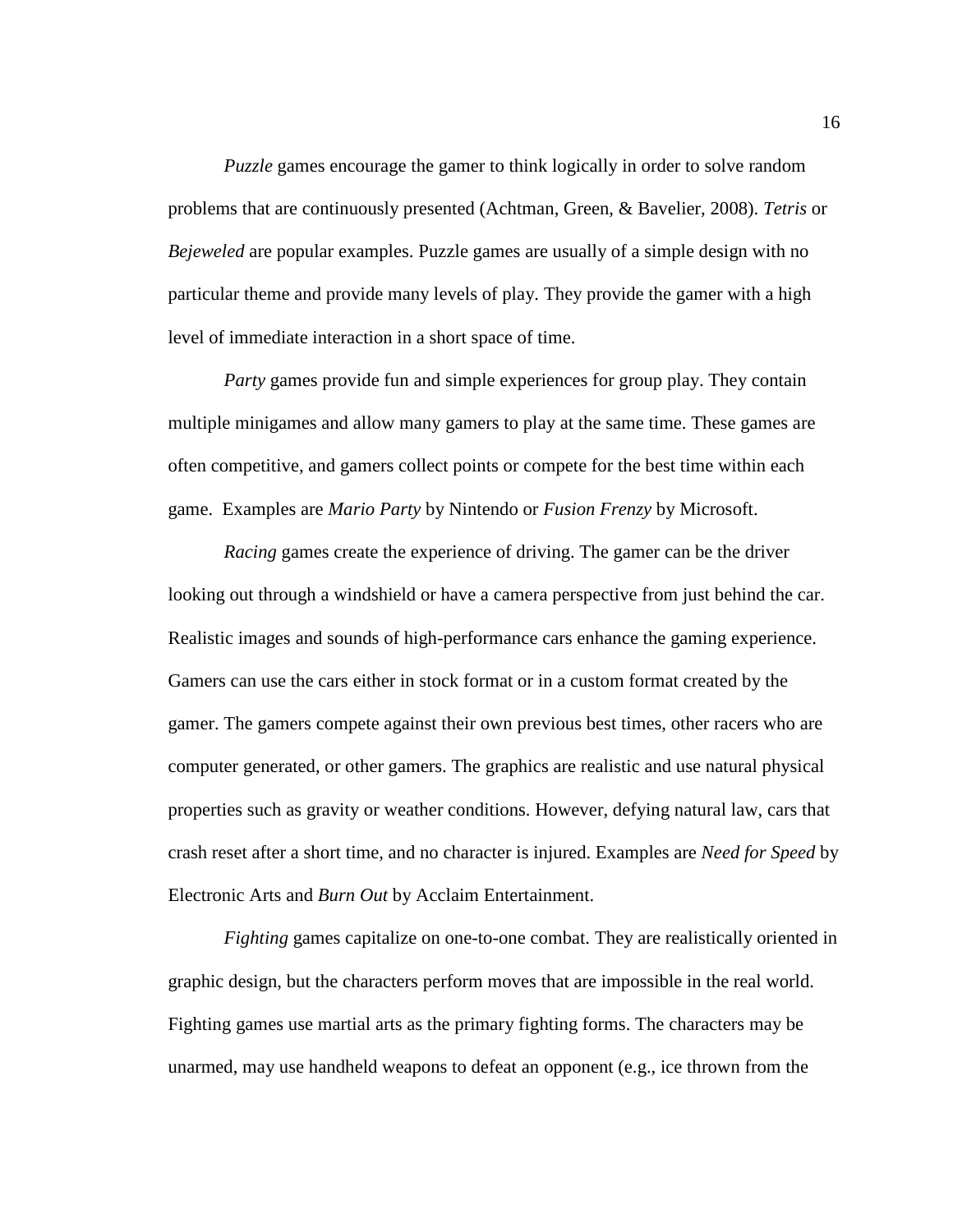*Puzzle* games encourage the gamer to think logically in order to solve random problems that are continuously presented (Achtman, Green, & Bavelier, 2008). *Tetris* or *Bejeweled* are popular examples. Puzzle games are usually of a simple design with no particular theme and provide many levels of play. They provide the gamer with a high level of immediate interaction in a short space of time.

*Party* games provide fun and simple experiences for group play. They contain multiple minigames and allow many gamers to play at the same time. These games are often competitive, and gamers collect points or compete for the best time within each game.  Examples are *Mario Party* by Nintendo or *Fusion Frenzy* by Microsoft.

*Racing* games create the experience of driving. The gamer can be the driver looking out through a windshield or have a camera perspective from just behind the car. Realistic images and sounds of high-performance cars enhance the gaming experience. Gamers can use the cars either in stock format or in a custom format created by the gamer. The gamers compete against their own previous best times, other racers who are computer generated, or other gamers. The graphics are realistic and use natural physical properties such as gravity or weather conditions. However, defying natural law, cars that crash reset after a short time, and no character is injured. Examples are *Need for Speed* by Electronic Arts and *Burn Out* by Acclaim Entertainment.

*Fighting* games capitalize on one-to-one combat. They are realistically oriented in graphic design, but the characters perform moves that are impossible in the real world. Fighting games use martial arts as the primary fighting forms. The characters may be unarmed, may use handheld weapons to defeat an opponent (e.g., ice thrown from the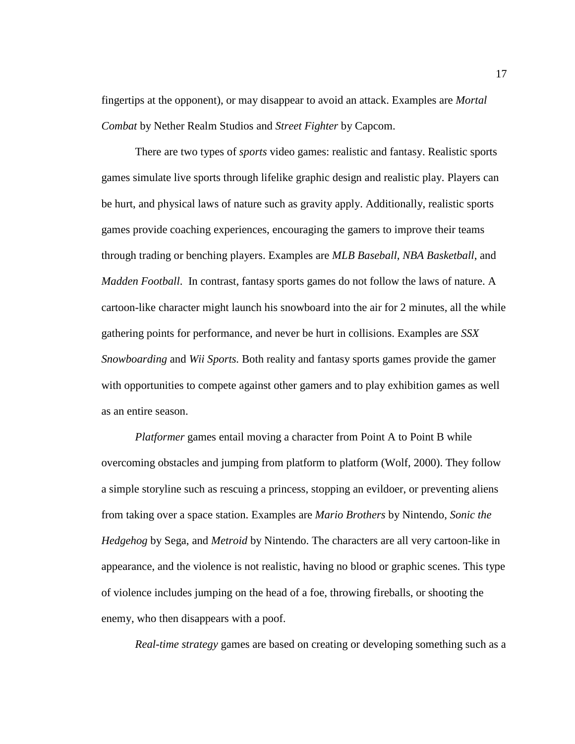fingertips at the opponent), or may disappear to avoid an attack. Examples are *Mortal Combat* by Nether Realm Studios and *Street Fighter* by Capcom.

There are two types of *sports* video games: realistic and fantasy. Realistic sports games simulate live sports through lifelike graphic design and realistic play. Players can be hurt, and physical laws of nature such as gravity apply. Additionally, realistic sports games provide coaching experiences, encouraging the gamers to improve their teams through trading or benching players. Examples are *MLB Baseball*, *NBA Basketball*, and *Madden Football*. In contrast, fantasy sports games do not follow the laws of nature. A cartoon-like character might launch his snowboard into the air for 2 minutes, all the while gathering points for performance, and never be hurt in collisions. Examples are *SSX Snowboarding* and *Wii Sports*. Both reality and fantasy sports games provide the gamer with opportunities to compete against other gamers and to play exhibition games as well as an entire season.

*Platformer* games entail moving a character from Point A to Point B while overcoming obstacles and jumping from platform to platform (Wolf, 2000). They follow a simple storyline such as rescuing a princess, stopping an evildoer, or preventing aliens from taking over a space station. Examples are *Mario Brothers* by Nintendo, *Sonic the Hedgehog* by Sega, and *Metroid* by Nintendo. The characters are all very cartoon-like in appearance, and the violence is not realistic, having no blood or graphic scenes. This type of violence includes jumping on the head of a foe, throwing fireballs, or shooting the enemy, who then disappears with a poof.

*Real-time strategy* games are based on creating or developing something such as a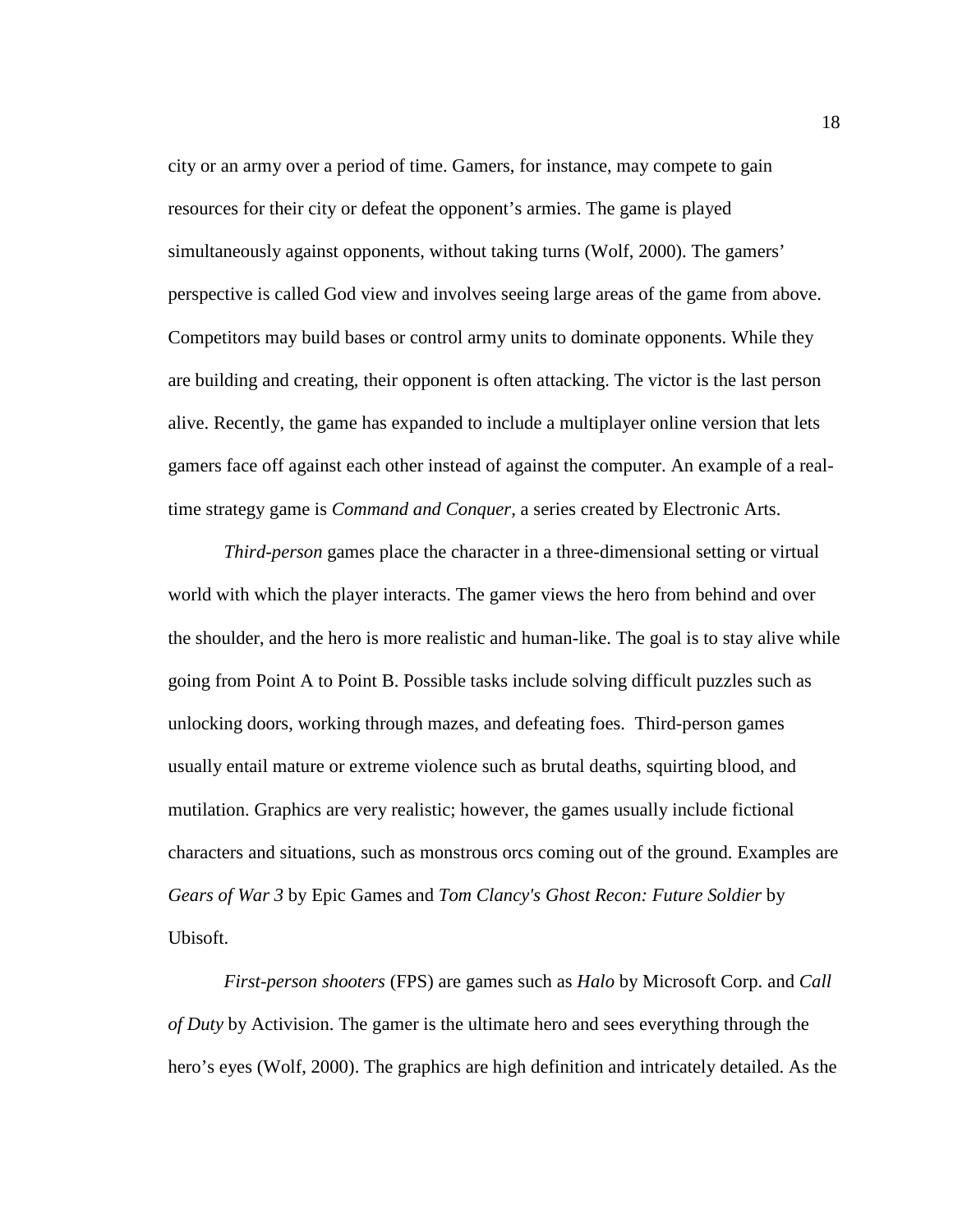city or an army over a period of time. Gamers, for instance, may compete to gain resources for their city or defeat the opponent's armies. The game is played simultaneously against opponents, without taking turns (Wolf, 2000). The gamers' perspective is called God view and involves seeing large areas of the game from above. Competitors may build bases or control army units to dominate opponents. While they are building and creating, their opponent is often attacking. The victor is the last person alive. Recently, the game has expanded to include a multiplayer online version that lets gamers face off against each other instead of against the computer. An example of a real-time strategy game is *Command and Conquer*, a series created by Electronic Arts.

*Third-person* games place the character in a three-dimensional setting or virtual world with which the player interacts. The gamer views the hero from behind and over the shoulder, and the hero is more realistic and human-like. The goal is to stay alive while going from Point A to Point B. Possible tasks include solving difficult puzzles such as unlocking doors, working through mazes, and defeating foes. Third-person games usually entail mature or extreme violence such as brutal deaths, squirting blood, and mutilation. Graphics are very realistic; however, the games usually include fictional characters and situations, such as monstrous orcs coming out of the ground. Examples are *Gears of War 3* by Epic Games and *Tom Clancy's Ghost Recon: Future Soldier* by Ubisoft.

*First-person shooters* (FPS) are games such as *Halo* by Microsoft Corp. and *Call of Duty* by Activision. The gamer is the ultimate hero and sees everything through the hero's eyes (Wolf, 2000). The graphics are high definition and intricately detailed. As the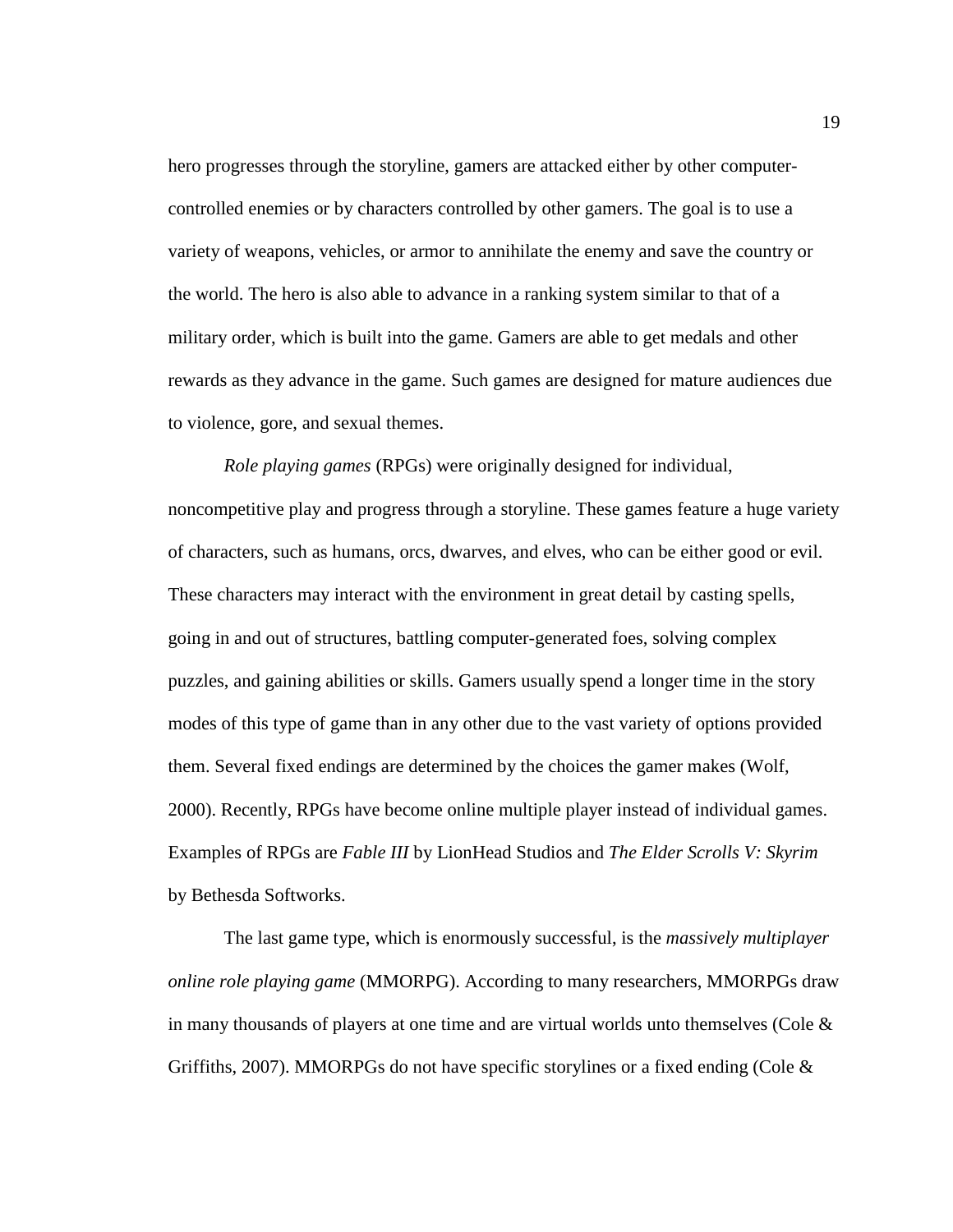hero progresses through the storyline, gamers are attacked either by other computer-controlled enemies or by characters controlled by other gamers. The goal is to use a variety of weapons, vehicles, or armor to annihilate the enemy and save the country or the world. The hero is also able to advance in a ranking system similar to that of a military order, which is built into the game. Gamers are able to get medals and other rewards as they advance in the game. Such games are designed for mature audiences due to violence, gore, and sexual themes.

*Role playing games* (RPGs) were originally designed for individual, noncompetitive play and progress through a storyline. These games feature a huge variety of characters, such as humans, orcs, dwarves, and elves, who can be either good or evil. These characters may interact with the environment in great detail by casting spells, going in and out of structures, battling computer-generated foes, solving complex puzzles, and gaining abilities or skills. Gamers usually spend a longer time in the story modes of this type of game than in any other due to the vast variety of options provided them. Several fixed endings are determined by the choices the gamer makes (Wolf, 2000). Recently, RPGs have become online multiple player instead of individual games. Examples of RPGs are *Fable III* by LionHead Studios and *The Elder Scrolls V: Skyrim* by Bethesda Softworks.

The last game type, which is enormously successful, is the *massively multiplayer online role playing game* (MMORPG). According to many researchers, MMORPGs draw in many thousands of players at one time and are virtual worlds unto themselves (Cole & Griffiths, 2007). MMORPGs do not have specific storylines or a fixed ending (Cole &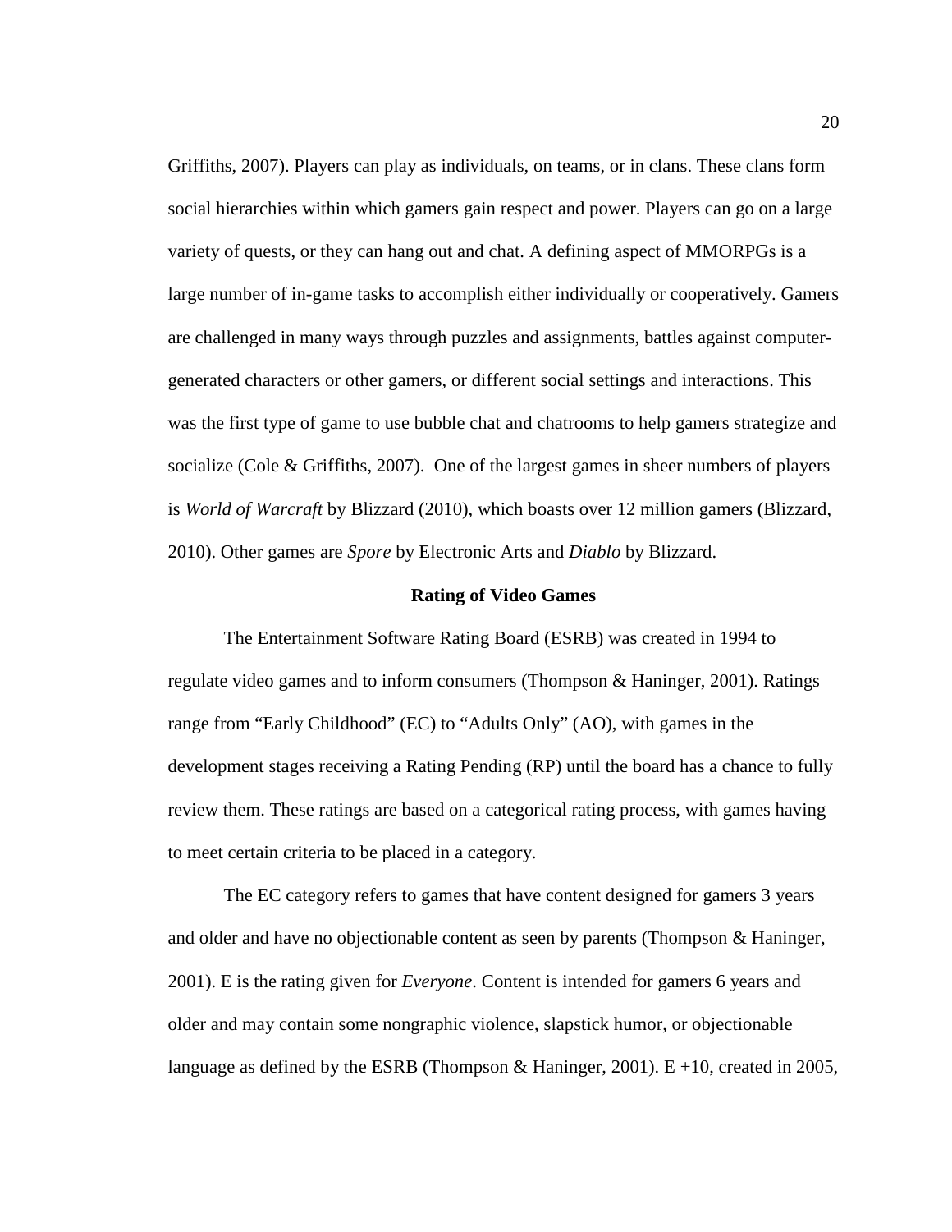Griffiths, 2007). Players can play as individuals, on teams, or in clans. These clans form social hierarchies within which gamers gain respect and power. Players can go on a large variety of quests, or they can hang out and chat. A defining aspect of MMORPGs is a large number of in-game tasks to accomplish either individually or cooperatively. Gamers are challenged in many ways through puzzles and assignments, battles against computer-generated characters or other gamers, or different social settings and interactions. This was the first type of game to use bubble chat and chatrooms to help gamers strategize and socialize (Cole & Griffiths, 2007). One of the largest games in sheer numbers of players is *World of Warcraft* by Blizzard (2010), which boasts over 12 million gamers (Blizzard, 2010). Other games are *Spore* by Electronic Arts and *Diablo* by Blizzard.

## Rating of Video Games

The Entertainment Software Rating Board (ESRB) was created in 1994 to regulate video games and to inform consumers (Thompson & Haninger, 2001). Ratings range from "Early Childhood" (EC) to "Adults Only" (AO), with games in the development stages receiving a Rating Pending (RP) until the board has a chance to fully review them. These ratings are based on a categorical rating process, with games having to meet certain criteria to be placed in a category.

The EC category refers to games that have content designed for gamers 3 years and older and have no objectionable content as seen by parents (Thompson & Haninger, 2001). E is the rating given for *Everyone*. Content is intended for gamers 6 years and older and may contain some nongraphic violence, slapstick humor, or objectionable language as defined by the ESRB (Thompson & Haninger, 2001). E +10, created in 2005,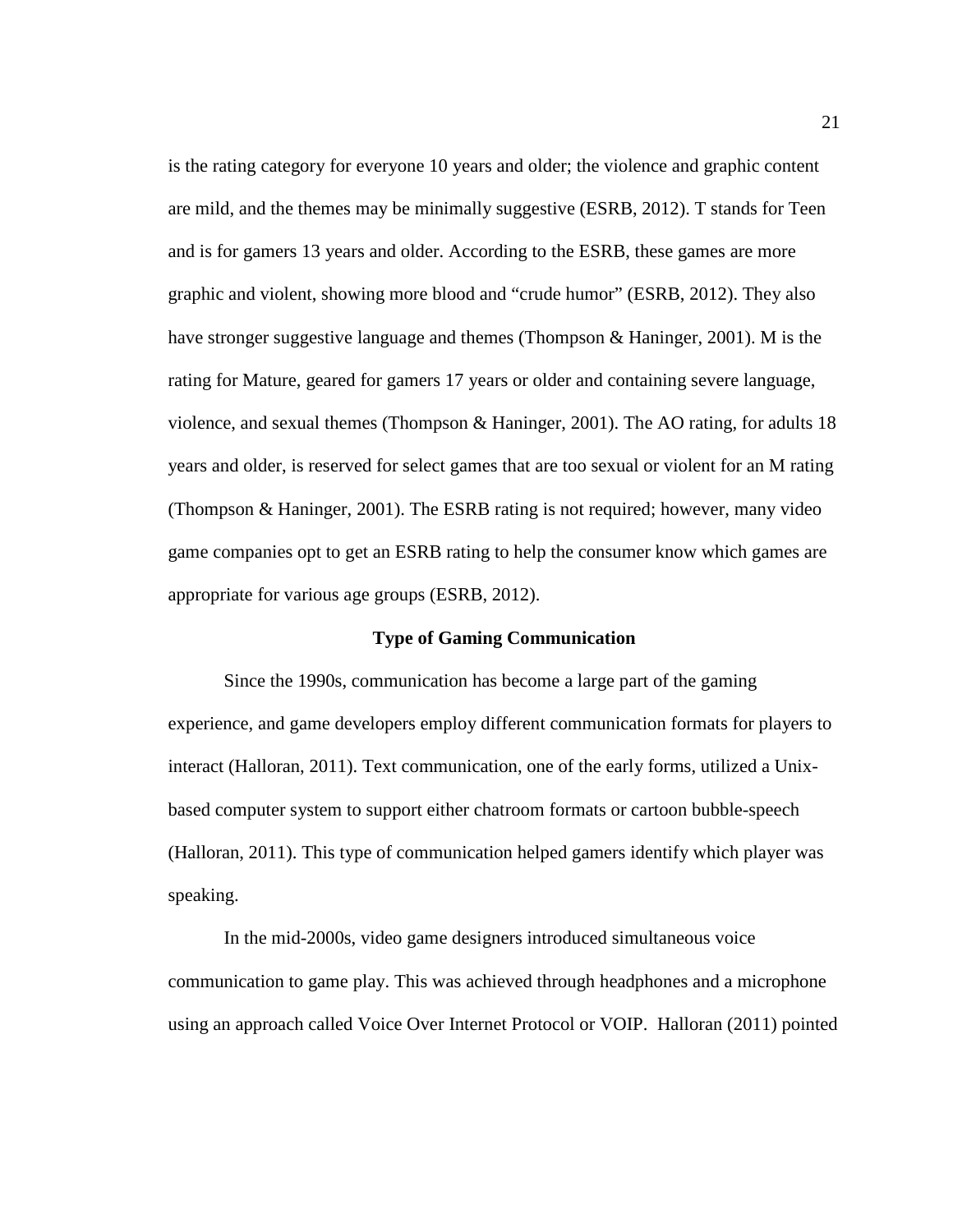is the rating category for everyone 10 years and older; the violence and graphic content are mild, and the themes may be minimally suggestive (ESRB, 2012). T stands for Teen and is for gamers 13 years and older. According to the ESRB, these games are more graphic and violent, showing more blood and "crude humor" (ESRB, 2012). They also have stronger suggestive language and themes (Thompson & Haninger, 2001). M is the rating for Mature, geared for gamers 17 years or older and containing severe language, violence, and sexual themes (Thompson & Haninger, 2001). The AO rating, for adults 18 years and older, is reserved for select games that are too sexual or violent for an M rating (Thompson & Haninger, 2001). The ESRB rating is not required; however, many video game companies opt to get an ESRB rating to help the consumer know which games are appropriate for various age groups (ESRB, 2012).

## Type of Gaming Communication

Since the 1990s, communication has become a large part of the gaming experience, and game developers employ different communication formats for players to interact (Halloran, 2011). Text communication, one of the early forms, utilized a Unix-based computer system to support either chatroom formats or cartoon bubble-speech (Halloran, 2011). This type of communication helped gamers identify which player was speaking.

In the mid-2000s, video game designers introduced simultaneous voice communication to game play. This was achieved through headphones and a microphone using an approach called Voice Over Internet Protocol or VOIP. Halloran (2011) pointed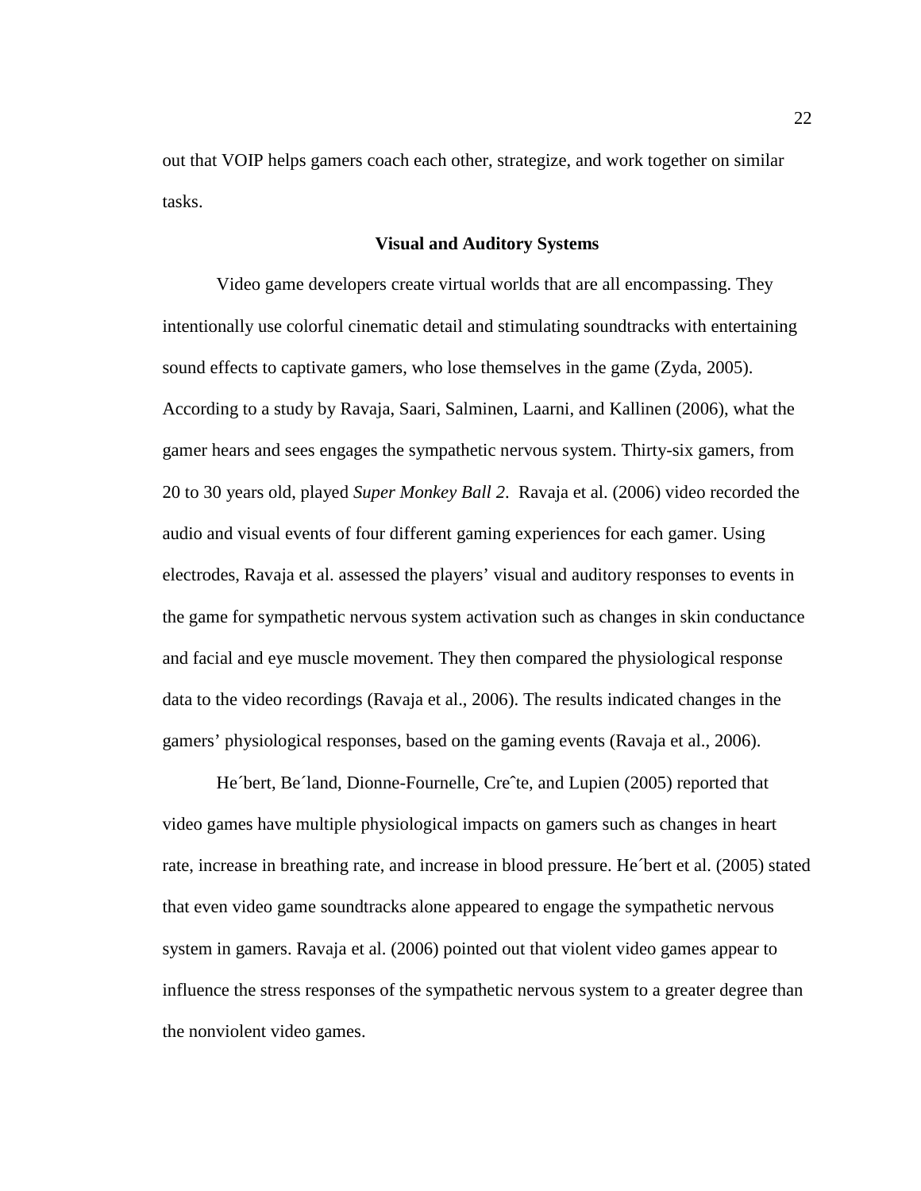out that VOIP helps gamers coach each other, strategize, and work together on similar tasks.

## Visual and Auditory Systems

Video game developers create virtual worlds that are all encompassing. They intentionally use colorful cinematic detail and stimulating soundtracks with entertaining sound effects to captivate gamers, who lose themselves in the game (Zyda, 2005). According to a study by Ravaja, Saari, Salminen, Laarni, and Kallinen (2006), what the gamer hears and sees engages the sympathetic nervous system. Thirty-six gamers, from 20 to 30 years old, played *Super Monkey Ball 2*. Ravaja et al. (2006) video recorded the audio and visual events of four different gaming experiences for each gamer. Using electrodes, Ravaja et al. assessed the players' visual and auditory responses to events in the game for sympathetic nervous system activation such as changes in skin conductance and facial and eye muscle movement. They then compared the physiological response data to the video recordings (Ravaja et al., 2006). The results indicated changes in the gamers' physiological responses, based on the gaming events (Ravaja et al., 2006).

He´bert, Be´land, Dionne-Fournelle, Creˆte, and Lupien (2005) reported that video games have multiple physiological impacts on gamers such as changes in heart rate, increase in breathing rate, and increase in blood pressure. He´bert et al. (2005) stated that even video game soundtracks alone appeared to engage the sympathetic nervous system in gamers. Ravaja et al. (2006) pointed out that violent video games appear to influence the stress responses of the sympathetic nervous system to a greater degree than the nonviolent video games.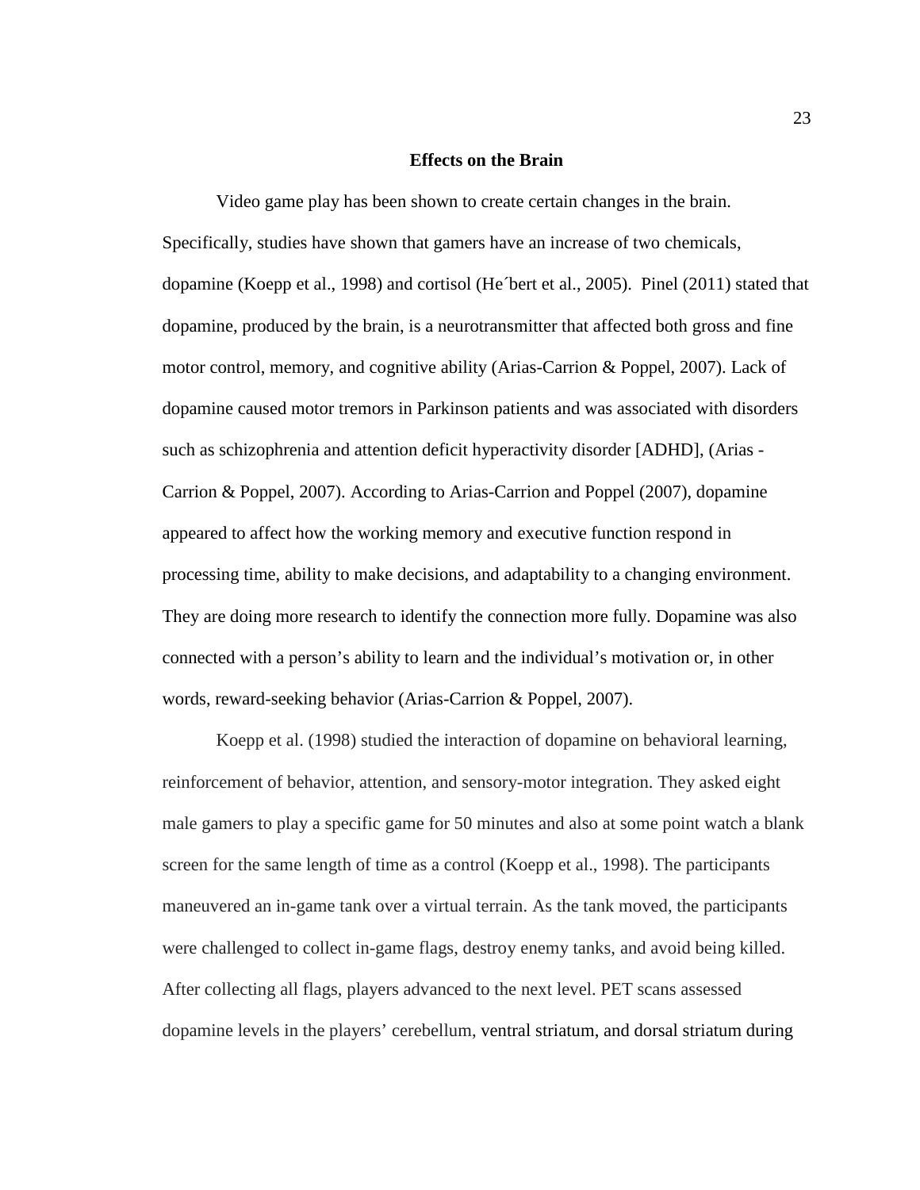## Effects on the Brain

Video game play has been shown to create certain changes in the brain. Specifically, studies have shown that gamers have an increase of two chemicals, dopamine (Koepp et al., 1998) and cortisol (He´bert et al., 2005). Pinel (2011) stated that dopamine, produced by the brain, is a neurotransmitter that affected both gross and fine motor control, memory, and cognitive ability (Arias-Carrion & Poppel, 2007). Lack of dopamine caused motor tremors in Parkinson patients and was associated with disorders such as schizophrenia and attention deficit hyperactivity disorder [ADHD], (Arias - Carrion & Poppel, 2007). According to Arias-Carrion and Poppel (2007), dopamine appeared to affect how the working memory and executive function respond in processing time, ability to make decisions, and adaptability to a changing environment. They are doing more research to identify the connection more fully. Dopamine was also connected with a person's ability to learn and the individual's motivation or, in other words, reward-seeking behavior (Arias-Carrion & Poppel, 2007).

Koepp et al. (1998) studied the interaction of dopamine on behavioral learning, reinforcement of behavior, attention, and sensory-motor integration. They asked eight male gamers to play a specific game for 50 minutes and also at some point watch a blank screen for the same length of time as a control (Koepp et al., 1998). The participants maneuvered an in-game tank over a virtual terrain. As the tank moved, the participants were challenged to collect in-game flags, destroy enemy tanks, and avoid being killed. After collecting all flags, players advanced to the next level. PET scans assessed dopamine levels in the players' cerebellum, ventral striatum, and dorsal striatum during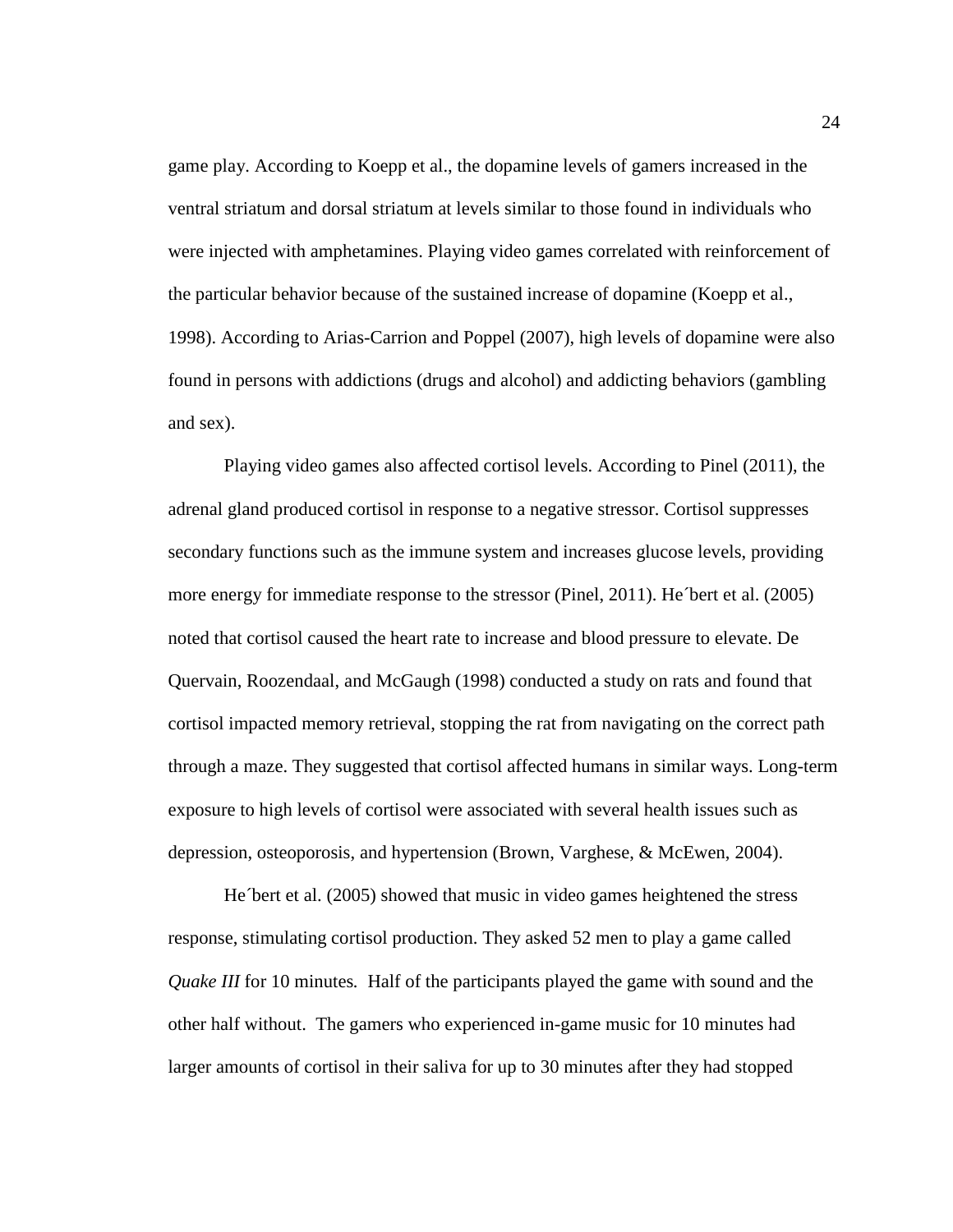game play. According to Koepp et al., the dopamine levels of gamers increased in the ventral striatum and dorsal striatum at levels similar to those found in individuals who were injected with amphetamines. Playing video games correlated with reinforcement of the particular behavior because of the sustained increase of dopamine (Koepp et al., 1998). According to Arias-Carrion and Poppel (2007), high levels of dopamine were also found in persons with addictions (drugs and alcohol) and addicting behaviors (gambling and sex).

Playing video games also affected cortisol levels. According to Pinel (2011), the adrenal gland produced cortisol in response to a negative stressor. Cortisol suppresses secondary functions such as the immune system and increases glucose levels, providing more energy for immediate response to the stressor (Pinel, 2011). He´bert et al. (2005) noted that cortisol caused the heart rate to increase and blood pressure to elevate. De Quervain, Roozendaal, and McGaugh (1998) conducted a study on rats and found that cortisol impacted memory retrieval, stopping the rat from navigating on the correct path through a maze. They suggested that cortisol affected humans in similar ways. Long-term exposure to high levels of cortisol were associated with several health issues such as depression, osteoporosis, and hypertension (Brown, Varghese, & McEwen, 2004).

He´bert et al. (2005) showed that music in video games heightened the stress response, stimulating cortisol production. They asked 52 men to play a game called *Quake III* for 10 minutes. Half of the participants played the game with sound and the other half without. The gamers who experienced in-game music for 10 minutes had larger amounts of cortisol in their saliva for up to 30 minutes after they had stopped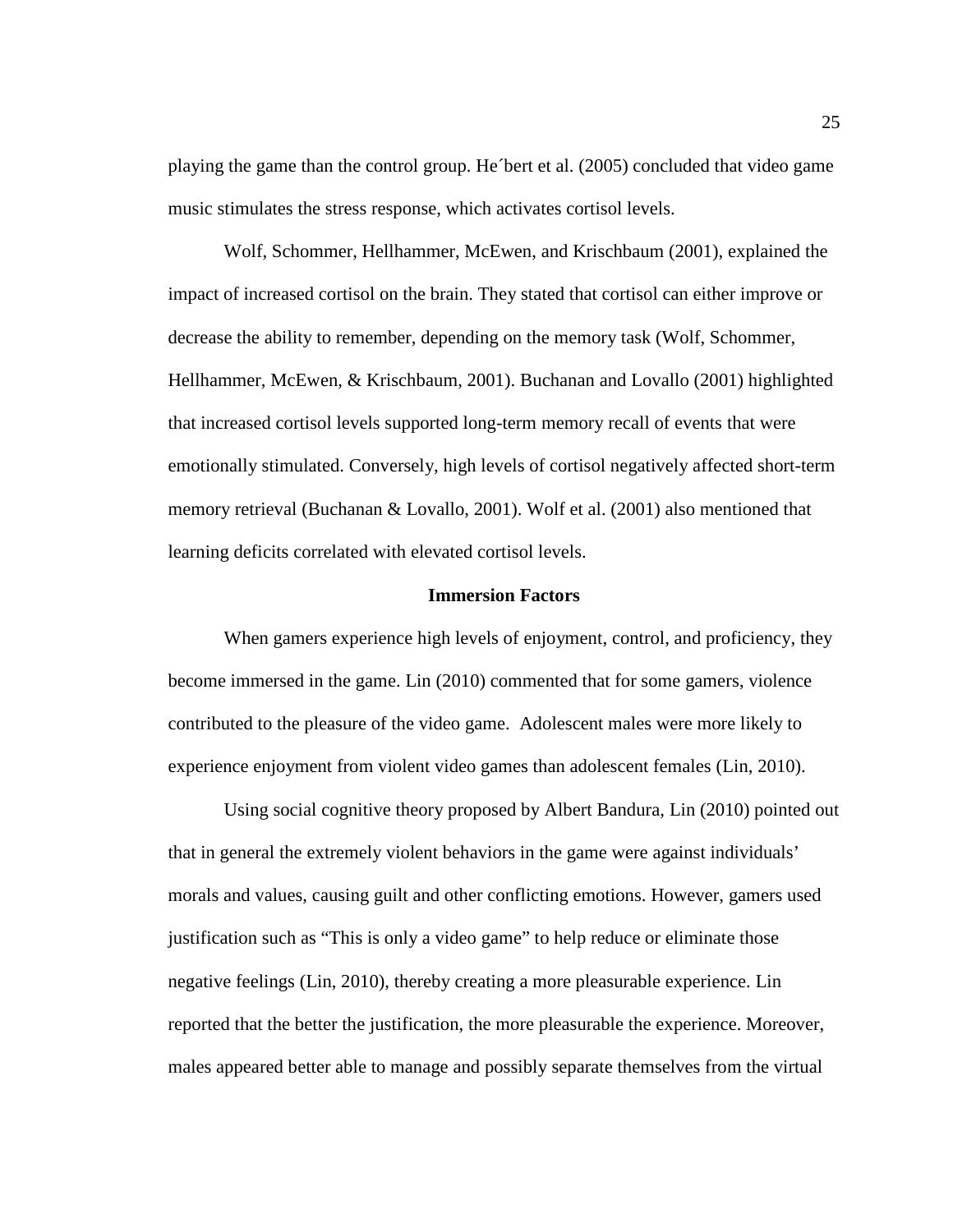playing the game than the control group. He´bert et al. (2005) concluded that video game music stimulates the stress response, which activates cortisol levels.

Wolf, Schommer, Hellhammer, McEwen, and Krischbaum (2001), explained the impact of increased cortisol on the brain. They stated that cortisol can either improve or decrease the ability to remember, depending on the memory task (Wolf, Schommer, Hellhammer, McEwen, & Krischbaum, 2001). Buchanan and Lovallo (2001) highlighted that increased cortisol levels supported long-term memory recall of events that were emotionally stimulated. Conversely, high levels of cortisol negatively affected short-term memory retrieval (Buchanan & Lovallo, 2001). Wolf et al. (2001) also mentioned that learning deficits correlated with elevated cortisol levels.

## Immersion Factors

When gamers experience high levels of enjoyment, control, and proficiency, they become immersed in the game. Lin (2010) commented that for some gamers, violence contributed to the pleasure of the video game. Adolescent males were more likely to experience enjoyment from violent video games than adolescent females (Lin, 2010).

Using social cognitive theory proposed by Albert Bandura, Lin (2010) pointed out that in general the extremely violent behaviors in the game were against individuals' morals and values, causing guilt and other conflicting emotions. However, gamers used justification such as "This is only a video game" to help reduce or eliminate those negative feelings (Lin, 2010), thereby creating a more pleasurable experience. Lin reported that the better the justification, the more pleasurable the experience. Moreover, males appeared better able to manage and possibly separate themselves from the virtual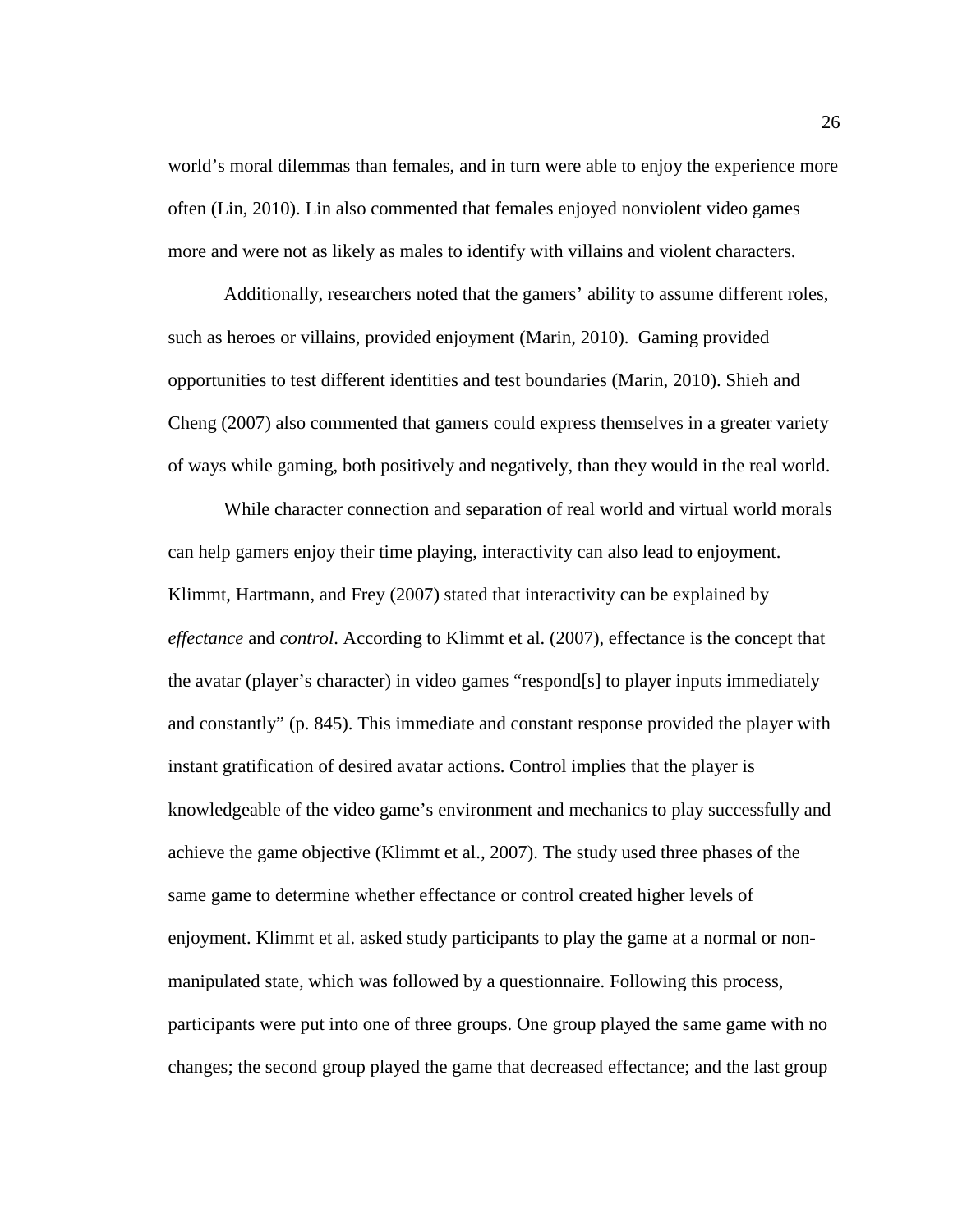world's moral dilemmas than females, and in turn were able to enjoy the experience more often (Lin, 2010). Lin also commented that females enjoyed nonviolent video games more and were not as likely as males to identify with villains and violent characters.

Additionally, researchers noted that the gamers' ability to assume different roles, such as heroes or villains, provided enjoyment (Marin, 2010). Gaming provided opportunities to test different identities and test boundaries (Marin, 2010). Shieh and Cheng (2007) also commented that gamers could express themselves in a greater variety of ways while gaming, both positively and negatively, than they would in the real world.

While character connection and separation of real world and virtual world morals can help gamers enjoy their time playing, interactivity can also lead to enjoyment. Klimmt, Hartmann, and Frey (2007) stated that interactivity can be explained by *effectance* and *control*. According to Klimmt et al. (2007), effectance is the concept that the avatar (player's character) in video games "respond[s] to player inputs immediately and constantly" (p. 845). This immediate and constant response provided the player with instant gratification of desired avatar actions. Control implies that the player is knowledgeable of the video game's environment and mechanics to play successfully and achieve the game objective (Klimmt et al., 2007). The study used three phases of the same game to determine whether effectance or control created higher levels of enjoyment. Klimmt et al. asked study participants to play the game at a normal or non-manipulated state, which was followed by a questionnaire. Following this process, participants were put into one of three groups. One group played the same game with no changes; the second group played the game that decreased effectance; and the last group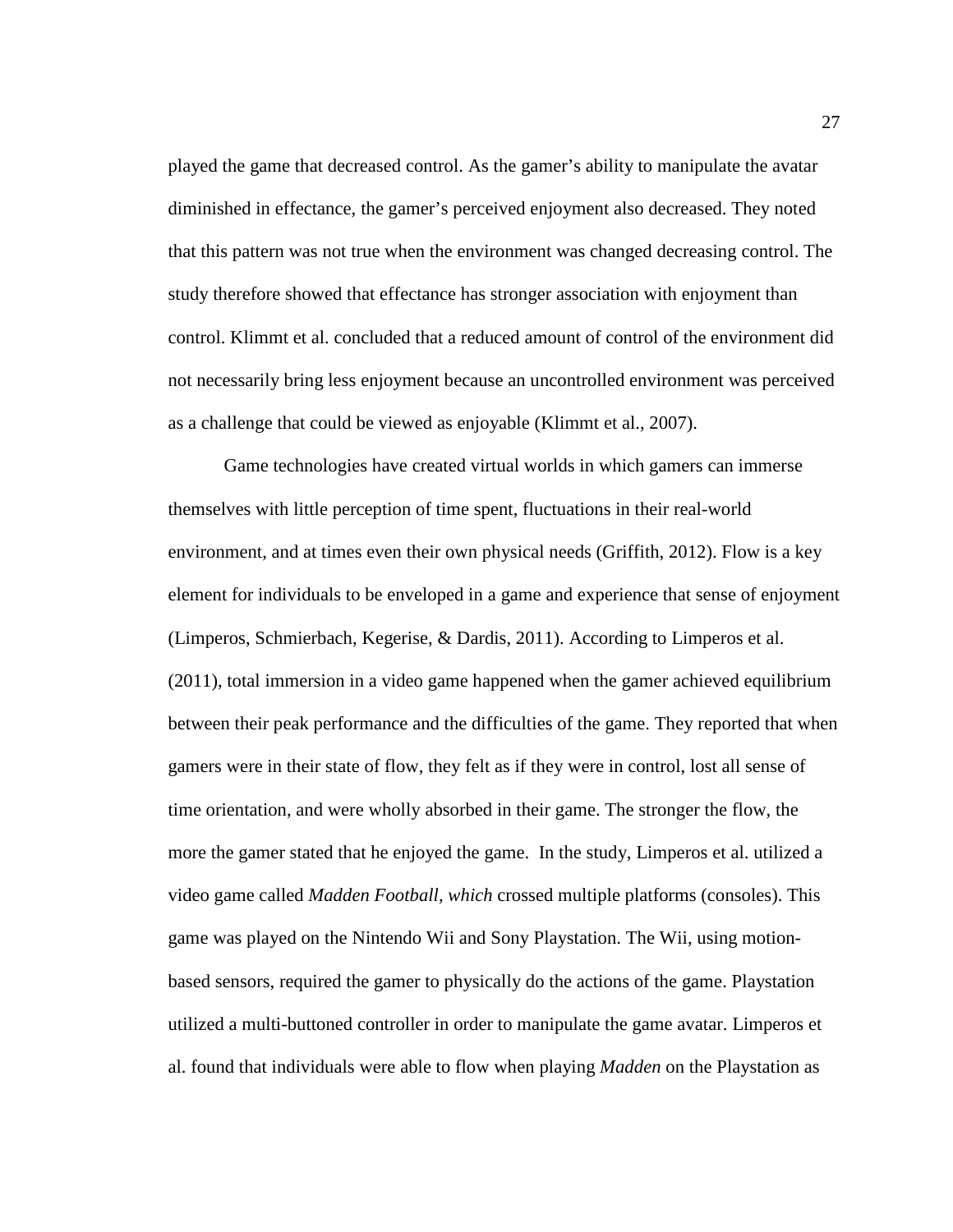played the game that decreased control. As the gamer's ability to manipulate the avatar diminished in effectance, the gamer's perceived enjoyment also decreased. They noted that this pattern was not true when the environment was changed decreasing control. The study therefore showed that effectance has stronger association with enjoyment than control. Klimmt et al. concluded that a reduced amount of control of the environment did not necessarily bring less enjoyment because an uncontrolled environment was perceived as a challenge that could be viewed as enjoyable (Klimmt et al., 2007).

Game technologies have created virtual worlds in which gamers can immerse themselves with little perception of time spent, fluctuations in their real-world environment, and at times even their own physical needs (Griffith, 2012). Flow is a key element for individuals to be enveloped in a game and experience that sense of enjoyment (Limperos, Schmierbach, Kegerise, & Dardis, 2011). According to Limperos et al. (2011), total immersion in a video game happened when the gamer achieved equilibrium between their peak performance and the difficulties of the game. They reported that when gamers were in their state of flow, they felt as if they were in control, lost all sense of time orientation, and were wholly absorbed in their game. The stronger the flow, the more the gamer stated that he enjoyed the game. In the study, Limperos et al. utilized a video game called *Madden Football, which* crossed multiple platforms (consoles). This game was played on the Nintendo Wii and Sony Playstation. The Wii, using motion-based sensors, required the gamer to physically do the actions of the game. Playstation utilized a multi-buttoned controller in order to manipulate the game avatar. Limperos et al. found that individuals were able to flow when playing *Madden* on the Playstation as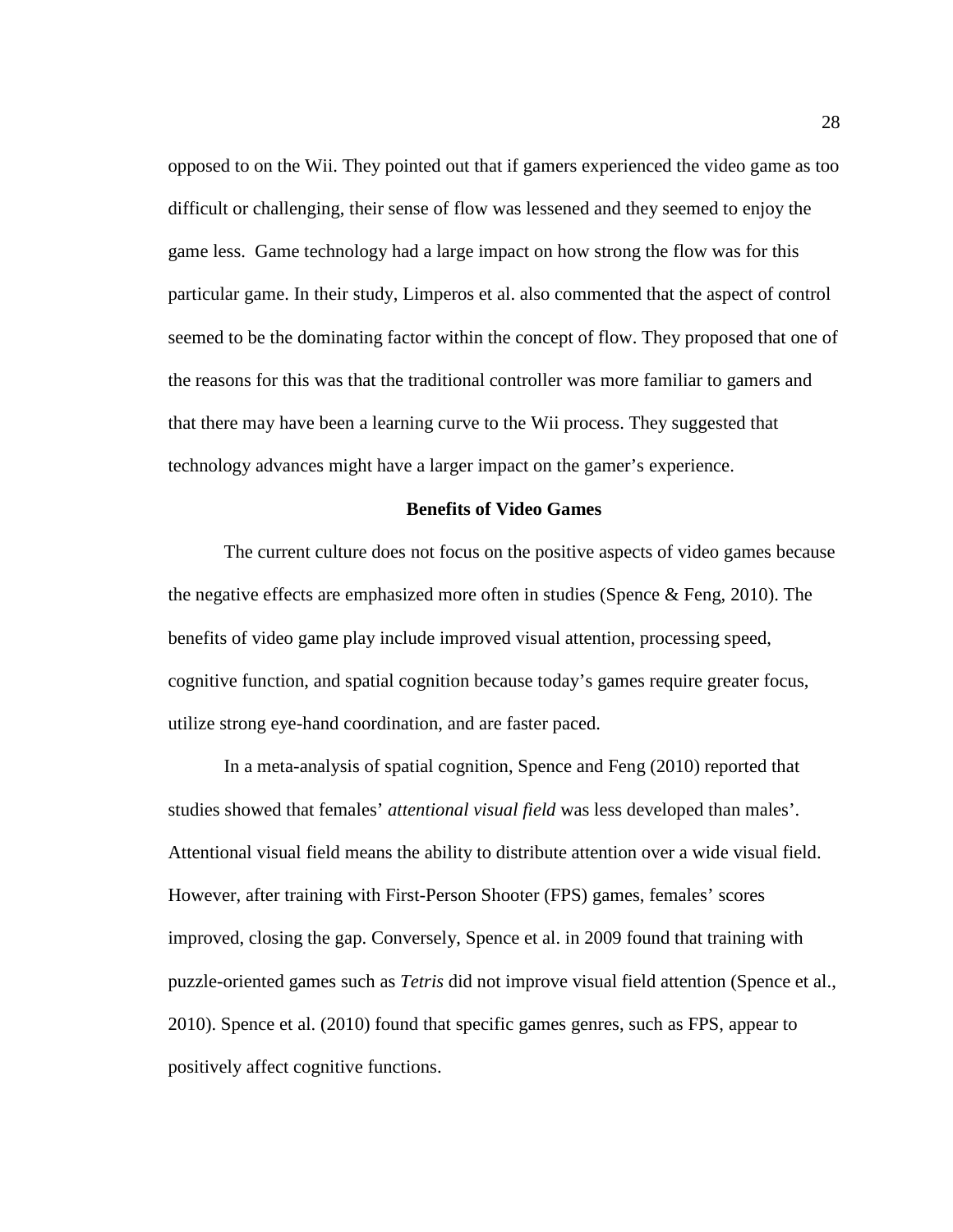opposed to on the Wii. They pointed out that if gamers experienced the video game as too difficult or challenging, their sense of flow was lessened and they seemed to enjoy the game less.  Game technology had a large impact on how strong the flow was for this particular game. In their study, Limperos et al. also commented that the aspect of control seemed to be the dominating factor within the concept of flow. They proposed that one of the reasons for this was that the traditional controller was more familiar to gamers and that there may have been a learning curve to the Wii process. They suggested that technology advances might have a larger impact on the gamer's experience.

## Benefits of Video Games

The current culture does not focus on the positive aspects of video games because the negative effects are emphasized more often in studies (Spence & Feng, 2010). The benefits of video game play include improved visual attention, processing speed, cognitive function, and spatial cognition because today's games require greater focus, utilize strong eye-hand coordination, and are faster paced.

In a meta-analysis of spatial cognition, Spence and Feng (2010) reported that studies showed that females' *attentional visual field* was less developed than males'. Attentional visual field means the ability to distribute attention over a wide visual field. However, after training with First-Person Shooter (FPS) games, females' scores improved, closing the gap. Conversely, Spence et al. in 2009 found that training with puzzle-oriented games such as *Tetris* did not improve visual field attention (Spence et al., 2010). Spence et al. (2010) found that specific games genres, such as FPS, appear to positively affect cognitive functions.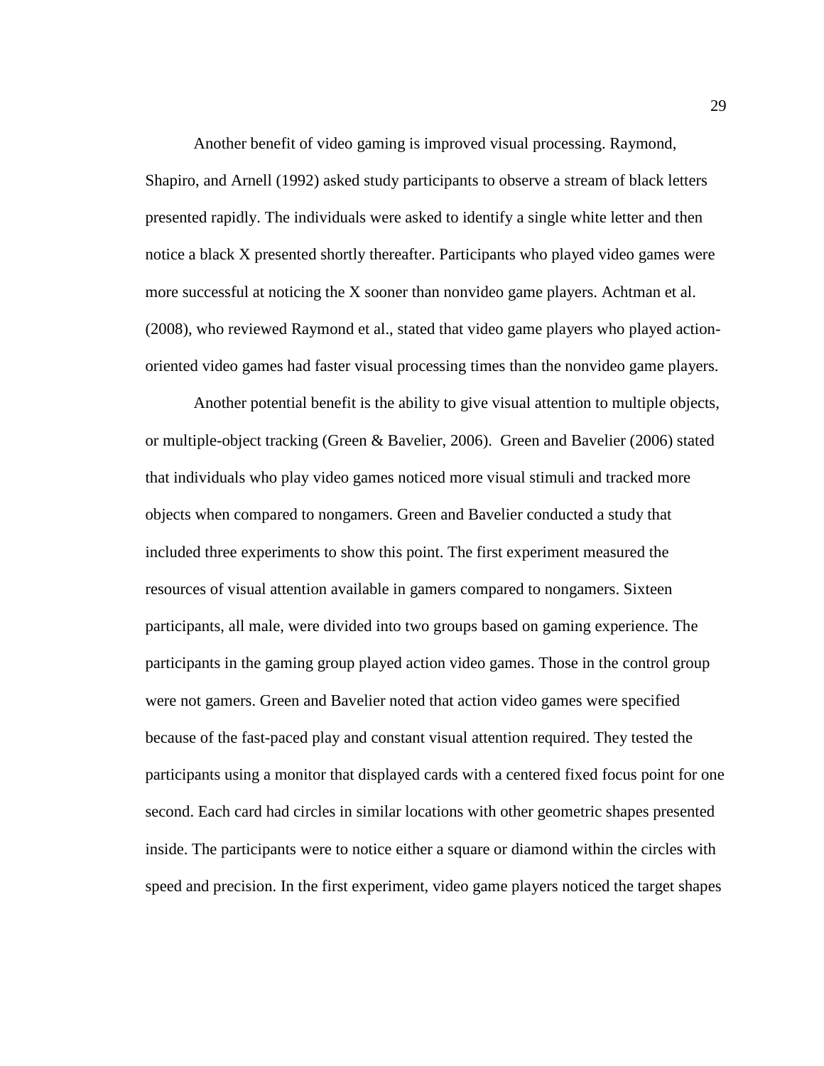Another benefit of video gaming is improved visual processing. Raymond, Shapiro, and Arnell (1992) asked study participants to observe a stream of black letters presented rapidly. The individuals were asked to identify a single white letter and then notice a black X presented shortly thereafter. Participants who played video games were more successful at noticing the X sooner than nonvideo game players. Achtman et al. (2008), who reviewed Raymond et al., stated that video game players who played action-oriented video games had faster visual processing times than the nonvideo game players.

Another potential benefit is the ability to give visual attention to multiple objects, or multiple-object tracking (Green & Bavelier, 2006). Green and Bavelier (2006) stated that individuals who play video games noticed more visual stimuli and tracked more objects when compared to nongamers. Green and Bavelier conducted a study that included three experiments to show this point. The first experiment measured the resources of visual attention available in gamers compared to nongamers. Sixteen participants, all male, were divided into two groups based on gaming experience. The participants in the gaming group played action video games. Those in the control group were not gamers. Green and Bavelier noted that action video games were specified because of the fast-paced play and constant visual attention required. They tested the participants using a monitor that displayed cards with a centered fixed focus point for one second. Each card had circles in similar locations with other geometric shapes presented inside. The participants were to notice either a square or diamond within the circles with speed and precision. In the first experiment, video game players noticed the target shapes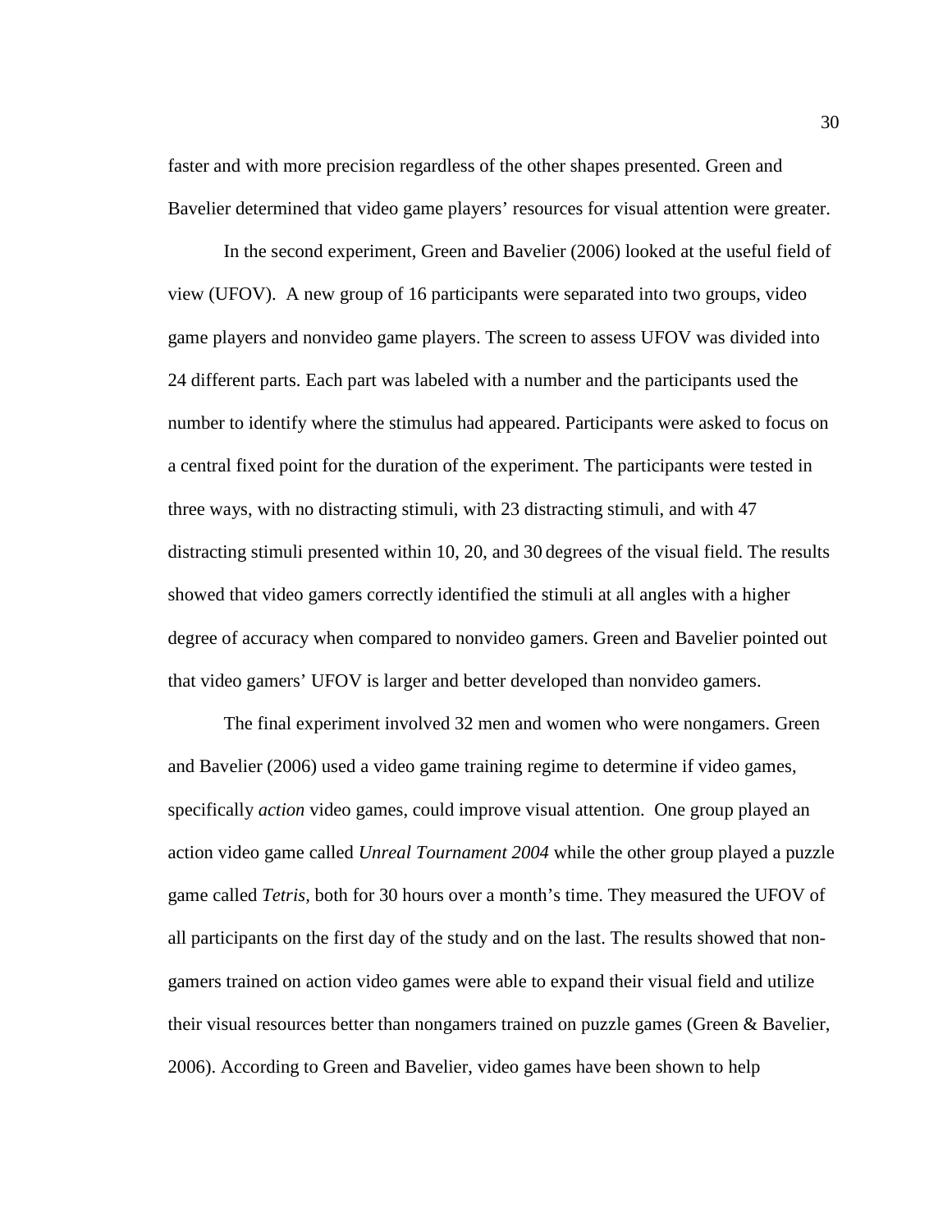faster and with more precision regardless of the other shapes presented. Green and Bavelier determined that video game players' resources for visual attention were greater.

In the second experiment, Green and Bavelier (2006) looked at the useful field of view (UFOV). A new group of 16 participants were separated into two groups, video game players and nonvideo game players. The screen to assess UFOV was divided into 24 different parts. Each part was labeled with a number and the participants used the number to identify where the stimulus had appeared. Participants were asked to focus on a central fixed point for the duration of the experiment. The participants were tested in three ways, with no distracting stimuli, with 23 distracting stimuli, and with 47 distracting stimuli presented within 10, 20, and 30 degrees of the visual field. The results showed that video gamers correctly identified the stimuli at all angles with a higher degree of accuracy when compared to nonvideo gamers. Green and Bavelier pointed out that video gamers' UFOV is larger and better developed than nonvideo gamers.

The final experiment involved 32 men and women who were nongamers. Green and Bavelier (2006) used a video game training regime to determine if video games, specifically *action* video games, could improve visual attention. One group played an action video game called *Unreal Tournament 2004* while the other group played a puzzle game called *Tetris,* both for 30 hours over a month's time. They measured the UFOV of all participants on the first day of the study and on the last. The results showed that non-gamers trained on action video games were able to expand their visual field and utilize their visual resources better than nongamers trained on puzzle games (Green & Bavelier, 2006). According to Green and Bavelier, video games have been shown to help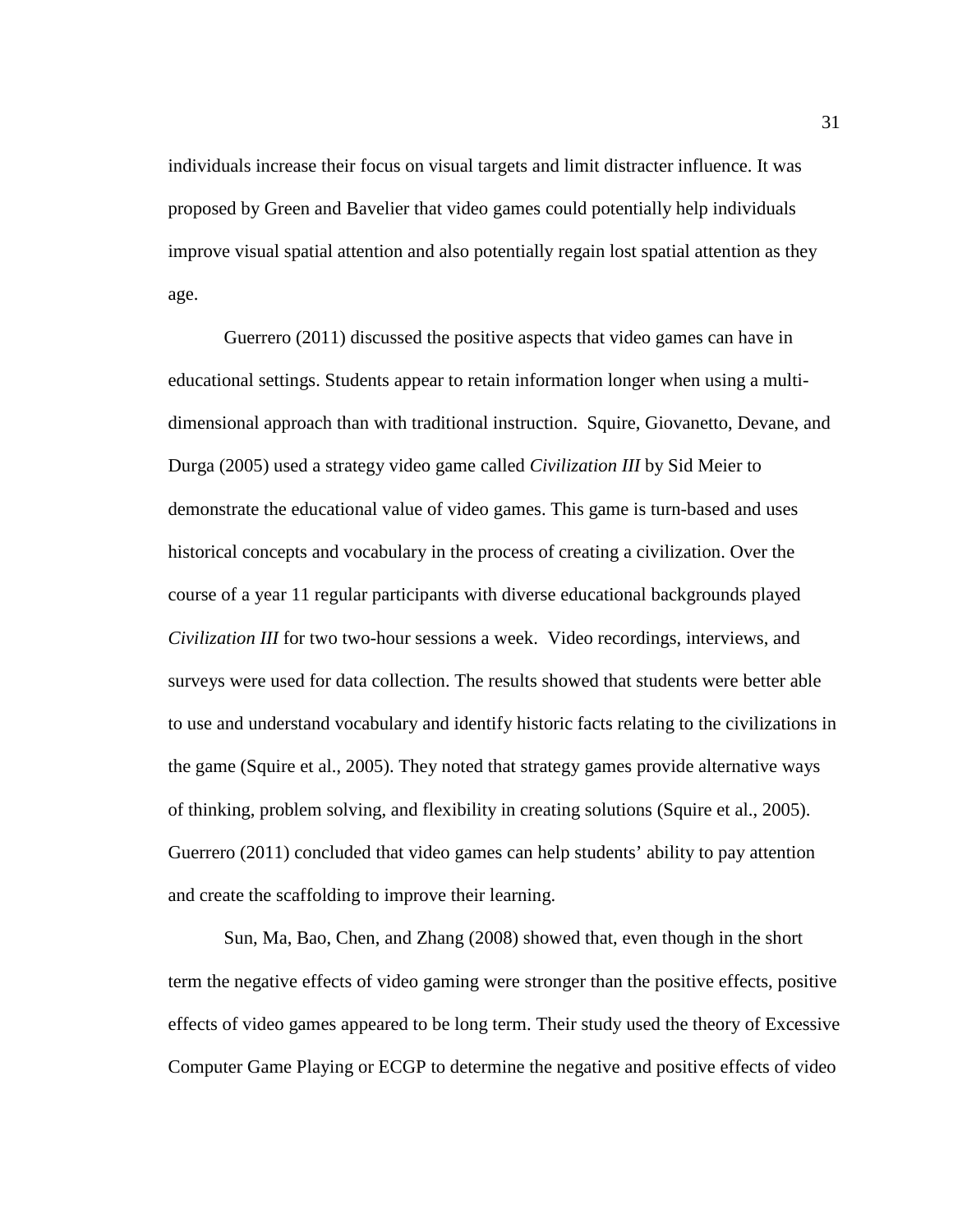individuals increase their focus on visual targets and limit distracter influence. It was proposed by Green and Bavelier that video games could potentially help individuals improve visual spatial attention and also potentially regain lost spatial attention as they age.

Guerrero (2011) discussed the positive aspects that video games can have in educational settings. Students appear to retain information longer when using a multi-dimensional approach than with traditional instruction. Squire, Giovanetto, Devane, and Durga (2005) used a strategy video game called *Civilization III* by Sid Meier to demonstrate the educational value of video games. This game is turn-based and uses historical concepts and vocabulary in the process of creating a civilization. Over the course of a year 11 regular participants with diverse educational backgrounds played *Civilization III* for two two-hour sessions a week. Video recordings, interviews, and surveys were used for data collection. The results showed that students were better able to use and understand vocabulary and identify historic facts relating to the civilizations in the game (Squire et al., 2005). They noted that strategy games provide alternative ways of thinking, problem solving, and flexibility in creating solutions (Squire et al., 2005). Guerrero (2011) concluded that video games can help students' ability to pay attention and create the scaffolding to improve their learning.

Sun, Ma, Bao, Chen, and Zhang (2008) showed that, even though in the short term the negative effects of video gaming were stronger than the positive effects, positive effects of video games appeared to be long term. Their study used the theory of Excessive Computer Game Playing or ECGP to determine the negative and positive effects of video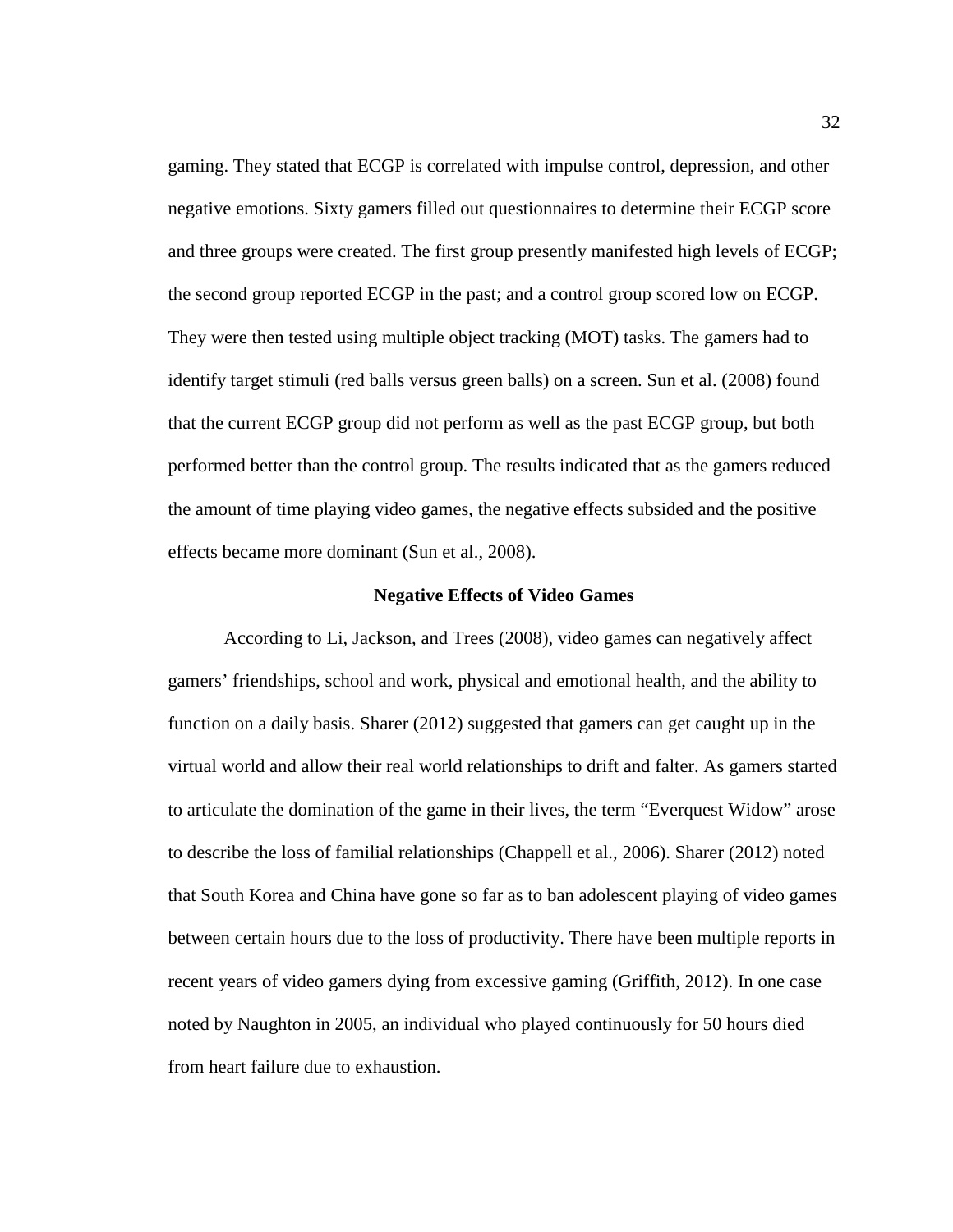gaming. They stated that ECGP is correlated with impulse control, depression, and other negative emotions. Sixty gamers filled out questionnaires to determine their ECGP score and three groups were created. The first group presently manifested high levels of ECGP; the second group reported ECGP in the past; and a control group scored low on ECGP. They were then tested using multiple object tracking (MOT) tasks. The gamers had to identify target stimuli (red balls versus green balls) on a screen. Sun et al. (2008) found that the current ECGP group did not perform as well as the past ECGP group, but both performed better than the control group. The results indicated that as the gamers reduced the amount of time playing video games, the negative effects subsided and the positive effects became more dominant (Sun et al., 2008).

## Negative Effects of Video Games

According to Li, Jackson, and Trees (2008), video games can negatively affect gamers' friendships, school and work, physical and emotional health, and the ability to function on a daily basis. Sharer (2012) suggested that gamers can get caught up in the virtual world and allow their real world relationships to drift and falter. As gamers started to articulate the domination of the game in their lives, the term "Everquest Widow" arose to describe the loss of familial relationships (Chappell et al., 2006). Sharer (2012) noted that South Korea and China have gone so far as to ban adolescent playing of video games between certain hours due to the loss of productivity. There have been multiple reports in recent years of video gamers dying from excessive gaming (Griffith, 2012). In one case noted by Naughton in 2005, an individual who played continuously for 50 hours died from heart failure due to exhaustion.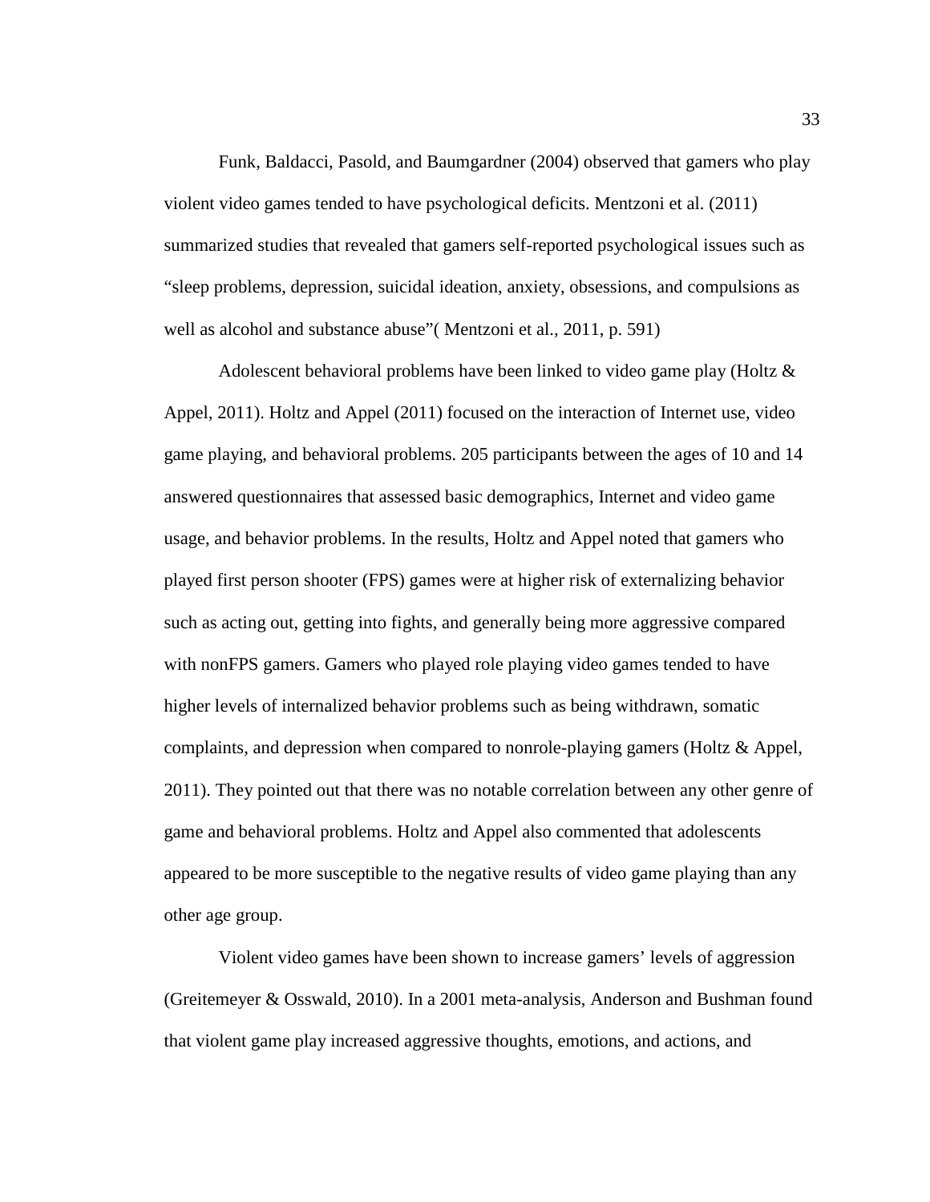Funk, Baldacci, Pasold, and Baumgardner (2004) observed that gamers who play violent video games tended to have psychological deficits. Mentzoni et al. (2011) summarized studies that revealed that gamers self-reported psychological issues such as "sleep problems, depression, suicidal ideation, anxiety, obsessions, and compulsions as well as alcohol and substance abuse"( Mentzoni et al., 2011, p. 591)

Adolescent behavioral problems have been linked to video game play (Holtz & Appel, 2011). Holtz and Appel (2011) focused on the interaction of Internet use, video game playing, and behavioral problems. 205 participants between the ages of 10 and 14 answered questionnaires that assessed basic demographics, Internet and video game usage, and behavior problems. In the results, Holtz and Appel noted that gamers who played first person shooter (FPS) games were at higher risk of externalizing behavior such as acting out, getting into fights, and generally being more aggressive compared with nonFPS gamers. Gamers who played role playing video games tended to have higher levels of internalized behavior problems such as being withdrawn, somatic complaints, and depression when compared to nonrole-playing gamers (Holtz & Appel, 2011). They pointed out that there was no notable correlation between any other genre of game and behavioral problems. Holtz and Appel also commented that adolescents appeared to be more susceptible to the negative results of video game playing than any other age group.

Violent video games have been shown to increase gamers' levels of aggression (Greitemeyer & Osswald, 2010). In a 2001 meta-analysis, Anderson and Bushman found that violent game play increased aggressive thoughts, emotions, and actions, and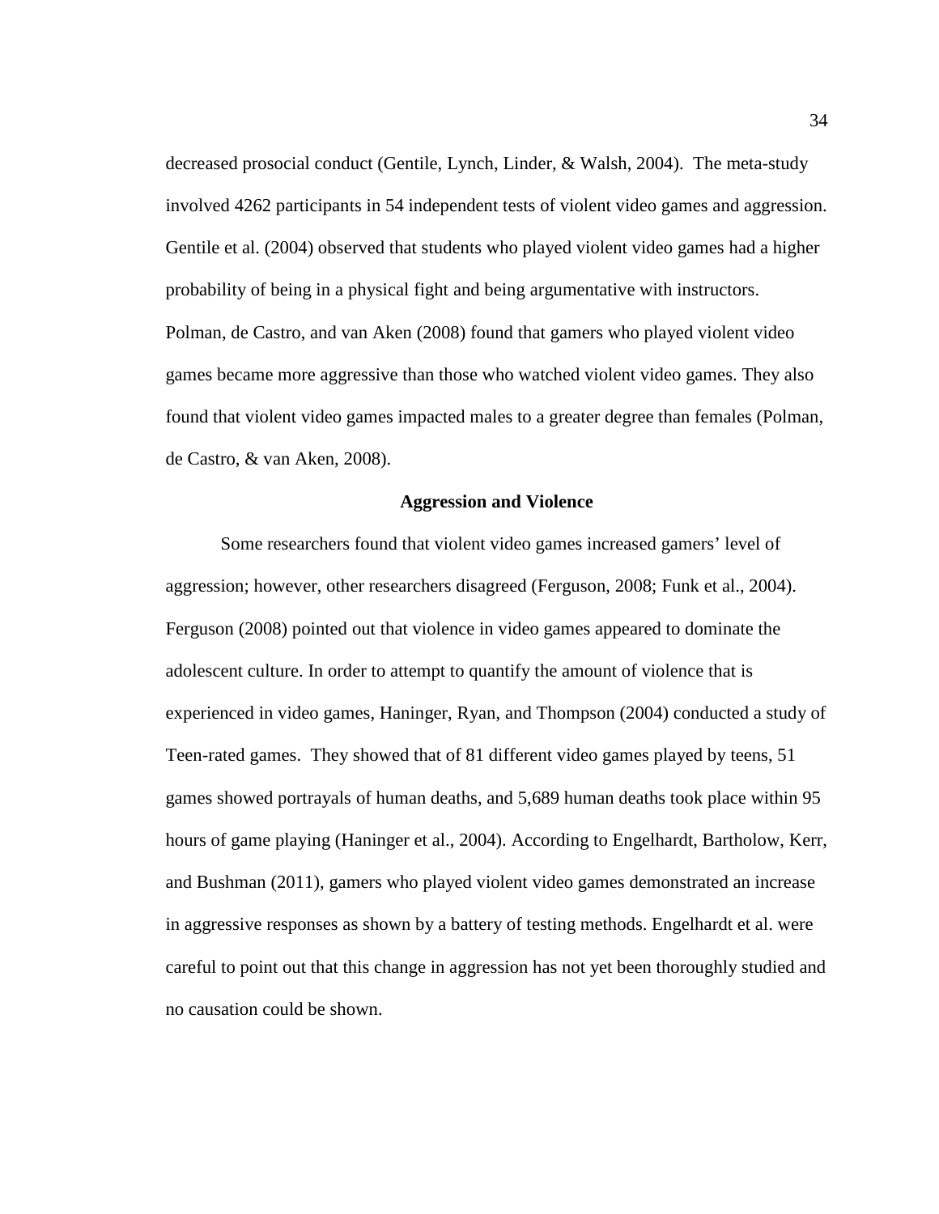decreased prosocial conduct (Gentile, Lynch, Linder, & Walsh, 2004). The meta-study involved 4262 participants in 54 independent tests of violent video games and aggression. Gentile et al. (2004) observed that students who played violent video games had a higher probability of being in a physical fight and being argumentative with instructors. Polman, de Castro, and van Aken (2008) found that gamers who played violent video games became more aggressive than those who watched violent video games. They also found that violent video games impacted males to a greater degree than females (Polman, de Castro, & van Aken, 2008).

## Aggression and Violence

Some researchers found that violent video games increased gamers' level of aggression; however, other researchers disagreed (Ferguson, 2008; Funk et al., 2004). Ferguson (2008) pointed out that violence in video games appeared to dominate the adolescent culture. In order to attempt to quantify the amount of violence that is experienced in video games, Haninger, Ryan, and Thompson (2004) conducted a study of Teen-rated games. They showed that of 81 different video games played by teens, 51 games showed portrayals of human deaths, and 5,689 human deaths took place within 95 hours of game playing (Haninger et al., 2004). According to Engelhardt, Bartholow, Kerr, and Bushman (2011), gamers who played violent video games demonstrated an increase in aggressive responses as shown by a battery of testing methods. Engelhardt et al. were careful to point out that this change in aggression has not yet been thoroughly studied and no causation could be shown.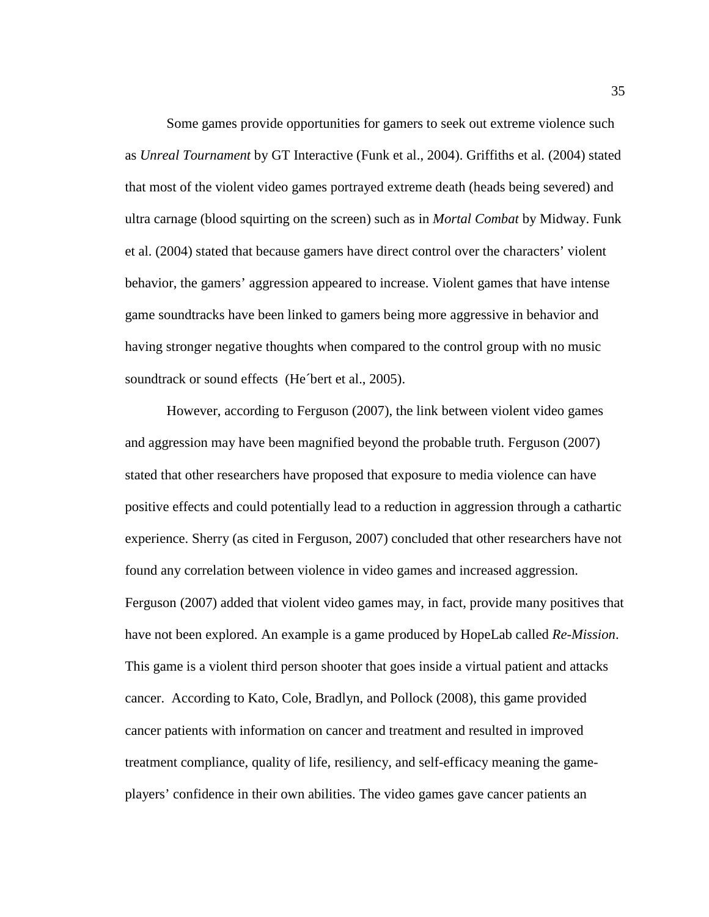Some games provide opportunities for gamers to seek out extreme violence such as *Unreal Tournament* by GT Interactive (Funk et al., 2004). Griffiths et al. (2004) stated that most of the violent video games portrayed extreme death (heads being severed) and ultra carnage (blood squirting on the screen) such as in *Mortal Combat* by Midway. Funk et al. (2004) stated that because gamers have direct control over the characters' violent behavior, the gamers' aggression appeared to increase. Violent games that have intense game soundtracks have been linked to gamers being more aggressive in behavior and having stronger negative thoughts when compared to the control group with no music soundtrack or sound effects (He´bert et al., 2005).

However, according to Ferguson (2007), the link between violent video games and aggression may have been magnified beyond the probable truth. Ferguson (2007) stated that other researchers have proposed that exposure to media violence can have positive effects and could potentially lead to a reduction in aggression through a cathartic experience. Sherry (as cited in Ferguson, 2007) concluded that other researchers have not found any correlation between violence in video games and increased aggression. Ferguson (2007) added that violent video games may, in fact, provide many positives that have not been explored. An example is a game produced by HopeLab called *Re-Mission*. This game is a violent third person shooter that goes inside a virtual patient and attacks cancer. According to Kato, Cole, Bradlyn, and Pollock (2008), this game provided cancer patients with information on cancer and treatment and resulted in improved treatment compliance, quality of life, resiliency, and self-efficacy meaning the game-players' confidence in their own abilities. The video games gave cancer patients an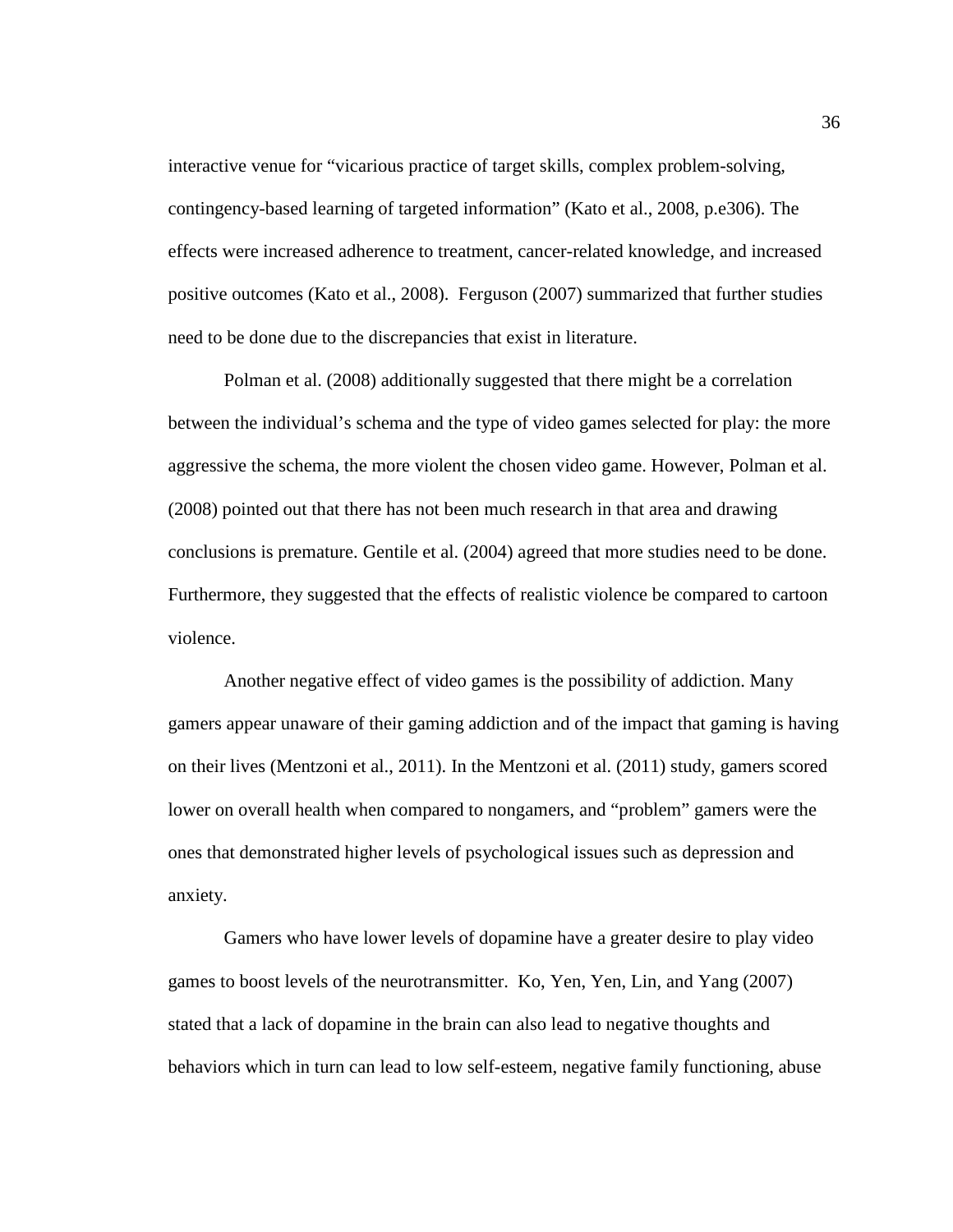interactive venue for "vicarious practice of target skills, complex problem-solving, contingency-based learning of targeted information" (Kato et al., 2008, p.e306). The effects were increased adherence to treatment, cancer-related knowledge, and increased positive outcomes (Kato et al., 2008). Ferguson (2007) summarized that further studies need to be done due to the discrepancies that exist in literature.

Polman et al. (2008) additionally suggested that there might be a correlation between the individual's schema and the type of video games selected for play: the more aggressive the schema, the more violent the chosen video game. However, Polman et al. (2008) pointed out that there has not been much research in that area and drawing conclusions is premature. Gentile et al. (2004) agreed that more studies need to be done. Furthermore, they suggested that the effects of realistic violence be compared to cartoon violence.

Another negative effect of video games is the possibility of addiction. Many gamers appear unaware of their gaming addiction and of the impact that gaming is having on their lives (Mentzoni et al., 2011). In the Mentzoni et al. (2011) study, gamers scored lower on overall health when compared to nongamers, and "problem" gamers were the ones that demonstrated higher levels of psychological issues such as depression and anxiety.

Gamers who have lower levels of dopamine have a greater desire to play video games to boost levels of the neurotransmitter. Ko, Yen, Yen, Lin, and Yang (2007) stated that a lack of dopamine in the brain can also lead to negative thoughts and behaviors which in turn can lead to low self-esteem, negative family functioning, abuse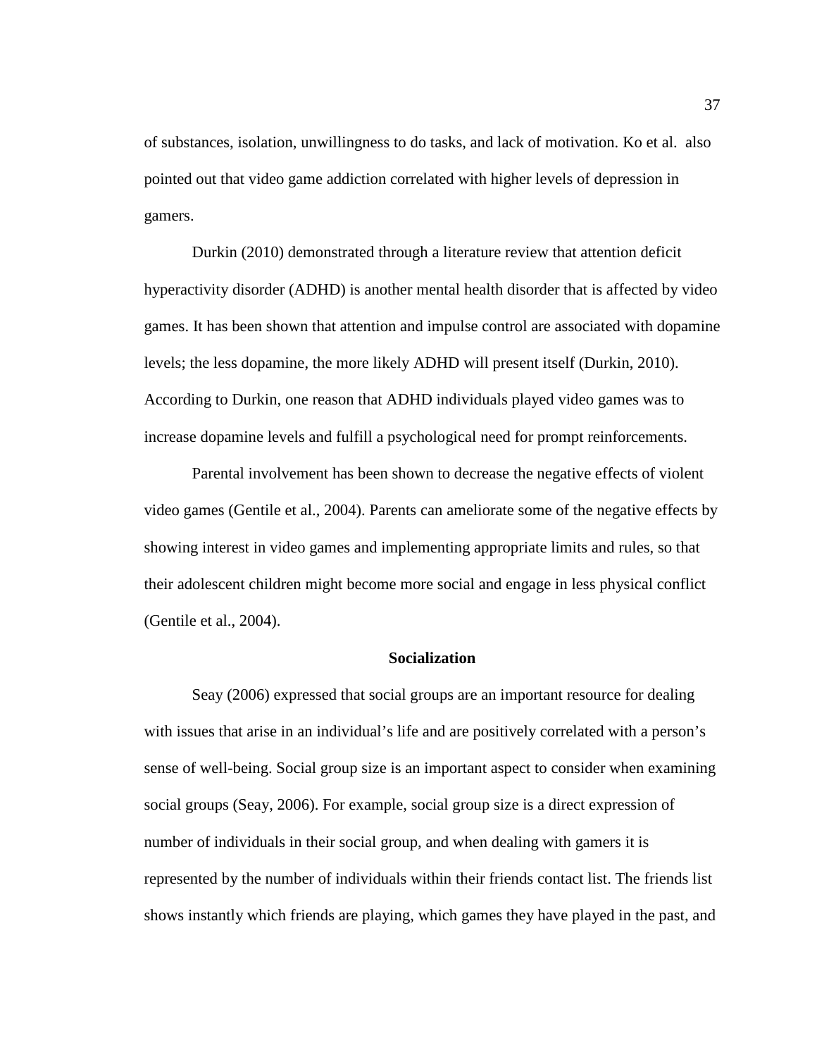of substances, isolation, unwillingness to do tasks, and lack of motivation. Ko et al. also pointed out that video game addiction correlated with higher levels of depression in gamers.

Durkin (2010) demonstrated through a literature review that attention deficit hyperactivity disorder (ADHD) is another mental health disorder that is affected by video games. It has been shown that attention and impulse control are associated with dopamine levels; the less dopamine, the more likely ADHD will present itself (Durkin, 2010). According to Durkin, one reason that ADHD individuals played video games was to increase dopamine levels and fulfill a psychological need for prompt reinforcements.

Parental involvement has been shown to decrease the negative effects of violent video games (Gentile et al., 2004). Parents can ameliorate some of the negative effects by showing interest in video games and implementing appropriate limits and rules, so that their adolescent children might become more social and engage in less physical conflict (Gentile et al., 2004).

## Socialization

Seay (2006) expressed that social groups are an important resource for dealing with issues that arise in an individual's life and are positively correlated with a person's sense of well-being. Social group size is an important aspect to consider when examining social groups (Seay, 2006). For example, social group size is a direct expression of number of individuals in their social group, and when dealing with gamers it is represented by the number of individuals within their friends contact list. The friends list shows instantly which friends are playing, which games they have played in the past, and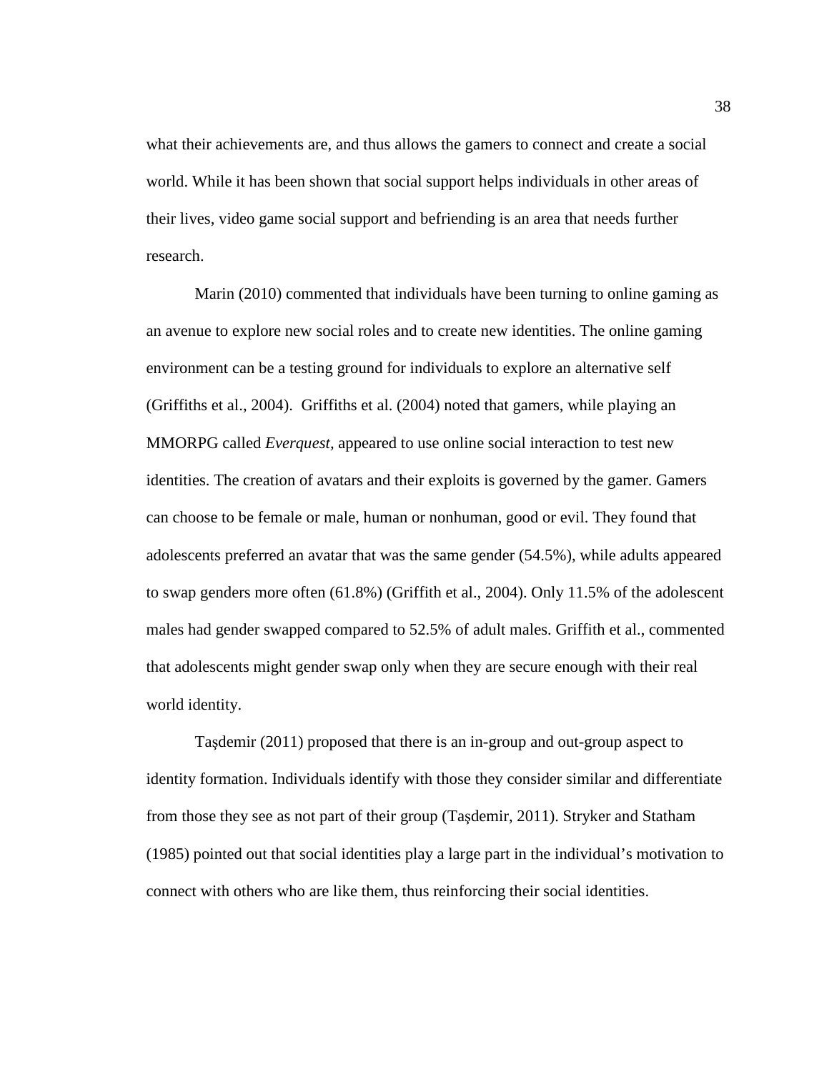what their achievements are, and thus allows the gamers to connect and create a social world. While it has been shown that social support helps individuals in other areas of their lives, video game social support and befriending is an area that needs further research.

Marin (2010) commented that individuals have been turning to online gaming as an avenue to explore new social roles and to create new identities. The online gaming environment can be a testing ground for individuals to explore an alternative self (Griffiths et al., 2004). Griffiths et al. (2004) noted that gamers, while playing an MMORPG called *Everquest*, appeared to use online social interaction to test new identities. The creation of avatars and their exploits is governed by the gamer. Gamers can choose to be female or male, human or nonhuman, good or evil. They found that adolescents preferred an avatar that was the same gender (54.5%), while adults appeared to swap genders more often (61.8%) (Griffith et al., 2004). Only 11.5% of the adolescent males had gender swapped compared to 52.5% of adult males. Griffith et al., commented that adolescents might gender swap only when they are secure enough with their real world identity.

Taşdemir (2011) proposed that there is an in-group and out-group aspect to identity formation. Individuals identify with those they consider similar and differentiate from those they see as not part of their group (Taşdemir, 2011). Stryker and Statham (1985) pointed out that social identities play a large part in the individual's motivation to connect with others who are like them, thus reinforcing their social identities.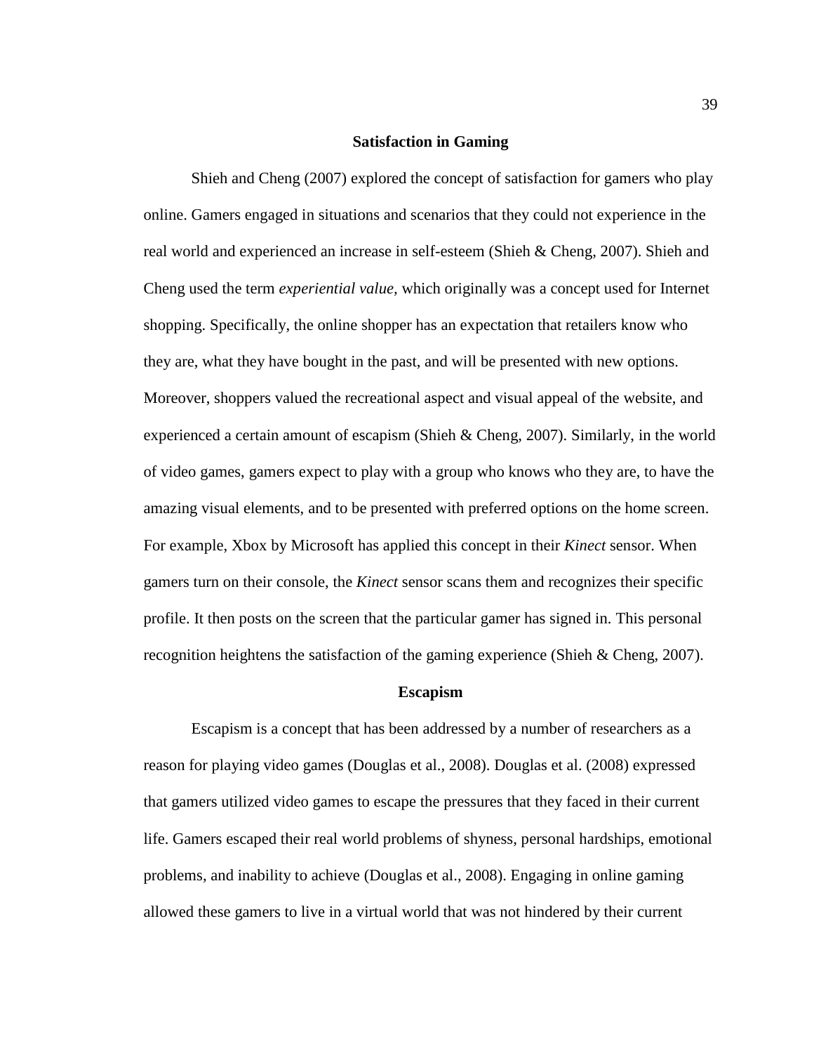## Satisfaction in Gaming

Shieh and Cheng (2007) explored the concept of satisfaction for gamers who play online. Gamers engaged in situations and scenarios that they could not experience in the real world and experienced an increase in self-esteem (Shieh & Cheng, 2007). Shieh and Cheng used the term *experiential value,* which originally was a concept used for Internet shopping. Specifically, the online shopper has an expectation that retailers know who they are, what they have bought in the past, and will be presented with new options. Moreover, shoppers valued the recreational aspect and visual appeal of the website, and experienced a certain amount of escapism (Shieh & Cheng, 2007). Similarly, in the world of video games, gamers expect to play with a group who knows who they are, to have the amazing visual elements, and to be presented with preferred options on the home screen. For example, Xbox by Microsoft has applied this concept in their *Kinect* sensor. When gamers turn on their console, the *Kinect* sensor scans them and recognizes their specific profile. It then posts on the screen that the particular gamer has signed in. This personal recognition heightens the satisfaction of the gaming experience (Shieh & Cheng, 2007).

## Escapism

Escapism is a concept that has been addressed by a number of researchers as a reason for playing video games (Douglas et al., 2008). Douglas et al. (2008) expressed that gamers utilized video games to escape the pressures that they faced in their current life. Gamers escaped their real world problems of shyness, personal hardships, emotional problems, and inability to achieve (Douglas et al., 2008). Engaging in online gaming allowed these gamers to live in a virtual world that was not hindered by their current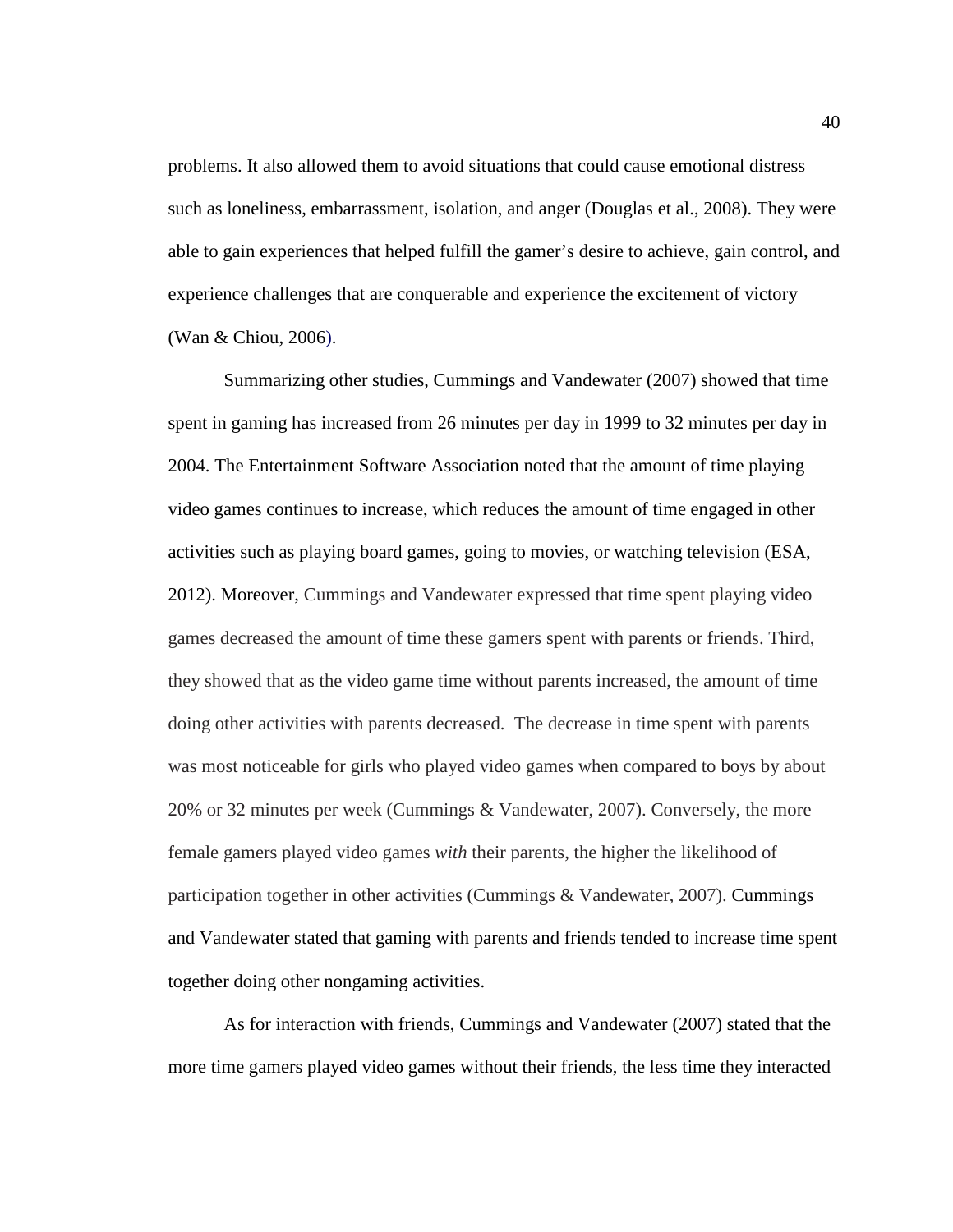problems. It also allowed them to avoid situations that could cause emotional distress such as loneliness, embarrassment, isolation, and anger (Douglas et al., 2008). They were able to gain experiences that helped fulfill the gamer's desire to achieve, gain control, and experience challenges that are conquerable and experience the excitement of victory (Wan & Chiou, 2006).

Summarizing other studies, Cummings and Vandewater (2007) showed that time spent in gaming has increased from 26 minutes per day in 1999 to 32 minutes per day in 2004. The Entertainment Software Association noted that the amount of time playing video games continues to increase, which reduces the amount of time engaged in other activities such as playing board games, going to movies, or watching television (ESA, 2012). Moreover, Cummings and Vandewater expressed that time spent playing video games decreased the amount of time these gamers spent with parents or friends. Third, they showed that as the video game time without parents increased, the amount of time doing other activities with parents decreased. The decrease in time spent with parents was most noticeable for girls who played video games when compared to boys by about 20% or 32 minutes per week (Cummings & Vandewater, 2007). Conversely, the more female gamers played video games *with* their parents, the higher the likelihood of participation together in other activities (Cummings & Vandewater, 2007). Cummings and Vandewater stated that gaming with parents and friends tended to increase time spent together doing other nongaming activities.

As for interaction with friends, Cummings and Vandewater (2007) stated that the more time gamers played video games without their friends, the less time they interacted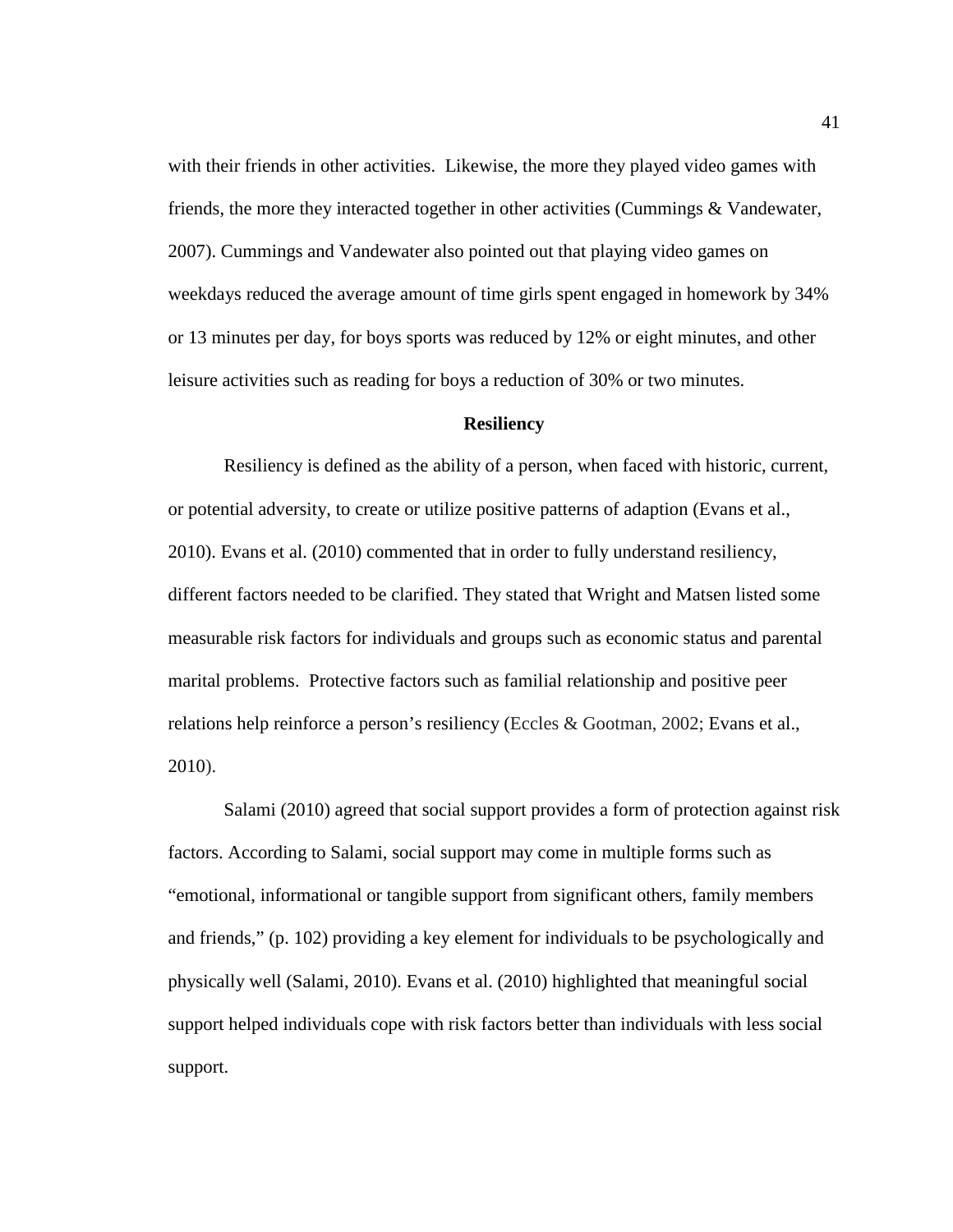with their friends in other activities.  Likewise, the more they played video games with friends, the more they interacted together in other activities (Cummings & Vandewater, 2007). Cummings and Vandewater also pointed out that playing video games on weekdays reduced the average amount of time girls spent engaged in homework by 34% or 13 minutes per day, for boys sports was reduced by 12% or eight minutes, and other leisure activities such as reading for boys a reduction of 30% or two minutes.

## Resiliency

Resiliency is defined as the ability of a person, when faced with historic, current, or potential adversity, to create or utilize positive patterns of adaption (Evans et al., 2010). Evans et al. (2010) commented that in order to fully understand resiliency, different factors needed to be clarified. They stated that Wright and Matsen listed some measurable risk factors for individuals and groups such as economic status and parental marital problems.  Protective factors such as familial relationship and positive peer relations help reinforce a person's resiliency (Eccles & Gootman, 2002; Evans et al., 2010).

Salami (2010) agreed that social support provides a form of protection against risk factors. According to Salami, social support may come in multiple forms such as "emotional, informational or tangible support from significant others, family members and friends," (p. 102) providing a key element for individuals to be psychologically and physically well (Salami, 2010). Evans et al. (2010) highlighted that meaningful social support helped individuals cope with risk factors better than individuals with less social support.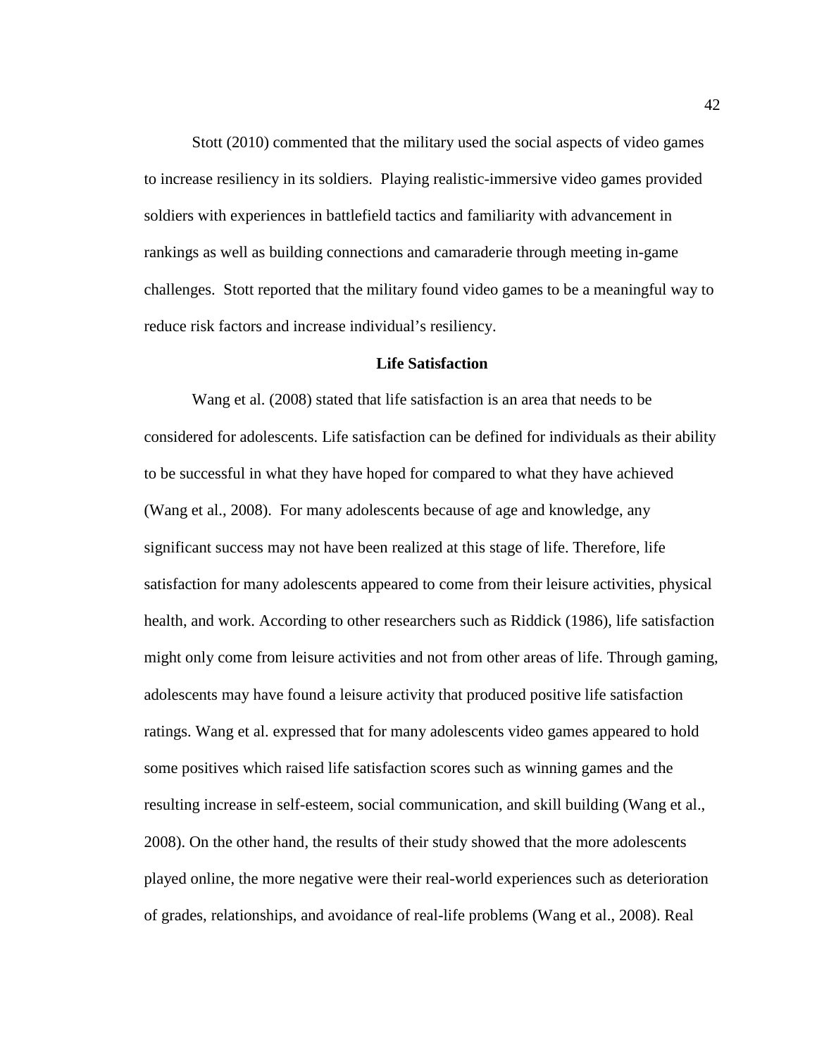Stott (2010) commented that the military used the social aspects of video games to increase resiliency in its soldiers. Playing realistic-immersive video games provided soldiers with experiences in battlefield tactics and familiarity with advancement in rankings as well as building connections and camaraderie through meeting in-game challenges. Stott reported that the military found video games to be a meaningful way to reduce risk factors and increase individual's resiliency.

## Life Satisfaction

Wang et al. (2008) stated that life satisfaction is an area that needs to be considered for adolescents. Life satisfaction can be defined for individuals as their ability to be successful in what they have hoped for compared to what they have achieved (Wang et al., 2008). For many adolescents because of age and knowledge, any significant success may not have been realized at this stage of life. Therefore, life satisfaction for many adolescents appeared to come from their leisure activities, physical health, and work. According to other researchers such as Riddick (1986), life satisfaction might only come from leisure activities and not from other areas of life. Through gaming, adolescents may have found a leisure activity that produced positive life satisfaction ratings. Wang et al. expressed that for many adolescents video games appeared to hold some positives which raised life satisfaction scores such as winning games and the resulting increase in self-esteem, social communication, and skill building (Wang et al., 2008). On the other hand, the results of their study showed that the more adolescents played online, the more negative were their real-world experiences such as deterioration of grades, relationships, and avoidance of real-life problems (Wang et al., 2008). Real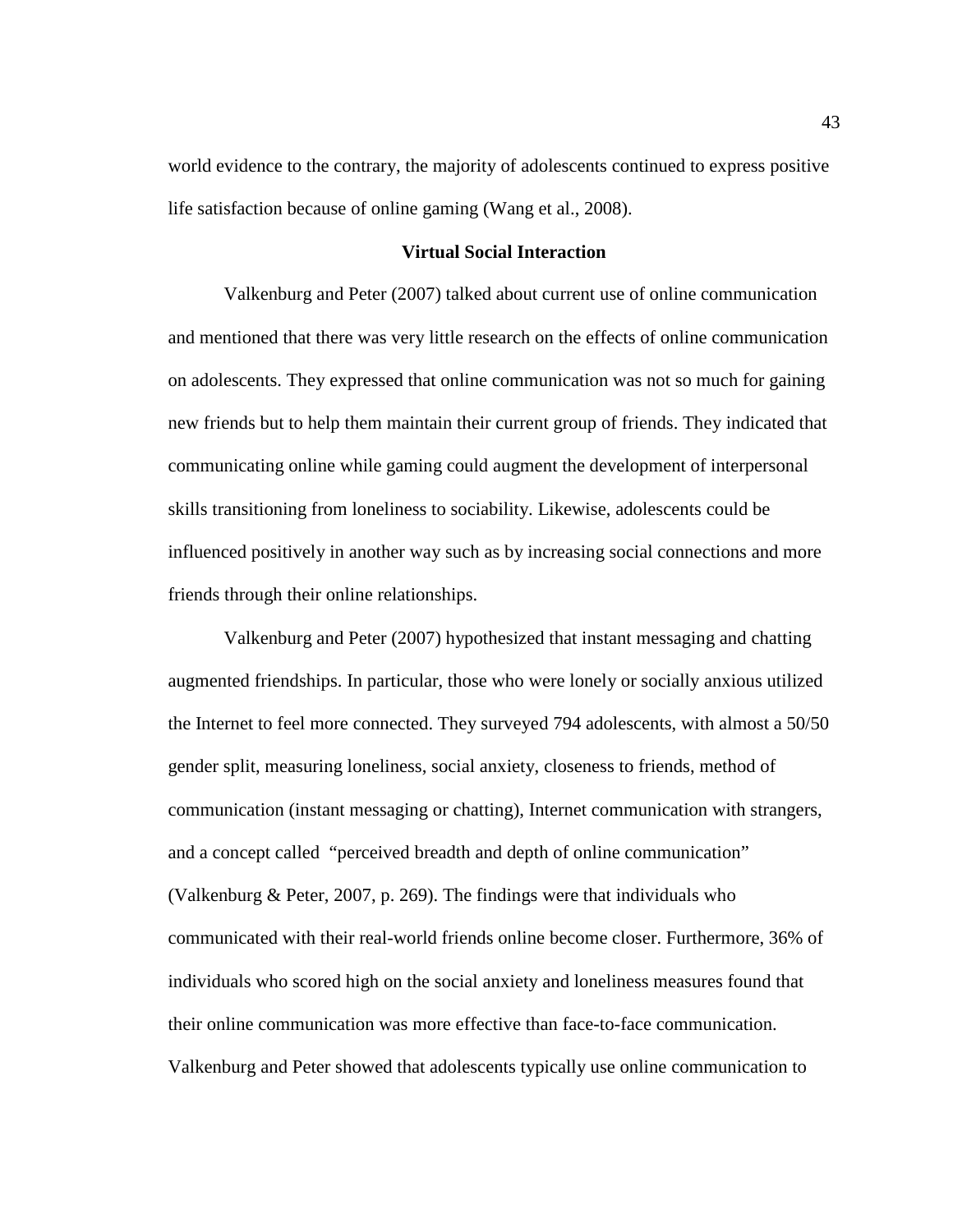world evidence to the contrary, the majority of adolescents continued to express positive life satisfaction because of online gaming (Wang et al., 2008).

## Virtual Social Interaction

Valkenburg and Peter (2007) talked about current use of online communication and mentioned that there was very little research on the effects of online communication on adolescents. They expressed that online communication was not so much for gaining new friends but to help them maintain their current group of friends. They indicated that communicating online while gaming could augment the development of interpersonal skills transitioning from loneliness to sociability. Likewise, adolescents could be influenced positively in another way such as by increasing social connections and more friends through their online relationships.

Valkenburg and Peter (2007) hypothesized that instant messaging and chatting augmented friendships. In particular, those who were lonely or socially anxious utilized the Internet to feel more connected. They surveyed 794 adolescents, with almost a 50/50 gender split, measuring loneliness, social anxiety, closeness to friends, method of communication (instant messaging or chatting), Internet communication with strangers, and a concept called "perceived breadth and depth of online communication" (Valkenburg & Peter, 2007, p. 269). The findings were that individuals who communicated with their real-world friends online become closer. Furthermore, 36% of individuals who scored high on the social anxiety and loneliness measures found that their online communication was more effective than face-to-face communication. Valkenburg and Peter showed that adolescents typically use online communication to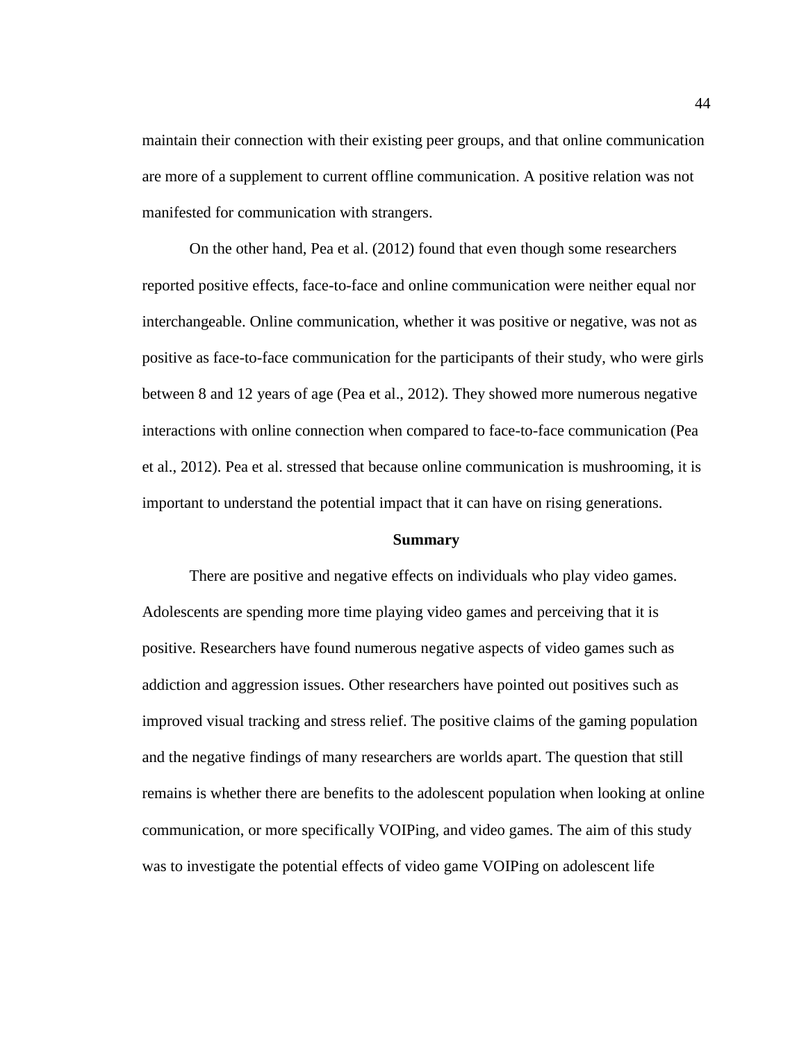maintain their connection with their existing peer groups, and that online communication are more of a supplement to current offline communication. A positive relation was not manifested for communication with strangers.

On the other hand, Pea et al. (2012) found that even though some researchers reported positive effects, face-to-face and online communication were neither equal nor interchangeable. Online communication, whether it was positive or negative, was not as positive as face-to-face communication for the participants of their study, who were girls between 8 and 12 years of age (Pea et al., 2012). They showed more numerous negative interactions with online connection when compared to face-to-face communication (Pea et al., 2012). Pea et al. stressed that because online communication is mushrooming, it is important to understand the potential impact that it can have on rising generations.

## Summary

There are positive and negative effects on individuals who play video games. Adolescents are spending more time playing video games and perceiving that it is positive. Researchers have found numerous negative aspects of video games such as addiction and aggression issues. Other researchers have pointed out positives such as improved visual tracking and stress relief. The positive claims of the gaming population and the negative findings of many researchers are worlds apart. The question that still remains is whether there are benefits to the adolescent population when looking at online communication, or more specifically VOIPing, and video games. The aim of this study was to investigate the potential effects of video game VOIPing on adolescent life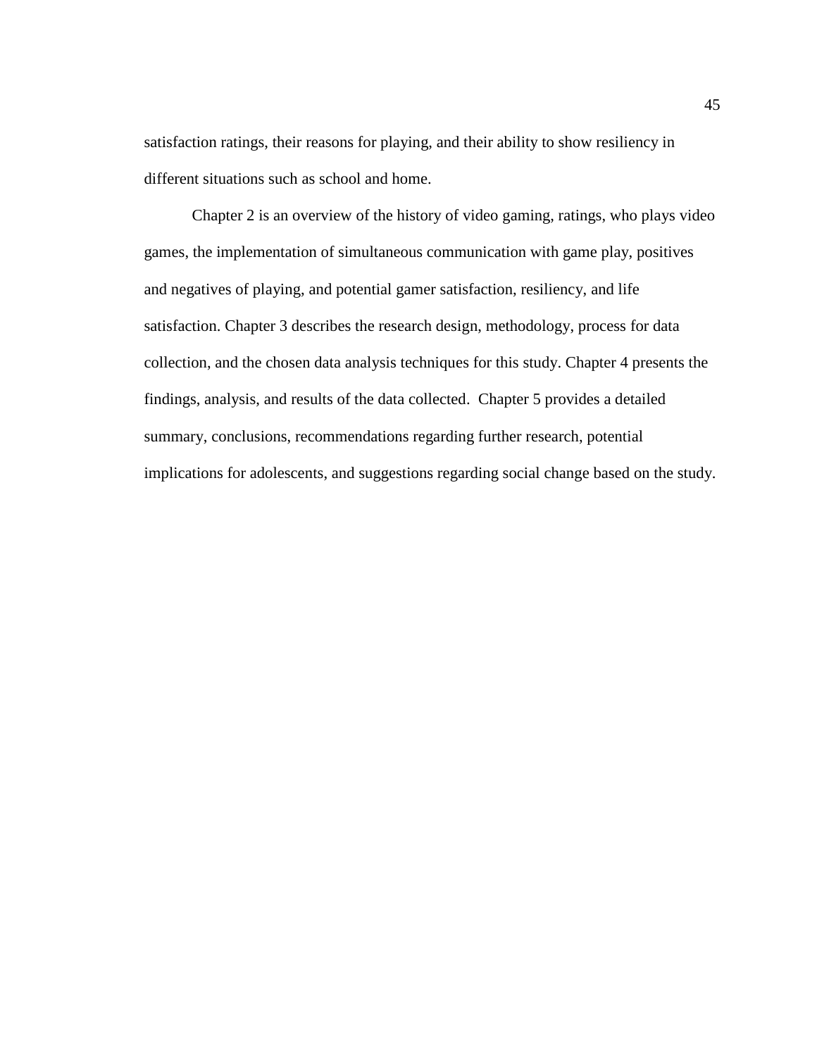satisfaction ratings, their reasons for playing, and their ability to show resiliency in different situations such as school and home.

Chapter 2 is an overview of the history of video gaming, ratings, who plays video games, the implementation of simultaneous communication with game play, positives and negatives of playing, and potential gamer satisfaction, resiliency, and life satisfaction. Chapter 3 describes the research design, methodology, process for data collection, and the chosen data analysis techniques for this study. Chapter 4 presents the findings, analysis, and results of the data collected. Chapter 5 provides a detailed summary, conclusions, recommendations regarding further research, potential implications for adolescents, and suggestions regarding social change based on the study.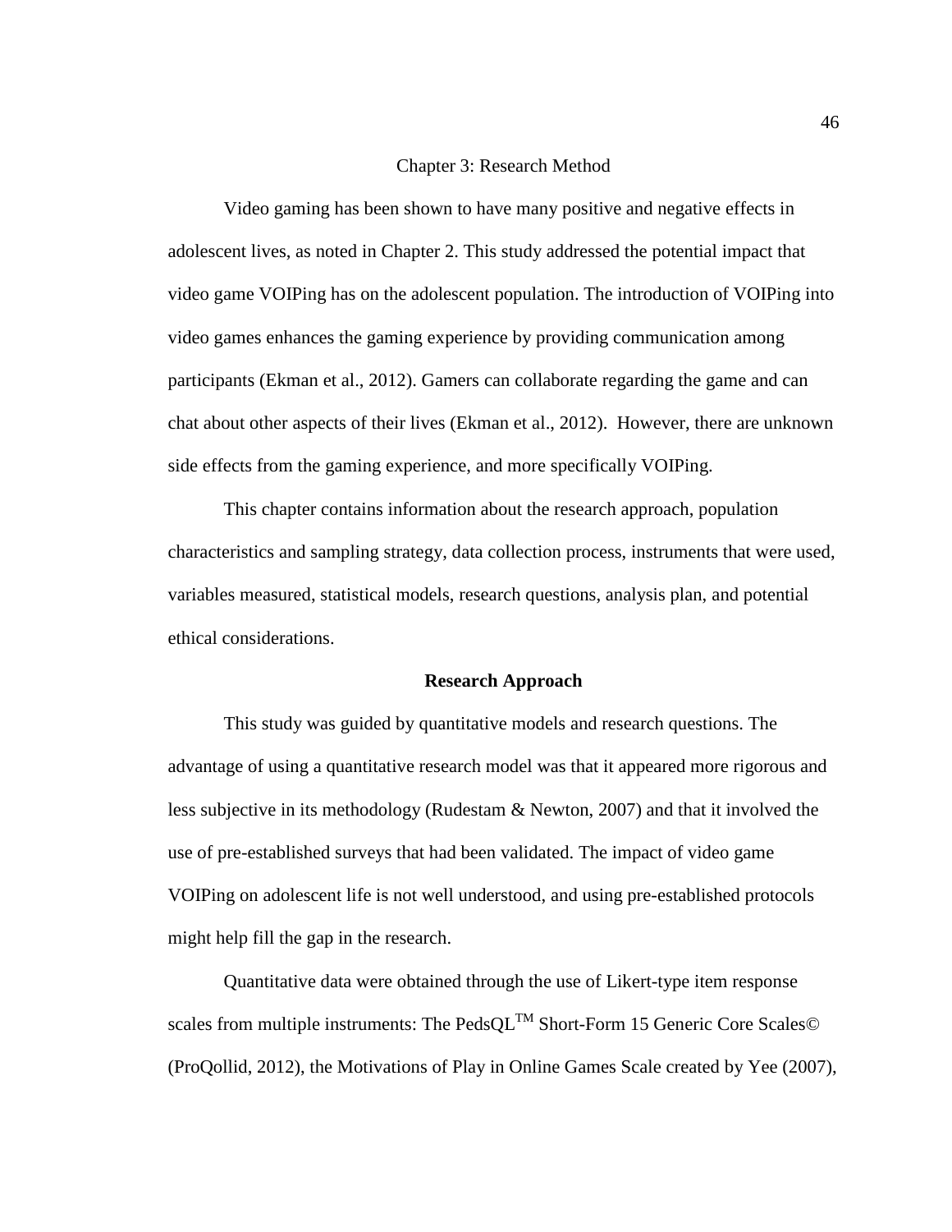# Chapter 3: Research Method

Video gaming has been shown to have many positive and negative effects in adolescent lives, as noted in Chapter 2. This study addressed the potential impact that video game VOIPing has on the adolescent population. The introduction of VOIPing into video games enhances the gaming experience by providing communication among participants (Ekman et al., 2012). Gamers can collaborate regarding the game and can chat about other aspects of their lives (Ekman et al., 2012). However, there are unknown side effects from the gaming experience, and more specifically VOIPing.

This chapter contains information about the research approach, population characteristics and sampling strategy, data collection process, instruments that were used, variables measured, statistical models, research questions, analysis plan, and potential ethical considerations.

## Research Approach

This study was guided by quantitative models and research questions. The advantage of using a quantitative research model was that it appeared more rigorous and less subjective in its methodology (Rudestam & Newton, 2007) and that it involved the use of pre-established surveys that had been validated. The impact of video game VOIPing on adolescent life is not well understood, and using pre-established protocols might help fill the gap in the research.

Quantitative data were obtained through the use of Likert-type item response scales from multiple instruments: The PedsQL™ Short-Form 15 Generic Core Scales© (ProQollid, 2012), the Motivations of Play in Online Games Scale created by Yee (2007),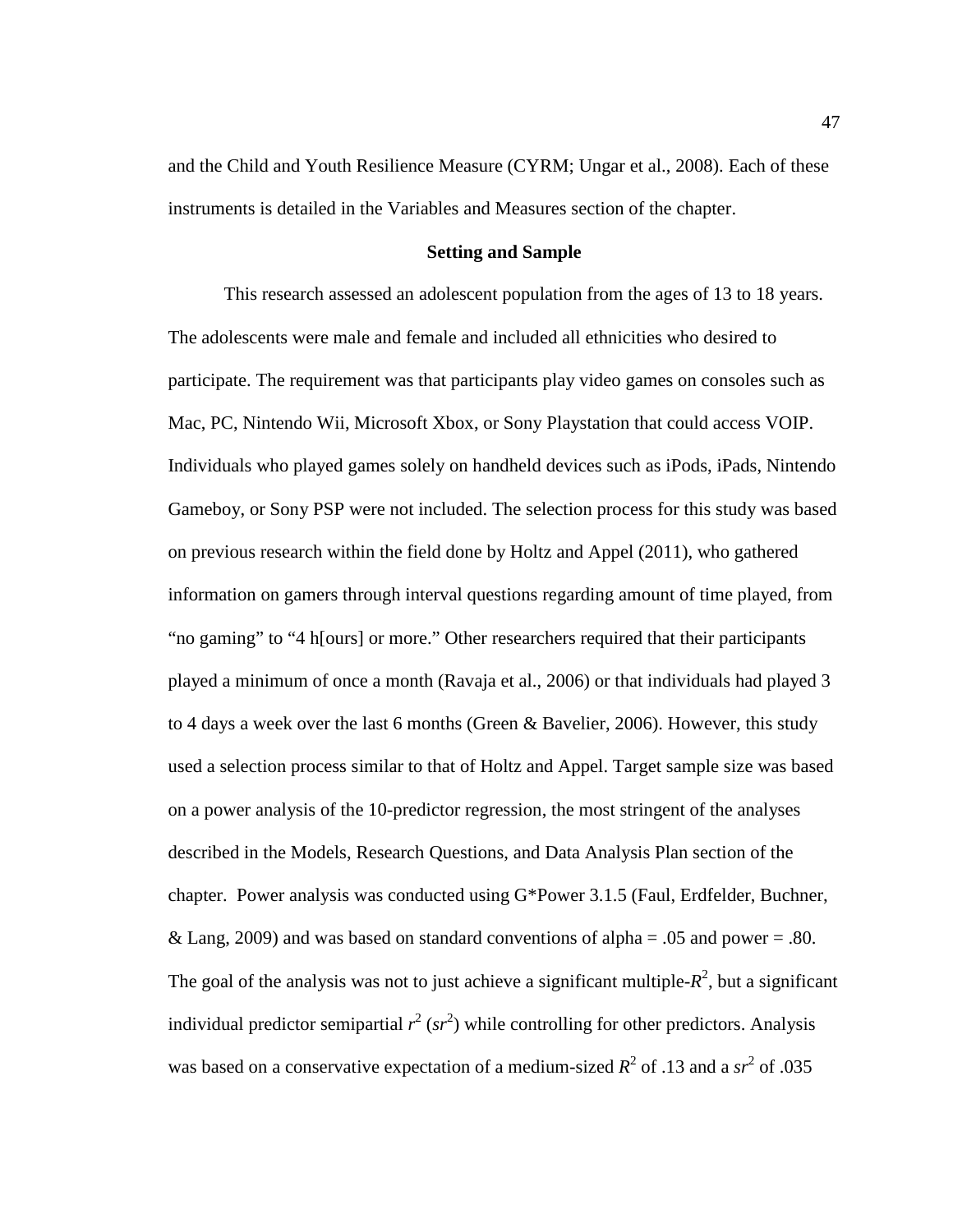and the Child and Youth Resilience Measure (CYRM; Ungar et al., 2008). Each of these instruments is detailed in the Variables and Measures section of the chapter.

## Setting and Sample

This research assessed an adolescent population from the ages of 13 to 18 years. The adolescents were male and female and included all ethnicities who desired to participate. The requirement was that participants play video games on consoles such as Mac, PC, Nintendo Wii, Microsoft Xbox, or Sony Playstation that could access VOIP. Individuals who played games solely on handheld devices such as iPods, iPads, Nintendo Gameboy, or Sony PSP were not included. The selection process for this study was based on previous research within the field done by Holtz and Appel (2011), who gathered information on gamers through interval questions regarding amount of time played, from "no gaming" to "4 h[ours] or more." Other researchers required that their participants played a minimum of once a month (Ravaja et al., 2006) or that individuals had played 3 to 4 days a week over the last 6 months (Green & Bavelier, 2006). However, this study used a selection process similar to that of Holtz and Appel. Target sample size was based on a power analysis of the 10-predictor regression, the most stringent of the analyses described in the Models, Research Questions, and Data Analysis Plan section of the chapter. Power analysis was conducted using G*Power 3.1.5 (Faul, Erdfelder, Buchner, & Lang, 2009) and was based on standard conventions of alpha = .05 and power = .80. The goal of the analysis was not to just achieve a significant multiple-$R^2$, but a significant individual predictor semipartial $r^2$ ($sr^2$) while controlling for other predictors. Analysis was based on a conservative expectation of a medium-sized $R^2$ of .13 and a $sr^2$ of .035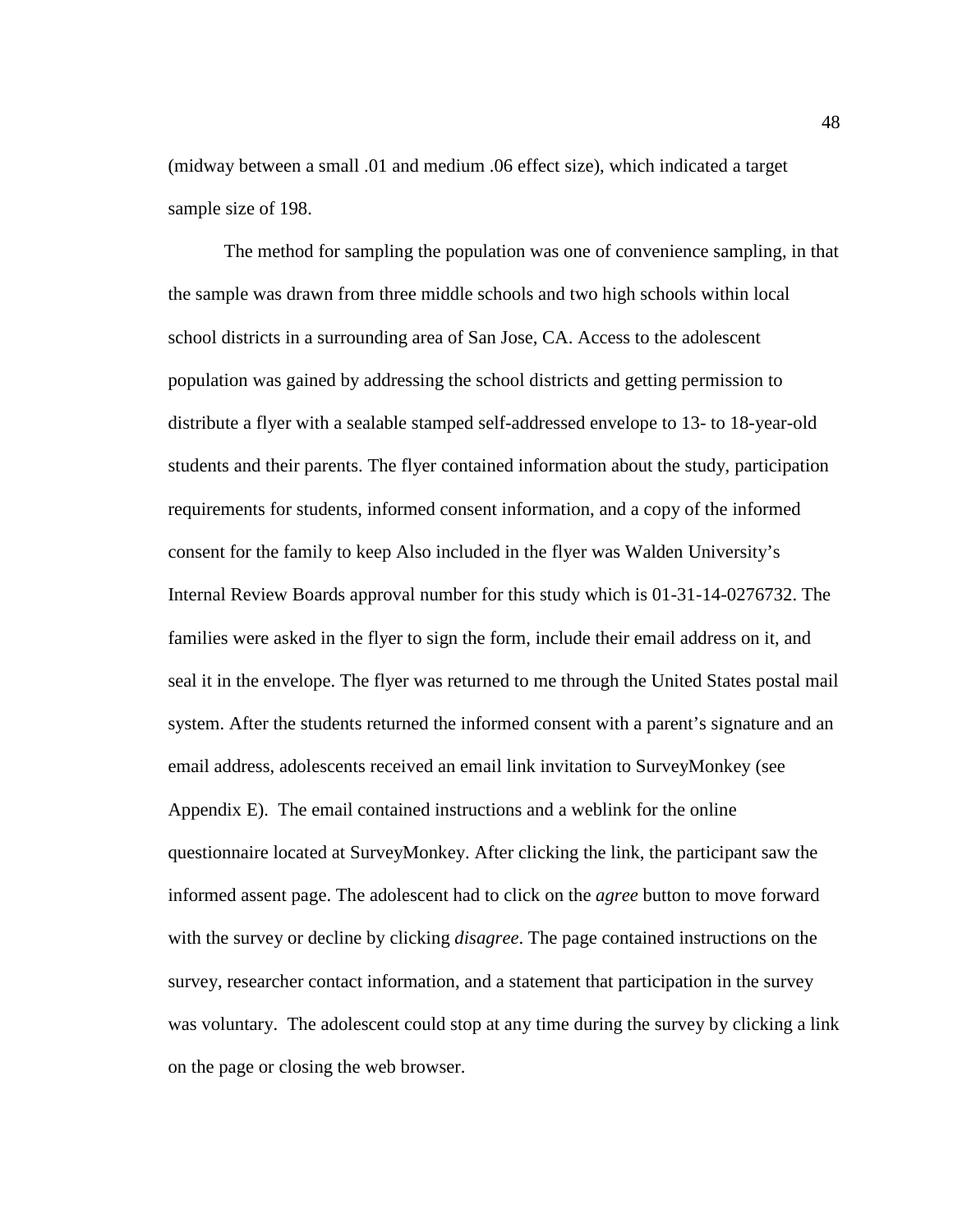(midway between a small .01 and medium .06 effect size), which indicated a target sample size of 198.

The method for sampling the population was one of convenience sampling, in that the sample was drawn from three middle schools and two high schools within local school districts in a surrounding area of San Jose, CA. Access to the adolescent population was gained by addressing the school districts and getting permission to distribute a flyer with a sealable stamped self-addressed envelope to 13- to 18-year-old students and their parents. The flyer contained information about the study, participation requirements for students, informed consent information, and a copy of the informed consent for the family to keep Also included in the flyer was Walden University's Internal Review Boards approval number for this study which is 01-31-14-0276732. The families were asked in the flyer to sign the form, include their email address on it, and seal it in the envelope. The flyer was returned to me through the United States postal mail system. After the students returned the informed consent with a parent's signature and an email address, adolescents received an email link invitation to SurveyMonkey (see Appendix E). The email contained instructions and a weblink for the online questionnaire located at SurveyMonkey. After clicking the link, the participant saw the informed assent page. The adolescent had to click on the *agree* button to move forward with the survey or decline by clicking *disagree*. The page contained instructions on the survey, researcher contact information, and a statement that participation in the survey was voluntary. The adolescent could stop at any time during the survey by clicking a link on the page or closing the web browser.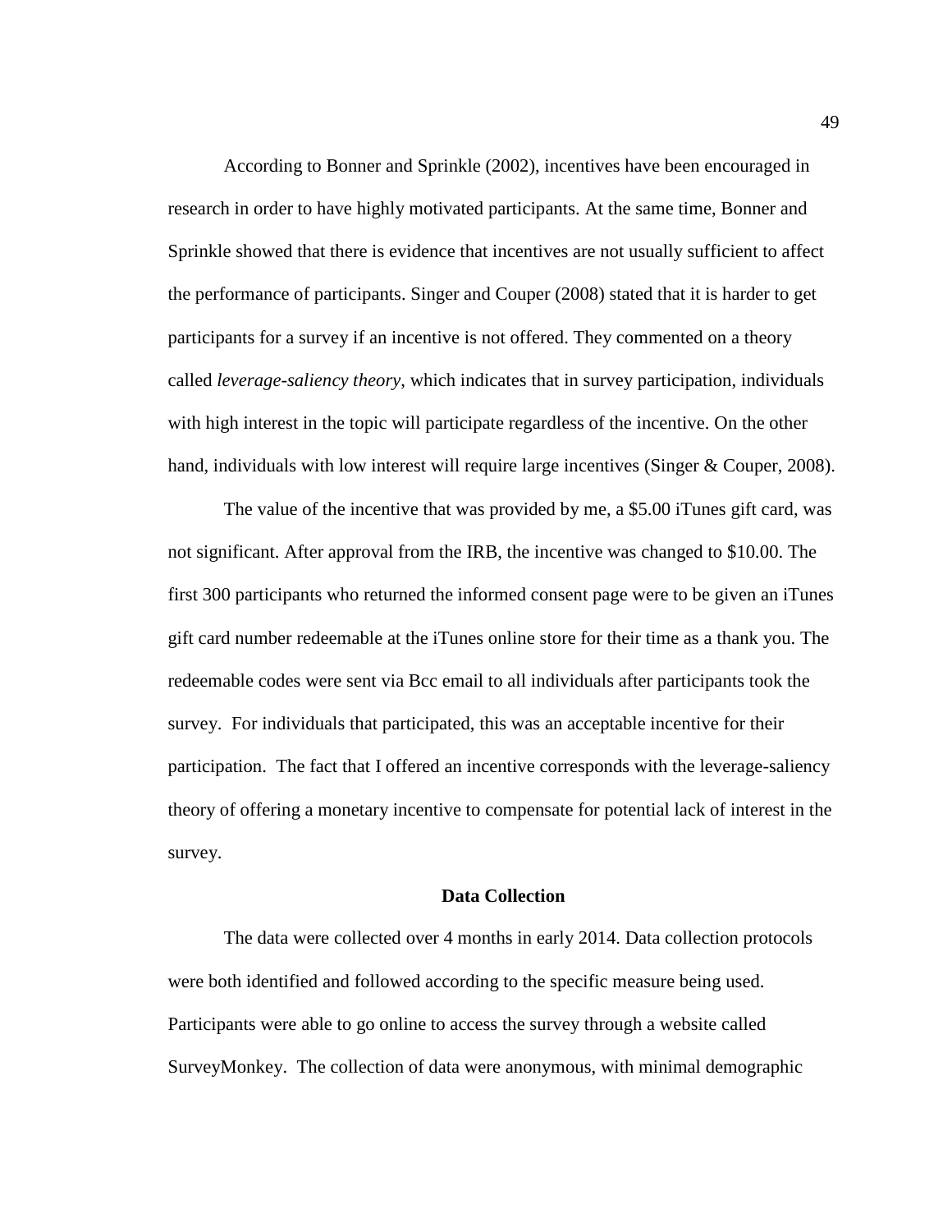According to Bonner and Sprinkle (2002), incentives have been encouraged in research in order to have highly motivated participants. At the same time, Bonner and Sprinkle showed that there is evidence that incentives are not usually sufficient to affect the performance of participants. Singer and Couper (2008) stated that it is harder to get participants for a survey if an incentive is not offered. They commented on a theory called *leverage-saliency theory*, which indicates that in survey participation, individuals with high interest in the topic will participate regardless of the incentive. On the other hand, individuals with low interest will require large incentives (Singer & Couper, 2008).

The value of the incentive that was provided by me, a $5.00 iTunes gift card, was not significant. After approval from the IRB, the incentive was changed to $10.00. The first 300 participants who returned the informed consent page were to be given an iTunes gift card number redeemable at the iTunes online store for their time as a thank you. The redeemable codes were sent via Bcc email to all individuals after participants took the survey. For individuals that participated, this was an acceptable incentive for their participation. The fact that I offered an incentive corresponds with the leverage-saliency theory of offering a monetary incentive to compensate for potential lack of interest in the survey.

## Data Collection

The data were collected over 4 months in early 2014. Data collection protocols were both identified and followed according to the specific measure being used. Participants were able to go online to access the survey through a website called SurveyMonkey. The collection of data were anonymous, with minimal demographic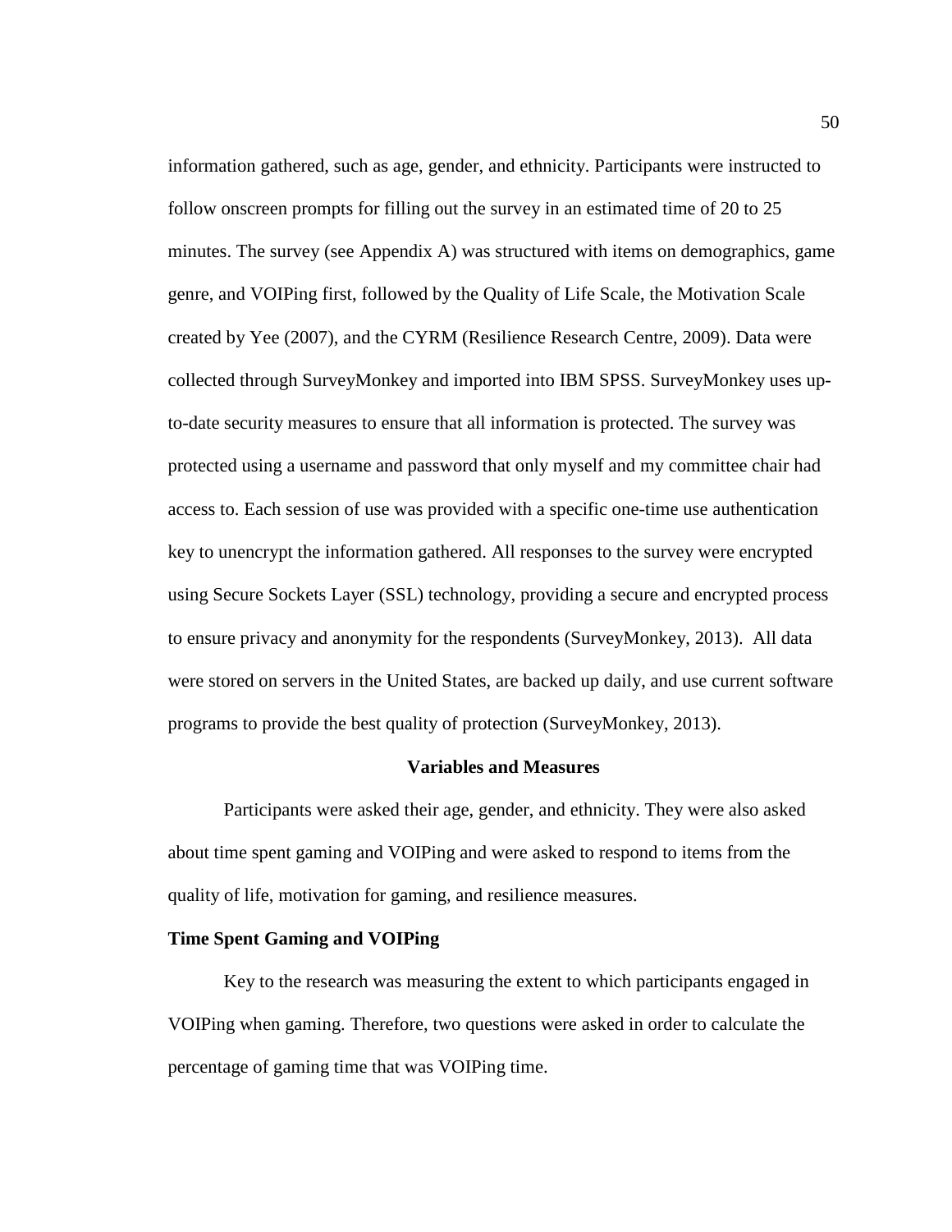information gathered, such as age, gender, and ethnicity. Participants were instructed to follow onscreen prompts for filling out the survey in an estimated time of 20 to 25 minutes. The survey (see Appendix A) was structured with items on demographics, game genre, and VOIPing first, followed by the Quality of Life Scale, the Motivation Scale created by Yee (2007), and the CYRM (Resilience Research Centre, 2009). Data were collected through SurveyMonkey and imported into IBM SPSS. SurveyMonkey uses up-to-date security measures to ensure that all information is protected. The survey was protected using a username and password that only myself and my committee chair had access to. Each session of use was provided with a specific one-time use authentication key to unencrypt the information gathered. All responses to the survey were encrypted using Secure Sockets Layer (SSL) technology, providing a secure and encrypted process to ensure privacy and anonymity for the respondents (SurveyMonkey, 2013). All data were stored on servers in the United States, are backed up daily, and use current software programs to provide the best quality of protection (SurveyMonkey, 2013).

## Variables and Measures

Participants were asked their age, gender, and ethnicity. They were also asked about time spent gaming and VOIPing and were asked to respond to items from the quality of life, motivation for gaming, and resilience measures.

### Time Spent Gaming and VOIPing

Key to the research was measuring the extent to which participants engaged in VOIPing when gaming. Therefore, two questions were asked in order to calculate the percentage of gaming time that was VOIPing time.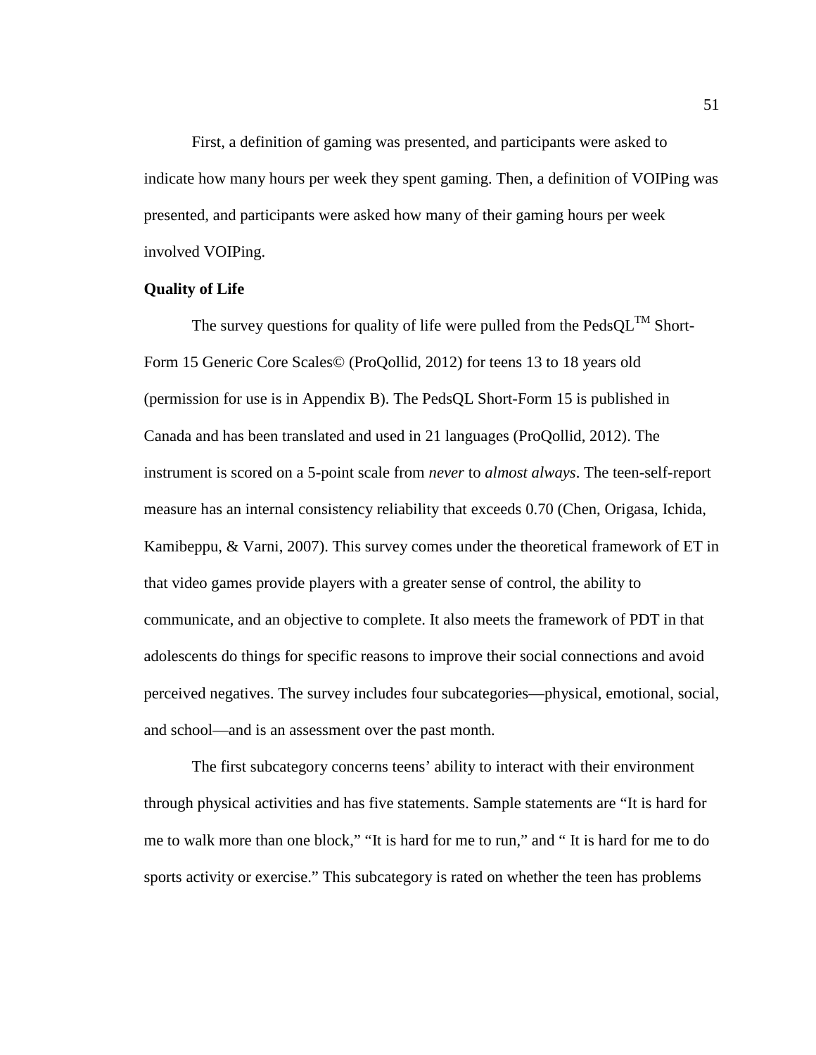First, a definition of gaming was presented, and participants were asked to indicate how many hours per week they spent gaming. Then, a definition of VOIPing was presented, and participants were asked how many of their gaming hours per week involved VOIPing.

**Quality of Life**

The survey questions for quality of life were pulled from the PedsQL™ Short-Form 15 Generic Core Scales© (ProQollid, 2012) for teens 13 to 18 years old (permission for use is in Appendix B). The PedsQL Short-Form 15 is published in Canada and has been translated and used in 21 languages (ProQollid, 2012). The instrument is scored on a 5-point scale from *never* to *almost always*. The teen-self-report measure has an internal consistency reliability that exceeds 0.70 (Chen, Origasa, Ichida, Kamibeppu, & Varni, 2007). This survey comes under the theoretical framework of ET in that video games provide players with a greater sense of control, the ability to communicate, and an objective to complete. It also meets the framework of PDT in that adolescents do things for specific reasons to improve their social connections and avoid perceived negatives. The survey includes four subcategories—physical, emotional, social, and school—and is an assessment over the past month.

The first subcategory concerns teens' ability to interact with their environment through physical activities and has five statements. Sample statements are "It is hard for me to walk more than one block," "It is hard for me to run," and " It is hard for me to do sports activity or exercise." This subcategory is rated on whether the teen has problems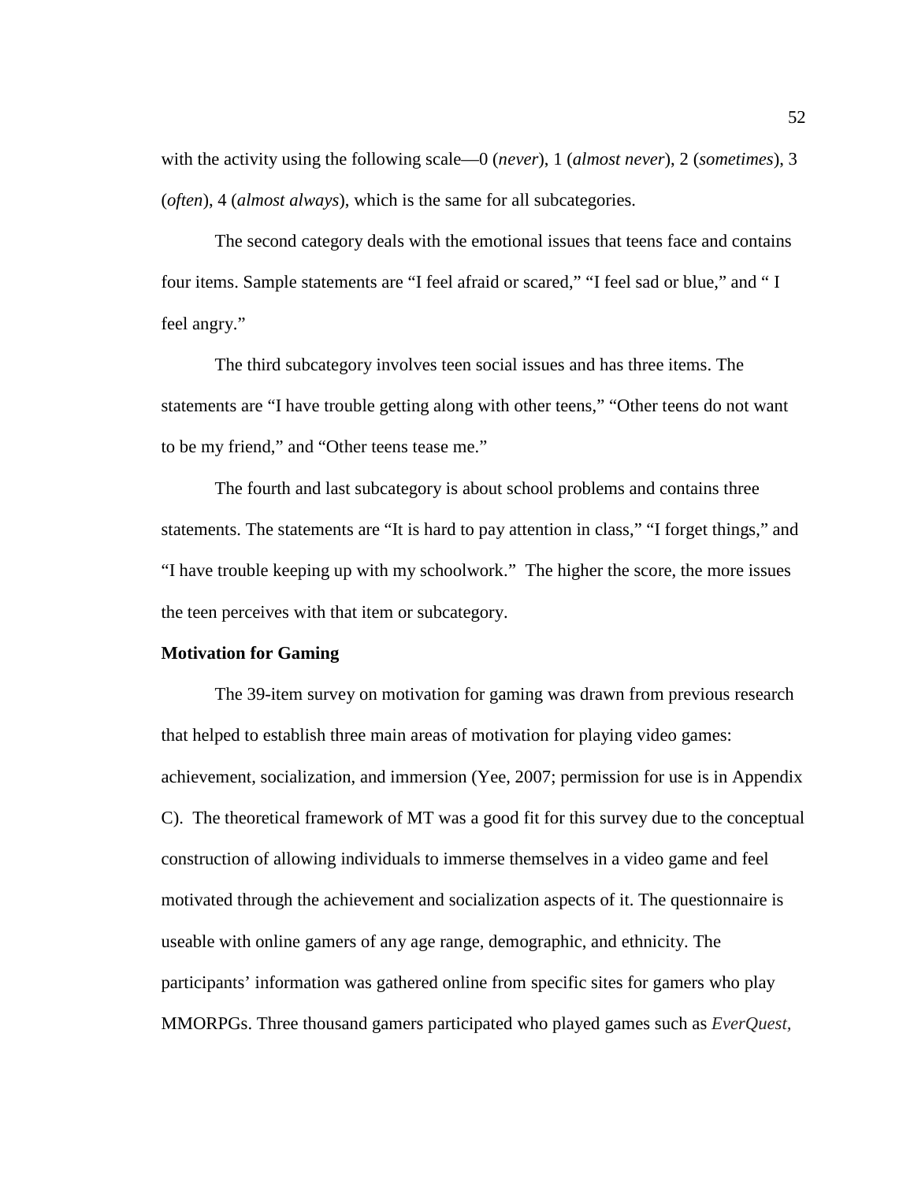with the activity using the following scale—0 (*never*), 1 (*almost never*), 2 (*sometimes*), 3 (*often*), 4 (*almost always*), which is the same for all subcategories.

The second category deals with the emotional issues that teens face and contains four items. Sample statements are "I feel afraid or scared," "I feel sad or blue," and " I feel angry."

The third subcategory involves teen social issues and has three items. The statements are "I have trouble getting along with other teens," "Other teens do not want to be my friend," and "Other teens tease me."

The fourth and last subcategory is about school problems and contains three statements. The statements are "It is hard to pay attention in class," "I forget things," and "I have trouble keeping up with my schoolwork." The higher the score, the more issues the teen perceives with that item or subcategory.

**Motivation for Gaming**

The 39-item survey on motivation for gaming was drawn from previous research that helped to establish three main areas of motivation for playing video games: achievement, socialization, and immersion (Yee, 2007; permission for use is in Appendix C). The theoretical framework of MT was a good fit for this survey due to the conceptual construction of allowing individuals to immerse themselves in a video game and feel motivated through the achievement and socialization aspects of it. The questionnaire is useable with online gamers of any age range, demographic, and ethnicity. The participants' information was gathered online from specific sites for gamers who play MMORPGs. Three thousand gamers participated who played games such as *EverQuest,*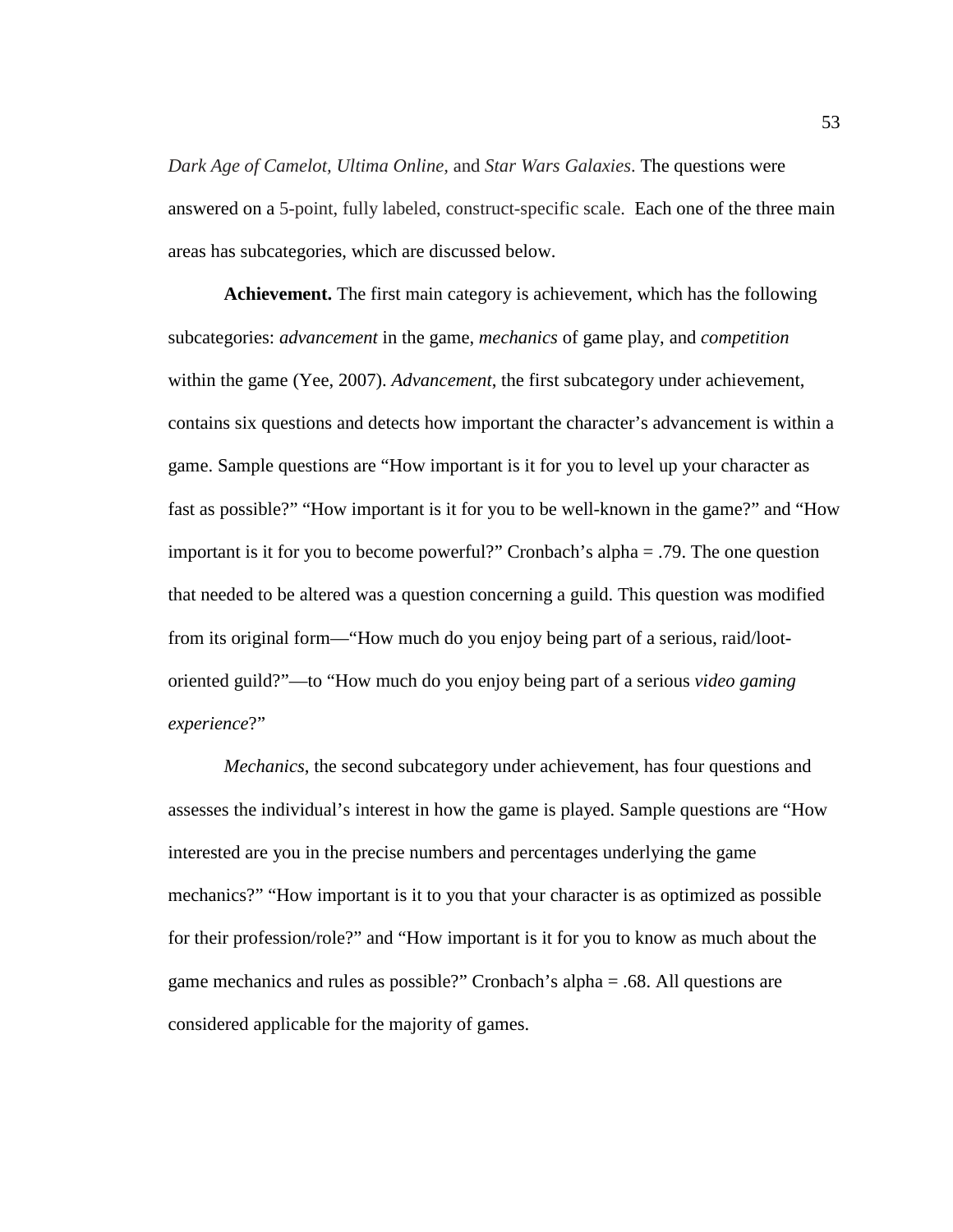*Dark Age of Camelot, Ultima Online,* and *Star Wars Galaxies*. The questions were answered on a 5-point, fully labeled, construct-specific scale. Each one of the three main areas has subcategories, which are discussed below.

**Achievement.** The first main category is achievement, which has the following subcategories: *advancement* in the game, *mechanics* of game play, and *competition* within the game (Yee, 2007). *Advancement*, the first subcategory under achievement, contains six questions and detects how important the character's advancement is within a game. Sample questions are "How important is it for you to level up your character as fast as possible?" "How important is it for you to be well-known in the game?" and "How important is it for you to become powerful?" Cronbach's alpha = .79. The one question that needed to be altered was a question concerning a guild. This question was modified from its original form—"How much do you enjoy being part of a serious, raid/loot-oriented guild?"—to "How much do you enjoy being part of a serious *video gaming experience*?"

*Mechanics*, the second subcategory under achievement, has four questions and assesses the individual's interest in how the game is played. Sample questions are "How interested are you in the precise numbers and percentages underlying the game mechanics?" "How important is it to you that your character is as optimized as possible for their profession/role?" and "How important is it for you to know as much about the game mechanics and rules as possible?" Cronbach's alpha = .68. All questions are considered applicable for the majority of games.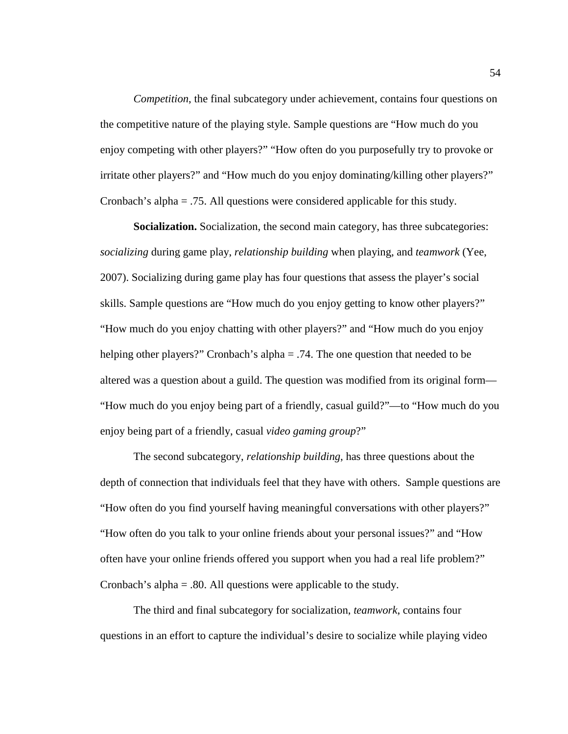*Competition*, the final subcategory under achievement, contains four questions on the competitive nature of the playing style. Sample questions are “How much do you enjoy competing with other players?” “How often do you purposefully try to provoke or irritate other players?” and “How much do you enjoy dominating/killing other players?” Cronbach’s alpha = .75. All questions were considered applicable for this study.

**Socialization.** Socialization, the second main category, has three subcategories: *socializing* during game play, *relationship building* when playing, and *teamwork* (Yee, 2007). Socializing during game play has four questions that assess the player’s social skills. Sample questions are “How much do you enjoy getting to know other players?” “How much do you enjoy chatting with other players?” and “How much do you enjoy helping other players?” Cronbach’s alpha = .74. The one question that needed to be altered was a question about a guild. The question was modified from its original form—“How much do you enjoy being part of a friendly, casual guild?”—to “How much do you enjoy being part of a friendly, casual *video gaming group*?”

The second subcategory, *relationship building*, has three questions about the depth of connection that individuals feel that they have with others. Sample questions are “How often do you find yourself having meaningful conversations with other players?” “How often do you talk to your online friends about your personal issues?” and “How often have your online friends offered you support when you had a real life problem?” Cronbach’s alpha = .80. All questions were applicable to the study.

The third and final subcategory for socialization, *teamwork*, contains four questions in an effort to capture the individual’s desire to socialize while playing video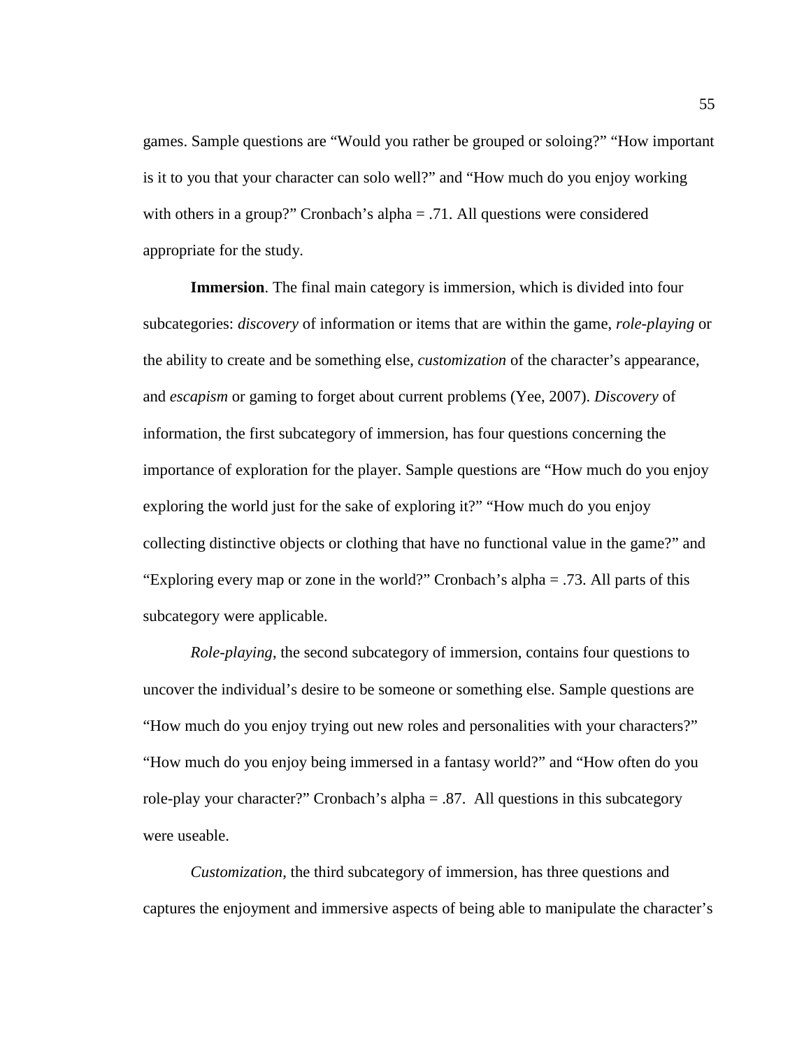games. Sample questions are “Would you rather be grouped or soloing?” “How important is it to you that your character can solo well?” and “How much do you enjoy working with others in a group?” Cronbach’s alpha = .71. All questions were considered appropriate for the study.

**Immersion**. The final main category is immersion, which is divided into four subcategories: *discovery* of information or items that are within the game, *role-playing* or the ability to create and be something else, *customization* of the character’s appearance, and *escapism* or gaming to forget about current problems (Yee, 2007). *Discovery* of information, the first subcategory of immersion, has four questions concerning the importance of exploration for the player. Sample questions are “How much do you enjoy exploring the world just for the sake of exploring it?” “How much do you enjoy collecting distinctive objects or clothing that have no functional value in the game?” and “Exploring every map or zone in the world?” Cronbach’s alpha = .73. All parts of this subcategory were applicable.

*Role-playing*, the second subcategory of immersion, contains four questions to uncover the individual’s desire to be someone or something else. Sample questions are “How much do you enjoy trying out new roles and personalities with your characters?” “How much do you enjoy being immersed in a fantasy world?” and “How often do you role-play your character?” Cronbach’s alpha = .87. All questions in this subcategory were useable.

*Customization*, the third subcategory of immersion, has three questions and captures the enjoyment and immersive aspects of being able to manipulate the character’s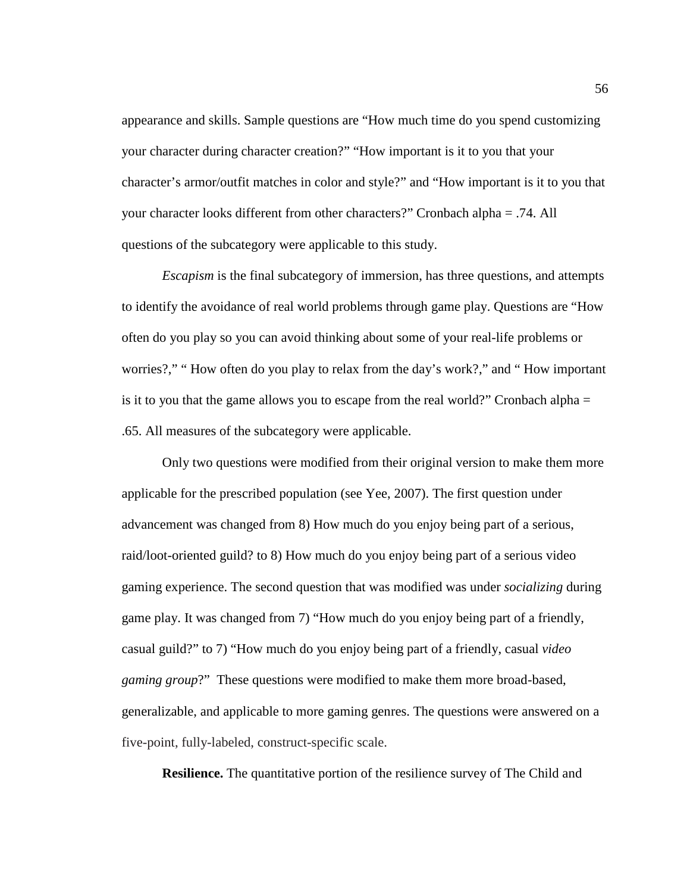appearance and skills. Sample questions are "How much time do you spend customizing your character during character creation?" "How important is it to you that your character's armor/outfit matches in color and style?" and "How important is it to you that your character looks different from other characters?" Cronbach alpha = .74. All questions of the subcategory were applicable to this study.

*Escapism* is the final subcategory of immersion, has three questions, and attempts to identify the avoidance of real world problems through game play. Questions are "How often do you play so you can avoid thinking about some of your real-life problems or worries?," " How often do you play to relax from the day's work?," and " How important is it to you that the game allows you to escape from the real world?" Cronbach alpha = .65. All measures of the subcategory were applicable.

Only two questions were modified from their original version to make them more applicable for the prescribed population (see Yee, 2007). The first question under advancement was changed from 8) How much do you enjoy being part of a serious, raid/loot-oriented guild? to 8) How much do you enjoy being part of a serious video gaming experience. The second question that was modified was under *socializing* during game play. It was changed from 7) "How much do you enjoy being part of a friendly, casual guild?" to 7) "How much do you enjoy being part of a friendly, casual *video gaming group*?" These questions were modified to make them more broad-based, generalizable, and applicable to more gaming genres. The questions were answered on a five-point, fully-labeled, construct-specific scale.

**Resilience.** The quantitative portion of the resilience survey of The Child and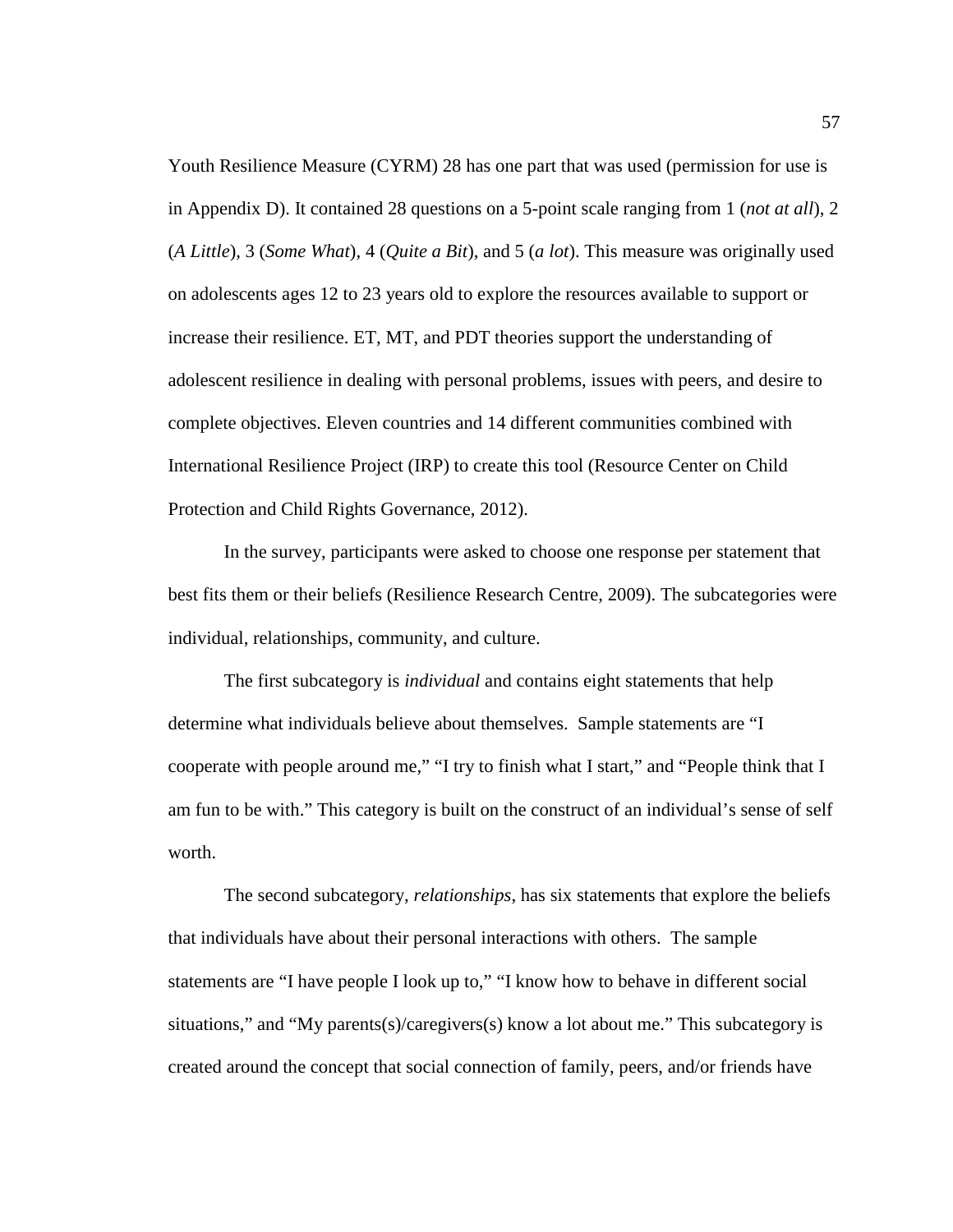Youth Resilience Measure (CYRM) 28 has one part that was used (permission for use is in Appendix D). It contained 28 questions on a 5-point scale ranging from 1 (*not at all*), 2 (*A Little*), 3 (*Some What*), 4 (*Quite a Bit*), and 5 (*a lot*). This measure was originally used on adolescents ages 12 to 23 years old to explore the resources available to support or increase their resilience. ET, MT, and PDT theories support the understanding of adolescent resilience in dealing with personal problems, issues with peers, and desire to complete objectives. Eleven countries and 14 different communities combined with International Resilience Project (IRP) to create this tool (Resource Center on Child Protection and Child Rights Governance, 2012).

In the survey, participants were asked to choose one response per statement that best fits them or their beliefs (Resilience Research Centre, 2009). The subcategories were individual, relationships, community, and culture.

The first subcategory is *individual* and contains eight statements that help determine what individuals believe about themselves. Sample statements are "I cooperate with people around me," "I try to finish what I start," and "People think that I am fun to be with." This category is built on the construct of an individual's sense of self worth.

The second subcategory, *relationships*, has six statements that explore the beliefs that individuals have about their personal interactions with others. The sample statements are "I have people I look up to," "I know how to behave in different social situations," and "My parents(s)/caregivers(s) know a lot about me." This subcategory is created around the concept that social connection of family, peers, and/or friends have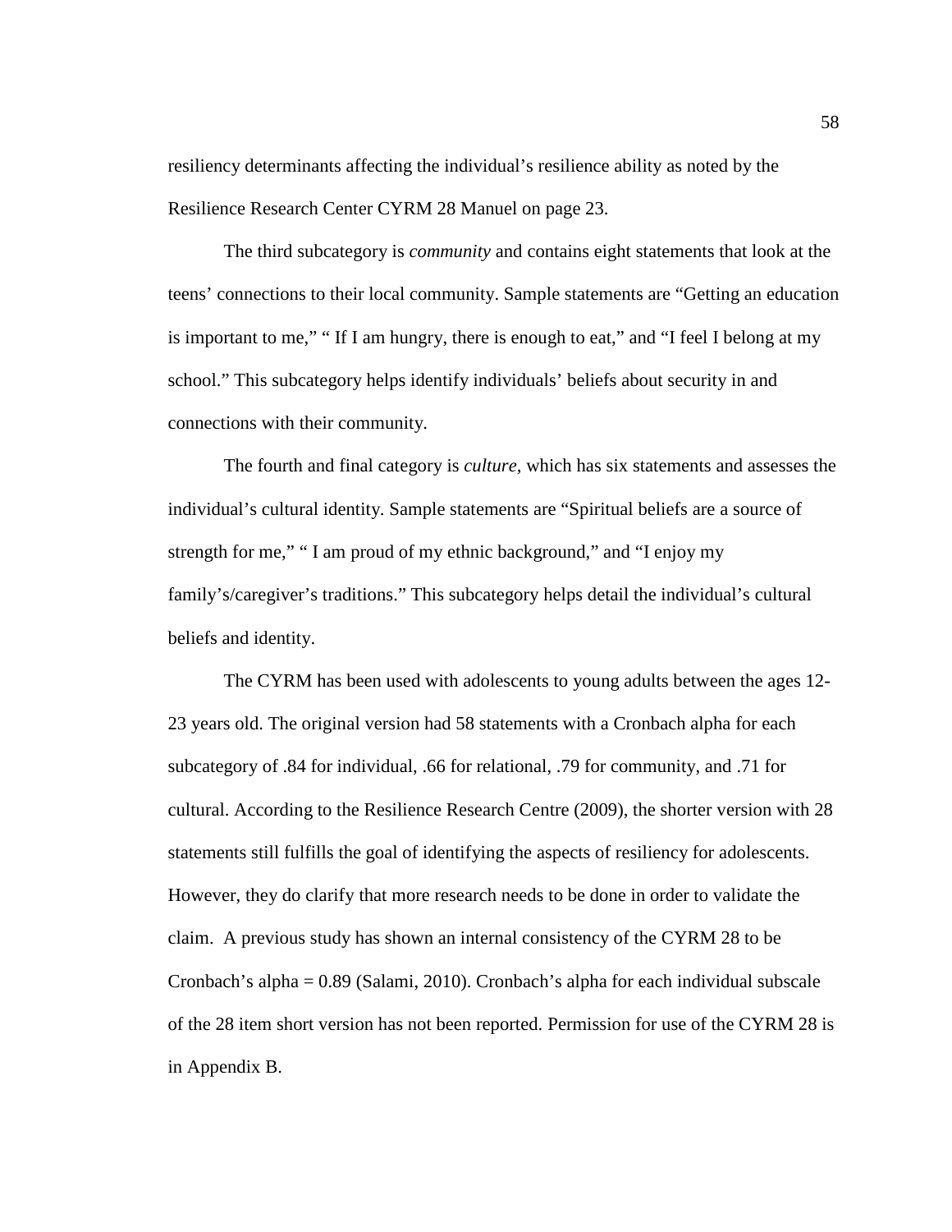resiliency determinants affecting the individual's resilience ability as noted by the Resilience Research Center CYRM 28 Manuel on page 23.

The third subcategory is *community* and contains eight statements that look at the teens' connections to their local community. Sample statements are "Getting an education is important to me," " If I am hungry, there is enough to eat," and "I feel I belong at my school." This subcategory helps identify individuals' beliefs about security in and connections with their community.

The fourth and final category is *culture*, which has six statements and assesses the individual's cultural identity. Sample statements are "Spiritual beliefs are a source of strength for me," " I am proud of my ethnic background," and "I enjoy my family's/caregiver's traditions." This subcategory helps detail the individual's cultural beliefs and identity.

The CYRM has been used with adolescents to young adults between the ages 12-23 years old. The original version had 58 statements with a Cronbach alpha for each subcategory of .84 for individual, .66 for relational, .79 for community, and .71 for cultural. According to the Resilience Research Centre (2009), the shorter version with 28 statements still fulfills the goal of identifying the aspects of resiliency for adolescents. However, they do clarify that more research needs to be done in order to validate the claim. A previous study has shown an internal consistency of the CYRM 28 to be Cronbach's alpha = 0.89 (Salami, 2010). Cronbach's alpha for each individual subscale of the 28 item short version has not been reported. Permission for use of the CYRM 28 is in Appendix B.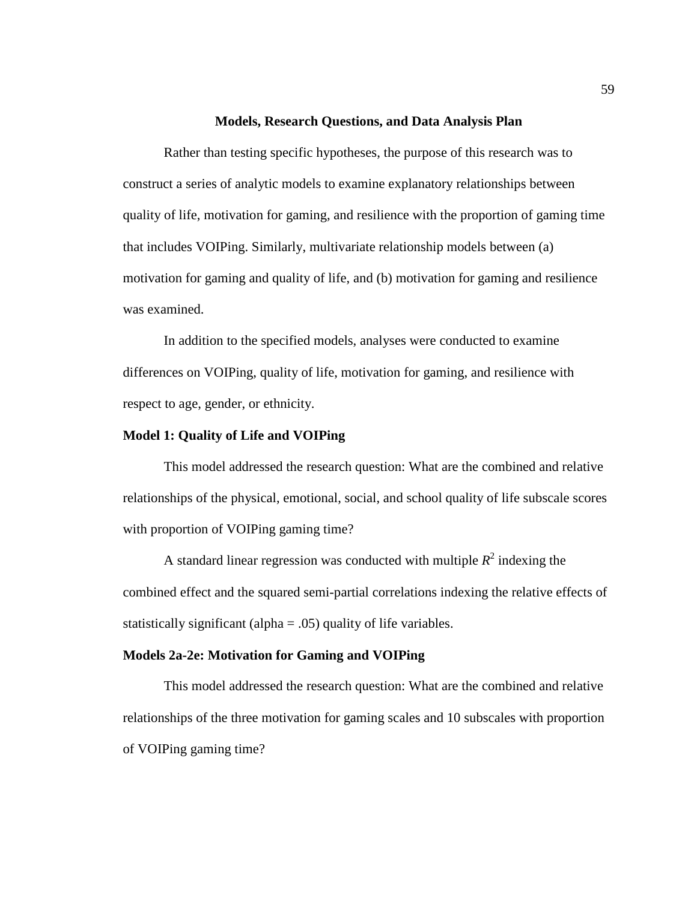## Models, Research Questions, and Data Analysis Plan

Rather than testing specific hypotheses, the purpose of this research was to construct a series of analytic models to examine explanatory relationships between quality of life, motivation for gaming, and resilience with the proportion of gaming time that includes VOIPing. Similarly, multivariate relationship models between (a) motivation for gaming and quality of life, and (b) motivation for gaming and resilience was examined.

In addition to the specified models, analyses were conducted to examine differences on VOIPing, quality of life, motivation for gaming, and resilience with respect to age, gender, or ethnicity.

### Model 1: Quality of Life and VOIPing

This model addressed the research question: What are the combined and relative relationships of the physical, emotional, social, and school quality of life subscale scores with proportion of VOIPing gaming time?

A standard linear regression was conducted with multiple $R^2$ indexing the combined effect and the squared semi-partial correlations indexing the relative effects of statistically significant (alpha = .05) quality of life variables.

### Models 2a-2e: Motivation for Gaming and VOIPing

This model addressed the research question: What are the combined and relative relationships of the three motivation for gaming scales and 10 subscales with proportion of VOIPing gaming time?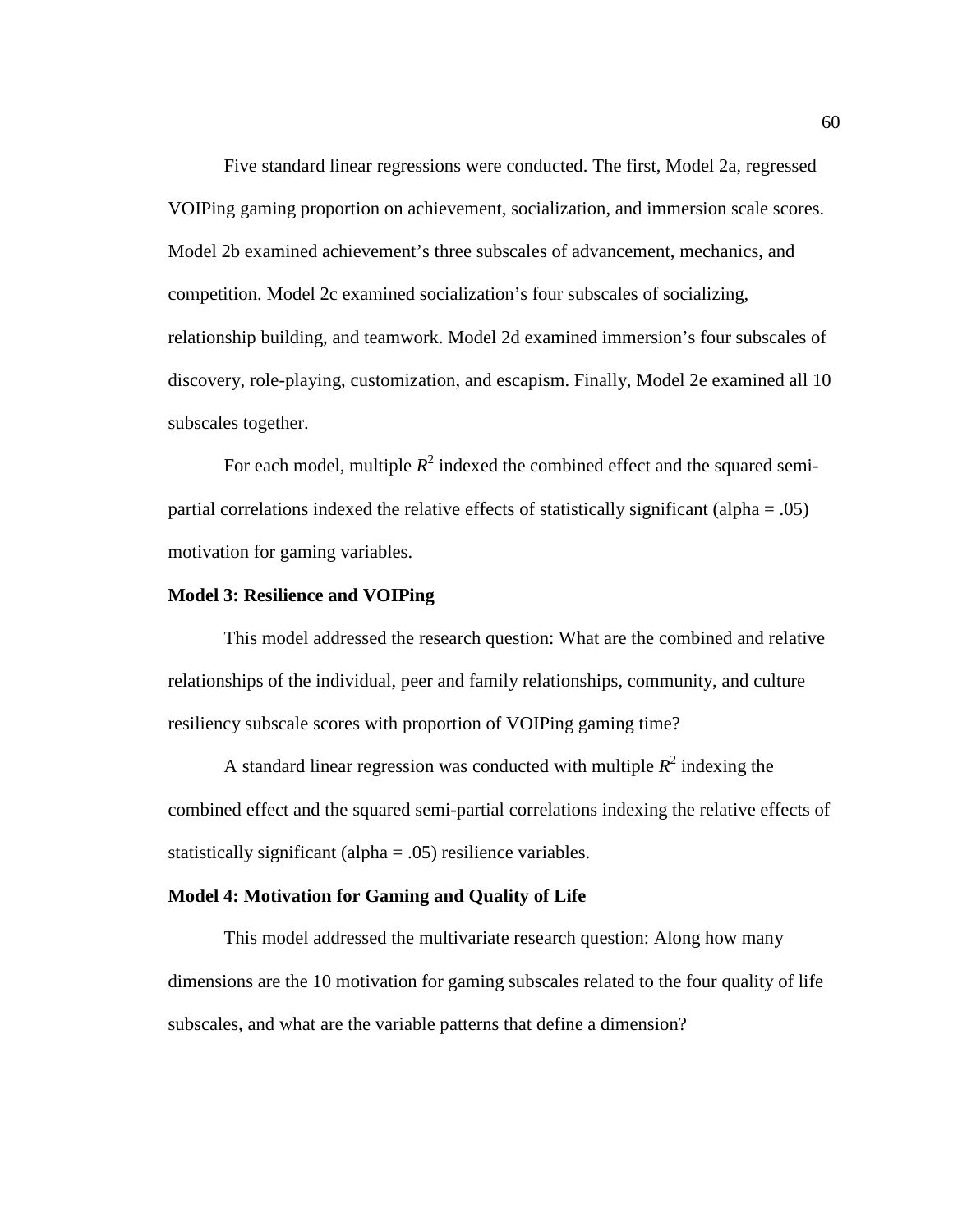Five standard linear regressions were conducted. The first, Model 2a, regressed VOIPing gaming proportion on achievement, socialization, and immersion scale scores. Model 2b examined achievement's three subscales of advancement, mechanics, and competition. Model 2c examined socialization's four subscales of socializing, relationship building, and teamwork. Model 2d examined immersion's four subscales of discovery, role-playing, customization, and escapism. Finally, Model 2e examined all 10 subscales together.

For each model, multiple $R^2$ indexed the combined effect and the squared semi-partial correlations indexed the relative effects of statistically significant (alpha = .05) motivation for gaming variables.

**Model 3: Resilience and VOIPing**

This model addressed the research question: What are the combined and relative relationships of the individual, peer and family relationships, community, and culture resiliency subscale scores with proportion of VOIPing gaming time?

A standard linear regression was conducted with multiple $R^2$ indexing the combined effect and the squared semi-partial correlations indexing the relative effects of statistically significant (alpha = .05) resilience variables.

**Model 4: Motivation for Gaming and Quality of Life**

This model addressed the multivariate research question: Along how many dimensions are the 10 motivation for gaming subscales related to the four quality of life subscales, and what are the variable patterns that define a dimension?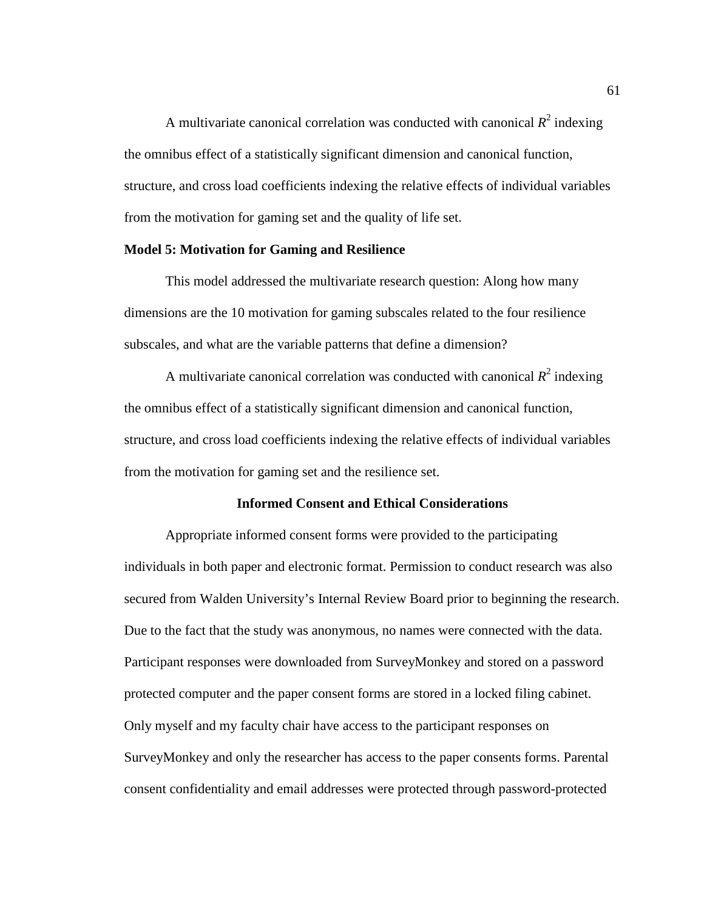A multivariate canonical correlation was conducted with canonical $R^2$ indexing the omnibus effect of a statistically significant dimension and canonical function, structure, and cross load coefficients indexing the relative effects of individual variables from the motivation for gaming set and the quality of life set.

### Model 5: Motivation for Gaming and Resilience

This model addressed the multivariate research question: Along how many dimensions are the 10 motivation for gaming subscales related to the four resilience subscales, and what are the variable patterns that define a dimension?

A multivariate canonical correlation was conducted with canonical $R^2$ indexing the omnibus effect of a statistically significant dimension and canonical function, structure, and cross load coefficients indexing the relative effects of individual variables from the motivation for gaming set and the resilience set.

## Informed Consent and Ethical Considerations

Appropriate informed consent forms were provided to the participating individuals in both paper and electronic format. Permission to conduct research was also secured from Walden University's Internal Review Board prior to beginning the research. Due to the fact that the study was anonymous, no names were connected with the data. Participant responses were downloaded from SurveyMonkey and stored on a password protected computer and the paper consent forms are stored in a locked filing cabinet. Only myself and my faculty chair have access to the participant responses on SurveyMonkey and only the researcher has access to the paper consents forms. Parental consent confidentiality and email addresses were protected through password-protected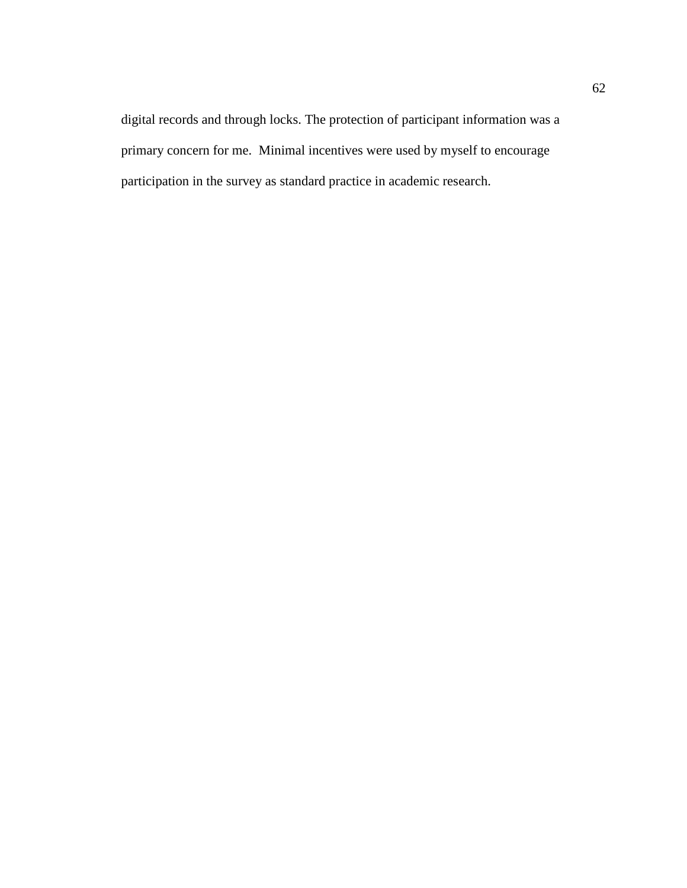digital records and through locks. The protection of participant information was a primary concern for me. Minimal incentives were used by myself to encourage participation in the survey as standard practice in academic research.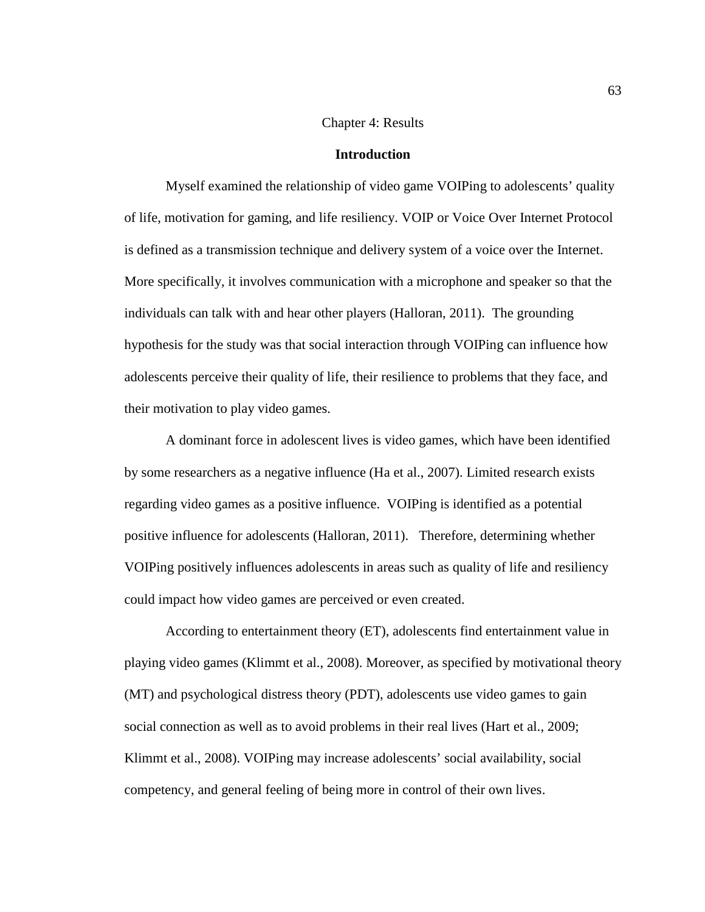# Chapter 4: Results

## Introduction

Myself examined the relationship of video game VOIPing to adolescents' quality of life, motivation for gaming, and life resiliency. VOIP or Voice Over Internet Protocol is defined as a transmission technique and delivery system of a voice over the Internet. More specifically, it involves communication with a microphone and speaker so that the individuals can talk with and hear other players (Halloran, 2011). The grounding hypothesis for the study was that social interaction through VOIPing can influence how adolescents perceive their quality of life, their resilience to problems that they face, and their motivation to play video games.

A dominant force in adolescent lives is video games, which have been identified by some researchers as a negative influence (Ha et al., 2007). Limited research exists regarding video games as a positive influence. VOIPing is identified as a potential positive influence for adolescents (Halloran, 2011). Therefore, determining whether VOIPing positively influences adolescents in areas such as quality of life and resiliency could impact how video games are perceived or even created.

According to entertainment theory (ET), adolescents find entertainment value in playing video games (Klimmt et al., 2008). Moreover, as specified by motivational theory (MT) and psychological distress theory (PDT), adolescents use video games to gain social connection as well as to avoid problems in their real lives (Hart et al., 2009; Klimmt et al., 2008). VOIPing may increase adolescents' social availability, social competency, and general feeling of being more in control of their own lives.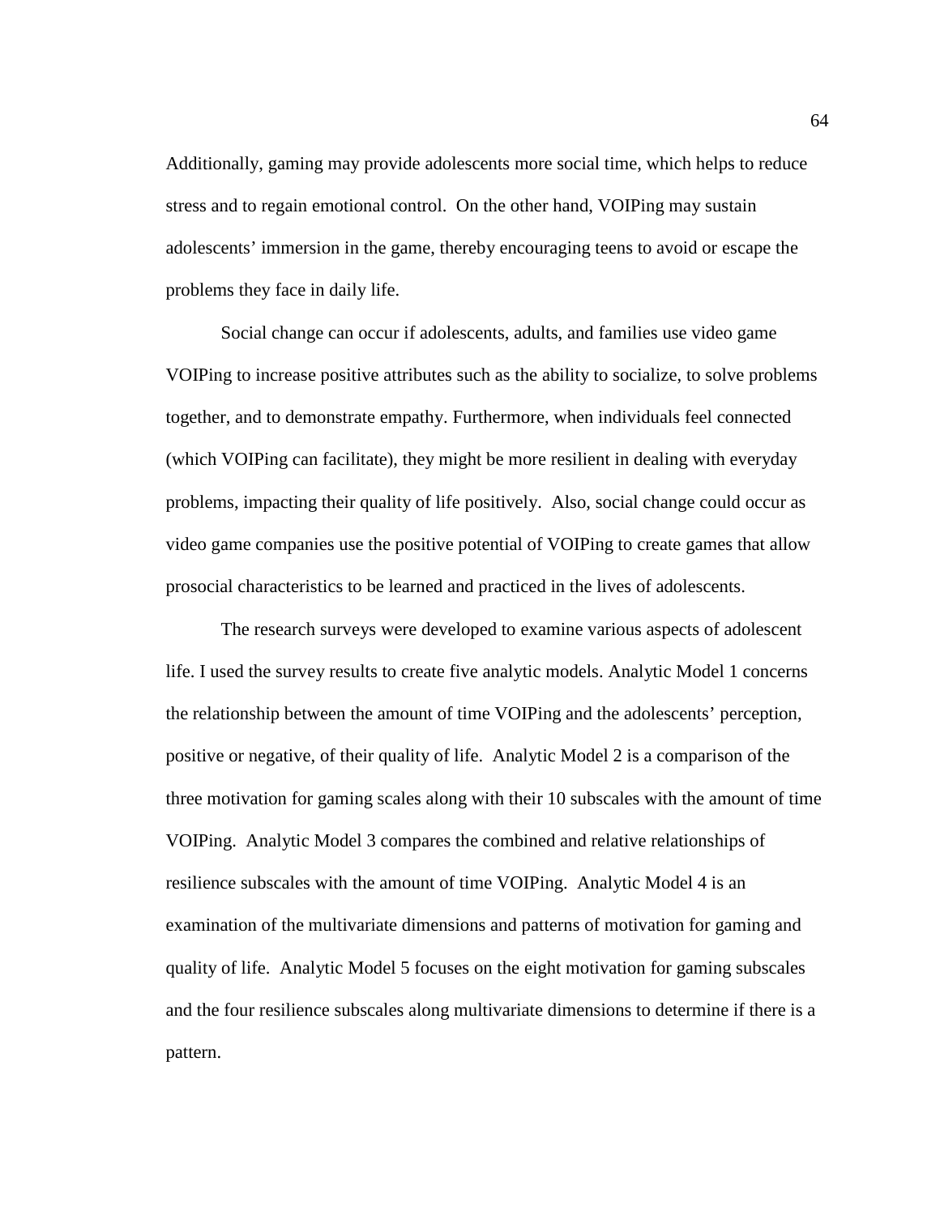Additionally, gaming may provide adolescents more social time, which helps to reduce stress and to regain emotional control. On the other hand, VOIPing may sustain adolescents' immersion in the game, thereby encouraging teens to avoid or escape the problems they face in daily life.

Social change can occur if adolescents, adults, and families use video game VOIPing to increase positive attributes such as the ability to socialize, to solve problems together, and to demonstrate empathy. Furthermore, when individuals feel connected (which VOIPing can facilitate), they might be more resilient in dealing with everyday problems, impacting their quality of life positively. Also, social change could occur as video game companies use the positive potential of VOIPing to create games that allow prosocial characteristics to be learned and practiced in the lives of adolescents.

The research surveys were developed to examine various aspects of adolescent life. I used the survey results to create five analytic models. Analytic Model 1 concerns the relationship between the amount of time VOIPing and the adolescents' perception, positive or negative, of their quality of life. Analytic Model 2 is a comparison of the three motivation for gaming scales along with their 10 subscales with the amount of time VOIPing. Analytic Model 3 compares the combined and relative relationships of resilience subscales with the amount of time VOIPing. Analytic Model 4 is an examination of the multivariate dimensions and patterns of motivation for gaming and quality of life. Analytic Model 5 focuses on the eight motivation for gaming subscales and the four resilience subscales along multivariate dimensions to determine if there is a pattern.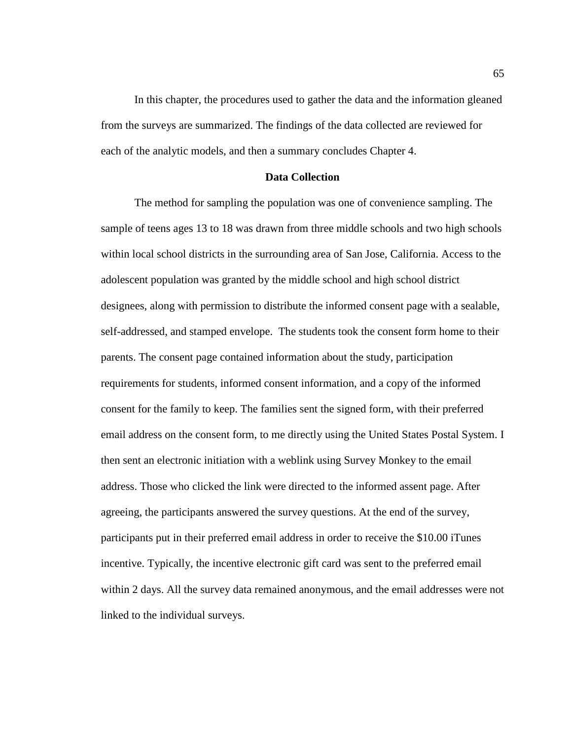In this chapter, the procedures used to gather the data and the information gleaned from the surveys are summarized. The findings of the data collected are reviewed for each of the analytic models, and then a summary concludes Chapter 4.

## Data Collection

The method for sampling the population was one of convenience sampling. The sample of teens ages 13 to 18 was drawn from three middle schools and two high schools within local school districts in the surrounding area of San Jose, California. Access to the adolescent population was granted by the middle school and high school district designees, along with permission to distribute the informed consent page with a sealable, self-addressed, and stamped envelope. The students took the consent form home to their parents. The consent page contained information about the study, participation requirements for students, informed consent information, and a copy of the informed consent for the family to keep. The families sent the signed form, with their preferred email address on the consent form, to me directly using the United States Postal System. I then sent an electronic initiation with a weblink using Survey Monkey to the email address. Those who clicked the link were directed to the informed assent page. After agreeing, the participants answered the survey questions. At the end of the survey, participants put in their preferred email address in order to receive the $10.00 iTunes incentive. Typically, the incentive electronic gift card was sent to the preferred email within 2 days. All the survey data remained anonymous, and the email addresses were not linked to the individual surveys.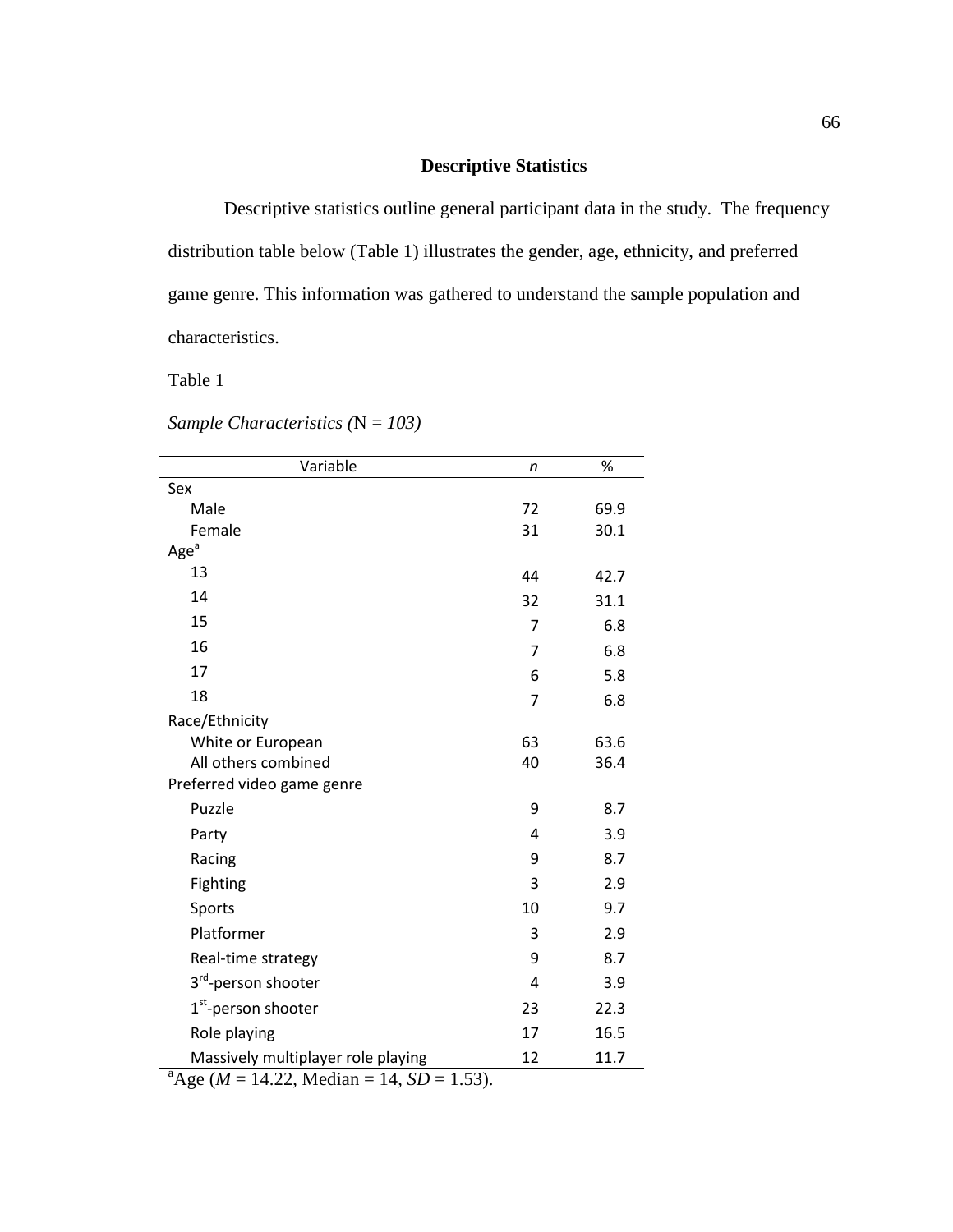## Descriptive Statistics

Descriptive statistics outline general participant data in the study. The frequency distribution table below (Table 1) illustrates the gender, age, ethnicity, and preferred game genre. This information was gathered to understand the sample population and characteristics.

Table 1

*Sample Characteristics (*N *= 103)*

| Variable | *n* | % |
|---|---|---|
| Sex | | |
| Male | 72 | 69.9 |
| Female | 31 | 30.1 |
| Age[a] | | |
| 13 | 44 | 42.7 |
| 14 | 32 | 31.1 |
| 15 | 7 | 6.8 |
| 16 | 7 | 6.8 |
| 17 | 6 | 5.8 |
| 18 | 7 | 6.8 |
| Race/Ethnicity | | |
| White or European | 63 | 63.6 |
| All others combined | 40 | 36.4 |
| Preferred video game genre | | |
| Puzzle | 9 | 8.7 |
| Party | 4 | 3.9 |
| Racing | 9 | 8.7 |
| Fighting | 3 | 2.9 |
| Sports | 10 | 9.7 |
| Platformer | 3 | 2.9 |
| Real-time strategy | 9 | 8.7 |
| 3rd-person shooter | 4 | 3.9 |
| 1st-person shooter | 23 | 22.3 |
| Role playing | 17 | 16.5 |
| Massively multiplayer role playing | 12 | 11.7 |

[a]Age (*M* = 14.22, Median = 14, *SD* = 1.53).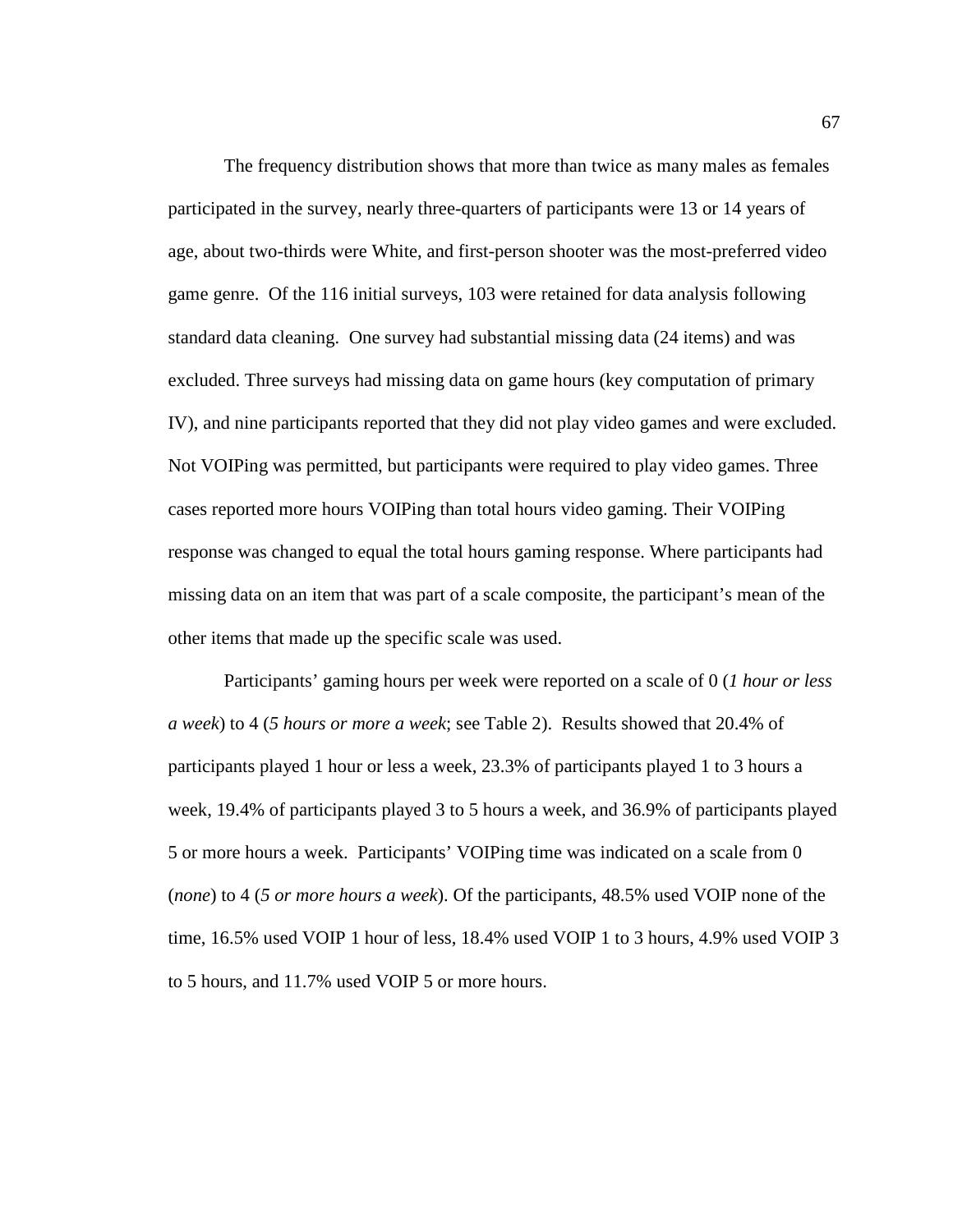The frequency distribution shows that more than twice as many males as females participated in the survey, nearly three-quarters of participants were 13 or 14 years of age, about two-thirds were White, and first-person shooter was the most-preferred video game genre. Of the 116 initial surveys, 103 were retained for data analysis following standard data cleaning. One survey had substantial missing data (24 items) and was excluded. Three surveys had missing data on game hours (key computation of primary IV), and nine participants reported that they did not play video games and were excluded. Not VOIPing was permitted, but participants were required to play video games. Three cases reported more hours VOIPing than total hours video gaming. Their VOIPing response was changed to equal the total hours gaming response. Where participants had missing data on an item that was part of a scale composite, the participant's mean of the other items that made up the specific scale was used.

Participants' gaming hours per week were reported on a scale of 0 (*1 hour or less a week*) to 4 (*5 hours or more a week*; see Table 2). Results showed that 20.4% of participants played 1 hour or less a week, 23.3% of participants played 1 to 3 hours a week, 19.4% of participants played 3 to 5 hours a week, and 36.9% of participants played 5 or more hours a week. Participants' VOIPing time was indicated on a scale from 0 (*none*) to 4 (*5 or more hours a week*). Of the participants, 48.5% used VOIP none of the time, 16.5% used VOIP 1 hour of less, 18.4% used VOIP 1 to 3 hours, 4.9% used VOIP 3 to 5 hours, and 11.7% used VOIP 5 or more hours.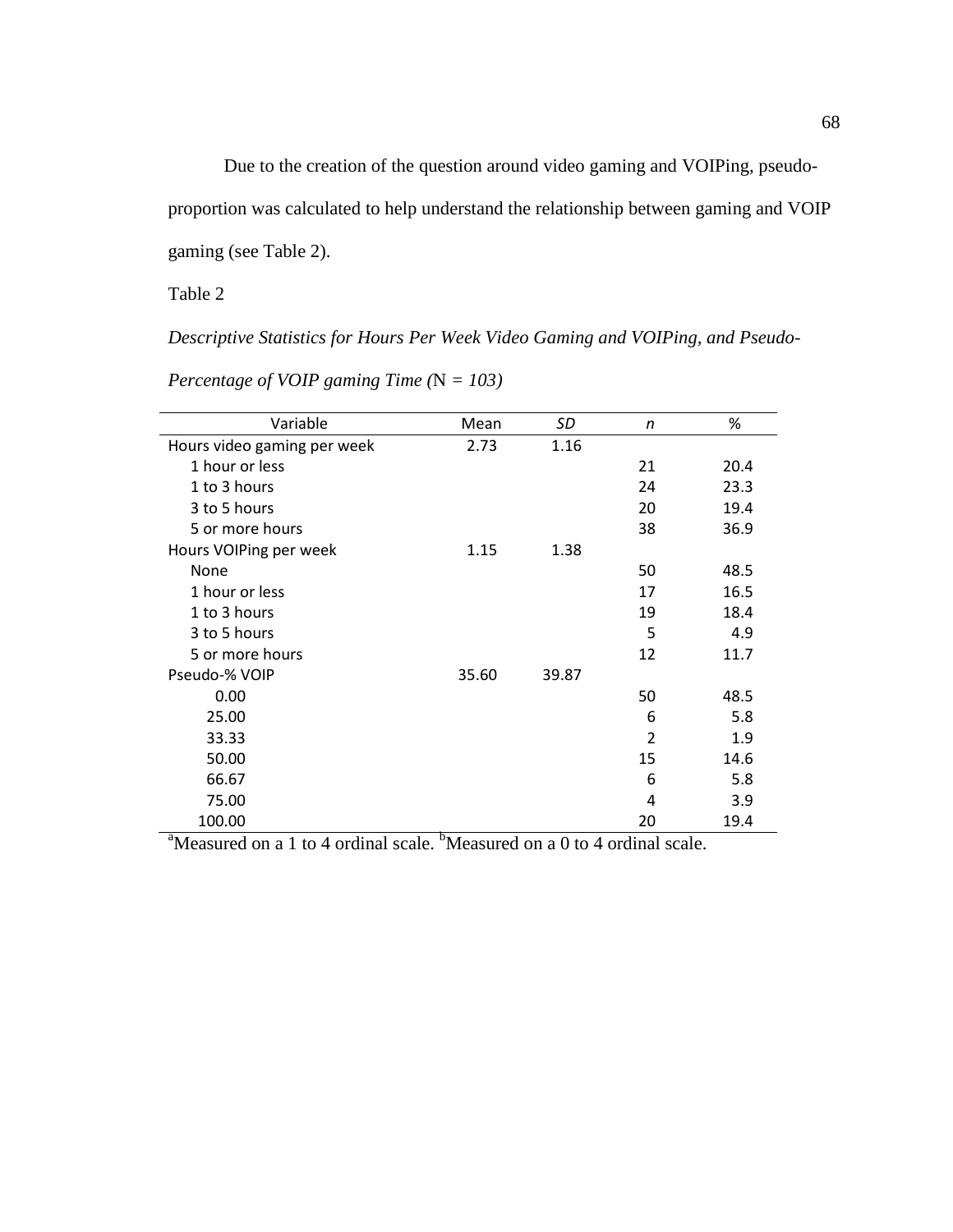Due to the creation of the question around video gaming and VOIPing, pseudo-proportion was calculated to help understand the relationship between gaming and VOIP gaming (see Table 2).

Table 2

*Descriptive Statistics for Hours Per Week Video Gaming and VOIPing, and Pseudo-Percentage of VOIP gaming Time (*N *= 103)*

| Variable | Mean | *SD* | *n* | % |
|---|---|---|---|---|
| Hours video gaming per week | 2.73 | 1.16 | | |
| 1 hour or less | | | 21 | 20.4 |
| 1 to 3 hours | | | 24 | 23.3 |
| 3 to 5 hours | | | 20 | 19.4 |
| 5 or more hours | | | 38 | 36.9 |
| Hours VOIPing per week | 1.15 | 1.38 | | |
| None | | | 50 | 48.5 |
| 1 hour or less | | | 17 | 16.5 |
| 1 to 3 hours | | | 19 | 18.4 |
| 3 to 5 hours | | | 5 | 4.9 |
| 5 or more hours | | | 12 | 11.7 |
| Pseudo-% VOIP | 35.60 | 39.87 | | |
| 0.00 | | | 50 | 48.5 |
| 25.00 | | | 6 | 5.8 |
| 33.33 | | | 2 | 1.9 |
| 50.00 | | | 15 | 14.6 |
| 66.67 | | | 6 | 5.8 |
| 75.00 | | | 4 | 3.9 |
| 100.00 | | | 20 | 19.4 |

[a]Measured on a 1 to 4 ordinal scale. [b]Measured on a 0 to 4 ordinal scale.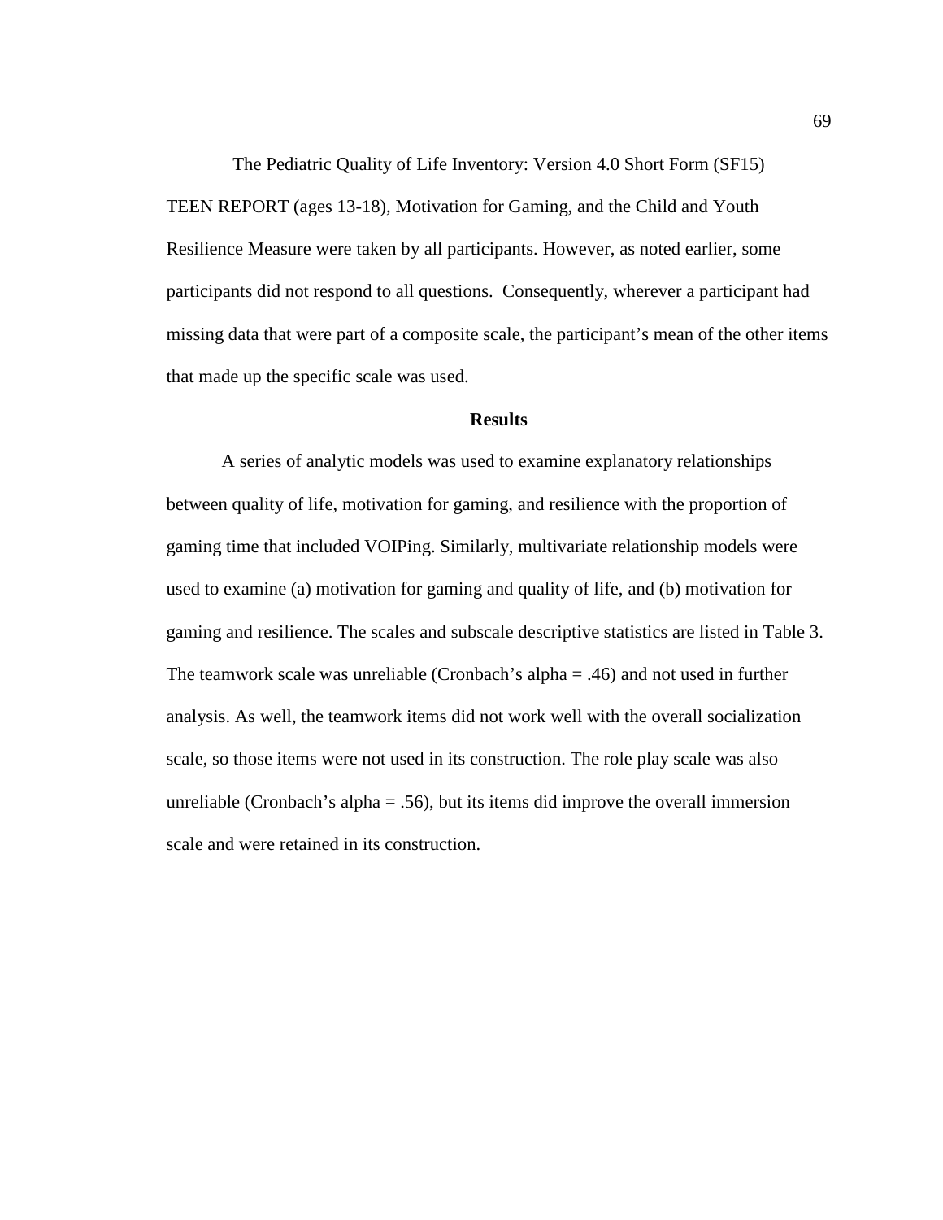The Pediatric Quality of Life Inventory: Version 4.0 Short Form (SF15) TEEN REPORT (ages 13-18), Motivation for Gaming, and the Child and Youth Resilience Measure were taken by all participants. However, as noted earlier, some participants did not respond to all questions. Consequently, wherever a participant had missing data that were part of a composite scale, the participant's mean of the other items that made up the specific scale was used.

## Results

A series of analytic models was used to examine explanatory relationships between quality of life, motivation for gaming, and resilience with the proportion of gaming time that included VOIPing. Similarly, multivariate relationship models were used to examine (a) motivation for gaming and quality of life, and (b) motivation for gaming and resilience. The scales and subscale descriptive statistics are listed in Table 3. The teamwork scale was unreliable (Cronbach's alpha = .46) and not used in further analysis. As well, the teamwork items did not work well with the overall socialization scale, so those items were not used in its construction. The role play scale was also unreliable (Cronbach's alpha = .56), but its items did improve the overall immersion scale and were retained in its construction.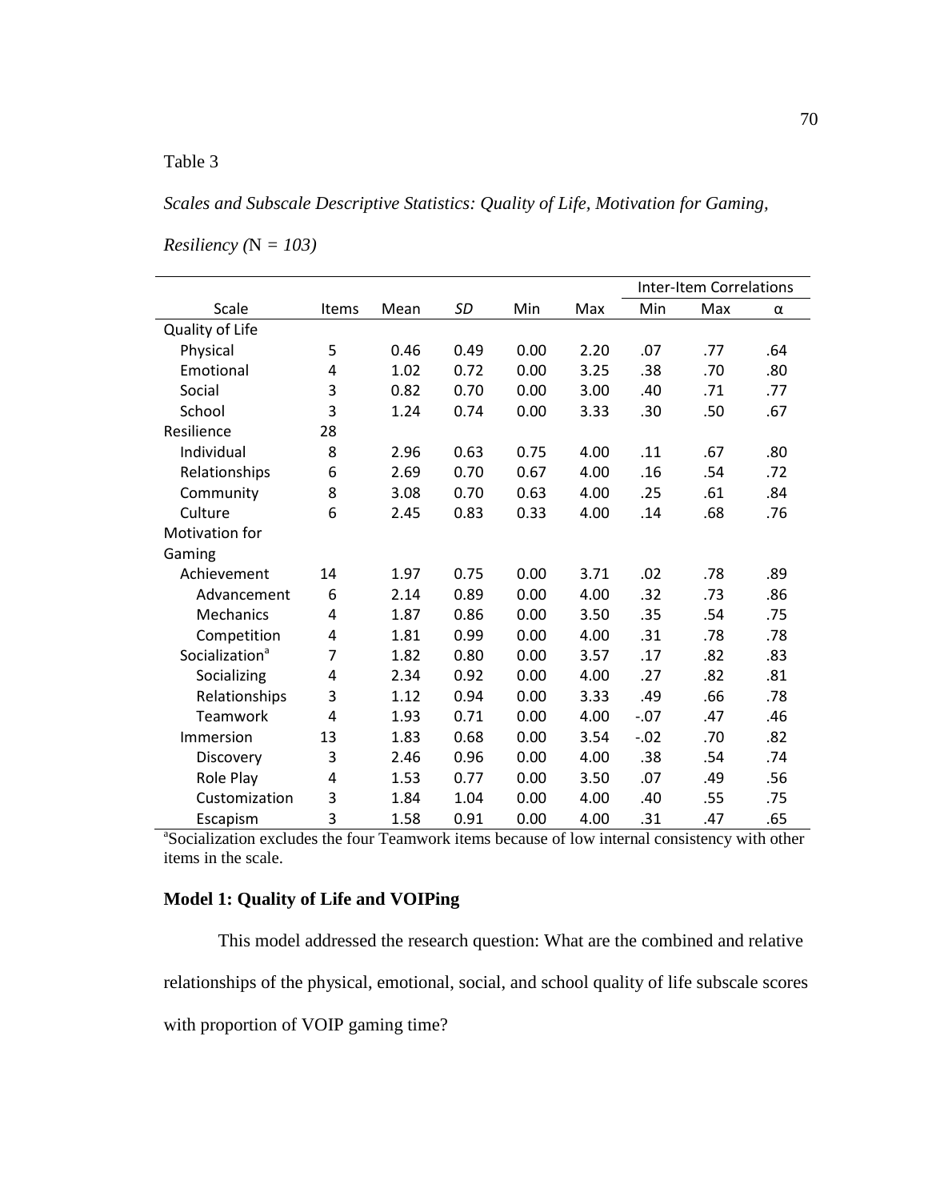Table 3

*Scales and Subscale Descriptive Statistics: Quality of Life, Motivation for Gaming, Resiliency (*N *= 103)*

| | | | | | | Inter-Item Correlations | | |
|---|---|---|---|---|---|---|---|---|
| Scale | Items | Mean | *SD* | Min | Max | Min | Max | α |
| Quality of Life | | | | | | | | |
| Physical | 5 | 0.46 | 0.49 | 0.00 | 2.20 | .07 | .77 | .64 |
| Emotional | 4 | 1.02 | 0.72 | 0.00 | 3.25 | .38 | .70 | .80 |
| Social | 3 | 0.82 | 0.70 | 0.00 | 3.00 | .40 | .71 | .77 |
| School | 3 | 1.24 | 0.74 | 0.00 | 3.33 | .30 | .50 | .67 |
| Resilience | 28 | | | | | | | |
| Individual | 8 | 2.96 | 0.63 | 0.75 | 4.00 | .11 | .67 | .80 |
| Relationships | 6 | 2.69 | 0.70 | 0.67 | 4.00 | .16 | .54 | .72 |
| Community | 8 | 3.08 | 0.70 | 0.63 | 4.00 | .25 | .61 | .84 |
| Culture | 6 | 2.45 | 0.83 | 0.33 | 4.00 | .14 | .68 | .76 |
| Motivation for Gaming | | | | | | | | |
| Achievement | 14 | 1.97 | 0.75 | 0.00 | 3.71 | .02 | .78 | .89 |
| Advancement | 6 | 2.14 | 0.89 | 0.00 | 4.00 | .32 | .73 | .86 |
| Mechanics | 4 | 1.87 | 0.86 | 0.00 | 3.50 | .35 | .54 | .75 |
| Competition | 4 | 1.81 | 0.99 | 0.00 | 4.00 | .31 | .78 | .78 |
| Socialization[a] | 7 | 1.82 | 0.80 | 0.00 | 3.57 | .17 | .82 | .83 |
| Socializing | 4 | 2.34 | 0.92 | 0.00 | 4.00 | .27 | .82 | .81 |
| Relationships | 3 | 1.12 | 0.94 | 0.00 | 3.33 | .49 | .66 | .78 |
| Teamwork | 4 | 1.93 | 0.71 | 0.00 | 4.00 | -.07 | .47 | .46 |
| Immersion | 13 | 1.83 | 0.68 | 0.00 | 3.54 | -.02 | .70 | .82 |
| Discovery | 3 | 2.46 | 0.96 | 0.00 | 4.00 | .38 | .54 | .74 |
| Role Play | 4 | 1.53 | 0.77 | 0.00 | 3.50 | .07 | .49 | .56 |
| Customization | 3 | 1.84 | 1.04 | 0.00 | 4.00 | .40 | .55 | .75 |
| Escapism | 3 | 1.58 | 0.91 | 0.00 | 4.00 | .31 | .47 | .65 |

[a]Socialization excludes the four Teamwork items because of low internal consistency with other items in the scale.

**Model 1: Quality of Life and VOIPing**

This model addressed the research question: What are the combined and relative relationships of the physical, emotional, social, and school quality of life subscale scores with proportion of VOIP gaming time?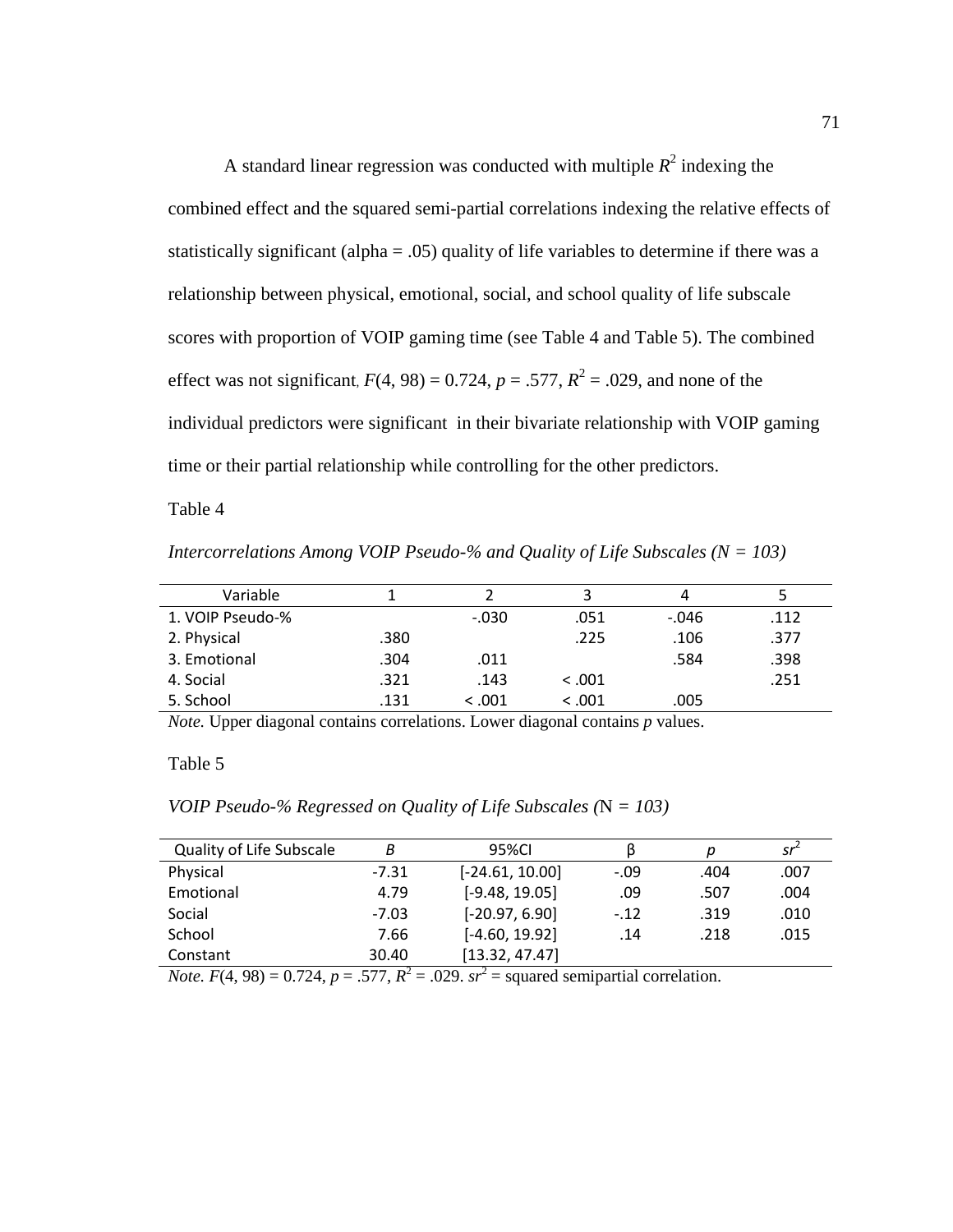A standard linear regression was conducted with multiple $R^2$ indexing the combined effect and the squared semi-partial correlations indexing the relative effects of statistically significant (alpha = .05) quality of life variables to determine if there was a relationship between physical, emotional, social, and school quality of life subscale scores with proportion of VOIP gaming time (see Table 4 and Table 5). The combined effect was not significant, $F(4, 98) = 0.724$, $p = .577$, $R^2 = .029$, and none of the individual predictors were significant in their bivariate relationship with VOIP gaming time or their partial relationship while controlling for the other predictors.

Table 4

*Intercorrelations Among VOIP Pseudo-% and Quality of Life Subscales (N = 103)*

| Variable | 1 | 2 | 3 | 4 | 5 |
|---|---|---|---|---|---|
| 1. VOIP Pseudo-% | | -.030 | .051 | -.046 | .112 |
| 2. Physical | .380 | | .225 | .106 | .377 |
| 3. Emotional | .304 | .011 | | .584 | .398 |
| 4. Social | .321 | .143 | < .001 | | .251 |
| 5. School | .131 | < .001 | < .001 | .005 | |

*Note.* Upper diagonal contains correlations. Lower diagonal contains *p* values.

Table 5

*VOIP Pseudo-% Regressed on Quality of Life Subscales (N = 103)*

| Quality of Life Subscale | *B* | 95%CI | β | *p* | $sr^2$ |
|---|---|---|---|---|---|
| Physical | -7.31 | [-24.61, 10.00] | -.09 | .404 | .007 |
| Emotional | 4.79 | [-9.48, 19.05] | .09 | .507 | .004 |
| Social | -7.03 | [-20.97, 6.90] | -.12 | .319 | .010 |
| School | 7.66 | [-4.60, 19.92] | .14 | .218 | .015 |
| Constant | 30.40 | [13.32, 47.47] | | | |

*Note.* $F(4, 98) = 0.724$, $p = .577$, $R^2 = .029$. $sr^2$ = squared semipartial correlation.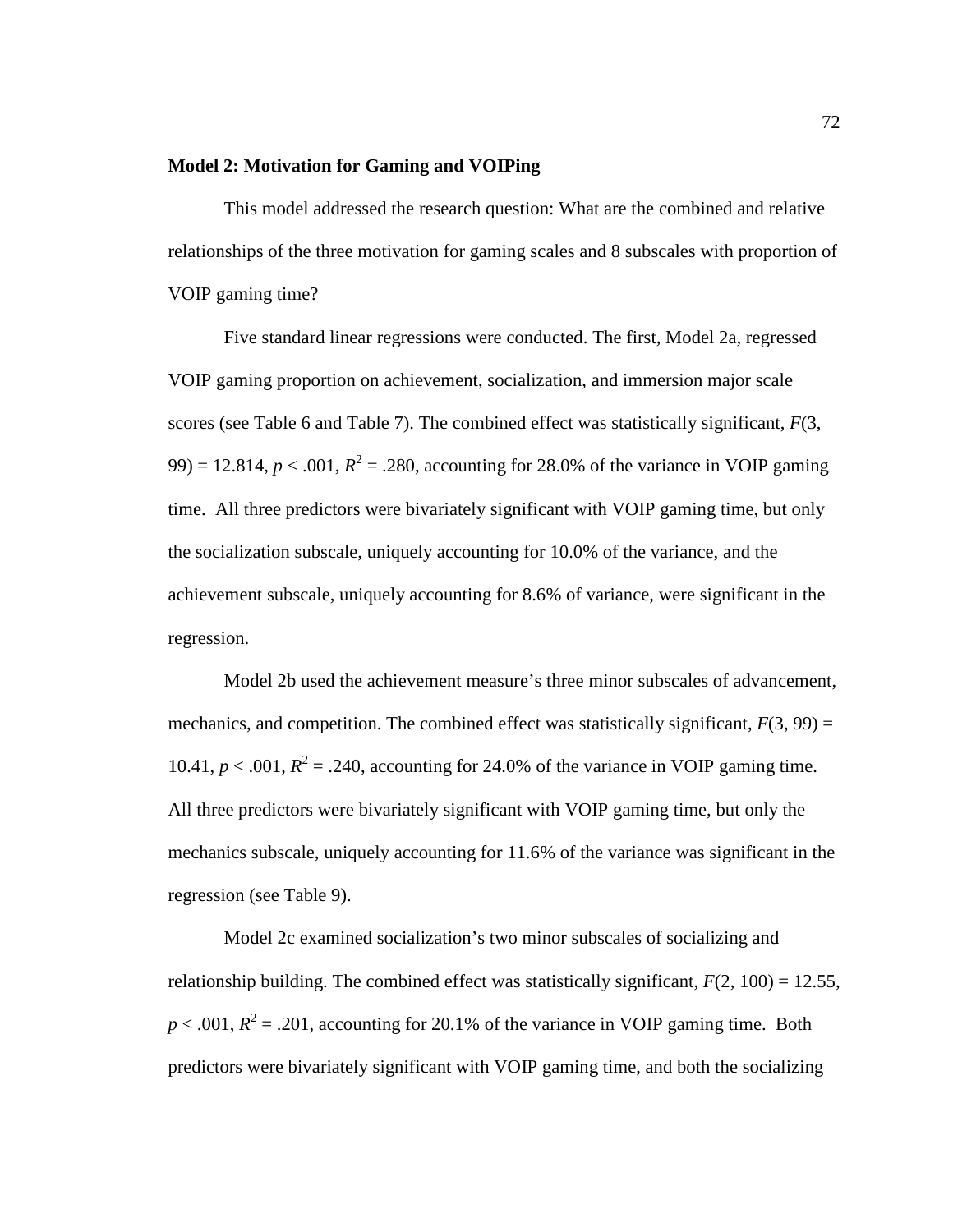**Model 2: Motivation for Gaming and VOIPing**

This model addressed the research question: What are the combined and relative relationships of the three motivation for gaming scales and 8 subscales with proportion of VOIP gaming time?

Five standard linear regressions were conducted. The first, Model 2a, regressed VOIP gaming proportion on achievement, socialization, and immersion major scale scores (see Table 6 and Table 7). The combined effect was statistically significant, $F(3, 99) = 12.814$, $p < .001$, $R^2 = .280$, accounting for 28.0% of the variance in VOIP gaming time. All three predictors were bivariately significant with VOIP gaming time, but only the socialization subscale, uniquely accounting for 10.0% of the variance, and the achievement subscale, uniquely accounting for 8.6% of variance, were significant in the regression.

Model 2b used the achievement measure's three minor subscales of advancement, mechanics, and competition. The combined effect was statistically significant, $F(3, 99) = 10.41$, $p < .001$, $R^2 = .240$, accounting for 24.0% of the variance in VOIP gaming time. All three predictors were bivariately significant with VOIP gaming time, but only the mechanics subscale, uniquely accounting for 11.6% of the variance was significant in the regression (see Table 9).

Model 2c examined socialization's two minor subscales of socializing and relationship building. The combined effect was statistically significant, $F(2, 100) = 12.55$, $p < .001$, $R^2 = .201$, accounting for 20.1% of the variance in VOIP gaming time. Both predictors were bivariately significant with VOIP gaming time, and both the socializing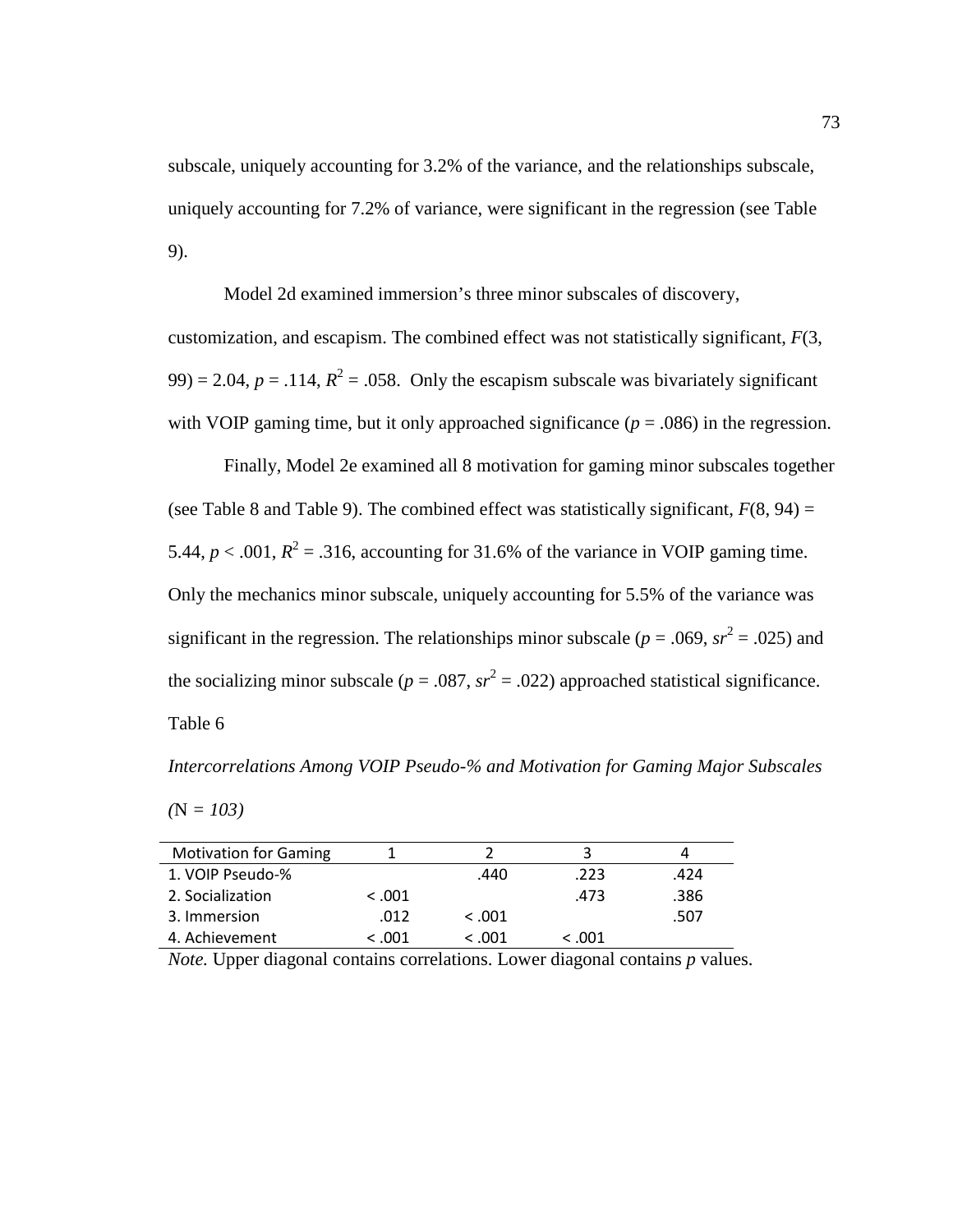subscale, uniquely accounting for 3.2% of the variance, and the relationships subscale, uniquely accounting for 7.2% of variance, were significant in the regression (see Table 9).

Model 2d examined immersion's three minor subscales of discovery, customization, and escapism. The combined effect was not statistically significant, $F(3, 99) = 2.04$, $p = .114$, $R^2 = .058$. Only the escapism subscale was bivariately significant with VOIP gaming time, but it only approached significance ($p = .086$) in the regression.

Finally, Model 2e examined all 8 motivation for gaming minor subscales together (see Table 8 and Table 9). The combined effect was statistically significant, $F(8, 94) = 5.44$, $p < .001$, $R^2 = .316$, accounting for 31.6% of the variance in VOIP gaming time. Only the mechanics minor subscale, uniquely accounting for 5.5% of the variance was significant in the regression. The relationships minor subscale ($p = .069$, $sr^2 = .025$) and the socializing minor subscale ($p = .087$, $sr^2 = .022$) approached statistical significance.

Table 6

*Intercorrelations Among VOIP Pseudo-% and Motivation for Gaming Major Subscales (N = 103)*

| Motivation for Gaming | 1 | 2 | 3 | 4 |
|---|---|---|---|---|
| 1. VOIP Pseudo-% | | .440 | .223 | .424 |
| 2. Socialization | < .001 | | .473 | .386 |
| 3. Immersion | .012 | < .001 | | .507 |
| 4. Achievement | < .001 | < .001 | < .001 | |

*Note.* Upper diagonal contains correlations. Lower diagonal contains *p* values.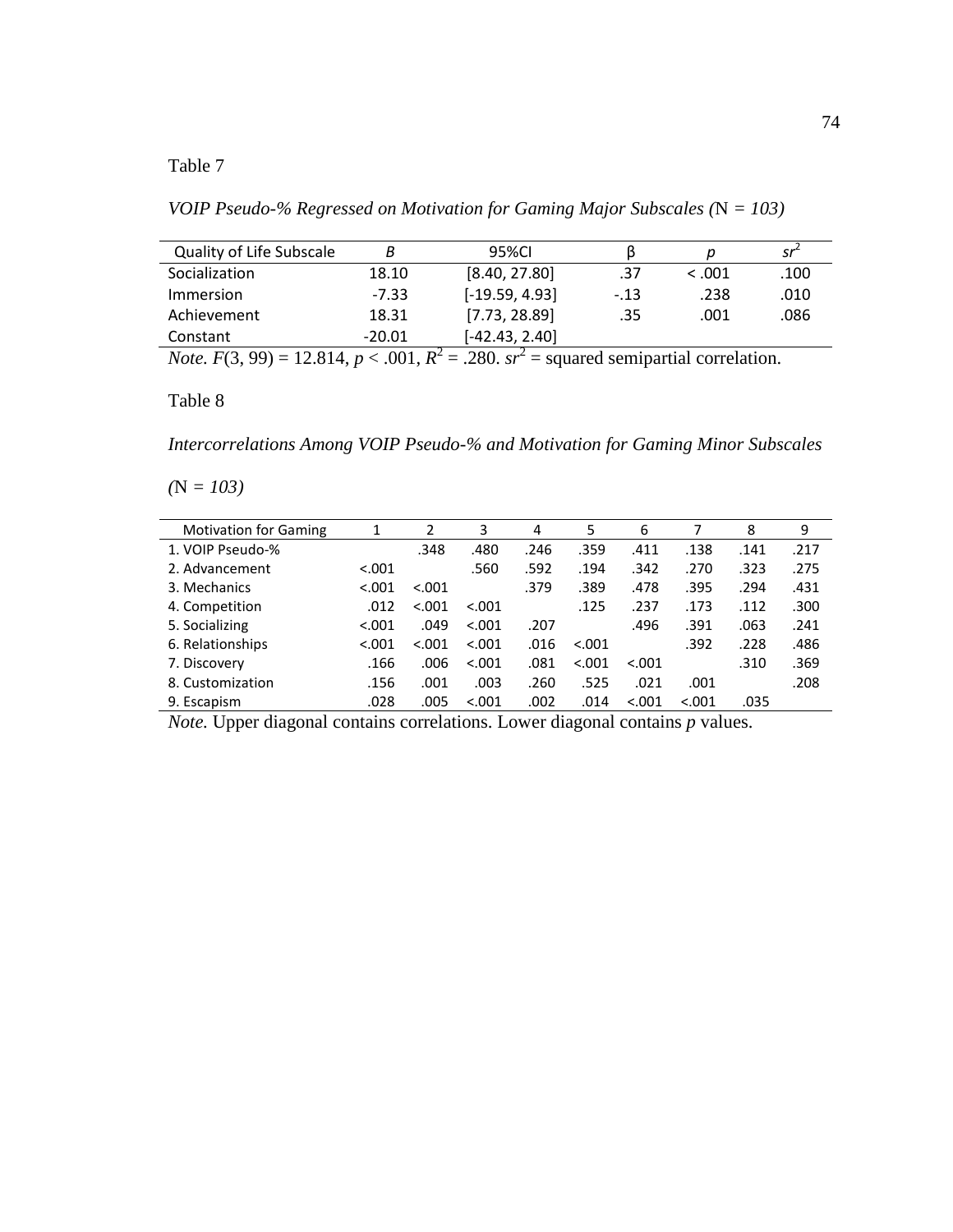Table 7

*VOIP Pseudo-% Regressed on Motivation for Gaming Major Subscales (N = 103)*

| Quality of Life Subscale | *B* | 95%CI | β | *p* | $sr^2$ |
|---|---|---|---|---|---|
| Socialization | 18.10 | [8.40, 27.80] | .37 | < .001 | .100 |
| Immersion | -7.33 | [-19.59, 4.93] | -.13 | .238 | .010 |
| Achievement | 18.31 | [7.73, 28.89] | .35 | .001 | .086 |
| Constant | -20.01 | [-42.43, 2.40] | | | |

*Note.* $F(3, 99) = 12.814$, $p < .001$, $R^2 = .280$. $sr^2$ = squared semipartial correlation.

Table 8

*Intercorrelations Among VOIP Pseudo-% and Motivation for Gaming Minor Subscales (N = 103)*

| Motivation for Gaming | 1 | 2 | 3 | 4 | 5 | 6 | 7 | 8 | 9 |
|---|---|---|---|---|---|---|---|---|---|
| 1. VOIP Pseudo-% | | .348 | .480 | .246 | .359 | .411 | .138 | .141 | .217 |
| 2. Advancement | <.001 | | .560 | .592 | .194 | .342 | .270 | .323 | .275 |
| 3. Mechanics | <.001 | <.001 | | .379 | .389 | .478 | .395 | .294 | .431 |
| 4. Competition | .012 | <.001 | <.001 | | .125 | .237 | .173 | .112 | .300 |
| 5. Socializing | <.001 | .049 | <.001 | .207 | | .496 | .391 | .063 | .241 |
| 6. Relationships | <.001 | <.001 | <.001 | .016 | <.001 | | .392 | .228 | .486 |
| 7. Discovery | .166 | .006 | <.001 | .081 | <.001 | <.001 | | .310 | .369 |
| 8. Customization | .156 | .001 | .003 | .260 | .525 | .021 | .001 | | .208 |
| 9. Escapism | .028 | .005 | <.001 | .002 | .014 | <.001 | <.001 | .035 | |

*Note.* Upper diagonal contains correlations. Lower diagonal contains *p* values.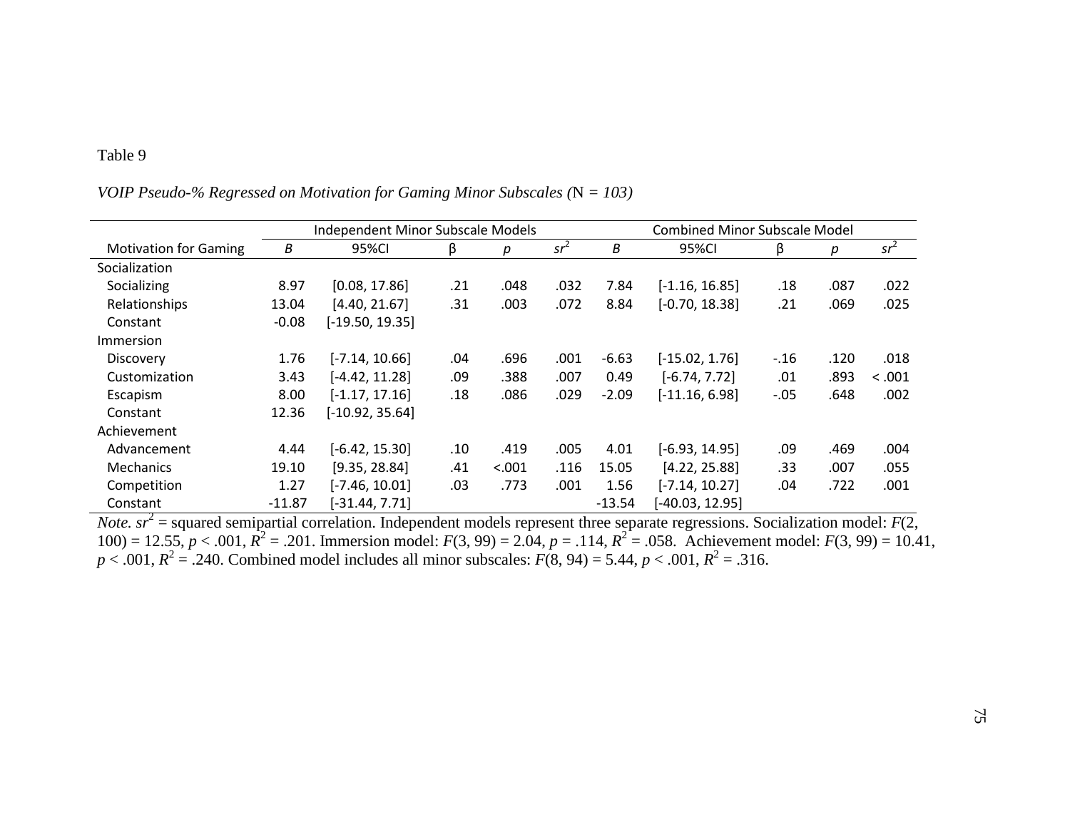Table 9

*VOIP Pseudo-% Regressed on Motivation for Gaming Minor Subscales (N = 103)*

| | Independent Minor Subscale Models | | | | | Combined Minor Subscale Model | | | | |
|---|---|---|---|---|---|---|---|---|---|---|
| Motivation for Gaming | *B* | 95%CI | β | *p* | $sr^2$ | *B* | 95%CI | β | *p* | $sr^2$ |
| Socialization | | | | | | | | | | |
| Socializing | 8.97 | [0.08, 17.86] | .21 | .048 | .032 | 7.84 | [-1.16, 16.85] | .18 | .087 | .022 |
| Relationships | 13.04 | [4.40, 21.67] | .31 | .003 | .072 | 8.84 | [-0.70, 18.38] | .21 | .069 | .025 |
| Constant | -0.08 | [-19.50, 19.35] | | | | | | | | |
| Immersion | | | | | | | | | | |
| Discovery | 1.76 | [-7.14, 10.66] | .04 | .696 | .001 | -6.63 | [-15.02, 1.76] | -.16 | .120 | .018 |
| Customization | 3.43 | [-4.42, 11.28] | .09 | .388 | .007 | 0.49 | [-6.74, 7.72] | .01 | .893 | < .001 |
| Escapism | 8.00 | [-1.17, 17.16] | .18 | .086 | .029 | -2.09 | [-11.16, 6.98] | -.05 | .648 | .002 |
| Constant | 12.36 | [-10.92, 35.64] | | | | | | | | |
| Achievement | | | | | | | | | | |
| Advancement | 4.44 | [-6.42, 15.30] | .10 | .419 | .005 | 4.01 | [-6.93, 14.95] | .09 | .469 | .004 |
| Mechanics | 19.10 | [9.35, 28.84] | .41 | <.001 | .116 | 15.05 | [4.22, 25.88] | .33 | .007 | .055 |
| Competition | 1.27 | [-7.46, 10.01] | .03 | .773 | .001 | 1.56 | [-7.14, 10.27] | .04 | .722 | .001 |
| Constant | -11.87 | [-31.44, 7.71] | | | | -13.54 | [-40.03, 12.95] | | | |

*Note.* $sr^2$ = squared semipartial correlation. Independent models represent three separate regressions. Socialization model: $F(2, 100) = 12.55$, $p < .001$, $R^2 = .201$. Immersion model: $F(3, 99) = 2.04$, $p = .114$, $R^2 = .058$. Achievement model: $F(3, 99) = 10.41$, $p < .001$, $R^2 = .240$. Combined model includes all minor subscales: $F(8, 94) = 5.44$, $p < .001$, $R^2 = .316$.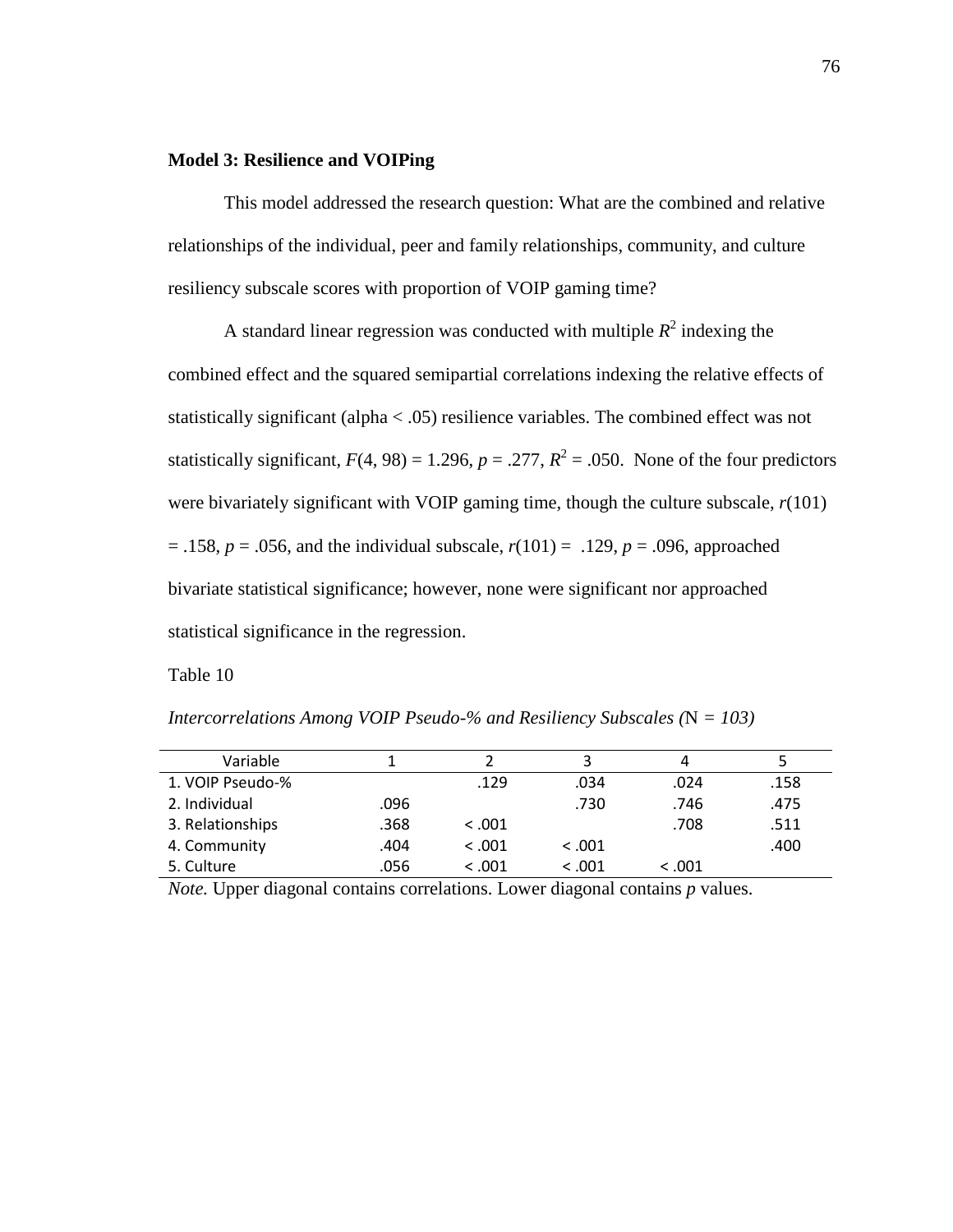**Model 3: Resilience and VOIPing**

This model addressed the research question: What are the combined and relative relationships of the individual, peer and family relationships, community, and culture resiliency subscale scores with proportion of VOIP gaming time?

A standard linear regression was conducted with multiple $R^2$ indexing the combined effect and the squared semipartial correlations indexing the relative effects of statistically significant (alpha < .05) resilience variables. The combined effect was not statistically significant, $F(4, 98) = 1.296$, $p = .277$, $R^2 = .050$. None of the four predictors were bivariately significant with VOIP gaming time, though the culture subscale, $r(101) = .158$, $p = .056$, and the individual subscale, $r(101) = .129$, $p = .096$, approached bivariate statistical significance; however, none were significant nor approached statistical significance in the regression.

Table 10

*Intercorrelations Among VOIP Pseudo-% and Resiliency Subscales (N = 103)*

| Variable | 1 | 2 | 3 | 4 | 5 |
|---|---|---|---|---|---|
| 1. VOIP Pseudo-% | | .129 | .034 | .024 | .158 |
| 2. Individual | .096 | | .730 | .746 | .475 |
| 3. Relationships | .368 | < .001 | | .708 | .511 |
| 4. Community | .404 | < .001 | < .001 | | .400 |
| 5. Culture | .056 | < .001 | < .001 | < .001 | |

*Note.* Upper diagonal contains correlations. Lower diagonal contains *p* values.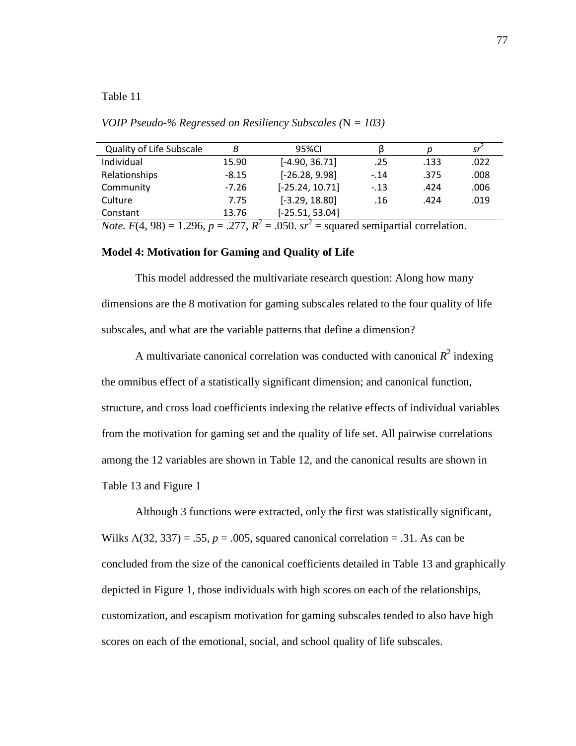Table 11

*VOIP Pseudo-% Regressed on Resiliency Subscales (*N *= 103)*

| Quality of Life Subscale | *B* | 95%CI | β | *p* | $sr^2$ |
|---|---|---|---|---|---|
| Individual | 15.90 | [-4.90, 36.71] | .25 | .133 | .022 |
| Relationships | -8.15 | [-26.28, 9.98] | -.14 | .375 | .008 |
| Community | -7.26 | [-25.24, 10.71] | -.13 | .424 | .006 |
| Culture | 7.75 | [-3.29, 18.80] | .16 | .424 | .019 |
| Constant | 13.76 | [-25.51, 53.04] | | | |

*Note.* $F(4, 98) = 1.296$, $p = .277$, $R^2 = .050$. $sr^2$ = squared semipartial correlation.

**Model 4: Motivation for Gaming and Quality of Life**

This model addressed the multivariate research question: Along how many dimensions are the 8 motivation for gaming subscales related to the four quality of life subscales, and what are the variable patterns that define a dimension?

A multivariate canonical correlation was conducted with canonical $R^2$ indexing the omnibus effect of a statistically significant dimension; and canonical function, structure, and cross load coefficients indexing the relative effects of individual variables from the motivation for gaming set and the quality of life set. All pairwise correlations among the 12 variables are shown in Table 12, and the canonical results are shown in Table 13 and Figure 1

Although 3 functions were extracted, only the first was statistically significant, Wilks $\Lambda(32, 337) = .55$, $p = .005$, squared canonical correlation = .31. As can be concluded from the size of the canonical coefficients detailed in Table 13 and graphically depicted in Figure 1, those individuals with high scores on each of the relationships, customization, and escapism motivation for gaming subscales tended to also have high scores on each of the emotional, social, and school quality of life subscales.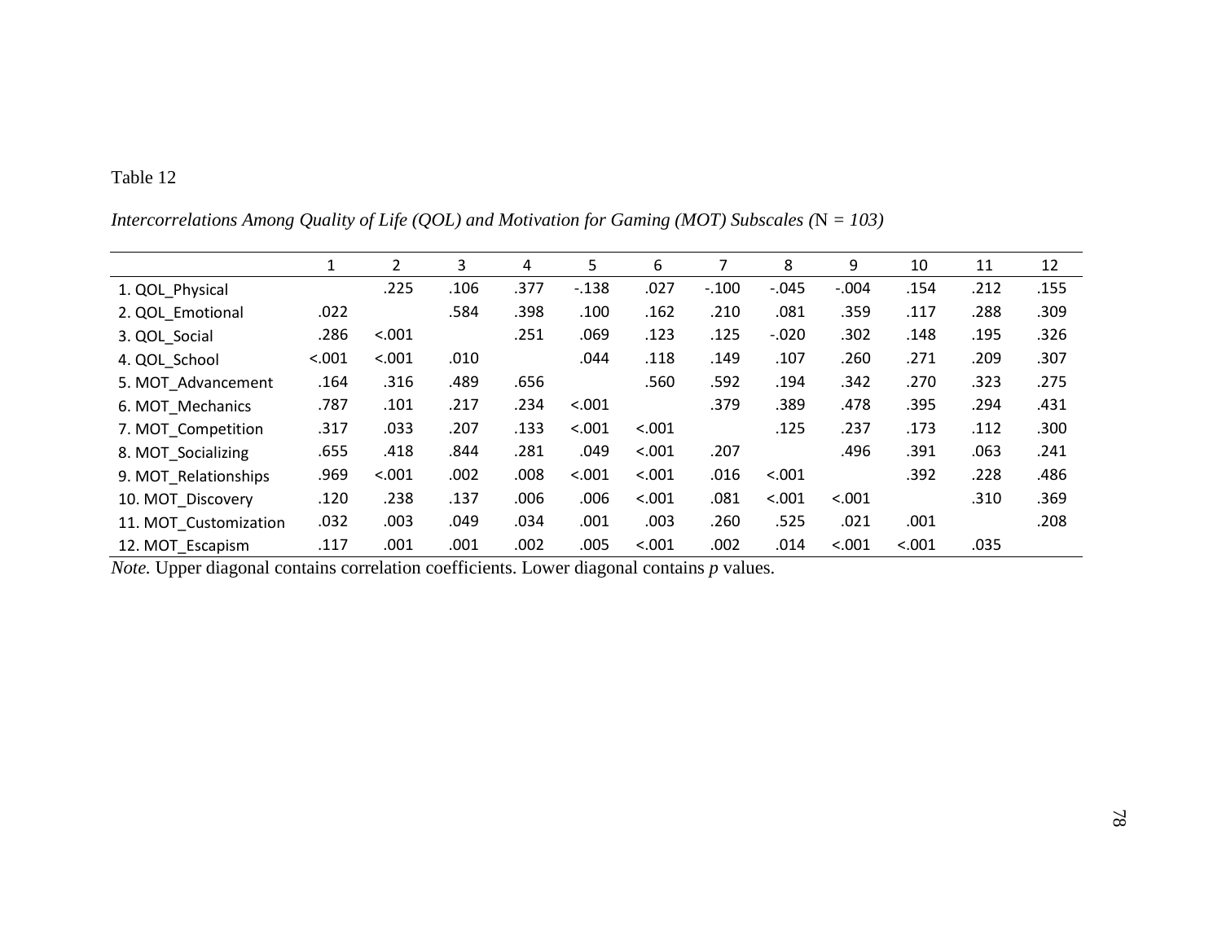Table 12

*Intercorrelations Among Quality of Life (QOL) and Motivation for Gaming (MOT) Subscales (N = 103)*

| | 1 | 2 | 3 | 4 | 5 | 6 | 7 | 8 | 9 | 10 | 11 | 12 |
|---|---|---|---|---|---|---|---|---|---|---|---|---|
| 1. QOL_Physical | | .225 | .106 | .377 | -.138 | .027 | -.100 | -.045 | -.004 | .154 | .212 | .155 |
| 2. QOL_Emotional | .022 | | .584 | .398 | .100 | .162 | .210 | .081 | .359 | .117 | .288 | .309 |
| 3. QOL_Social | .286 | <.001 | | .251 | .069 | .123 | .125 | -.020 | .302 | .148 | .195 | .326 |
| 4. QOL_School | <.001 | <.001 | .010 | | .044 | .118 | .149 | .107 | .260 | .271 | .209 | .307 |
| 5. MOT_Advancement | .164 | .316 | .489 | .656 | | .560 | .592 | .194 | .342 | .270 | .323 | .275 |
| 6. MOT_Mechanics | .787 | .101 | .217 | .234 | <.001 | | .379 | .389 | .478 | .395 | .294 | .431 |
| 7. MOT_Competition | .317 | .033 | .207 | .133 | <.001 | <.001 | | .125 | .237 | .173 | .112 | .300 |
| 8. MOT_Socializing | .655 | .418 | .844 | .281 | .049 | <.001 | .207 | | .496 | .391 | .063 | .241 |
| 9. MOT_Relationships | .969 | <.001 | .002 | .008 | <.001 | <.001 | .016 | <.001 | | .392 | .228 | .486 |
| 10. MOT_Discovery | .120 | .238 | .137 | .006 | .006 | <.001 | .081 | <.001 | <.001 | | .310 | .369 |
| 11. MOT_Customization | .032 | .003 | .049 | .034 | .001 | .003 | .260 | .525 | .021 | .001 | | .208 |
| 12. MOT_Escapism | .117 | .001 | .001 | .002 | .005 | <.001 | .002 | .014 | <.001 | <.001 | .035 | |

*Note.* Upper diagonal contains correlation coefficients. Lower diagonal contains *p* values.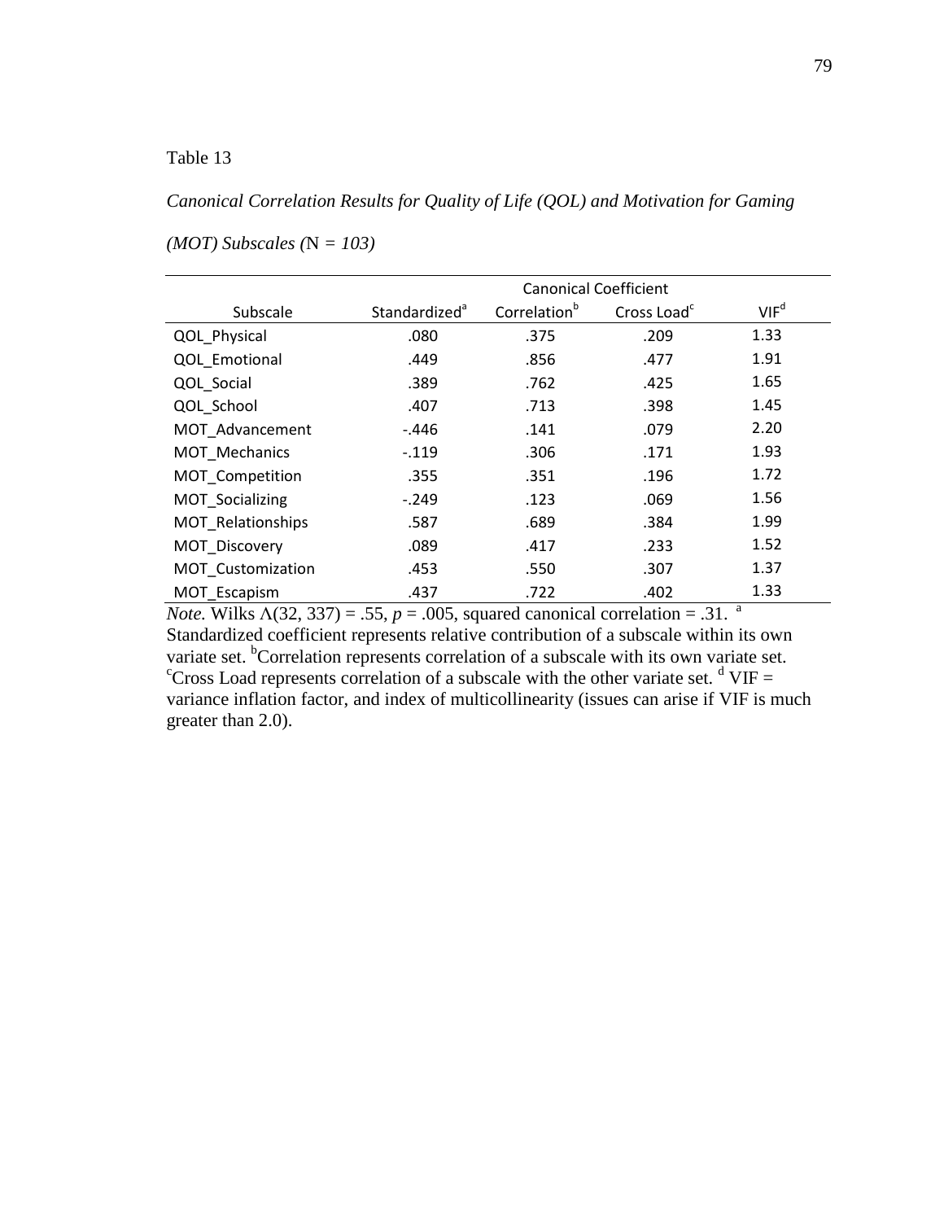Table 13

*Canonical Correlation Results for Quality of Life (QOL) and Motivation for Gaming (MOT) Subscales (N = 103)*

| | Canonical Coefficient | | | |
|---|---|---|---|---|
| Subscale | Standardized[a] | Correlation[b] | Cross Load[c] | VIF[d] |
| QOL_Physical | .080 | .375 | .209 | 1.33 |
| QOL_Emotional | .449 | .856 | .477 | 1.91 |
| QOL_Social | .389 | .762 | .425 | 1.65 |
| QOL_School | .407 | .713 | .398 | 1.45 |
| MOT_Advancement | -.446 | .141 | .079 | 2.20 |
| MOT_Mechanics | -.119 | .306 | .171 | 1.93 |
| MOT_Competition | .355 | .351 | .196 | 1.72 |
| MOT_Socializing | -.249 | .123 | .069 | 1.56 |
| MOT_Relationships | .587 | .689 | .384 | 1.99 |
| MOT_Discovery | .089 | .417 | .233 | 1.52 |
| MOT_Customization | .453 | .550 | .307 | 1.37 |
| MOT_Escapism | .437 | .722 | .402 | 1.33 |

*Note.* Wilks $\Lambda(32, 337) = .55$, $p = .005$, squared canonical correlation = .31. [a] Standardized coefficient represents relative contribution of a subscale within its own variate set. [b]Correlation represents correlation of a subscale with its own variate set. [c]Cross Load represents correlation of a subscale with the other variate set. [d] VIF = variance inflation factor, and index of multicollinearity (issues can arise if VIF is much greater than 2.0).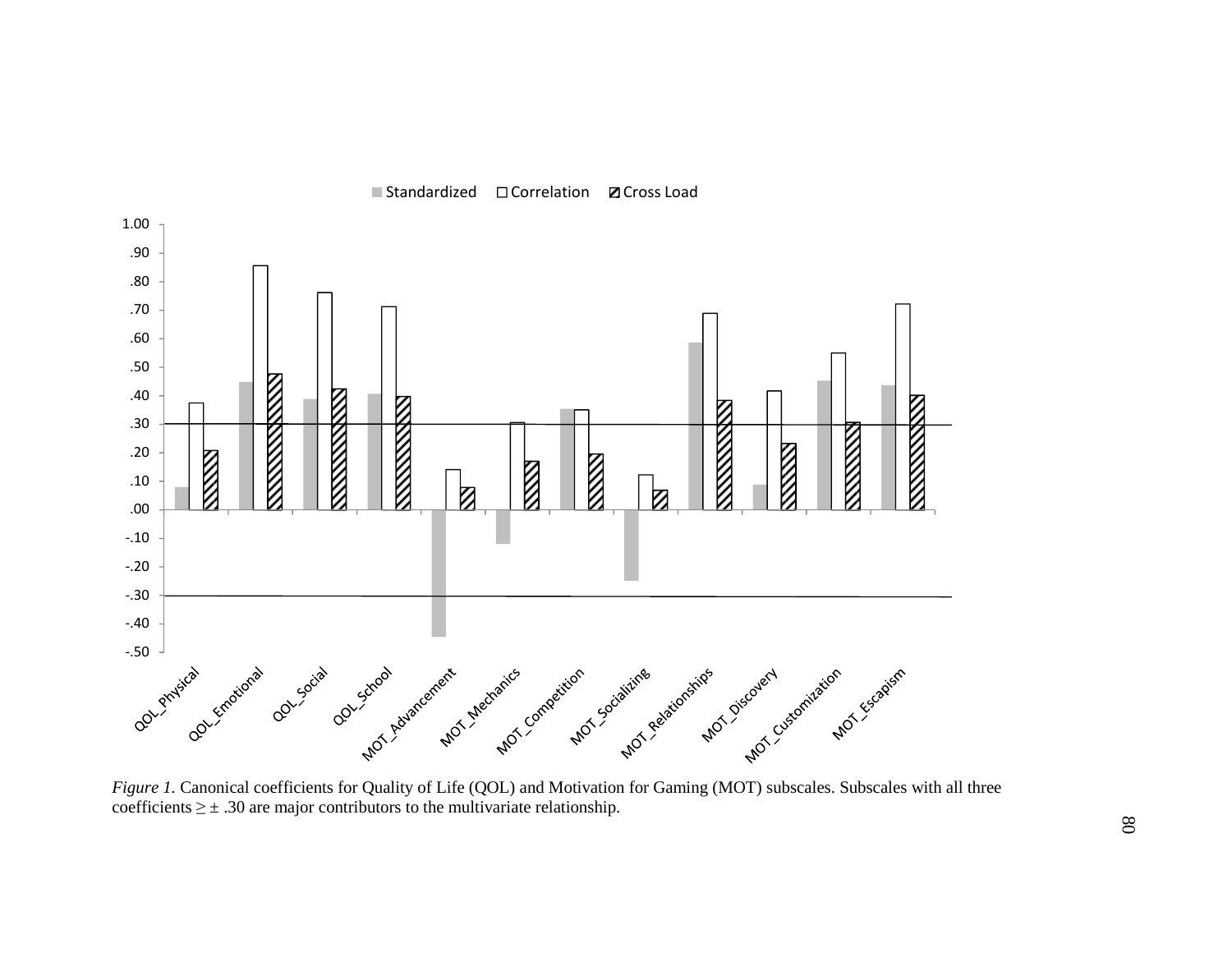*Figure 1.* Canonical coefficients for Quality of Life (QOL) and Motivation for Gaming (MOT) subscales. Subscales with all three coefficients ≥ ± .30 are major contributors to the multivariate relationship.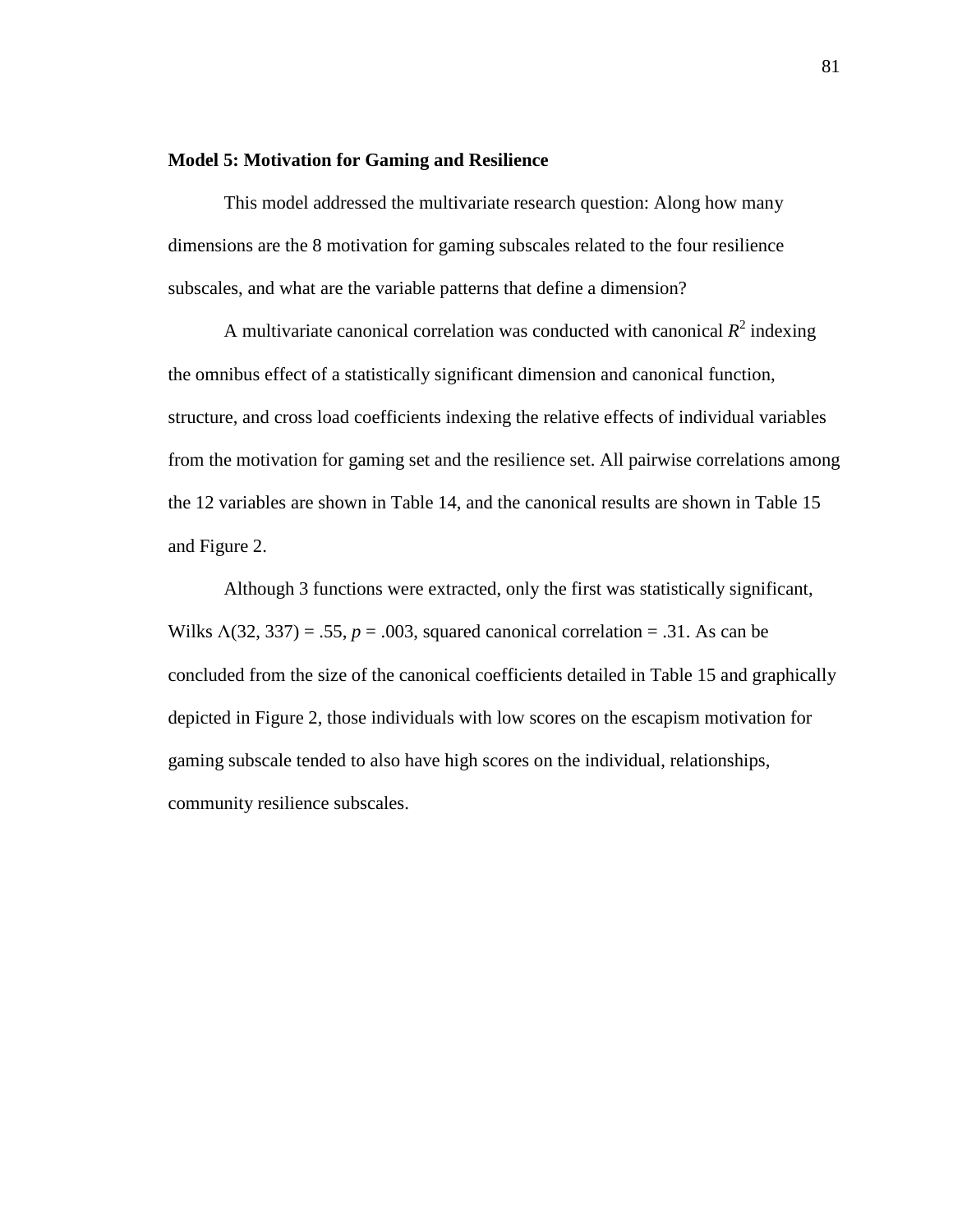**Model 5: Motivation for Gaming and Resilience**

This model addressed the multivariate research question: Along how many dimensions are the 8 motivation for gaming subscales related to the four resilience subscales, and what are the variable patterns that define a dimension?

A multivariate canonical correlation was conducted with canonical $R^2$ indexing the omnibus effect of a statistically significant dimension and canonical function, structure, and cross load coefficients indexing the relative effects of individual variables from the motivation for gaming set and the resilience set. All pairwise correlations among the 12 variables are shown in Table 14, and the canonical results are shown in Table 15 and Figure 2.

Although 3 functions were extracted, only the first was statistically significant, Wilks $\Lambda(32, 337) = .55$, $p = .003$, squared canonical correlation = .31. As can be concluded from the size of the canonical coefficients detailed in Table 15 and graphically depicted in Figure 2, those individuals with low scores on the escapism motivation for gaming subscale tended to also have high scores on the individual, relationships, community resilience subscales.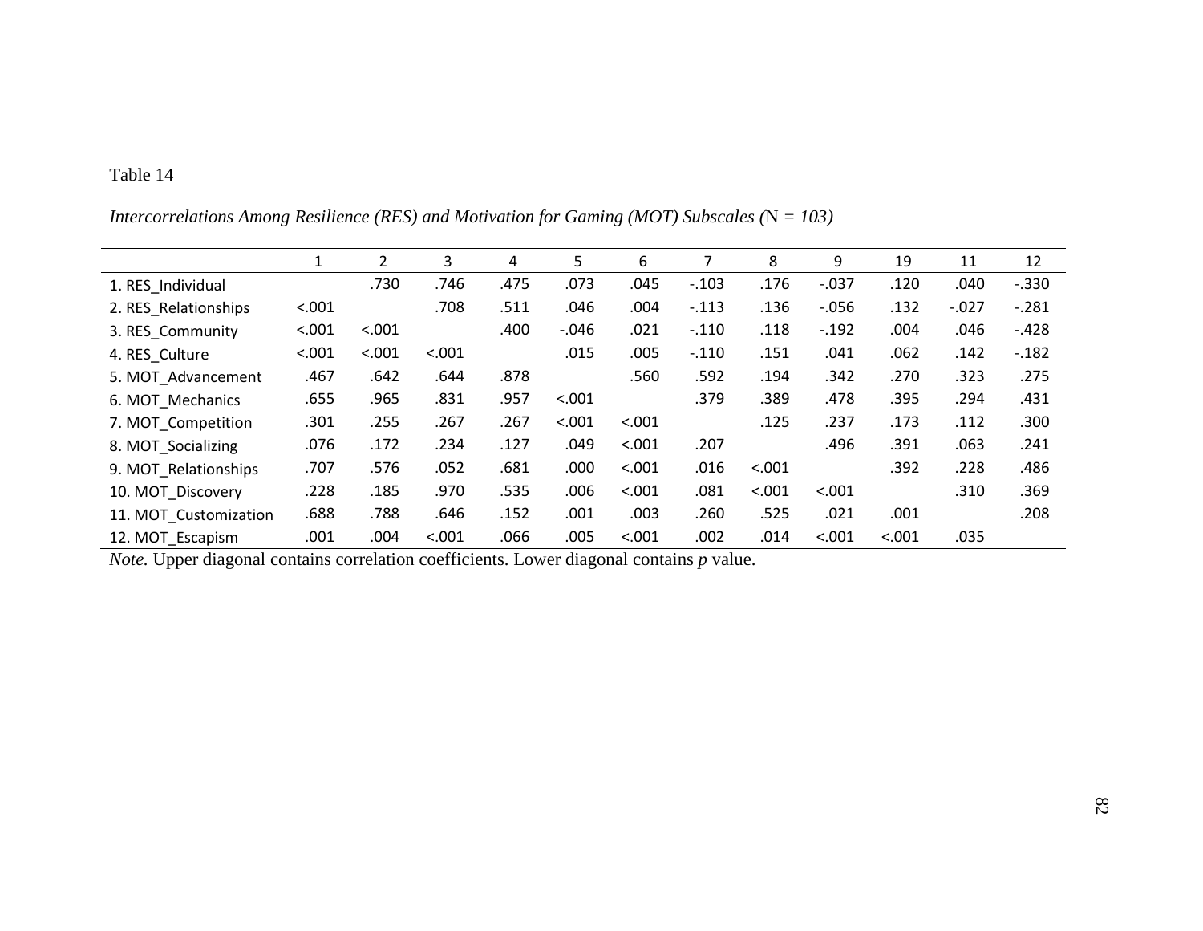Table 14

*Intercorrelations Among Resilience (RES) and Motivation for Gaming (MOT) Subscales (N = 103)*

| | 1 | 2 | 3 | 4 | 5 | 6 | 7 | 8 | 9 | 19 | 11 | 12 |
|---|---|---|---|---|---|---|---|---|---|---|---|---|
| 1. RES_Individual | | .730 | .746 | .475 | .073 | .045 | -.103 | .176 | -.037 | .120 | .040 | -.330 |
| 2. RES_Relationships | <.001 | | .708 | .511 | .046 | .004 | -.113 | .136 | -.056 | .132 | -.027 | -.281 |
| 3. RES_Community | <.001 | <.001 | | .400 | -.046 | .021 | -.110 | .118 | -.192 | .004 | .046 | -.428 |
| 4. RES_Culture | <.001 | <.001 | <.001 | | .015 | .005 | -.110 | .151 | .041 | .062 | .142 | -.182 |
| 5. MOT_Advancement | .467 | .642 | .644 | .878 | | .560 | .592 | .194 | .342 | .270 | .323 | .275 |
| 6. MOT_Mechanics | .655 | .965 | .831 | .957 | <.001 | | .379 | .389 | .478 | .395 | .294 | .431 |
| 7. MOT_Competition | .301 | .255 | .267 | .267 | <.001 | <.001 | | .125 | .237 | .173 | .112 | .300 |
| 8. MOT_Socializing | .076 | .172 | .234 | .127 | .049 | <.001 | .207 | | .496 | .391 | .063 | .241 |
| 9. MOT_Relationships | .707 | .576 | .052 | .681 | .000 | <.001 | .016 | <.001 | | .392 | .228 | .486 |
| 10. MOT_Discovery | .228 | .185 | .970 | .535 | .006 | <.001 | .081 | <.001 | <.001 | | .310 | .369 |
| 11. MOT_Customization | .688 | .788 | .646 | .152 | .001 | .003 | .260 | .525 | .021 | .001 | | .208 |
| 12. MOT_Escapism | .001 | .004 | <.001 | .066 | .005 | <.001 | .002 | .014 | <.001 | <.001 | .035 | |

*Note.* Upper diagonal contains correlation coefficients. Lower diagonal contains *p* value.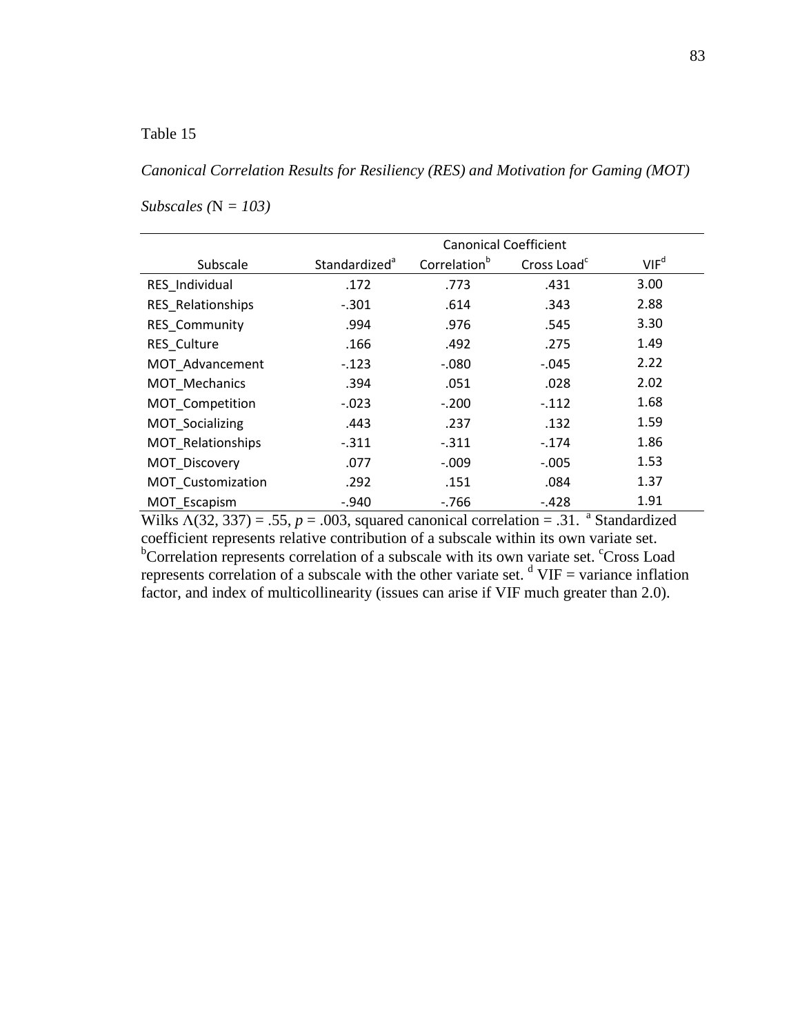Table 15

*Canonical Correlation Results for Resiliency (RES) and Motivation for Gaming (MOT) Subscales (*N *= 103)*

| Subscale | Canonical Coefficient | | | |
|---|---|---|---|---|
| | Standardized[a] | Correlation[b] | Cross Load[c] | VIF[d] |
| RES_Individual | .172 | .773 | .431 | 3.00 |
| RES_Relationships | -.301 | .614 | .343 | 2.88 |
| RES_Community | .994 | .976 | .545 | 3.30 |
| RES_Culture | .166 | .492 | .275 | 1.49 |
| MOT_Advancement | -.123 | -.080 | -.045 | 2.22 |
| MOT_Mechanics | .394 | .051 | .028 | 2.02 |
| MOT_Competition | -.023 | -.200 | -.112 | 1.68 |
| MOT_Socializing | .443 | .237 | .132 | 1.59 |
| MOT_Relationships | -.311 | -.311 | -.174 | 1.86 |
| MOT_Discovery | .077 | -.009 | -.005 | 1.53 |
| MOT_Customization | .292 | .151 | .084 | 1.37 |
| MOT_Escapism | -.940 | -.766 | -.428 | 1.91 |

Wilks $\Lambda(32, 337) = .55$, $p = .003$, squared canonical correlation = .31. [a] Standardized coefficient represents relative contribution of a subscale within its own variate set. [b]Correlation represents correlation of a subscale with its own variate set. [c]Cross Load represents correlation of a subscale with the other variate set. [d] VIF = variance inflation factor, and index of multicollinearity (issues can arise if VIF much greater than 2.0).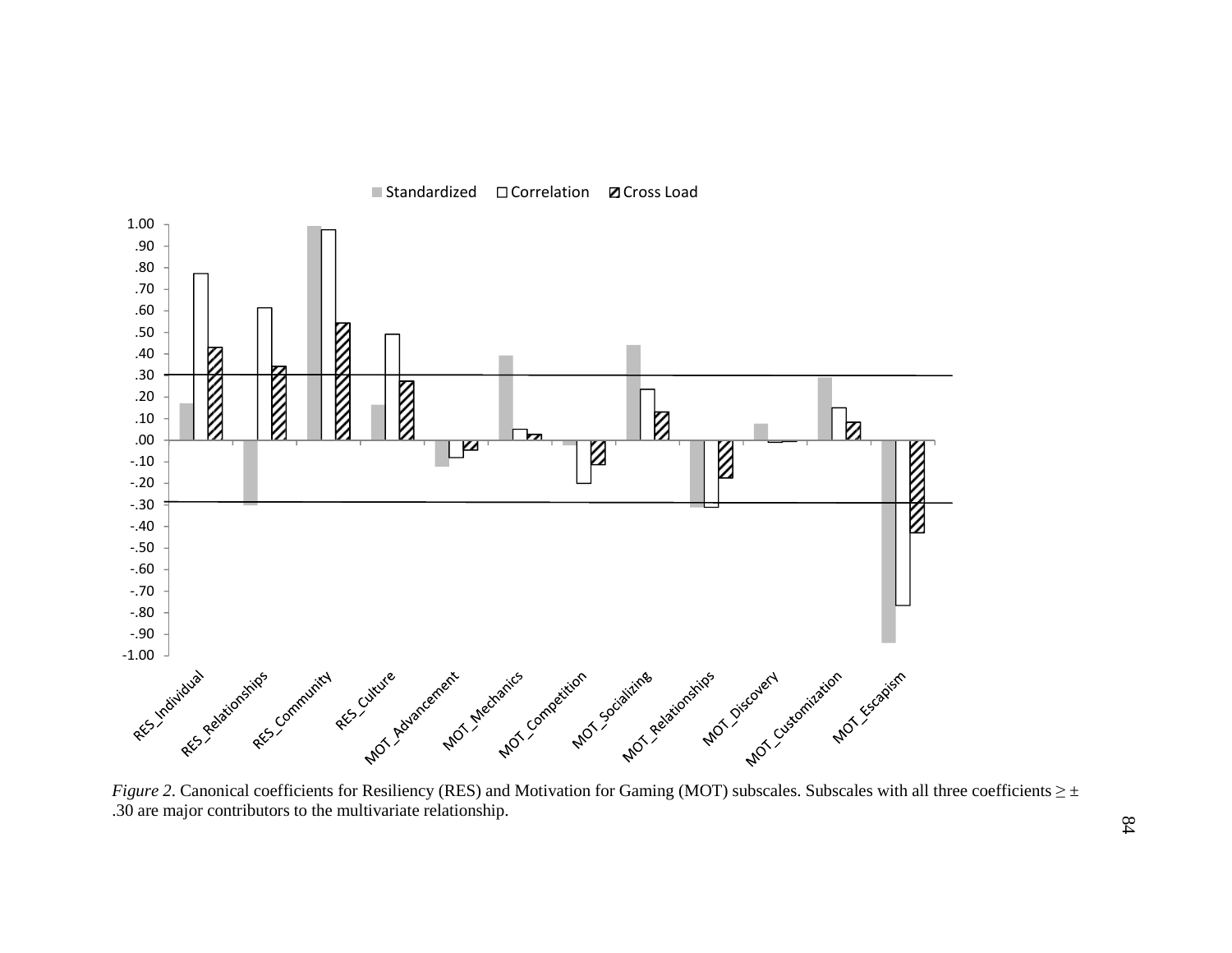*Figure 2*. Canonical coefficients for Resiliency (RES) and Motivation for Gaming (MOT) subscales. Subscales with all three coefficients ≥ ± .30 are major contributors to the multivariate relationship.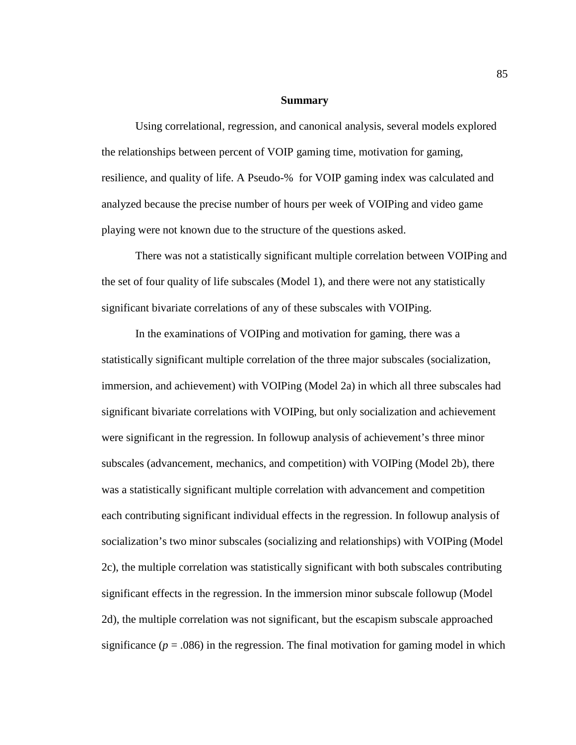## Summary

Using correlational, regression, and canonical analysis, several models explored the relationships between percent of VOIP gaming time, motivation for gaming, resilience, and quality of life. A Pseudo-% for VOIP gaming index was calculated and analyzed because the precise number of hours per week of VOIPing and video game playing were not known due to the structure of the questions asked.

There was not a statistically significant multiple correlation between VOIPing and the set of four quality of life subscales (Model 1), and there were not any statistically significant bivariate correlations of any of these subscales with VOIPing.

In the examinations of VOIPing and motivation for gaming, there was a statistically significant multiple correlation of the three major subscales (socialization, immersion, and achievement) with VOIPing (Model 2a) in which all three subscales had significant bivariate correlations with VOIPing, but only socialization and achievement were significant in the regression. In followup analysis of achievement's three minor subscales (advancement, mechanics, and competition) with VOIPing (Model 2b), there was a statistically significant multiple correlation with advancement and competition each contributing significant individual effects in the regression. In followup analysis of socialization's two minor subscales (socializing and relationships) with VOIPing (Model 2c), the multiple correlation was statistically significant with both subscales contributing significant effects in the regression. In the immersion minor subscale followup (Model 2d), the multiple correlation was not significant, but the escapism subscale approached significance ($p$ = .086) in the regression. The final motivation for gaming model in which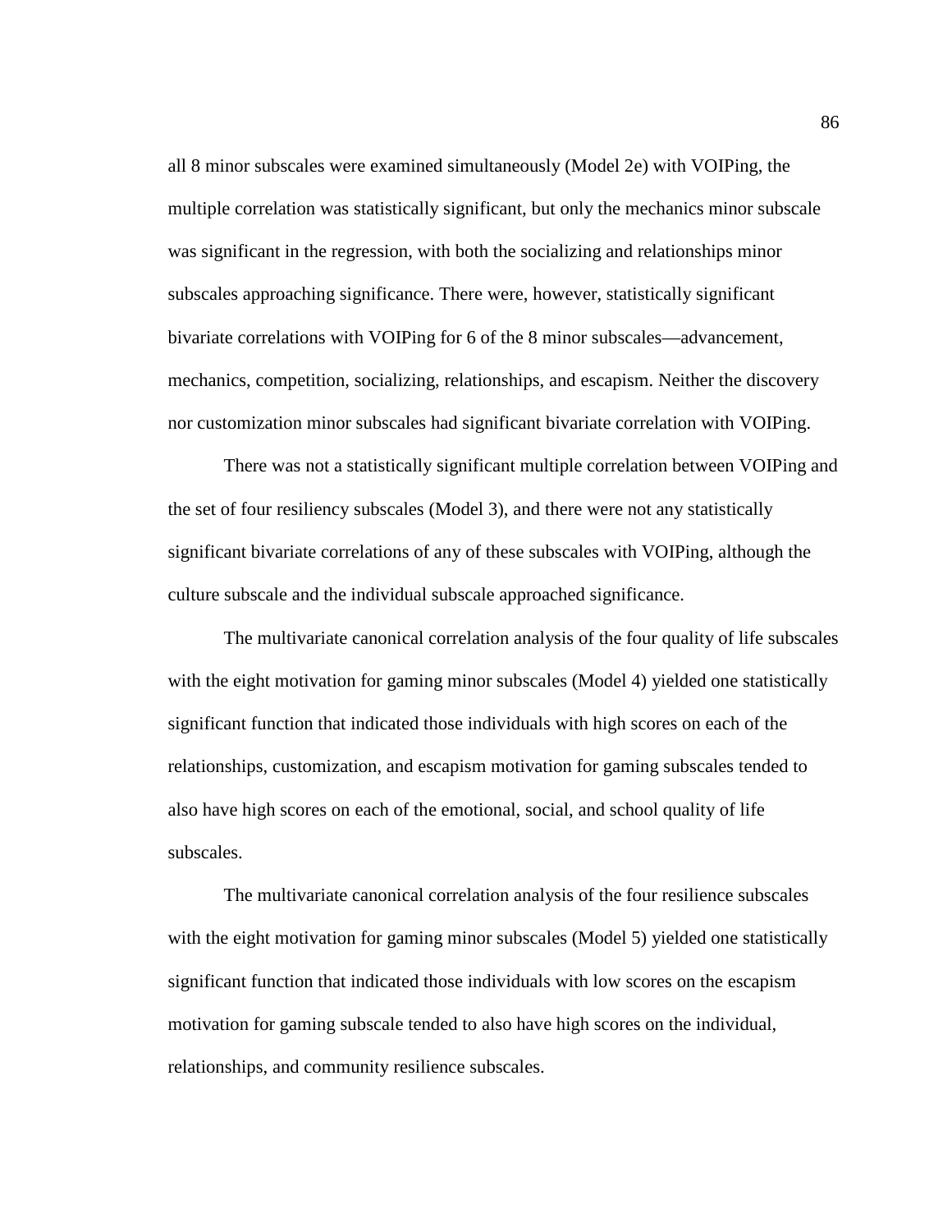all 8 minor subscales were examined simultaneously (Model 2e) with VOIPing, the multiple correlation was statistically significant, but only the mechanics minor subscale was significant in the regression, with both the socializing and relationships minor subscales approaching significance. There were, however, statistically significant bivariate correlations with VOIPing for 6 of the 8 minor subscales—advancement, mechanics, competition, socializing, relationships, and escapism. Neither the discovery nor customization minor subscales had significant bivariate correlation with VOIPing.

There was not a statistically significant multiple correlation between VOIPing and the set of four resiliency subscales (Model 3), and there were not any statistically significant bivariate correlations of any of these subscales with VOIPing, although the culture subscale and the individual subscale approached significance.

The multivariate canonical correlation analysis of the four quality of life subscales with the eight motivation for gaming minor subscales (Model 4) yielded one statistically significant function that indicated those individuals with high scores on each of the relationships, customization, and escapism motivation for gaming subscales tended to also have high scores on each of the emotional, social, and school quality of life subscales.

The multivariate canonical correlation analysis of the four resilience subscales with the eight motivation for gaming minor subscales (Model 5) yielded one statistically significant function that indicated those individuals with low scores on the escapism motivation for gaming subscale tended to also have high scores on the individual, relationships, and community resilience subscales.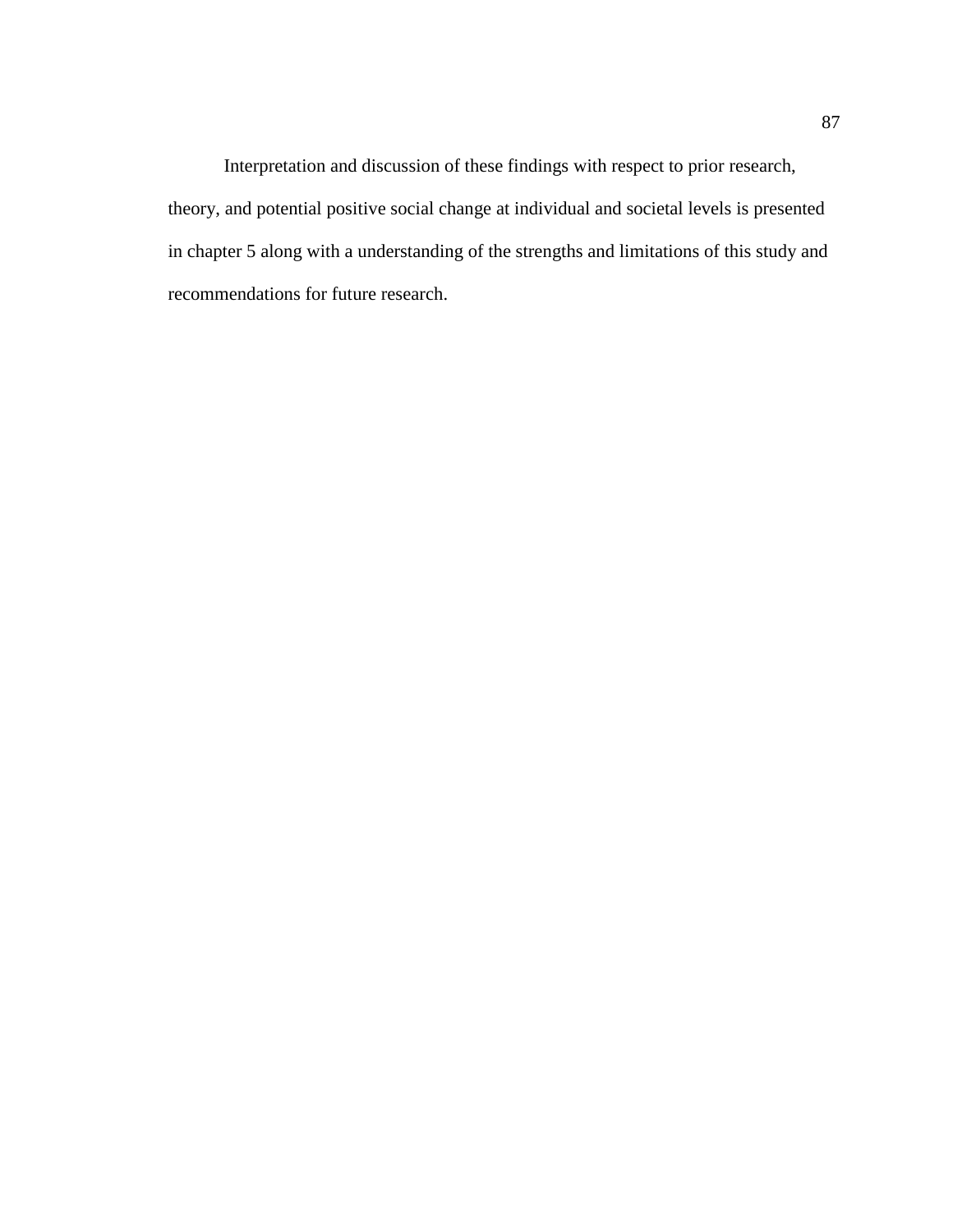Interpretation and discussion of these findings with respect to prior research, theory, and potential positive social change at individual and societal levels is presented in chapter 5 along with a understanding of the strengths and limitations of this study and recommendations for future research.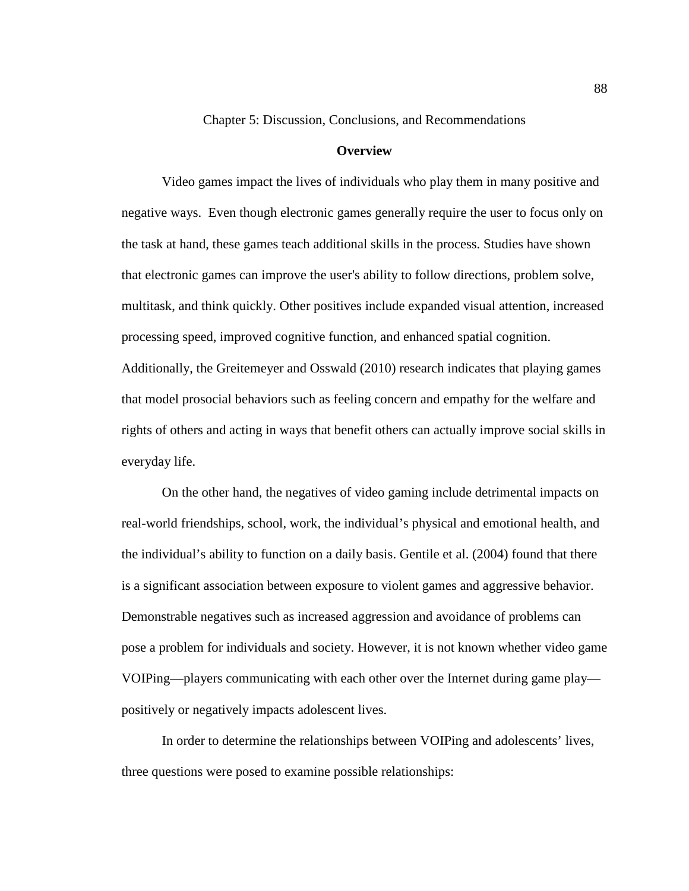# Chapter 5: Discussion, Conclusions, and Recommendations

## Overview

Video games impact the lives of individuals who play them in many positive and negative ways. Even though electronic games generally require the user to focus only on the task at hand, these games teach additional skills in the process. Studies have shown that electronic games can improve the user's ability to follow directions, problem solve, multitask, and think quickly. Other positives include expanded visual attention, increased processing speed, improved cognitive function, and enhanced spatial cognition. Additionally, the Greitemeyer and Osswald (2010) research indicates that playing games that model prosocial behaviors such as feeling concern and empathy for the welfare and rights of others and acting in ways that benefit others can actually improve social skills in everyday life.

On the other hand, the negatives of video gaming include detrimental impacts on real-world friendships, school, work, the individual's physical and emotional health, and the individual's ability to function on a daily basis. Gentile et al. (2004) found that there is a significant association between exposure to violent games and aggressive behavior. Demonstrable negatives such as increased aggression and avoidance of problems can pose a problem for individuals and society. However, it is not known whether video game VOIPing—players communicating with each other over the Internet during game play—positively or negatively impacts adolescent lives.

In order to determine the relationships between VOIPing and adolescents' lives, three questions were posed to examine possible relationships: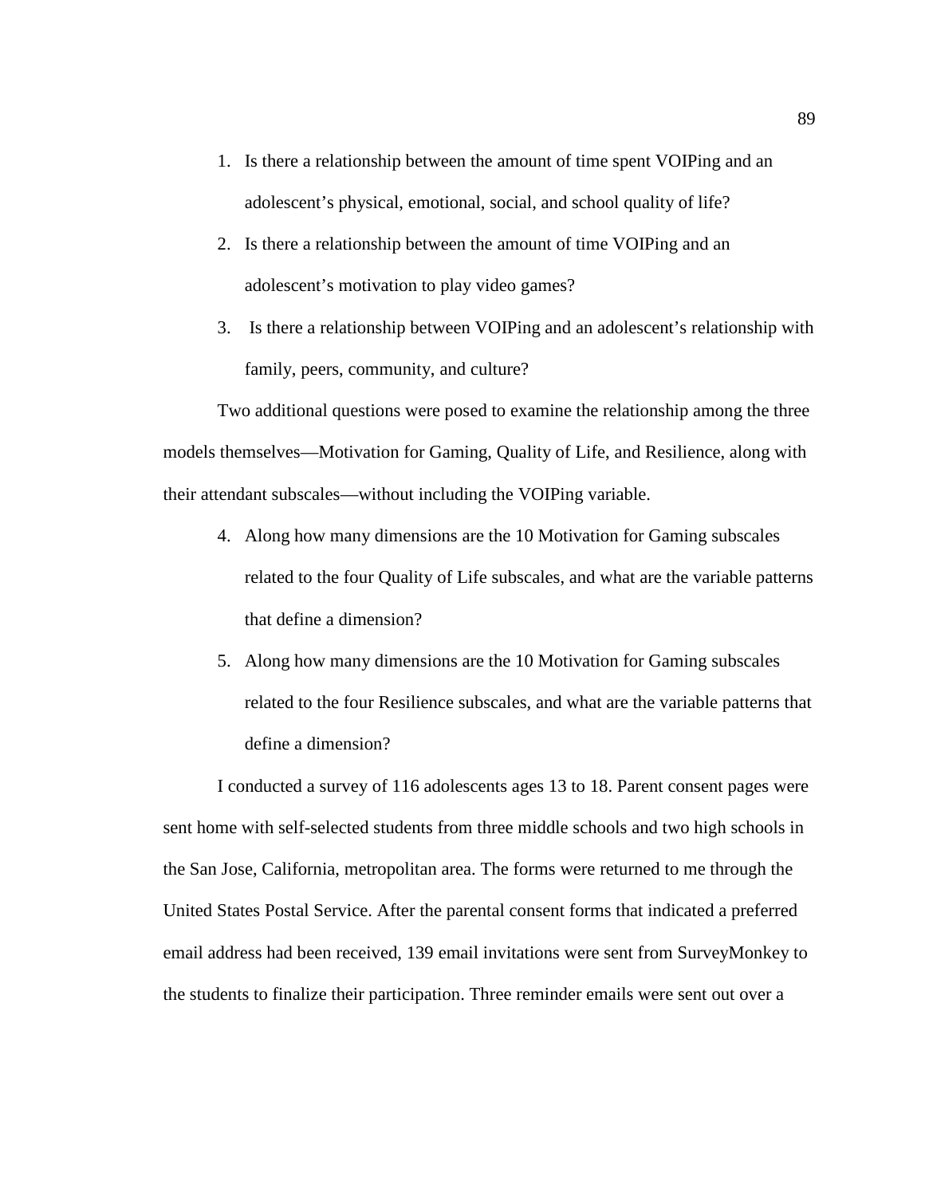1. Is there a relationship between the amount of time spent VOIPing and an adolescent's physical, emotional, social, and school quality of life?
2. Is there a relationship between the amount of time VOIPing and an adolescent's motivation to play video games?
3. Is there a relationship between VOIPing and an adolescent's relationship with family, peers, community, and culture?

Two additional questions were posed to examine the relationship among the three models themselves—Motivation for Gaming, Quality of Life, and Resilience, along with their attendant subscales—without including the VOIPing variable.

4. Along how many dimensions are the 10 Motivation for Gaming subscales related to the four Quality of Life subscales, and what are the variable patterns that define a dimension?
5. Along how many dimensions are the 10 Motivation for Gaming subscales related to the four Resilience subscales, and what are the variable patterns that define a dimension?

I conducted a survey of 116 adolescents ages 13 to 18. Parent consent pages were sent home with self-selected students from three middle schools and two high schools in the San Jose, California, metropolitan area. The forms were returned to me through the United States Postal Service. After the parental consent forms that indicated a preferred email address had been received, 139 email invitations were sent from SurveyMonkey to the students to finalize their participation. Three reminder emails were sent out over a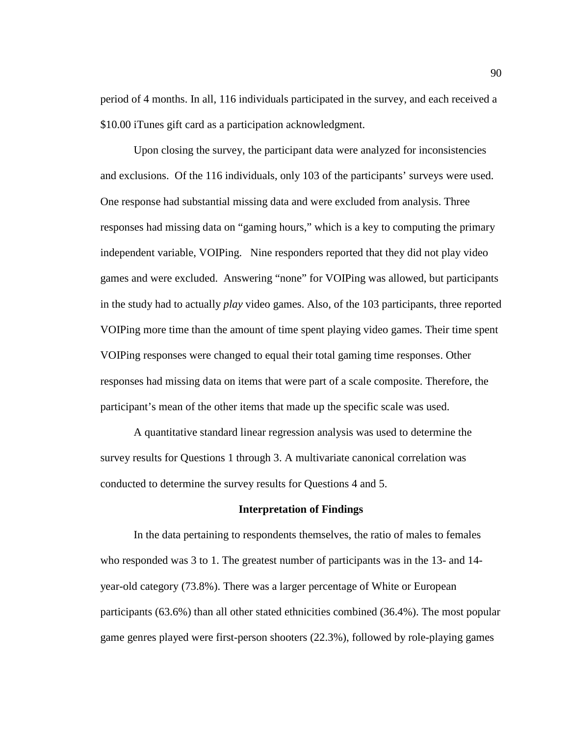period of 4 months. In all, 116 individuals participated in the survey, and each received a $10.00 iTunes gift card as a participation acknowledgment.

Upon closing the survey, the participant data were analyzed for inconsistencies and exclusions. Of the 116 individuals, only 103 of the participants' surveys were used. One response had substantial missing data and were excluded from analysis. Three responses had missing data on "gaming hours," which is a key to computing the primary independent variable, VOIPing. Nine responders reported that they did not play video games and were excluded. Answering "none" for VOIPing was allowed, but participants in the study had to actually *play* video games. Also, of the 103 participants, three reported VOIPing more time than the amount of time spent playing video games. Their time spent VOIPing responses were changed to equal their total gaming time responses. Other responses had missing data on items that were part of a scale composite. Therefore, the participant's mean of the other items that made up the specific scale was used.

A quantitative standard linear regression analysis was used to determine the survey results for Questions 1 through 3. A multivariate canonical correlation was conducted to determine the survey results for Questions 4 and 5.

## Interpretation of Findings

In the data pertaining to respondents themselves, the ratio of males to females who responded was 3 to 1. The greatest number of participants was in the 13- and 14-year-old category (73.8%). There was a larger percentage of White or European participants (63.6%) than all other stated ethnicities combined (36.4%). The most popular game genres played were first-person shooters (22.3%), followed by role-playing games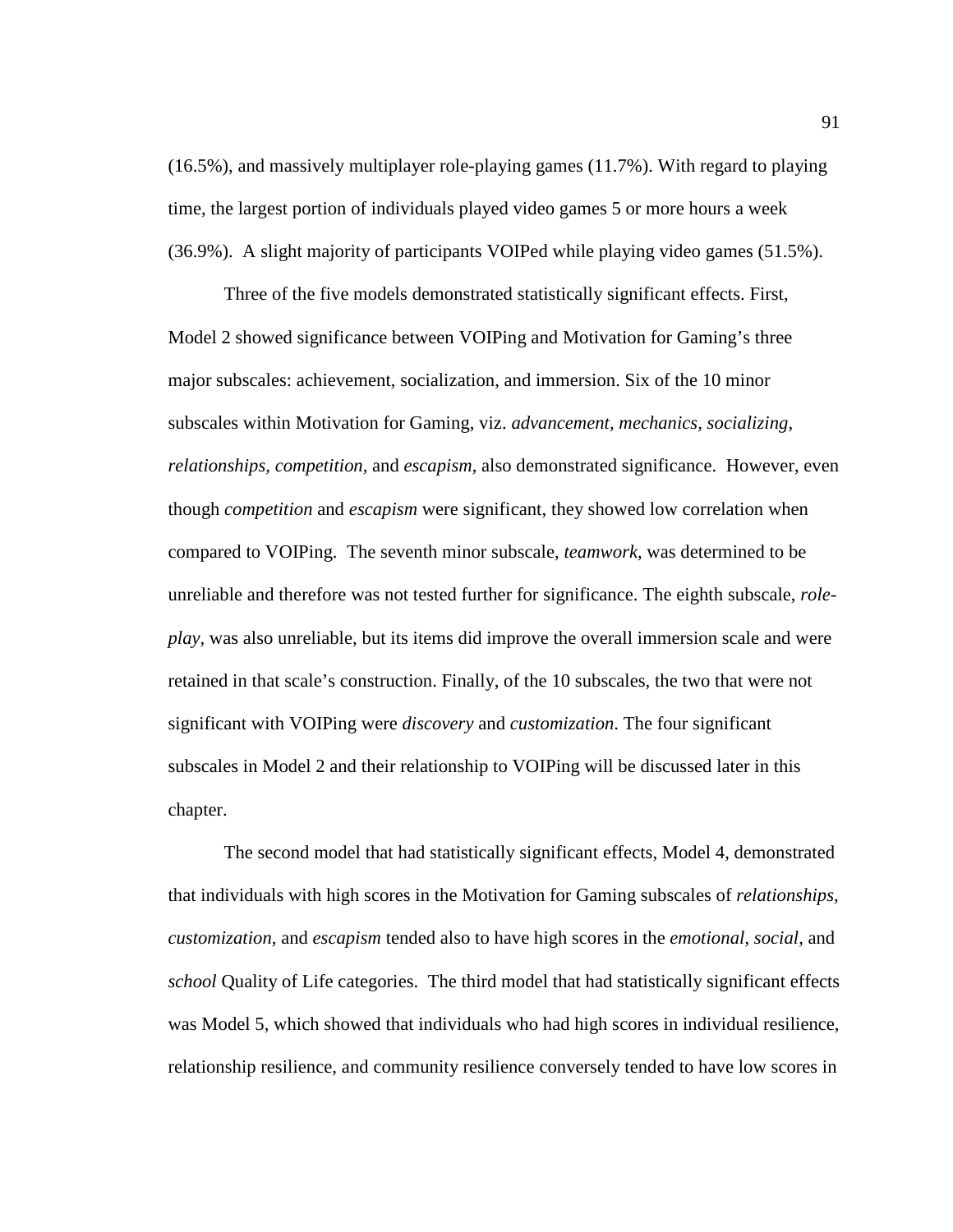(16.5%), and massively multiplayer role-playing games (11.7%). With regard to playing time, the largest portion of individuals played video games 5 or more hours a week (36.9%). A slight majority of participants VOIPed while playing video games (51.5%).

Three of the five models demonstrated statistically significant effects. First, Model 2 showed significance between VOIPing and Motivation for Gaming's three major subscales: achievement, socialization, and immersion. Six of the 10 minor subscales within Motivation for Gaming, viz. *advancement, mechanics, socializing, relationships, competition,* and *escapism*, also demonstrated significance. However, even though *competition* and *escapism* were significant, they showed low correlation when compared to VOIPing. The seventh minor subscale, *teamwork*, was determined to be unreliable and therefore was not tested further for significance. The eighth subscale, *role-play,* was also unreliable, but its items did improve the overall immersion scale and were retained in that scale's construction. Finally, of the 10 subscales, the two that were not significant with VOIPing were *discovery* and *customization*. The four significant subscales in Model 2 and their relationship to VOIPing will be discussed later in this chapter.

The second model that had statistically significant effects, Model 4, demonstrated that individuals with high scores in the Motivation for Gaming subscales of *relationships, customization,* and *escapism* tended also to have high scores in the *emotional*, *social*, and *school* Quality of Life categories. The third model that had statistically significant effects was Model 5, which showed that individuals who had high scores in individual resilience, relationship resilience, and community resilience conversely tended to have low scores in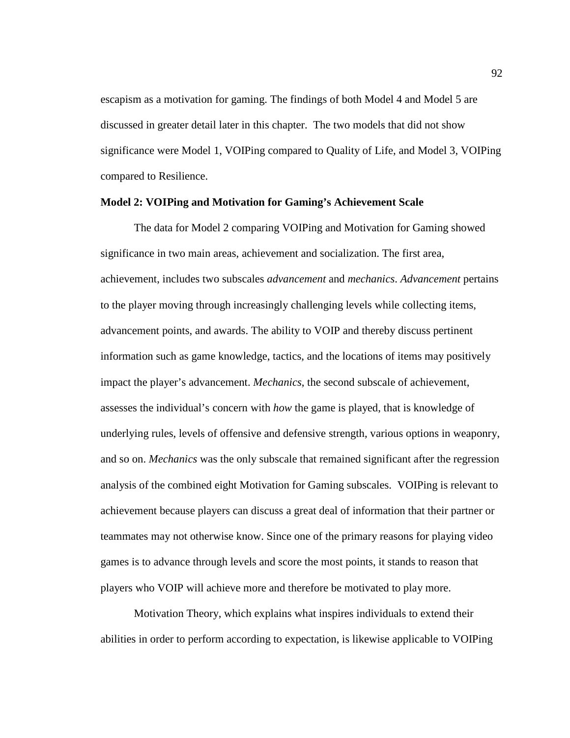escapism as a motivation for gaming. The findings of both Model 4 and Model 5 are discussed in greater detail later in this chapter. The two models that did not show significance were Model 1, VOIPing compared to Quality of Life, and Model 3, VOIPing compared to Resilience.

**Model 2: VOIPing and Motivation for Gaming's Achievement Scale**

The data for Model 2 comparing VOIPing and Motivation for Gaming showed significance in two main areas, achievement and socialization. The first area, achievement, includes two subscales *advancement* and *mechanics*. *Advancement* pertains to the player moving through increasingly challenging levels while collecting items, advancement points, and awards. The ability to VOIP and thereby discuss pertinent information such as game knowledge, tactics, and the locations of items may positively impact the player's advancement. *Mechanics*, the second subscale of achievement, assesses the individual's concern with *how* the game is played, that is knowledge of underlying rules, levels of offensive and defensive strength, various options in weaponry, and so on. *Mechanics* was the only subscale that remained significant after the regression analysis of the combined eight Motivation for Gaming subscales. VOIPing is relevant to achievement because players can discuss a great deal of information that their partner or teammates may not otherwise know. Since one of the primary reasons for playing video games is to advance through levels and score the most points, it stands to reason that players who VOIP will achieve more and therefore be motivated to play more.

Motivation Theory, which explains what inspires individuals to extend their abilities in order to perform according to expectation, is likewise applicable to VOIPing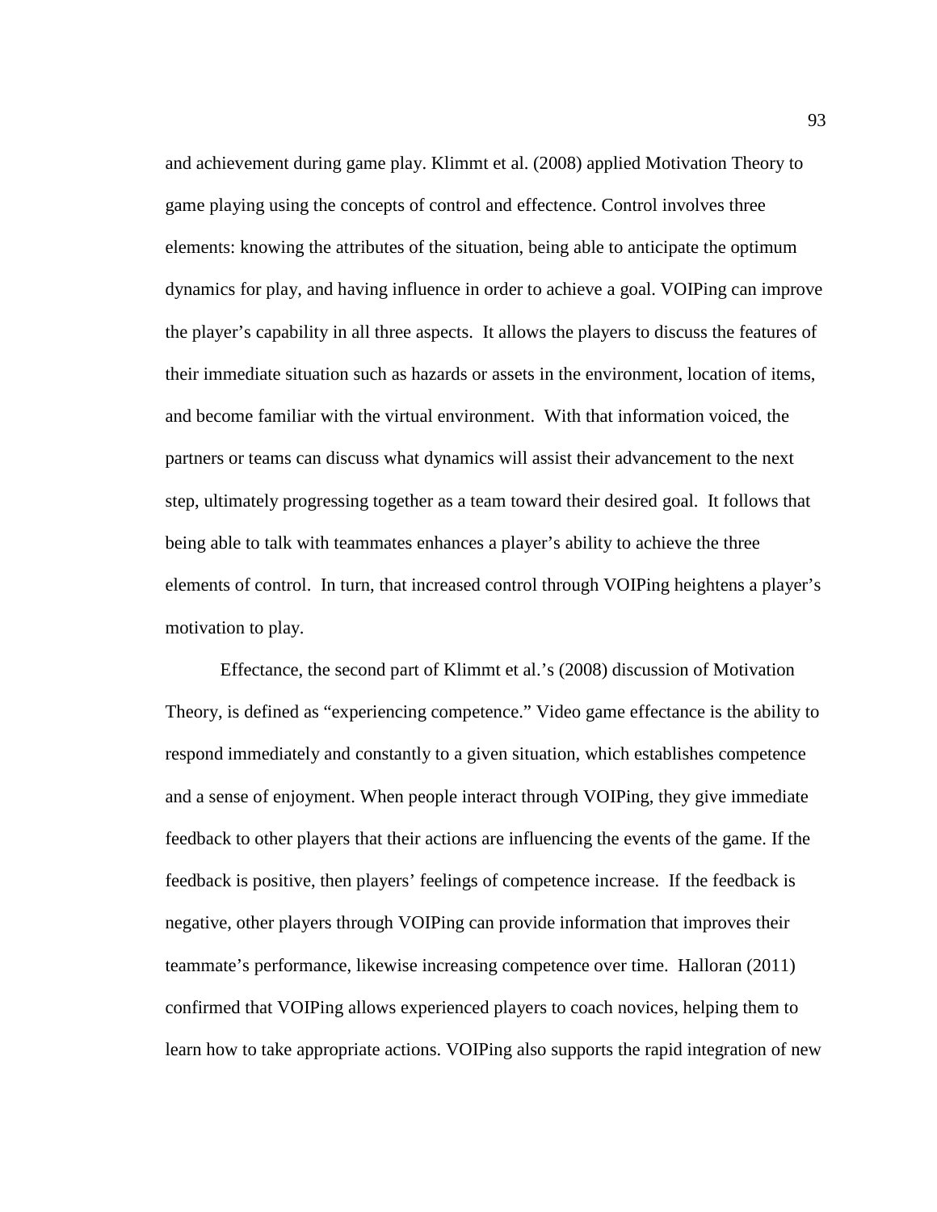and achievement during game play. Klimmt et al. (2008) applied Motivation Theory to game playing using the concepts of control and effectence. Control involves three elements: knowing the attributes of the situation, being able to anticipate the optimum dynamics for play, and having influence in order to achieve a goal. VOIPing can improve the player's capability in all three aspects. It allows the players to discuss the features of their immediate situation such as hazards or assets in the environment, location of items, and become familiar with the virtual environment. With that information voiced, the partners or teams can discuss what dynamics will assist their advancement to the next step, ultimately progressing together as a team toward their desired goal. It follows that being able to talk with teammates enhances a player's ability to achieve the three elements of control. In turn, that increased control through VOIPing heightens a player's motivation to play.

Effectance, the second part of Klimmt et al.'s (2008) discussion of Motivation Theory, is defined as "experiencing competence." Video game effectance is the ability to respond immediately and constantly to a given situation, which establishes competence and a sense of enjoyment. When people interact through VOIPing, they give immediate feedback to other players that their actions are influencing the events of the game. If the feedback is positive, then players' feelings of competence increase. If the feedback is negative, other players through VOIPing can provide information that improves their teammate's performance, likewise increasing competence over time. Halloran (2011) confirmed that VOIPing allows experienced players to coach novices, helping them to learn how to take appropriate actions. VOIPing also supports the rapid integration of new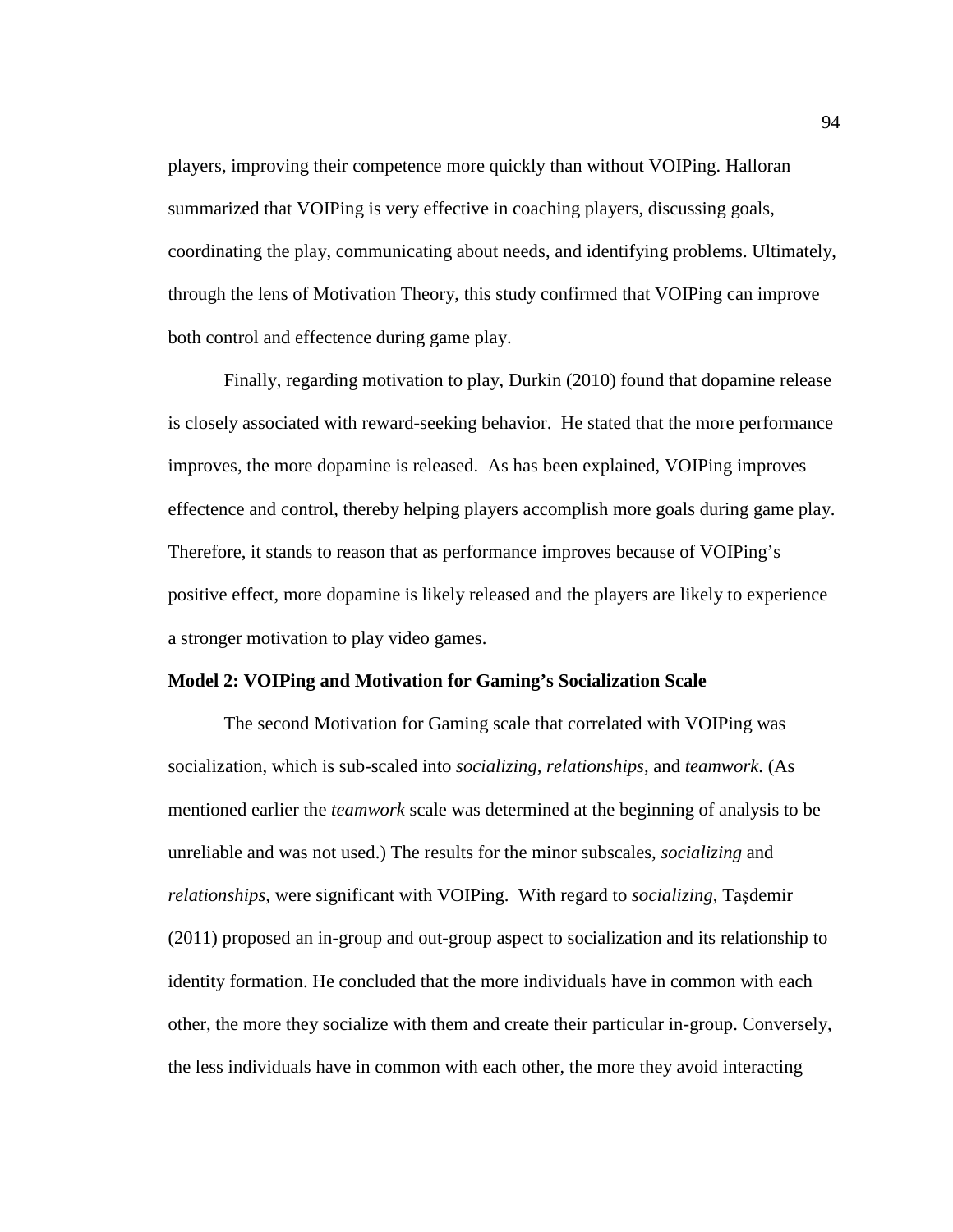players, improving their competence more quickly than without VOIPing. Halloran summarized that VOIPing is very effective in coaching players, discussing goals, coordinating the play, communicating about needs, and identifying problems. Ultimately, through the lens of Motivation Theory, this study confirmed that VOIPing can improve both control and effectence during game play.

Finally, regarding motivation to play, Durkin (2010) found that dopamine release is closely associated with reward-seeking behavior. He stated that the more performance improves, the more dopamine is released. As has been explained, VOIPing improves effectence and control, thereby helping players accomplish more goals during game play. Therefore, it stands to reason that as performance improves because of VOIPing's positive effect, more dopamine is likely released and the players are likely to experience a stronger motivation to play video games.

**Model 2: VOIPing and Motivation for Gaming's Socialization Scale**

The second Motivation for Gaming scale that correlated with VOIPing was socialization, which is sub-scaled into *socializing, relationships,* and *teamwork.* (As mentioned earlier the *teamwork* scale was determined at the beginning of analysis to be unreliable and was not used.) The results for the minor subscales, *socializing* and *relationships,* were significant with VOIPing. With regard to *socializing*, Taşdemir (2011) proposed an in-group and out-group aspect to socialization and its relationship to identity formation. He concluded that the more individuals have in common with each other, the more they socialize with them and create their particular in-group. Conversely, the less individuals have in common with each other, the more they avoid interacting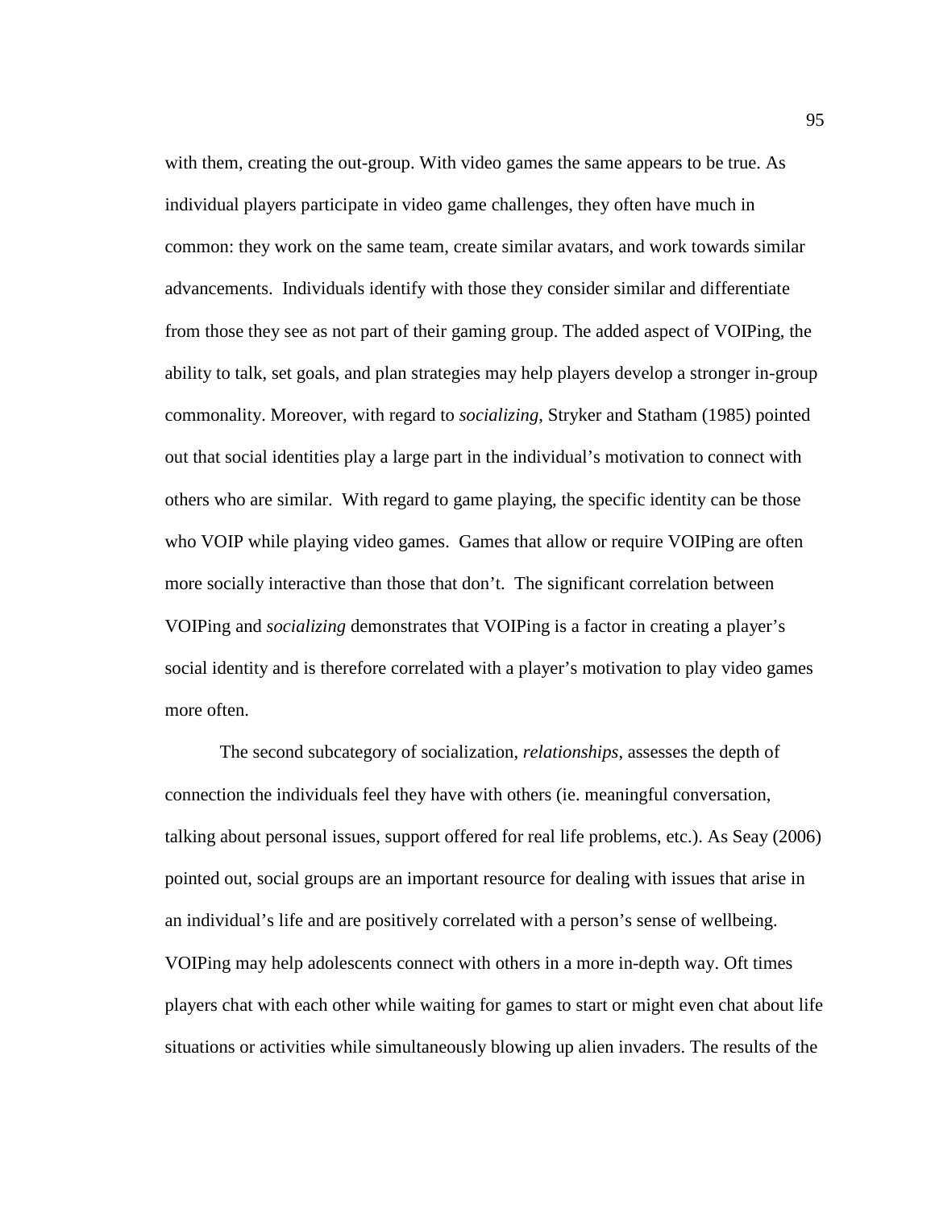with them, creating the out-group. With video games the same appears to be true. As individual players participate in video game challenges, they often have much in common: they work on the same team, create similar avatars, and work towards similar advancements. Individuals identify with those they consider similar and differentiate from those they see as not part of their gaming group. The added aspect of VOIPing, the ability to talk, set goals, and plan strategies may help players develop a stronger in-group commonality. Moreover, with regard to *socializing*, Stryker and Statham (1985) pointed out that social identities play a large part in the individual's motivation to connect with others who are similar. With regard to game playing, the specific identity can be those who VOIP while playing video games. Games that allow or require VOIPing are often more socially interactive than those that don't. The significant correlation between VOIPing and *socializing* demonstrates that VOIPing is a factor in creating a player's social identity and is therefore correlated with a player's motivation to play video games more often.

The second subcategory of socialization, *relationships*, assesses the depth of connection the individuals feel they have with others (ie. meaningful conversation, talking about personal issues, support offered for real life problems, etc.). As Seay (2006) pointed out, social groups are an important resource for dealing with issues that arise in an individual's life and are positively correlated with a person's sense of wellbeing. VOIPing may help adolescents connect with others in a more in-depth way. Oft times players chat with each other while waiting for games to start or might even chat about life situations or activities while simultaneously blowing up alien invaders. The results of the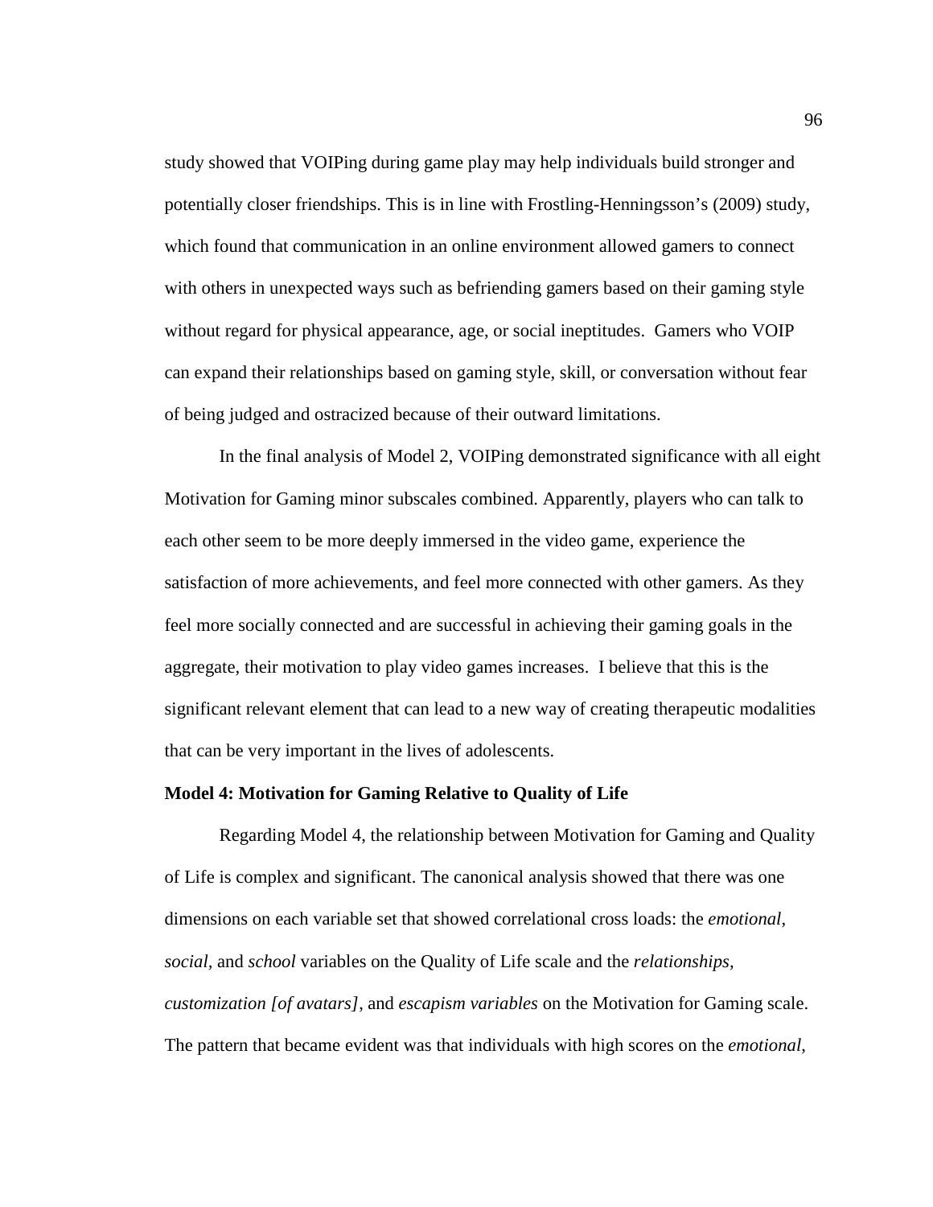study showed that VOIPing during game play may help individuals build stronger and potentially closer friendships. This is in line with Frostling-Henningsson's (2009) study, which found that communication in an online environment allowed gamers to connect with others in unexpected ways such as befriending gamers based on their gaming style without regard for physical appearance, age, or social ineptitudes. Gamers who VOIP can expand their relationships based on gaming style, skill, or conversation without fear of being judged and ostracized because of their outward limitations.

In the final analysis of Model 2, VOIPing demonstrated significance with all eight Motivation for Gaming minor subscales combined. Apparently, players who can talk to each other seem to be more deeply immersed in the video game, experience the satisfaction of more achievements, and feel more connected with other gamers. As they feel more socially connected and are successful in achieving their gaming goals in the aggregate, their motivation to play video games increases. I believe that this is the significant relevant element that can lead to a new way of creating therapeutic modalities that can be very important in the lives of adolescents.

**Model 4: Motivation for Gaming Relative to Quality of Life**

Regarding Model 4, the relationship between Motivation for Gaming and Quality of Life is complex and significant. The canonical analysis showed that there was one dimensions on each variable set that showed correlational cross loads: the *emotional*, *social*, and *school* variables on the Quality of Life scale and the *relationships*, *customization [of avatars]*, and *escapism variables* on the Motivation for Gaming scale. The pattern that became evident was that individuals with high scores on the *emotional*,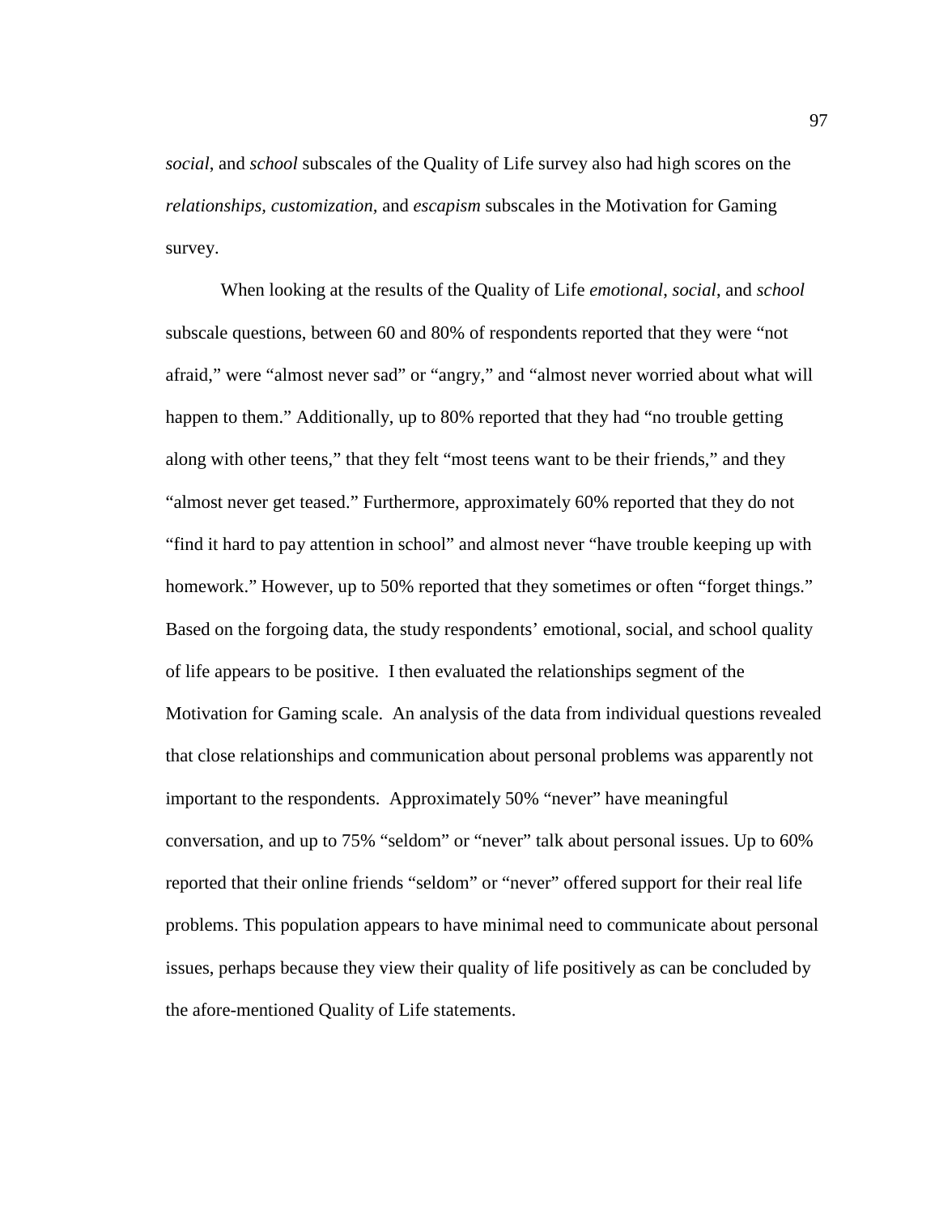*social*, and *school* subscales of the Quality of Life survey also had high scores on the *relationships*, *customization*, and *escapism* subscales in the Motivation for Gaming survey.

When looking at the results of the Quality of Life *emotional*, *social*, and *school* subscale questions, between 60 and 80% of respondents reported that they were "not afraid," were "almost never sad" or "angry," and "almost never worried about what will happen to them." Additionally, up to 80% reported that they had "no trouble getting along with other teens," that they felt "most teens want to be their friends," and they "almost never get teased." Furthermore, approximately 60% reported that they do not "find it hard to pay attention in school" and almost never "have trouble keeping up with homework." However, up to 50% reported that they sometimes or often "forget things." Based on the forgoing data, the study respondents' emotional, social, and school quality of life appears to be positive. I then evaluated the relationships segment of the Motivation for Gaming scale. An analysis of the data from individual questions revealed that close relationships and communication about personal problems was apparently not important to the respondents. Approximately 50% "never" have meaningful conversation, and up to 75% "seldom" or "never" talk about personal issues. Up to 60% reported that their online friends "seldom" or "never" offered support for their real life problems. This population appears to have minimal need to communicate about personal issues, perhaps because they view their quality of life positively as can be concluded by the afore-mentioned Quality of Life statements.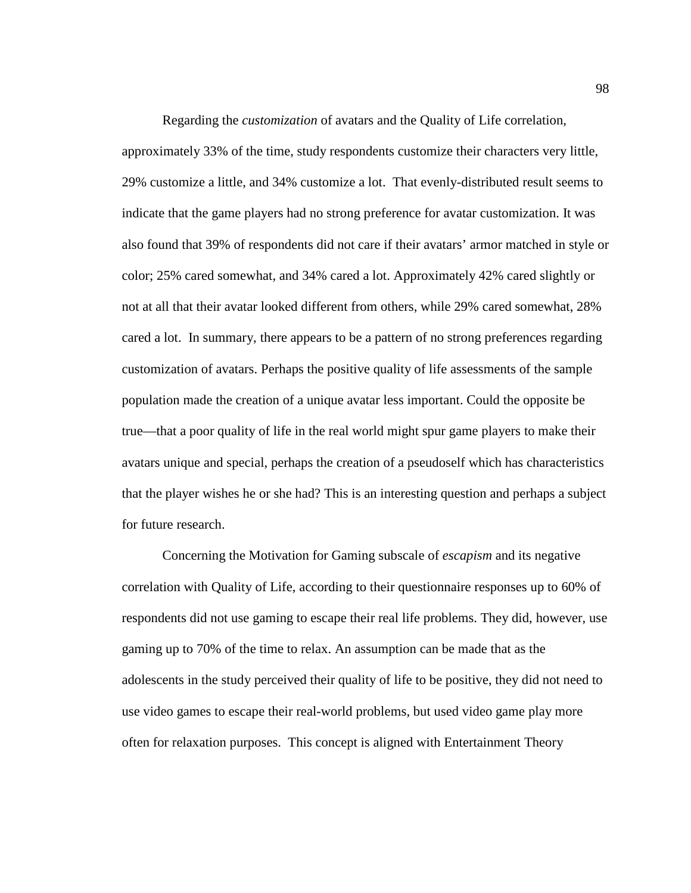Regarding the *customization* of avatars and the Quality of Life correlation, approximately 33% of the time, study respondents customize their characters very little, 29% customize a little, and 34% customize a lot. That evenly-distributed result seems to indicate that the game players had no strong preference for avatar customization. It was also found that 39% of respondents did not care if their avatars' armor matched in style or color; 25% cared somewhat, and 34% cared a lot. Approximately 42% cared slightly or not at all that their avatar looked different from others, while 29% cared somewhat, 28% cared a lot. In summary, there appears to be a pattern of no strong preferences regarding customization of avatars. Perhaps the positive quality of life assessments of the sample population made the creation of a unique avatar less important. Could the opposite be true—that a poor quality of life in the real world might spur game players to make their avatars unique and special, perhaps the creation of a pseudoself which has characteristics that the player wishes he or she had? This is an interesting question and perhaps a subject for future research.

Concerning the Motivation for Gaming subscale of *escapism* and its negative correlation with Quality of Life, according to their questionnaire responses up to 60% of respondents did not use gaming to escape their real life problems. They did, however, use gaming up to 70% of the time to relax. An assumption can be made that as the adolescents in the study perceived their quality of life to be positive, they did not need to use video games to escape their real-world problems, but used video game play more often for relaxation purposes. This concept is aligned with Entertainment Theory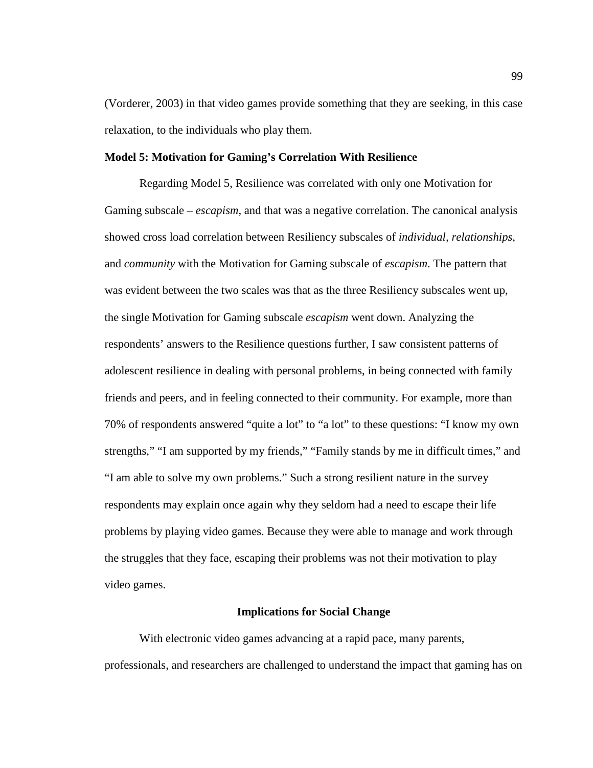(Vorderer, 2003) in that video games provide something that they are seeking, in this case relaxation, to the individuals who play them.

### Model 5: Motivation for Gaming's Correlation With Resilience

Regarding Model 5, Resilience was correlated with only one Motivation for Gaming subscale – *escapism*, and that was a negative correlation. The canonical analysis showed cross load correlation between Resiliency subscales of *individual, relationships*, and *community* with the Motivation for Gaming subscale of *escapism*. The pattern that was evident between the two scales was that as the three Resiliency subscales went up, the single Motivation for Gaming subscale *escapism* went down. Analyzing the respondents' answers to the Resilience questions further, I saw consistent patterns of adolescent resilience in dealing with personal problems, in being connected with family friends and peers, and in feeling connected to their community. For example, more than 70% of respondents answered "quite a lot" to "a lot" to these questions: "I know my own strengths," "I am supported by my friends," "Family stands by me in difficult times," and "I am able to solve my own problems." Such a strong resilient nature in the survey respondents may explain once again why they seldom had a need to escape their life problems by playing video games. Because they were able to manage and work through the struggles that they face, escaping their problems was not their motivation to play video games.

## Implications for Social Change

With electronic video games advancing at a rapid pace, many parents, professionals, and researchers are challenged to understand the impact that gaming has on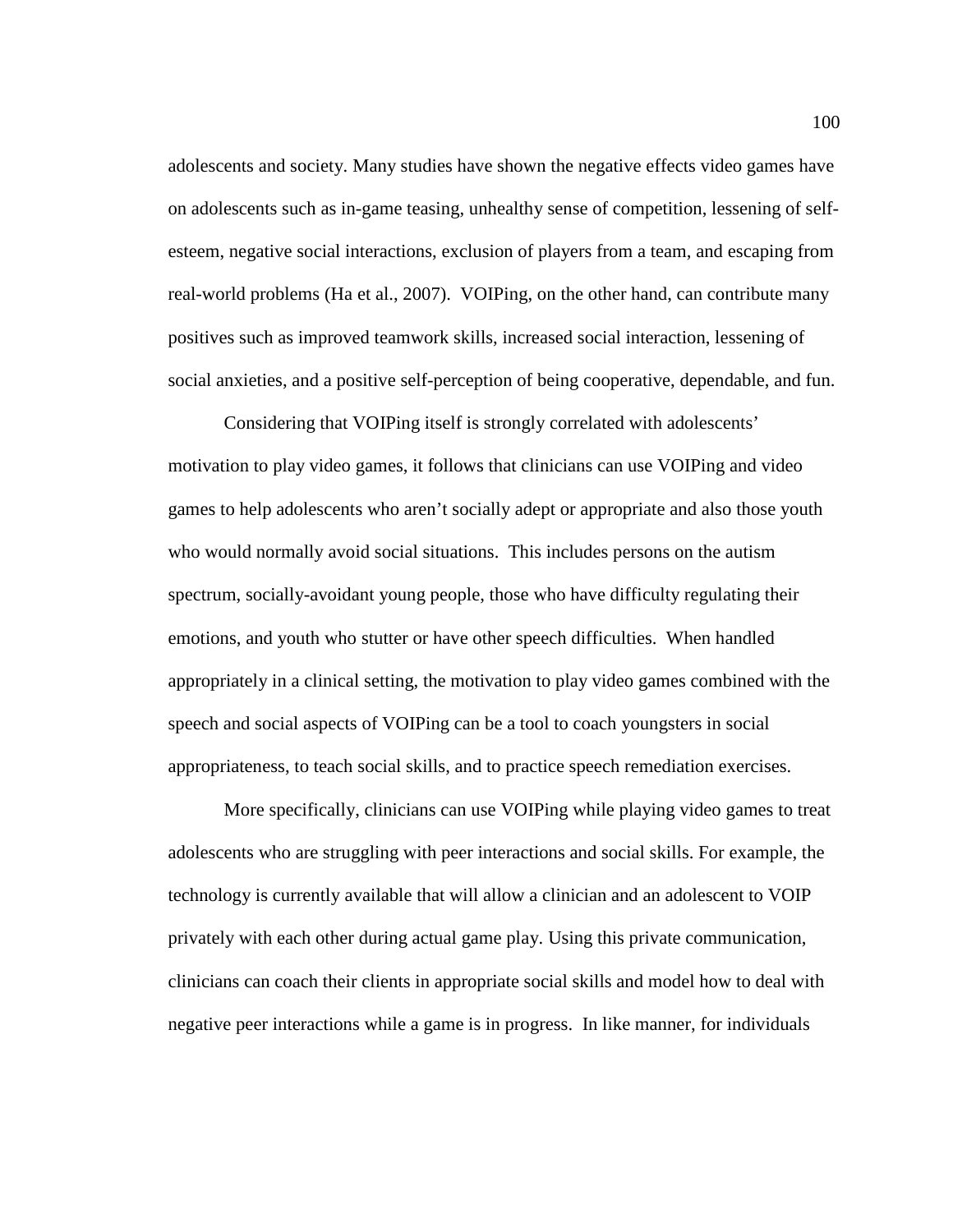adolescents and society. Many studies have shown the negative effects video games have on adolescents such as in-game teasing, unhealthy sense of competition, lessening of self-esteem, negative social interactions, exclusion of players from a team, and escaping from real-world problems (Ha et al., 2007). VOIPing, on the other hand, can contribute many positives such as improved teamwork skills, increased social interaction, lessening of social anxieties, and a positive self-perception of being cooperative, dependable, and fun.

Considering that VOIPing itself is strongly correlated with adolescents' motivation to play video games, it follows that clinicians can use VOIPing and video games to help adolescents who aren't socially adept or appropriate and also those youth who would normally avoid social situations. This includes persons on the autism spectrum, socially-avoidant young people, those who have difficulty regulating their emotions, and youth who stutter or have other speech difficulties. When handled appropriately in a clinical setting, the motivation to play video games combined with the speech and social aspects of VOIPing can be a tool to coach youngsters in social appropriateness, to teach social skills, and to practice speech remediation exercises.

More specifically, clinicians can use VOIPing while playing video games to treat adolescents who are struggling with peer interactions and social skills. For example, the technology is currently available that will allow a clinician and an adolescent to VOIP privately with each other during actual game play. Using this private communication, clinicians can coach their clients in appropriate social skills and model how to deal with negative peer interactions while a game is in progress. In like manner, for individuals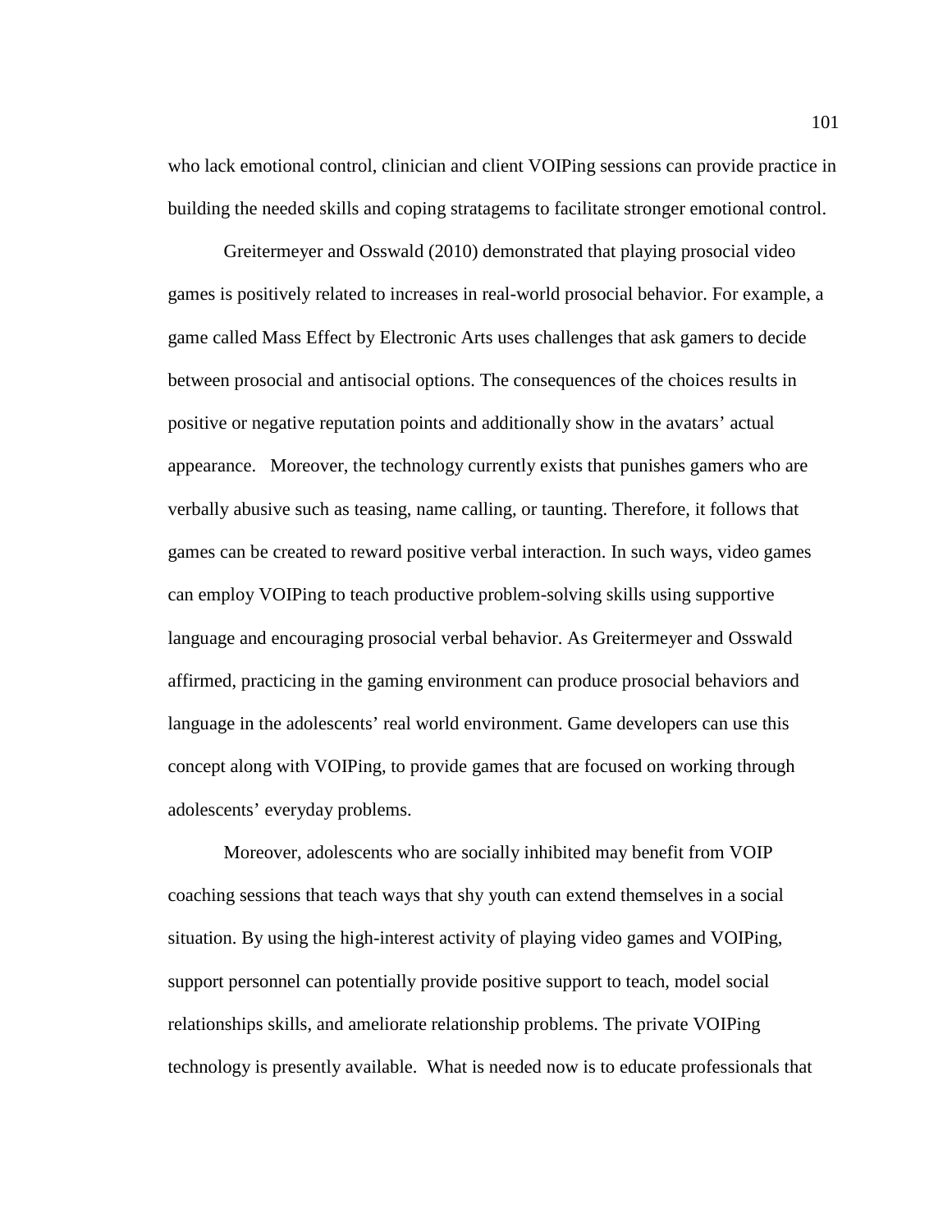who lack emotional control, clinician and client VOIPing sessions can provide practice in building the needed skills and coping stratagems to facilitate stronger emotional control.

Greitermeyer and Osswald (2010) demonstrated that playing prosocial video games is positively related to increases in real-world prosocial behavior. For example, a game called Mass Effect by Electronic Arts uses challenges that ask gamers to decide between prosocial and antisocial options. The consequences of the choices results in positive or negative reputation points and additionally show in the avatars' actual appearance. Moreover, the technology currently exists that punishes gamers who are verbally abusive such as teasing, name calling, or taunting. Therefore, it follows that games can be created to reward positive verbal interaction. In such ways, video games can employ VOIPing to teach productive problem-solving skills using supportive language and encouraging prosocial verbal behavior. As Greitermeyer and Osswald affirmed, practicing in the gaming environment can produce prosocial behaviors and language in the adolescents' real world environment. Game developers can use this concept along with VOIPing, to provide games that are focused on working through adolescents' everyday problems.

Moreover, adolescents who are socially inhibited may benefit from VOIP coaching sessions that teach ways that shy youth can extend themselves in a social situation. By using the high-interest activity of playing video games and VOIPing, support personnel can potentially provide positive support to teach, model social relationships skills, and ameliorate relationship problems. The private VOIPing technology is presently available. What is needed now is to educate professionals that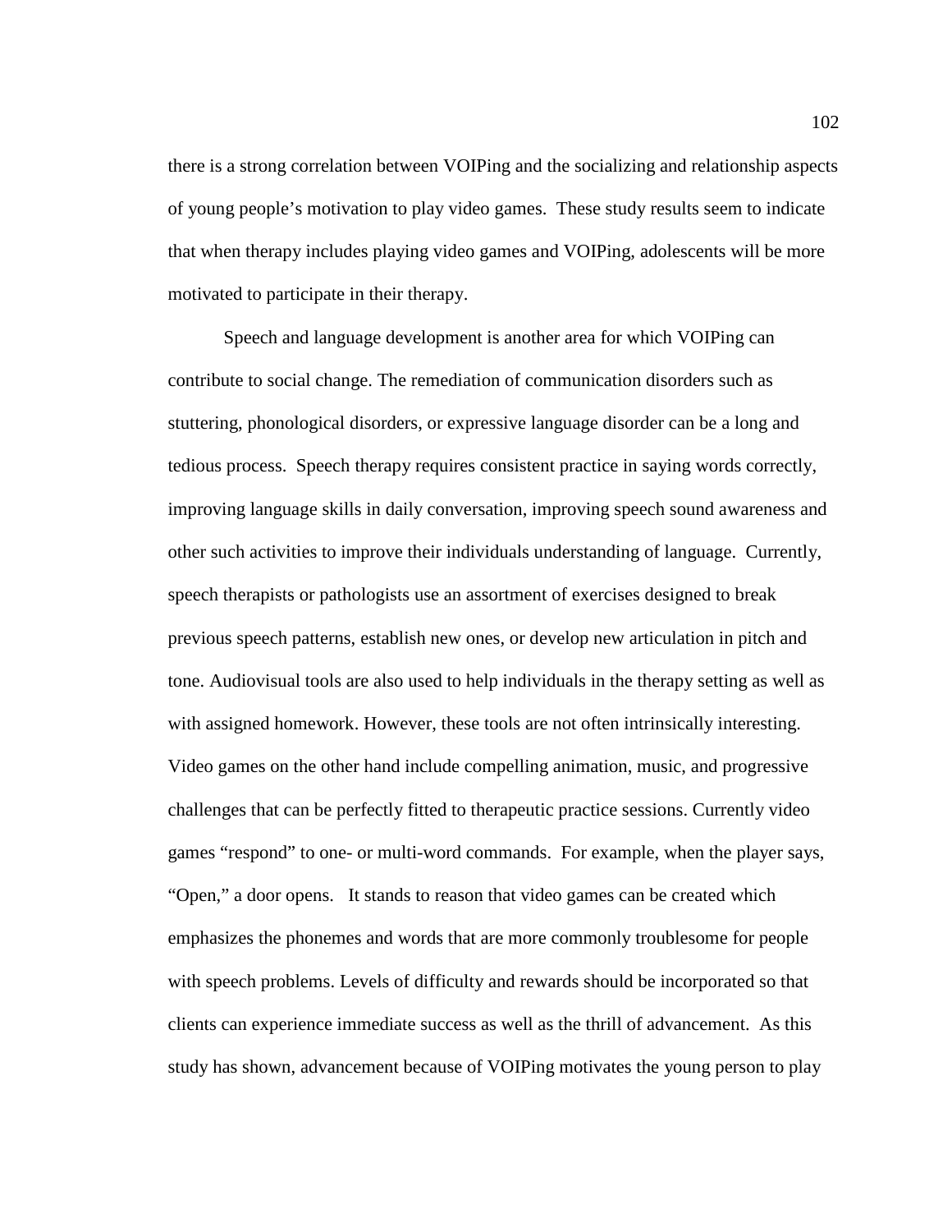there is a strong correlation between VOIPing and the socializing and relationship aspects of young people's motivation to play video games. These study results seem to indicate that when therapy includes playing video games and VOIPing, adolescents will be more motivated to participate in their therapy.

Speech and language development is another area for which VOIPing can contribute to social change. The remediation of communication disorders such as stuttering, phonological disorders, or expressive language disorder can be a long and tedious process. Speech therapy requires consistent practice in saying words correctly, improving language skills in daily conversation, improving speech sound awareness and other such activities to improve their individuals understanding of language. Currently, speech therapists or pathologists use an assortment of exercises designed to break previous speech patterns, establish new ones, or develop new articulation in pitch and tone. Audiovisual tools are also used to help individuals in the therapy setting as well as with assigned homework. However, these tools are not often intrinsically interesting. Video games on the other hand include compelling animation, music, and progressive challenges that can be perfectly fitted to therapeutic practice sessions. Currently video games "respond" to one- or multi-word commands. For example, when the player says, "Open," a door opens. It stands to reason that video games can be created which emphasizes the phonemes and words that are more commonly troublesome for people with speech problems. Levels of difficulty and rewards should be incorporated so that clients can experience immediate success as well as the thrill of advancement. As this study has shown, advancement because of VOIPing motivates the young person to play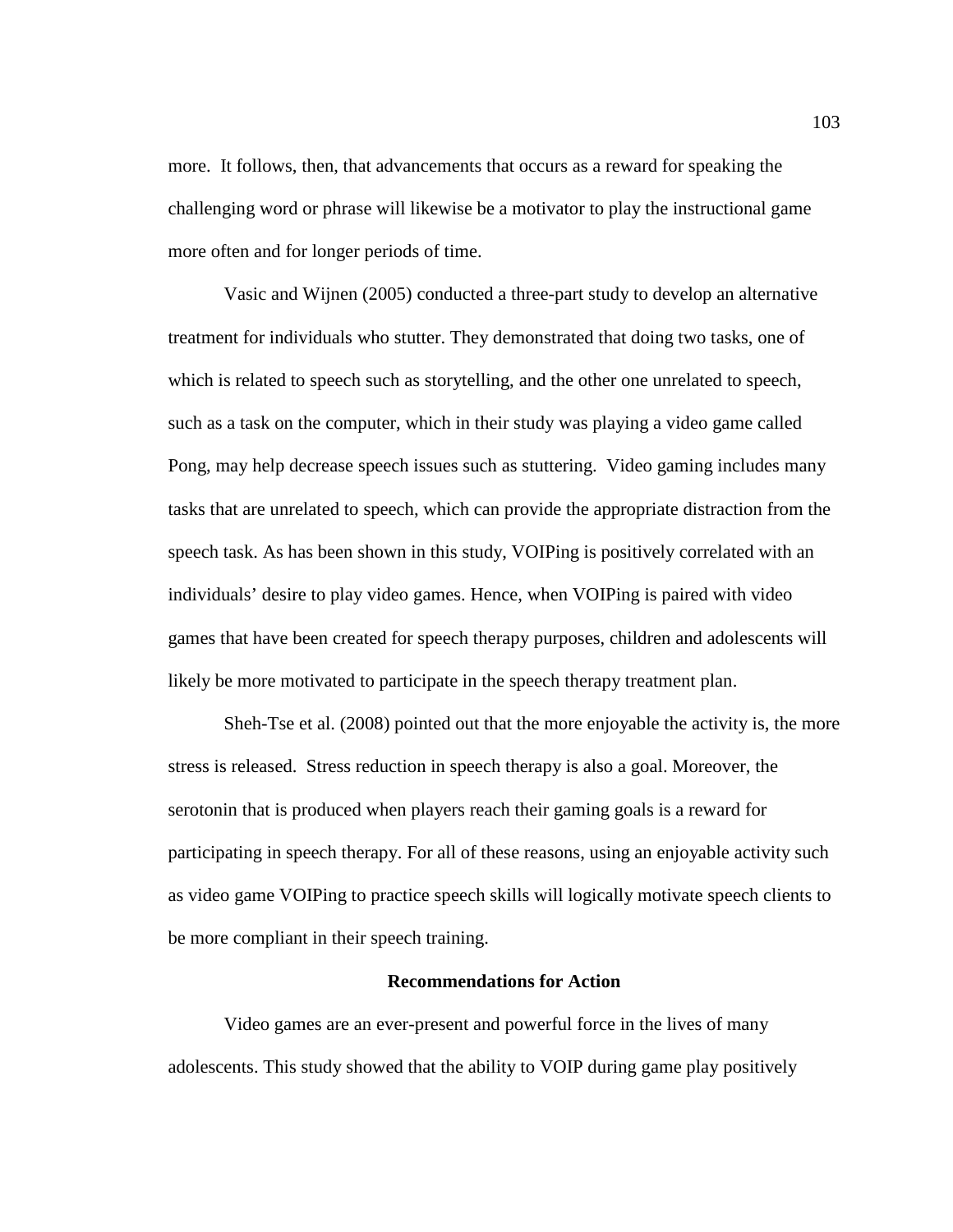more. It follows, then, that advancements that occurs as a reward for speaking the challenging word or phrase will likewise be a motivator to play the instructional game more often and for longer periods of time.

Vasic and Wijnen (2005) conducted a three-part study to develop an alternative treatment for individuals who stutter. They demonstrated that doing two tasks, one of which is related to speech such as storytelling, and the other one unrelated to speech, such as a task on the computer, which in their study was playing a video game called Pong, may help decrease speech issues such as stuttering. Video gaming includes many tasks that are unrelated to speech, which can provide the appropriate distraction from the speech task. As has been shown in this study, VOIPing is positively correlated with an individuals' desire to play video games. Hence, when VOIPing is paired with video games that have been created for speech therapy purposes, children and adolescents will likely be more motivated to participate in the speech therapy treatment plan.

Sheh-Tse et al. (2008) pointed out that the more enjoyable the activity is, the more stress is released. Stress reduction in speech therapy is also a goal. Moreover, the serotonin that is produced when players reach their gaming goals is a reward for participating in speech therapy. For all of these reasons, using an enjoyable activity such as video game VOIPing to practice speech skills will logically motivate speech clients to be more compliant in their speech training.

## Recommendations for Action

Video games are an ever-present and powerful force in the lives of many adolescents. This study showed that the ability to VOIP during game play positively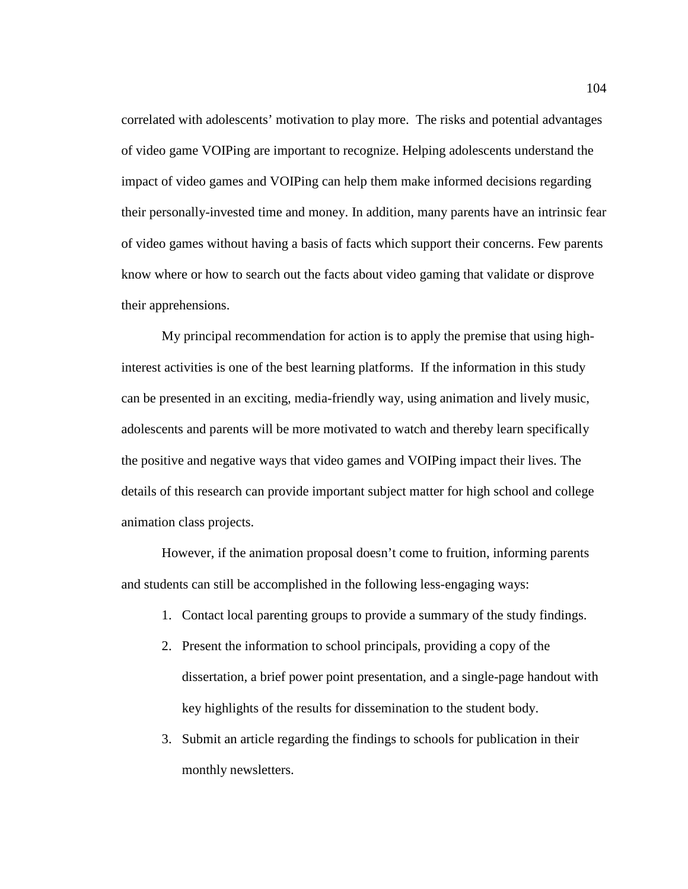correlated with adolescents' motivation to play more. The risks and potential advantages of video game VOIPing are important to recognize. Helping adolescents understand the impact of video games and VOIPing can help them make informed decisions regarding their personally-invested time and money. In addition, many parents have an intrinsic fear of video games without having a basis of facts which support their concerns. Few parents know where or how to search out the facts about video gaming that validate or disprove their apprehensions.

My principal recommendation for action is to apply the premise that using high-interest activities is one of the best learning platforms. If the information in this study can be presented in an exciting, media-friendly way, using animation and lively music, adolescents and parents will be more motivated to watch and thereby learn specifically the positive and negative ways that video games and VOIPing impact their lives. The details of this research can provide important subject matter for high school and college animation class projects.

However, if the animation proposal doesn't come to fruition, informing parents and students can still be accomplished in the following less-engaging ways:

1. Contact local parenting groups to provide a summary of the study findings.
2. Present the information to school principals, providing a copy of the dissertation, a brief power point presentation, and a single-page handout with key highlights of the results for dissemination to the student body.
3. Submit an article regarding the findings to schools for publication in their monthly newsletters.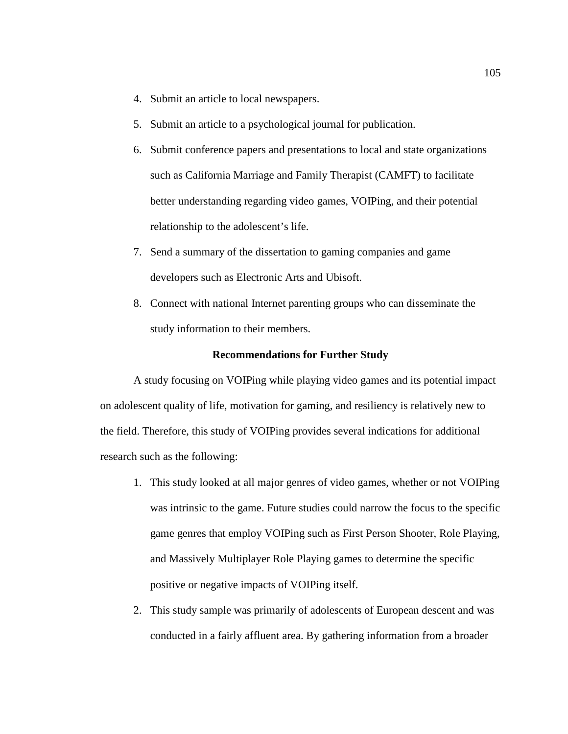4. Submit an article to local newspapers.
5. Submit an article to a psychological journal for publication.
6. Submit conference papers and presentations to local and state organizations such as California Marriage and Family Therapist (CAMFT) to facilitate better understanding regarding video games, VOIPing, and their potential relationship to the adolescent's life.
7. Send a summary of the dissertation to gaming companies and game developers such as Electronic Arts and Ubisoft.
8. Connect with national Internet parenting groups who can disseminate the study information to their members.

## Recommendations for Further Study

A study focusing on VOIPing while playing video games and its potential impact on adolescent quality of life, motivation for gaming, and resiliency is relatively new to the field. Therefore, this study of VOIPing provides several indications for additional research such as the following:

1. This study looked at all major genres of video games, whether or not VOIPing was intrinsic to the game. Future studies could narrow the focus to the specific game genres that employ VOIPing such as First Person Shooter, Role Playing, and Massively Multiplayer Role Playing games to determine the specific positive or negative impacts of VOIPing itself.
2. This study sample was primarily of adolescents of European descent and was conducted in a fairly affluent area. By gathering information from a broader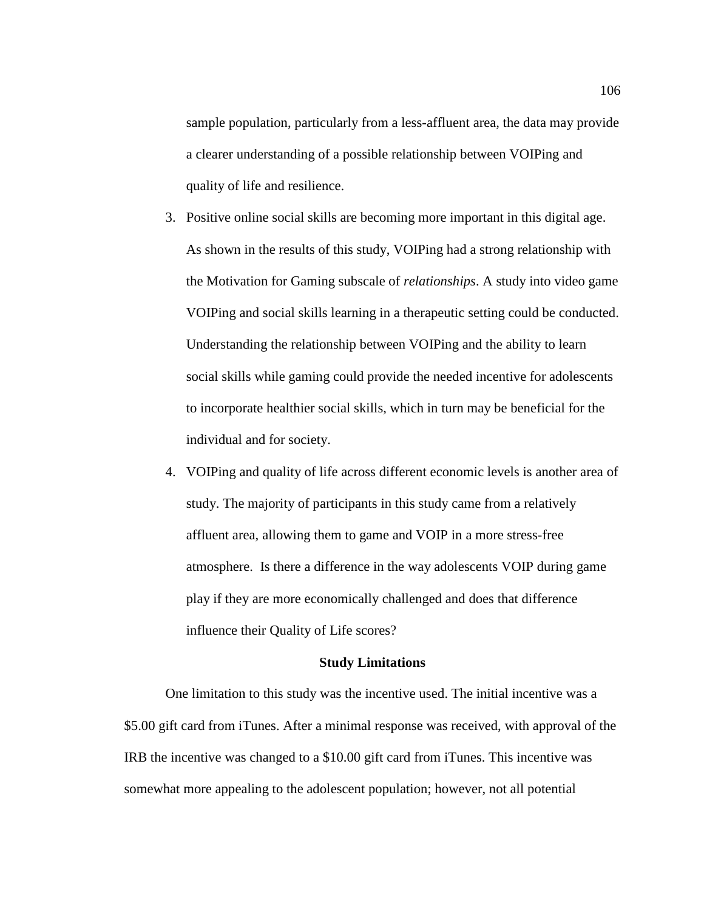sample population, particularly from a less-affluent area, the data may provide a clearer understanding of a possible relationship between VOIPing and quality of life and resilience.

3. Positive online social skills are becoming more important in this digital age. As shown in the results of this study, VOIPing had a strong relationship with the Motivation for Gaming subscale of *relationships*. A study into video game VOIPing and social skills learning in a therapeutic setting could be conducted. Understanding the relationship between VOIPing and the ability to learn social skills while gaming could provide the needed incentive for adolescents to incorporate healthier social skills, which in turn may be beneficial for the individual and for society.
4. VOIPing and quality of life across different economic levels is another area of study. The majority of participants in this study came from a relatively affluent area, allowing them to game and VOIP in a more stress-free atmosphere. Is there a difference in the way adolescents VOIP during game play if they are more economically challenged and does that difference influence their Quality of Life scores?

**Study Limitations**

One limitation to this study was the incentive used. The initial incentive was a $5.00 gift card from iTunes. After a minimal response was received, with approval of the IRB the incentive was changed to a $10.00 gift card from iTunes. This incentive was somewhat more appealing to the adolescent population; however, not all potential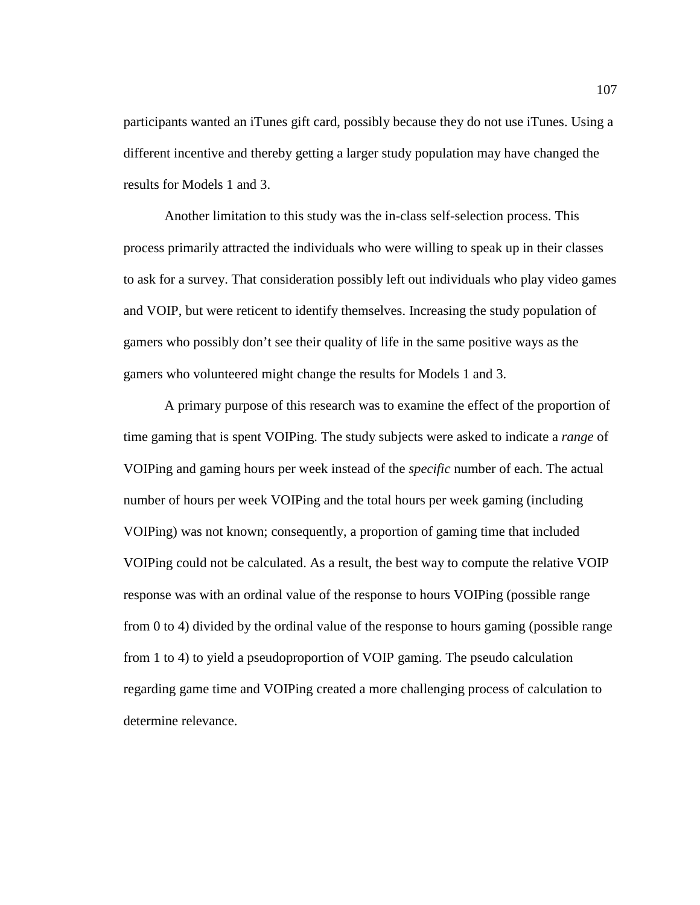participants wanted an iTunes gift card, possibly because they do not use iTunes. Using a different incentive and thereby getting a larger study population may have changed the results for Models 1 and 3.

Another limitation to this study was the in-class self-selection process. This process primarily attracted the individuals who were willing to speak up in their classes to ask for a survey. That consideration possibly left out individuals who play video games and VOIP, but were reticent to identify themselves. Increasing the study population of gamers who possibly don't see their quality of life in the same positive ways as the gamers who volunteered might change the results for Models 1 and 3.

A primary purpose of this research was to examine the effect of the proportion of time gaming that is spent VOIPing. The study subjects were asked to indicate a *range* of VOIPing and gaming hours per week instead of the *specific* number of each. The actual number of hours per week VOIPing and the total hours per week gaming (including VOIPing) was not known; consequently, a proportion of gaming time that included VOIPing could not be calculated. As a result, the best way to compute the relative VOIP response was with an ordinal value of the response to hours VOIPing (possible range from 0 to 4) divided by the ordinal value of the response to hours gaming (possible range from 1 to 4) to yield a pseudoproportion of VOIP gaming. The pseudo calculation regarding game time and VOIPing created a more challenging process of calculation to determine relevance.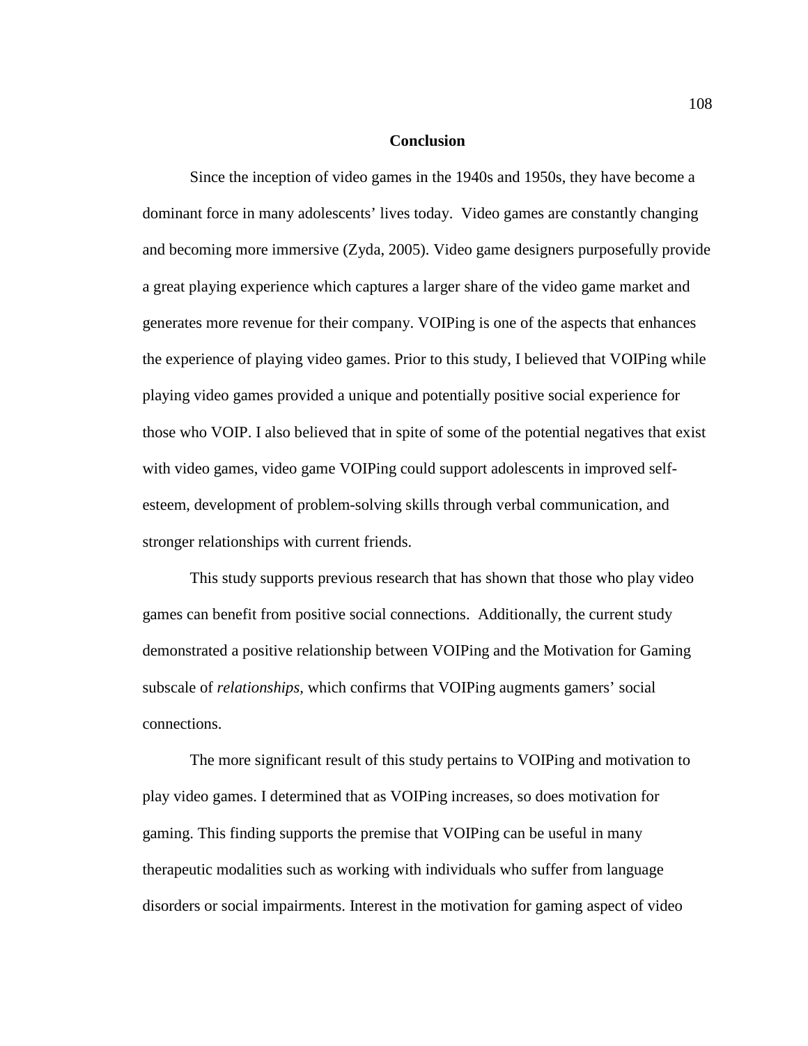## Conclusion

Since the inception of video games in the 1940s and 1950s, they have become a dominant force in many adolescents' lives today. Video games are constantly changing and becoming more immersive (Zyda, 2005). Video game designers purposefully provide a great playing experience which captures a larger share of the video game market and generates more revenue for their company. VOIPing is one of the aspects that enhances the experience of playing video games. Prior to this study, I believed that VOIPing while playing video games provided a unique and potentially positive social experience for those who VOIP. I also believed that in spite of some of the potential negatives that exist with video games, video game VOIPing could support adolescents in improved self-esteem, development of problem-solving skills through verbal communication, and stronger relationships with current friends.

This study supports previous research that has shown that those who play video games can benefit from positive social connections. Additionally, the current study demonstrated a positive relationship between VOIPing and the Motivation for Gaming subscale of *relationships*, which confirms that VOIPing augments gamers' social connections.

The more significant result of this study pertains to VOIPing and motivation to play video games. I determined that as VOIPing increases, so does motivation for gaming. This finding supports the premise that VOIPing can be useful in many therapeutic modalities such as working with individuals who suffer from language disorders or social impairments. Interest in the motivation for gaming aspect of video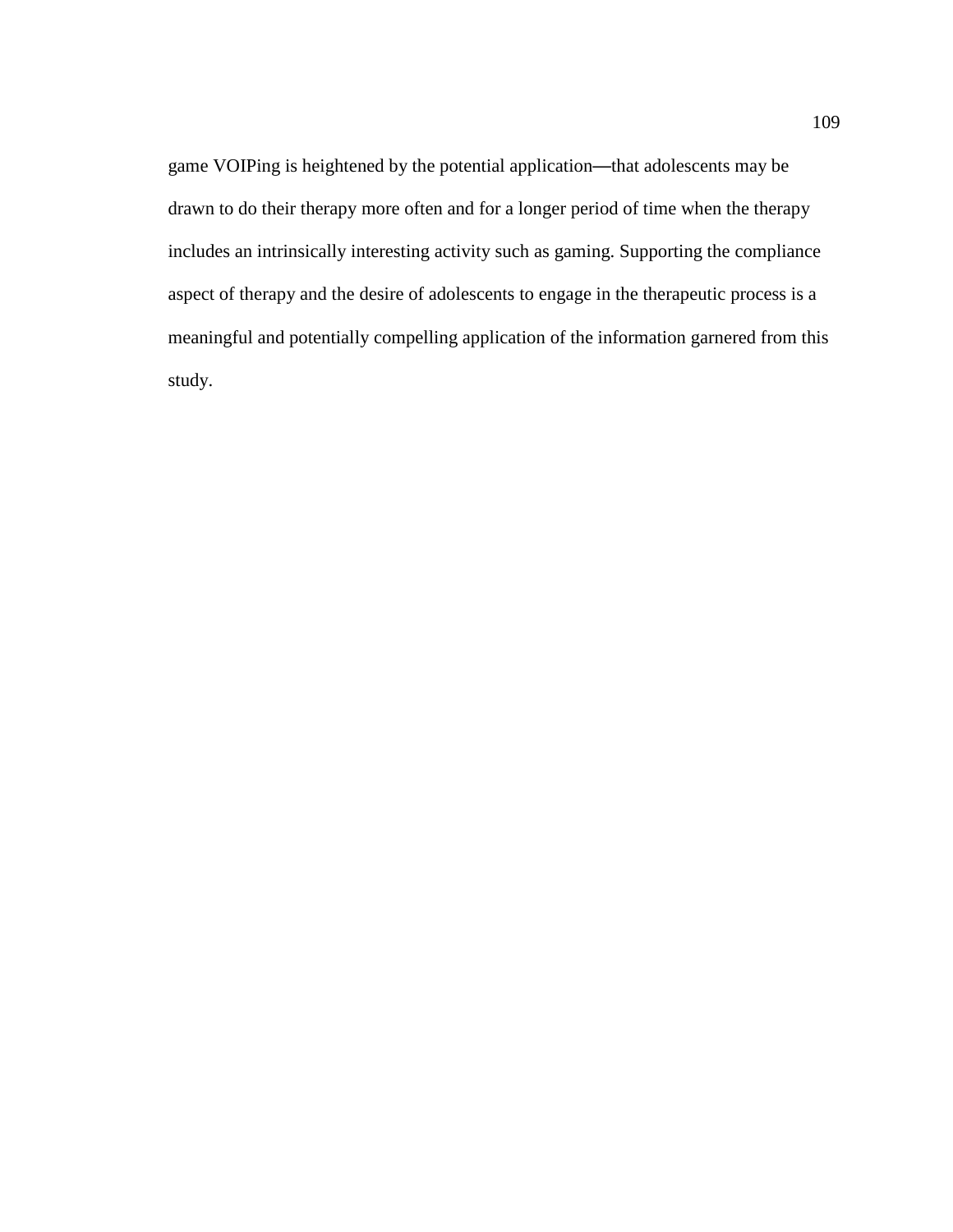game VOIPing is heightened by the potential application—that adolescents may be drawn to do their therapy more often and for a longer period of time when the therapy includes an intrinsically interesting activity such as gaming. Supporting the compliance aspect of therapy and the desire of adolescents to engage in the therapeutic process is a meaningful and potentially compelling application of the information garnered from this study.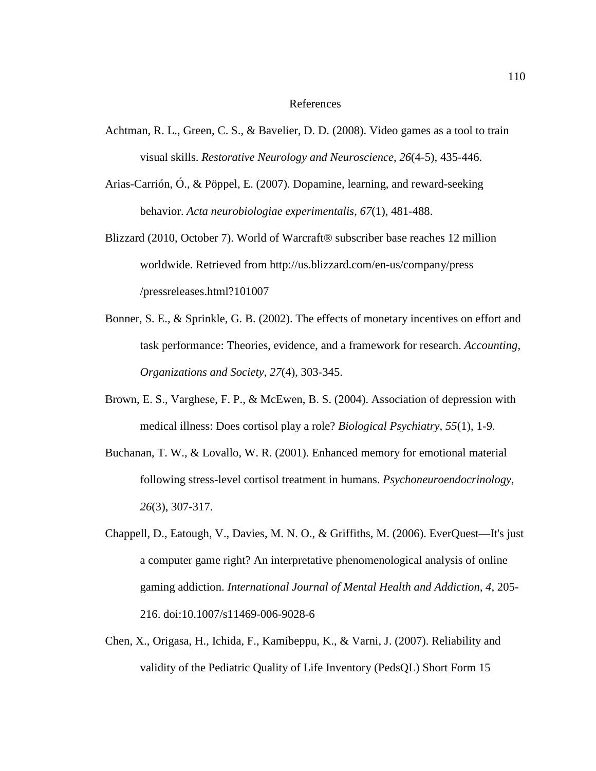# References

Achtman, R. L., Green, C. S., & Bavelier, D. D. (2008). Video games as a tool to train visual skills. *Restorative Neurology and Neuroscience*, *26*(4-5), 435-446.

Arias-Carrión, Ó., & Pöppel, E. (2007). Dopamine, learning, and reward-seeking behavior. *Acta neurobiologiae experimentalis*, *67*(1), 481-488.

Blizzard (2010, October 7). World of Warcraft® subscriber base reaches 12 million worldwide. Retrieved from http://us.blizzard.com/en-us/company/press /pressreleases.html?101007

Bonner, S. E., & Sprinkle, G. B. (2002). The effects of monetary incentives on effort and task performance: Theories, evidence, and a framework for research. *Accounting, Organizations and Society*, *27*(4), 303-345.

Brown, E. S., Varghese, F. P., & McEwen, B. S. (2004). Association of depression with medical illness: Does cortisol play a role? *Biological Psychiatry*, *55*(1), 1-9.

Buchanan, T. W., & Lovallo, W. R. (2001). Enhanced memory for emotional material following stress-level cortisol treatment in humans. *Psychoneuroendocrinology*, *26*(3), 307-317.

Chappell, D., Eatough, V., Davies, M. N. O., & Griffiths, M. (2006). EverQuest—It's just a computer game right? An interpretative phenomenological analysis of online gaming addiction. *International Journal of Mental Health and Addiction*, *4*, 205-216. doi:10.1007/s11469-006-9028-6

Chen, X., Origasa, H., Ichida, F., Kamibeppu, K., & Varni, J. (2007). Reliability and validity of the Pediatric Quality of Life Inventory (PedsQL) Short Form 15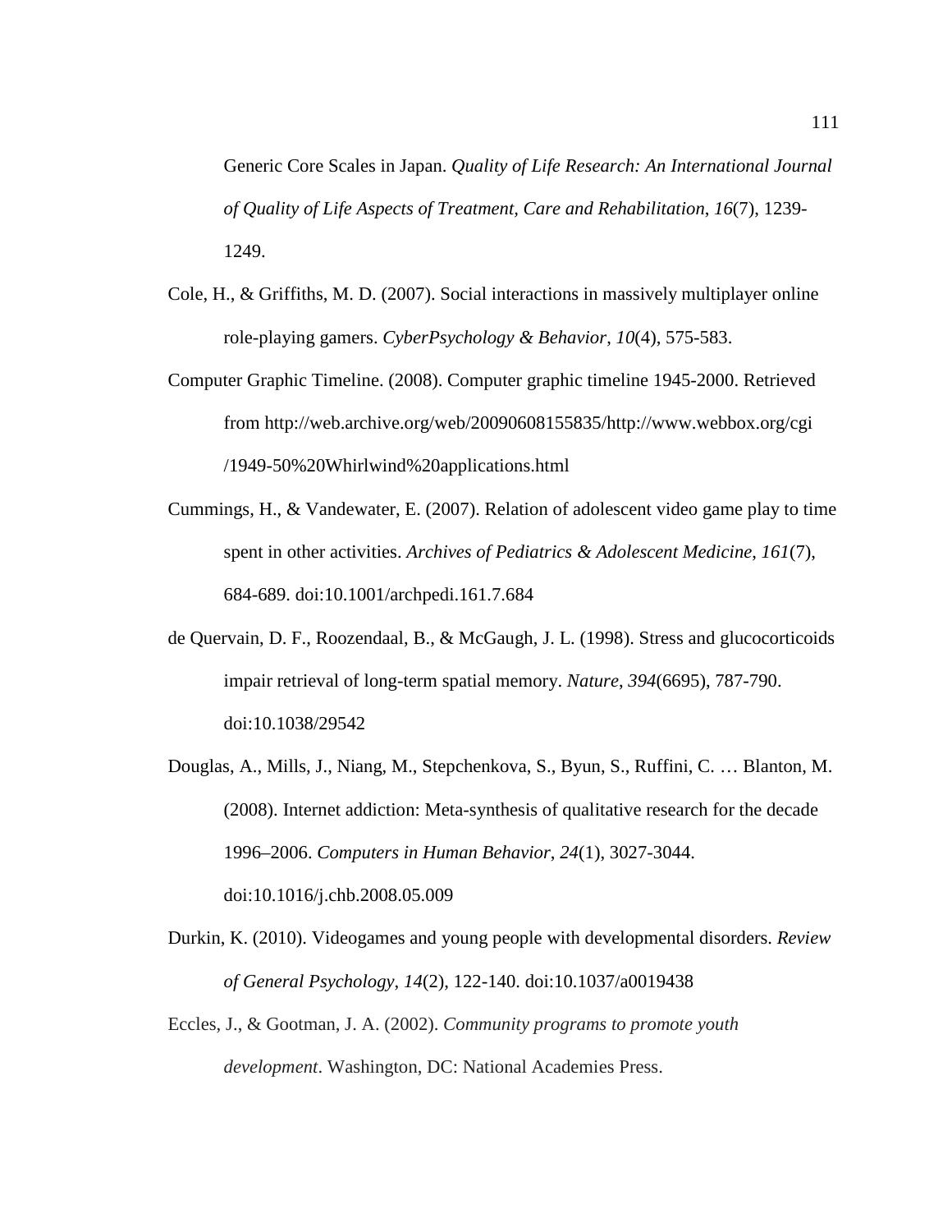Generic Core Scales in Japan. *Quality of Life Research: An International Journal of Quality of Life Aspects of Treatment, Care and Rehabilitation*, *16*(7), 1239-1249.

Cole, H., & Griffiths, M. D. (2007). Social interactions in massively multiplayer online role-playing gamers. *CyberPsychology & Behavior*, *10*(4), 575-583.

Computer Graphic Timeline. (2008). Computer graphic timeline 1945-2000. Retrieved from http://web.archive.org/web/20090608155835/http://www.webbox.org/cgi/1949-50%20Whirlwind%20applications.html

Cummings, H., & Vandewater, E. (2007). Relation of adolescent video game play to time spent in other activities. *Archives of Pediatrics & Adolescent Medicine*, *161*(7), 684-689. doi:10.1001/archpedi.161.7.684

de Quervain, D. F., Roozendaal, B., & McGaugh, J. L. (1998). Stress and glucocorticoids impair retrieval of long-term spatial memory. *Nature*, *394*(6695), 787-790. doi:10.1038/29542

Douglas, A., Mills, J., Niang, M., Stepchenkova, S., Byun, S., Ruffini, C. … Blanton, M. (2008). Internet addiction: Meta-synthesis of qualitative research for the decade 1996–2006. *Computers in Human Behavior*, *24*(1), 3027-3044. doi:10.1016/j.chb.2008.05.009

Durkin, K. (2010). Videogames and young people with developmental disorders. *Review of General Psychology*, *14*(2), 122-140. doi:10.1037/a0019438

Eccles, J., & Gootman, J. A. (2002). *Community programs to promote youth development*. Washington, DC: National Academies Press.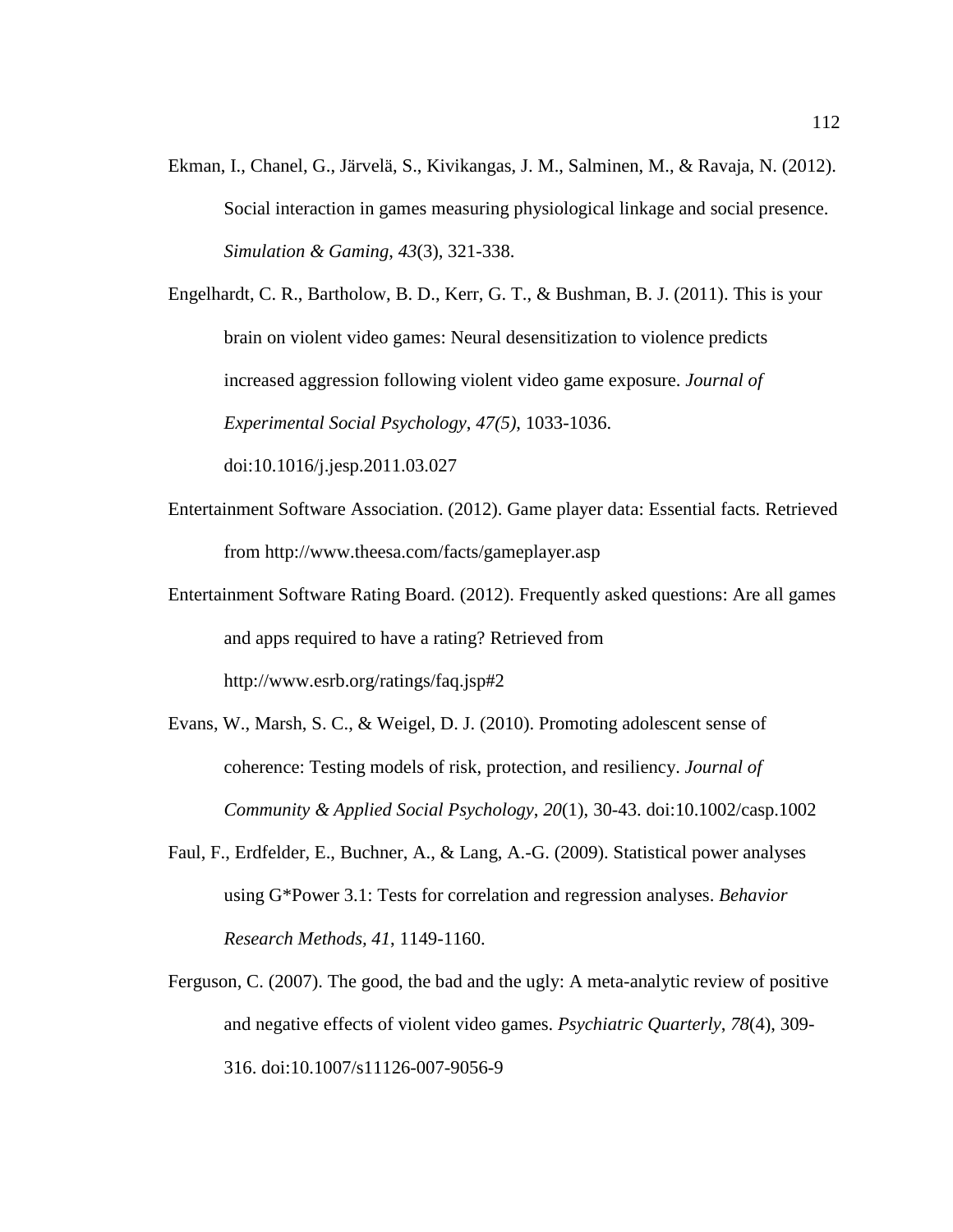Ekman, I., Chanel, G., Järvelä, S., Kivikangas, J. M., Salminen, M., & Ravaja, N. (2012). Social interaction in games measuring physiological linkage and social presence. *Simulation & Gaming*, *43*(3), 321-338.

Engelhardt, C. R., Bartholow, B. D., Kerr, G. T., & Bushman, B. J. (2011). This is your brain on violent video games: Neural desensitization to violence predicts increased aggression following violent video game exposure. *Journal of Experimental Social Psychology*, *47(5)*, 1033-1036. doi:10.1016/j.jesp.2011.03.027

Entertainment Software Association. (2012). Game player data: Essential facts. Retrieved from http://www.theesa.com/facts/gameplayer.asp

Entertainment Software Rating Board. (2012). Frequently asked questions: Are all games and apps required to have a rating? Retrieved from http://www.esrb.org/ratings/faq.jsp#2

Evans, W., Marsh, S. C., & Weigel, D. J. (2010). Promoting adolescent sense of coherence: Testing models of risk, protection, and resiliency. *Journal of Community & Applied Social Psychology*, *20*(1), 30-43. doi:10.1002/casp.1002

Faul, F., Erdfelder, E., Buchner, A., & Lang, A.-G. (2009). Statistical power analyses using G*Power 3.1: Tests for correlation and regression analyses. *Behavior Research Methods, 41*, 1149-1160.

Ferguson, C. (2007). The good, the bad and the ugly: A meta-analytic review of positive and negative effects of violent video games. *Psychiatric Quarterly*, *78*(4), 309-316. doi:10.1007/s11126-007-9056-9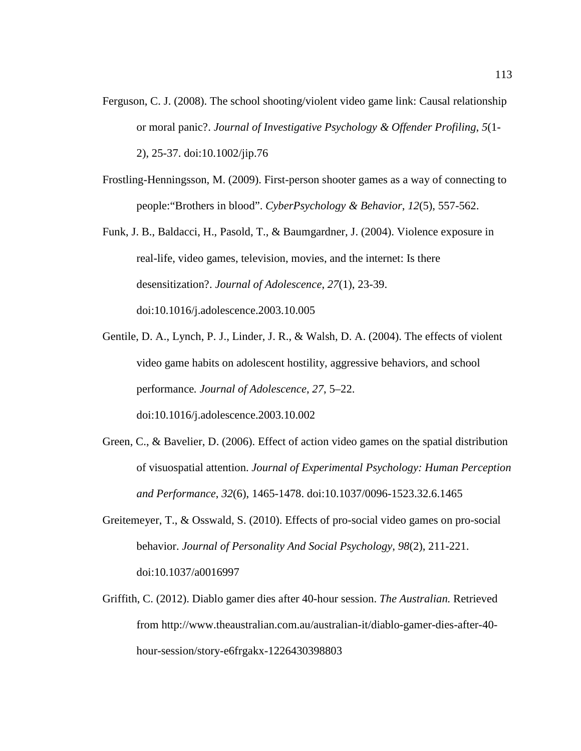Ferguson, C. J. (2008). The school shooting/violent video game link: Causal relationship or moral panic?. *Journal of Investigative Psychology & Offender Profiling*, *5*(1-2), 25-37. doi:10.1002/jip.76

Frostling-Henningsson, M. (2009). First-person shooter games as a way of connecting to people:"Brothers in blood". *CyberPsychology & Behavior*, *12*(5), 557-562.

Funk, J. B., Baldacci, H., Pasold, T., & Baumgardner, J. (2004). Violence exposure in real-life, video games, television, movies, and the internet: Is there desensitization?. *Journal of Adolescence*, *27*(1), 23-39. doi:10.1016/j.adolescence.2003.10.005

Gentile, D. A., Lynch, P. J., Linder, J. R., & Walsh, D. A. (2004). The effects of violent video game habits on adolescent hostility, aggressive behaviors, and school performance. *Journal of Adolescence*, *27*, 5–22. doi:10.1016/j.adolescence.2003.10.002

Green, C., & Bavelier, D. (2006). Effect of action video games on the spatial distribution of visuospatial attention. *Journal of Experimental Psychology: Human Perception and Performance*, *32*(6), 1465-1478. doi:10.1037/0096-1523.32.6.1465

Greitemeyer, T., & Osswald, S. (2010). Effects of pro-social video games on pro-social behavior. *Journal of Personality And Social Psychology*, *98*(2), 211-221. doi:10.1037/a0016997

Griffith, C. (2012). Diablo gamer dies after 40-hour session. *The Australian.* Retrieved from http://www.theaustralian.com.au/australian-it/diablo-gamer-dies-after-40-hour-session/story-e6frgakx-1226430398803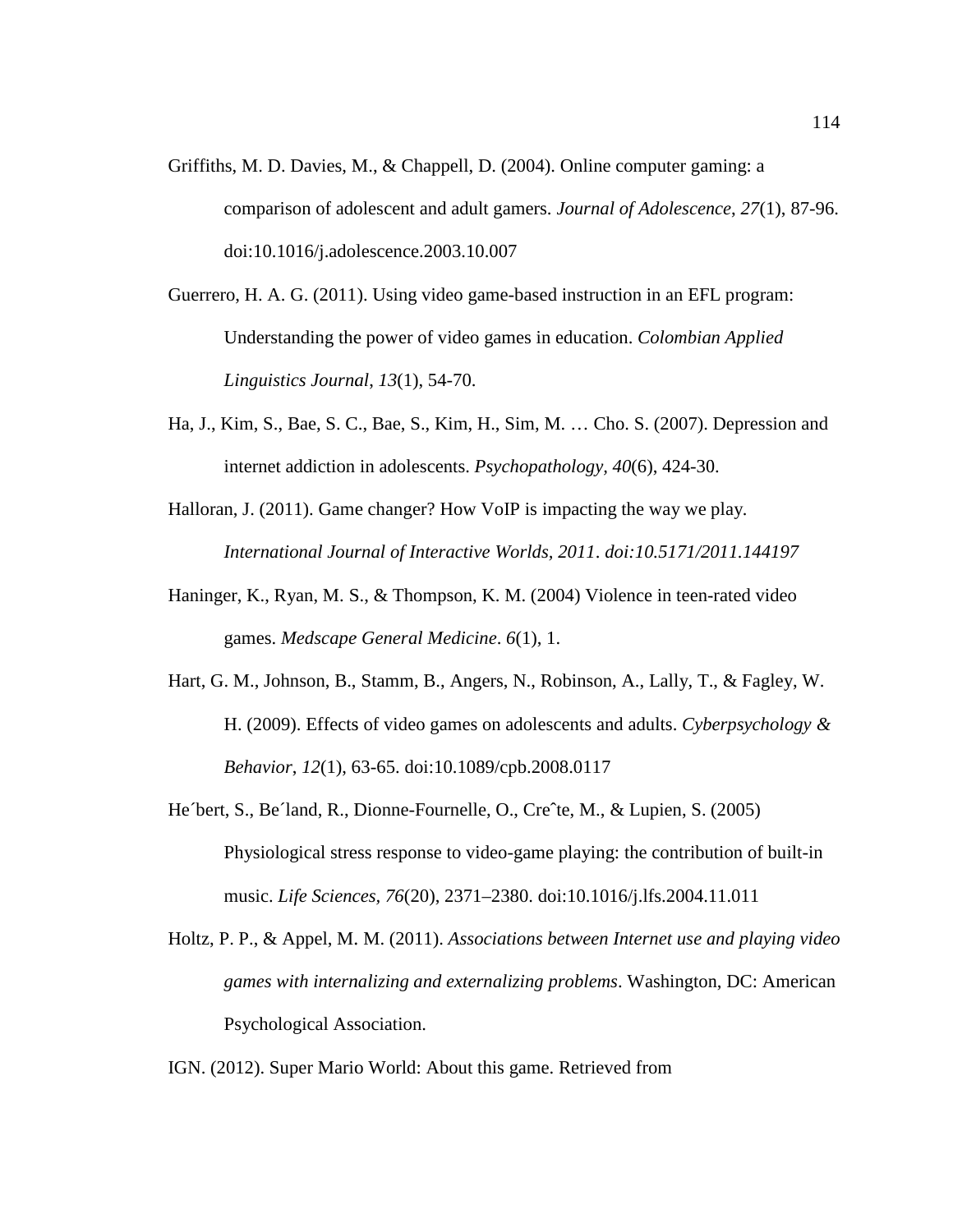Griffiths, M. D. Davies, M., & Chappell, D. (2004). Online computer gaming: a comparison of adolescent and adult gamers. *Journal of Adolescence*, *27*(1), 87-96. doi:10.1016/j.adolescence.2003.10.007

Guerrero, H. A. G. (2011). Using video game-based instruction in an EFL program: Understanding the power of video games in education. *Colombian Applied Linguistics Journal*, *13*(1), 54-70.

Ha, J., Kim, S., Bae, S. C., Bae, S., Kim, H., Sim, M. … Cho. S. (2007). Depression and internet addiction in adolescents. *Psychopathology, 40*(6), 424-30.

Halloran, J. (2011). Game changer? How VoIP is impacting the way we play. *International Journal of Interactive Worlds, 2011. doi:10.5171/2011.144197*

Haninger, K., Ryan, M. S., & Thompson, K. M. (2004) Violence in teen-rated video games. *Medscape General Medicine*. *6*(1), 1.

Hart, G. M., Johnson, B., Stamm, B., Angers, N., Robinson, A., Lally, T., & Fagley, W. H. (2009). Effects of video games on adolescents and adults. *Cyberpsychology & Behavior*, *12*(1), 63-65. doi:10.1089/cpb.2008.0117

He´bert, S., Be´land, R., Dionne-Fournelle, O., Creˆte, M., & Lupien, S. (2005) Physiological stress response to video-game playing: the contribution of built-in music. *Life Sciences*, *76*(20), 2371–2380. doi:10.1016/j.lfs.2004.11.011

Holtz, P. P., & Appel, M. M. (2011). *Associations between Internet use and playing video games with internalizing and externalizing problems*. Washington, DC: American Psychological Association.

IGN. (2012). Super Mario World: About this game. Retrieved from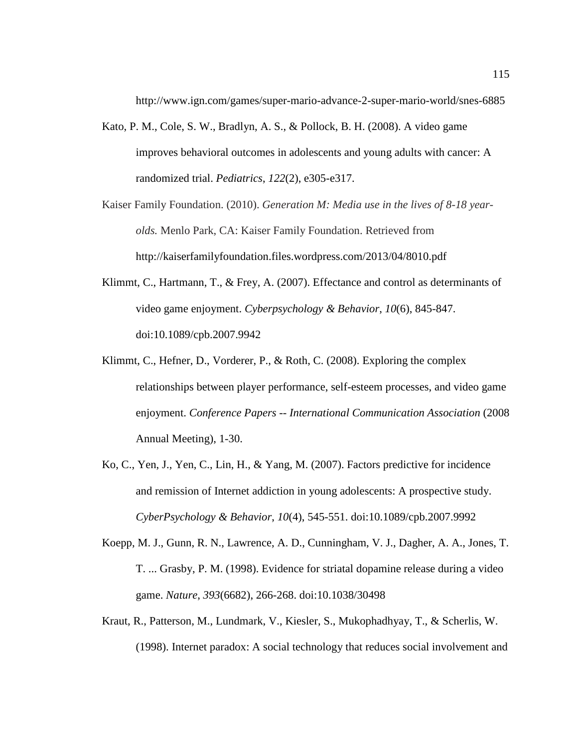http://www.ign.com/games/super-mario-advance-2-super-mario-world/snes-6885

Kato, P. M., Cole, S. W., Bradlyn, A. S., & Pollock, B. H. (2008). A video game improves behavioral outcomes in adolescents and young adults with cancer: A randomized trial. *Pediatrics*, *122*(2), e305-e317.

Kaiser Family Foundation. (2010). *Generation M: Media use in the lives of 8-18 year-olds.* Menlo Park, CA: Kaiser Family Foundation. Retrieved from http://kaiserfamilyfoundation.files.wordpress.com/2013/04/8010.pdf

Klimmt, C., Hartmann, T., & Frey, A. (2007). Effectance and control as determinants of video game enjoyment. *Cyberpsychology & Behavior*, *10*(6), 845-847. doi:10.1089/cpb.2007.9942

Klimmt, C., Hefner, D., Vorderer, P., & Roth, C. (2008). Exploring the complex relationships between player performance, self-esteem processes, and video game enjoyment. *Conference Papers -- International Communication Association* (2008 Annual Meeting), 1-30.

Ko, C., Yen, J., Yen, C., Lin, H., & Yang, M. (2007). Factors predictive for incidence and remission of Internet addiction in young adolescents: A prospective study. *CyberPsychology & Behavior*, *10*(4), 545-551. doi:10.1089/cpb.2007.9992

Koepp, M. J., Gunn, R. N., Lawrence, A. D., Cunningham, V. J., Dagher, A. A., Jones, T. T. ... Grasby, P. M. (1998). Evidence for striatal dopamine release during a video game. *Nature*, *393*(6682), 266-268. doi:10.1038/30498

Kraut, R., Patterson, M., Lundmark, V., Kiesler, S., Mukophadhyay, T., & Scherlis, W. (1998). Internet paradox: A social technology that reduces social involvement and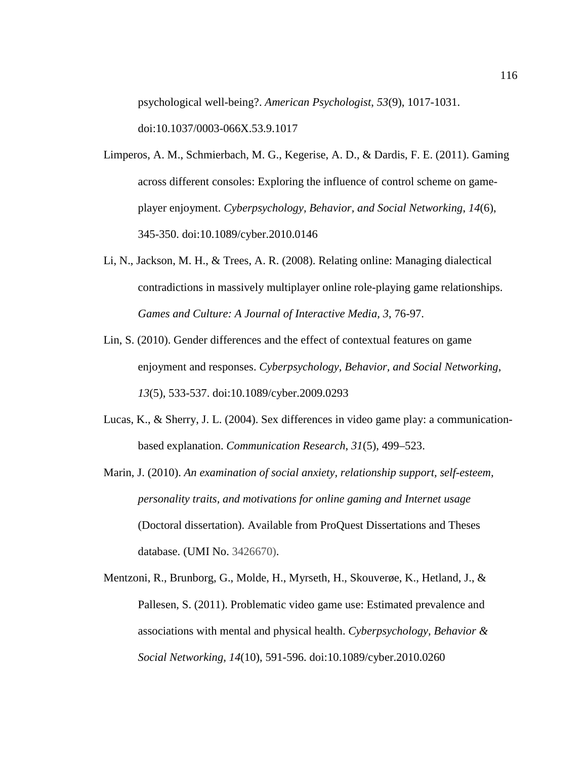psychological well-being?. *American Psychologist*, *53*(9), 1017-1031. doi:10.1037/0003-066X.53.9.1017

Limperos, A. M., Schmierbach, M. G., Kegerise, A. D., & Dardis, F. E. (2011). Gaming across different consoles: Exploring the influence of control scheme on game-player enjoyment. *Cyberpsychology, Behavior, and Social Networking*, *14*(6), 345-350. doi:10.1089/cyber.2010.0146

Li, N., Jackson, M. H., & Trees, A. R. (2008). Relating online: Managing dialectical contradictions in massively multiplayer online role-playing game relationships. *Games and Culture: A Journal of Interactive Media*, *3*, 76-97.

Lin, S. (2010). Gender differences and the effect of contextual features on game enjoyment and responses. *Cyberpsychology, Behavior, and Social Networking*, *13*(5), 533-537. doi:10.1089/cyber.2009.0293

Lucas, K., & Sherry, J. L. (2004). Sex differences in video game play: a communication-based explanation. *Communication Research*, *31*(5), 499–523.

Marin, J. (2010). *An examination of social anxiety, relationship support, self-esteem, personality traits, and motivations for online gaming and Internet usage* (Doctoral dissertation). Available from ProQuest Dissertations and Theses database. (UMI No. 3426670).

Mentzoni, R., Brunborg, G., Molde, H., Myrseth, H., Skouverøe, K., Hetland, J., & Pallesen, S. (2011). Problematic video game use: Estimated prevalence and associations with mental and physical health. *Cyberpsychology, Behavior & Social Networking*, *14*(10), 591-596. doi:10.1089/cyber.2010.0260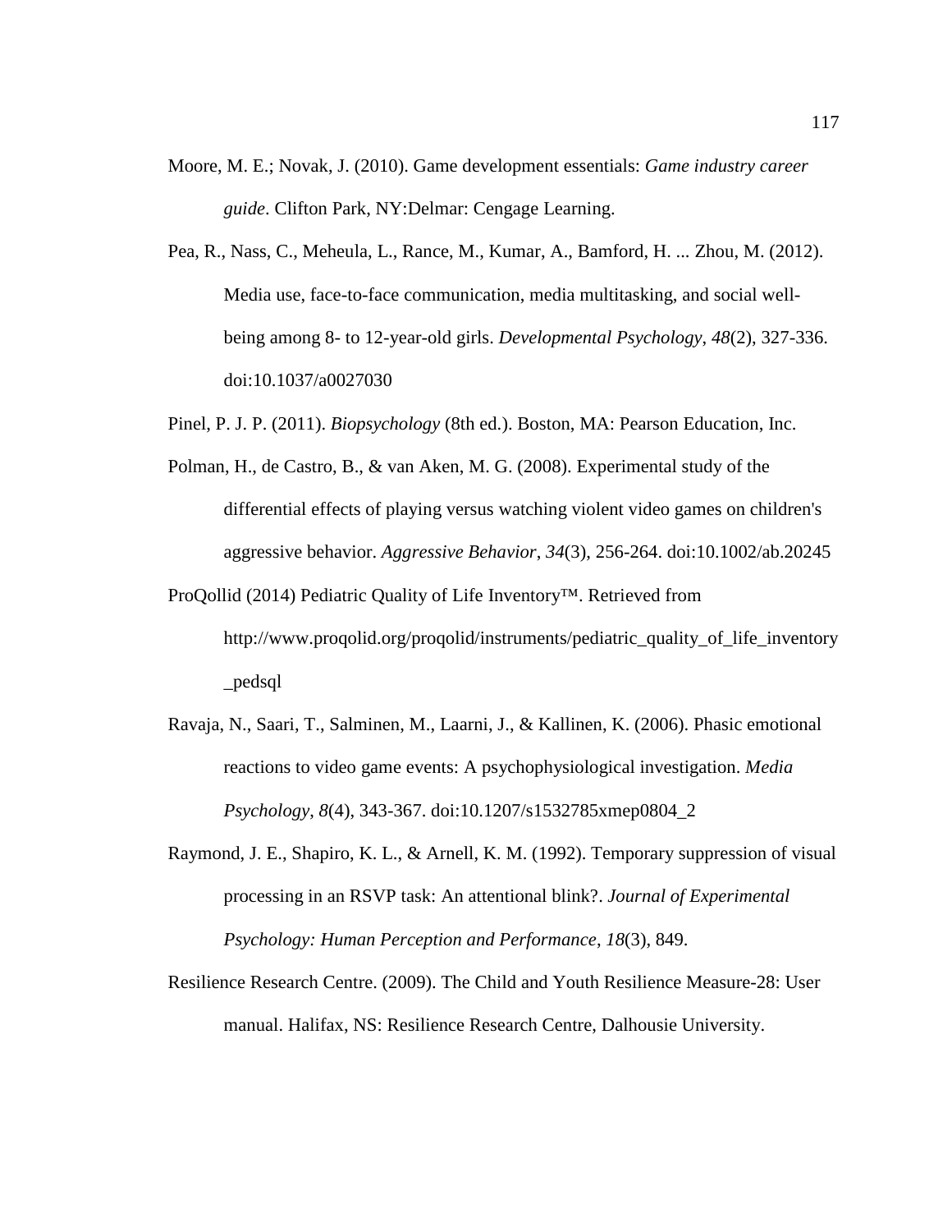Moore, M. E.; Novak, J. (2010). Game development essentials: *Game industry career guide*. Clifton Park, NY:Delmar: Cengage Learning.

Pea, R., Nass, C., Meheula, L., Rance, M., Kumar, A., Bamford, H. ... Zhou, M. (2012). Media use, face-to-face communication, media multitasking, and social well-being among 8- to 12-year-old girls. *Developmental Psychology*, *48*(2), 327-336. doi:10.1037/a0027030

Pinel, P. J. P. (2011). *Biopsychology* (8th ed.). Boston, MA: Pearson Education, Inc.

Polman, H., de Castro, B., & van Aken, M. G. (2008). Experimental study of the differential effects of playing versus watching violent video games on children's aggressive behavior. *Aggressive Behavior*, *34*(3), 256-264. doi:10.1002/ab.20245

ProQollid (2014) Pediatric Quality of Life Inventory™. Retrieved from http://www.proqolid.org/proqolid/instruments/pediatric_quality_of_life_inventory_pedsql

Ravaja, N., Saari, T., Salminen, M., Laarni, J., & Kallinen, K. (2006). Phasic emotional reactions to video game events: A psychophysiological investigation. *Media Psychology*, *8*(4), 343-367. doi:10.1207/s1532785xmep0804_2

Raymond, J. E., Shapiro, K. L., & Arnell, K. M. (1992). Temporary suppression of visual processing in an RSVP task: An attentional blink?. *Journal of Experimental Psychology: Human Perception and Performance*, *18*(3), 849.

Resilience Research Centre. (2009). The Child and Youth Resilience Measure-28: User manual. Halifax, NS: Resilience Research Centre, Dalhousie University.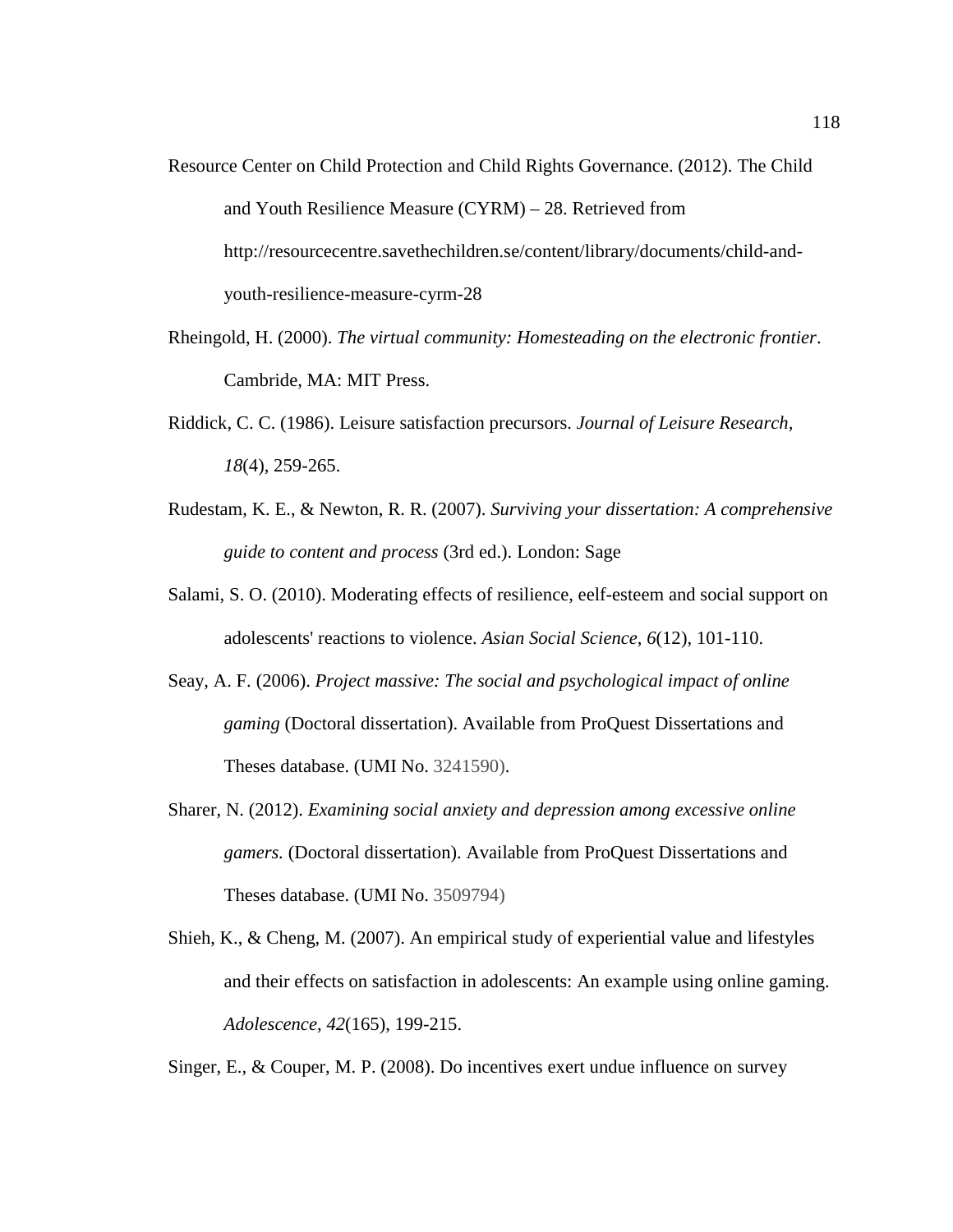Resource Center on Child Protection and Child Rights Governance. (2012). The Child and Youth Resilience Measure (CYRM) – 28. Retrieved from http://resourcecentre.savethechildren.se/content/library/documents/child-and-youth-resilience-measure-cyrm-28

Rheingold, H. (2000). *The virtual community: Homesteading on the electronic frontier*. Cambride, MA: MIT Press.

Riddick, C. C. (1986). Leisure satisfaction precursors. *Journal of Leisure Research, 18*(4), 259-265.

Rudestam, K. E., & Newton, R. R. (2007). *Surviving your dissertation: A comprehensive guide to content and process* (3rd ed.). London: Sage

Salami, S. O. (2010). Moderating effects of resilience, eelf-esteem and social support on adolescents' reactions to violence. *Asian Social Science*, *6*(12), 101-110.

Seay, A. F. (2006). *Project massive: The social and psychological impact of online gaming* (Doctoral dissertation). Available from ProQuest Dissertations and Theses database. (UMI No. 3241590).

Sharer, N. (2012). *Examining social anxiety and depression among excessive online gamers.* (Doctoral dissertation). Available from ProQuest Dissertations and Theses database. (UMI No. 3509794)

Shieh, K., & Cheng, M. (2007). An empirical study of experiential value and lifestyles and their effects on satisfaction in adolescents: An example using online gaming. *Adolescence*, *42*(165), 199-215.

Singer, E., & Couper, M. P. (2008). Do incentives exert undue influence on survey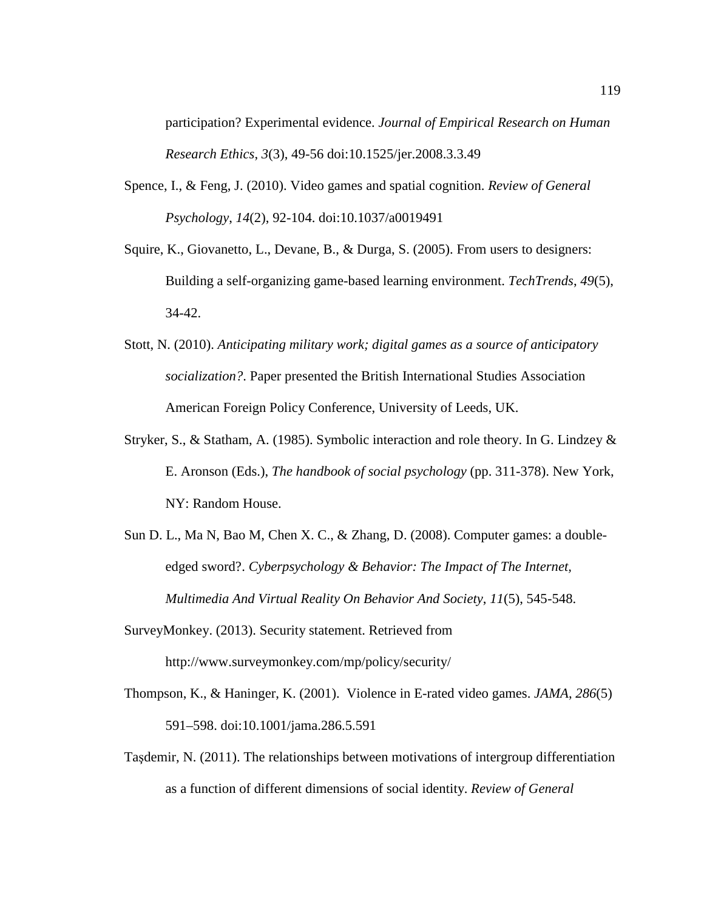participation? Experimental evidence. *Journal of Empirical Research on Human Research Ethics*, *3*(3), 49-56 doi:10.1525/jer.2008.3.3.49

Spence, I., & Feng, J. (2010). Video games and spatial cognition. *Review of General Psychology*, *14*(2), 92-104. doi:10.1037/a0019491

Squire, K., Giovanetto, L., Devane, B., & Durga, S. (2005). From users to designers: Building a self-organizing game-based learning environment. *TechTrends*, *49*(5), 34-42.

Stott, N. (2010). *Anticipating military work; digital games as a source of anticipatory socialization?*. Paper presented the British International Studies Association American Foreign Policy Conference, University of Leeds, UK.

Stryker, S., & Statham, A. (1985). Symbolic interaction and role theory. In G. Lindzey & E. Aronson (Eds.), *The handbook of social psychology* (pp. 311-378). New York, NY: Random House.

Sun D. L., Ma N, Bao M, Chen X. C., & Zhang, D. (2008). Computer games: a double-edged sword?. *Cyberpsychology & Behavior: The Impact of The Internet, Multimedia And Virtual Reality On Behavior And Society*, *11*(5), 545-548.

SurveyMonkey. (2013). Security statement. Retrieved from http://www.surveymonkey.com/mp/policy/security/

Thompson, K., & Haninger, K. (2001). Violence in E-rated video games. *JAMA*, *286*(5) 591–598. doi:10.1001/jama.286.5.591

Taşdemir, N. (2011). The relationships between motivations of intergroup differentiation as a function of different dimensions of social identity. *Review of General*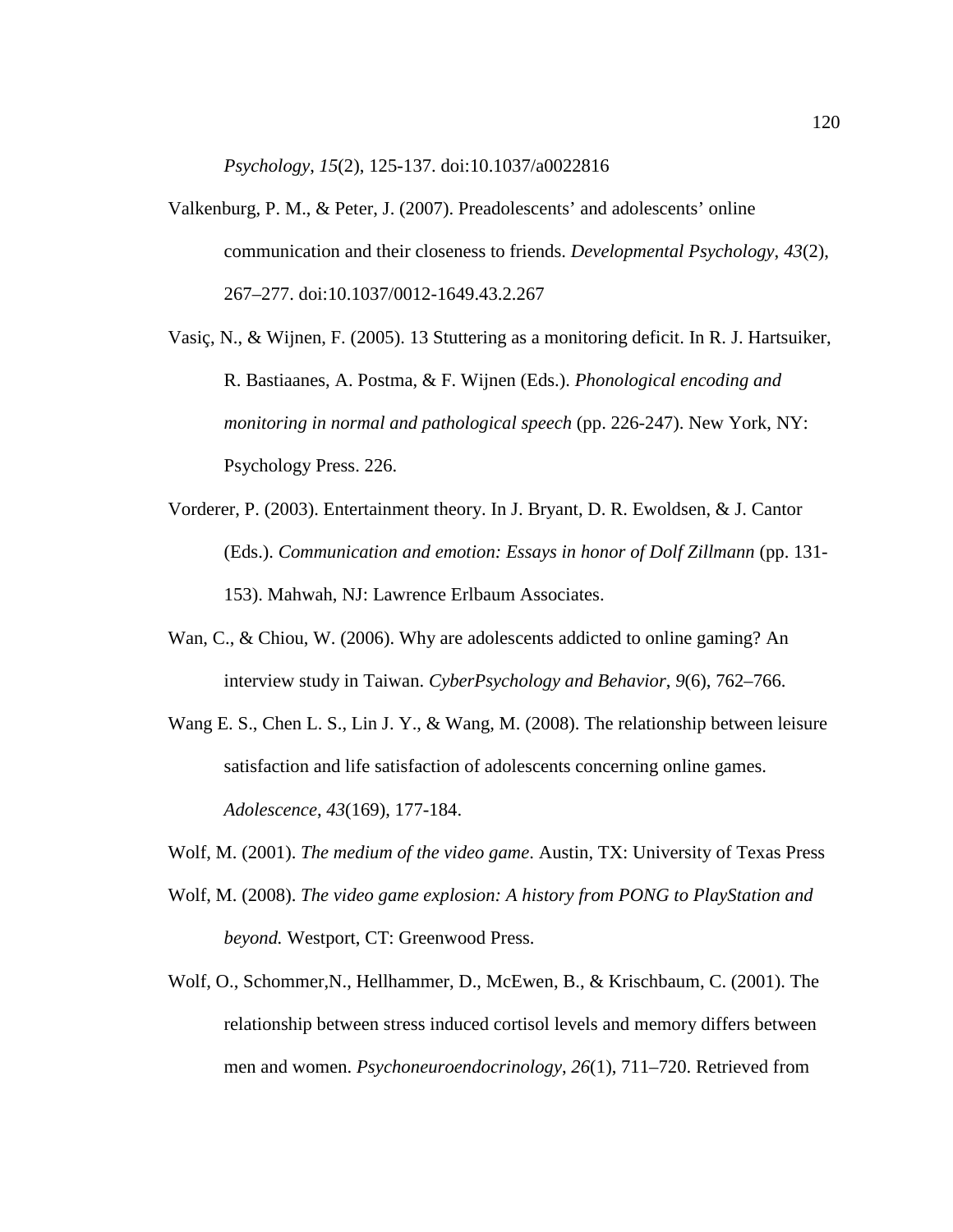*Psychology*, *15*(2), 125-137. doi:10.1037/a0022816

Valkenburg, P. M., & Peter, J. (2007). Preadolescents' and adolescents' online communication and their closeness to friends. *Developmental Psychology*, *43*(2), 267–277. doi:10.1037/0012-1649.43.2.267

Vasiç, N., & Wijnen, F. (2005). 13 Stuttering as a monitoring deficit. In R. J. Hartsuiker, R. Bastiaanes, A. Postma, & F. Wijnen (Eds.). *Phonological encoding and monitoring in normal and pathological speech* (pp. 226-247). New York, NY: Psychology Press. 226.

Vorderer, P. (2003). Entertainment theory. In J. Bryant, D. R. Ewoldsen, & J. Cantor (Eds.). *Communication and emotion: Essays in honor of Dolf Zillmann* (pp. 131-153). Mahwah, NJ: Lawrence Erlbaum Associates.

Wan, C., & Chiou, W. (2006). Why are adolescents addicted to online gaming? An interview study in Taiwan. *CyberPsychology and Behavior*, *9*(6), 762–766.

Wang E. S., Chen L. S., Lin J. Y., & Wang, M. (2008). The relationship between leisure satisfaction and life satisfaction of adolescents concerning online games. *Adolescence*, *43*(169), 177-184.

Wolf, M. (2001). *The medium of the video game*. Austin, TX: University of Texas Press

Wolf, M. (2008). *The video game explosion: A history from PONG to PlayStation and beyond.* Westport, CT: Greenwood Press.

Wolf, O., Schommer,N., Hellhammer, D., McEwen, B., & Krischbaum, C. (2001). The relationship between stress induced cortisol levels and memory differs between men and women. *Psychoneuroendocrinology*, *26*(1), 711–720. Retrieved from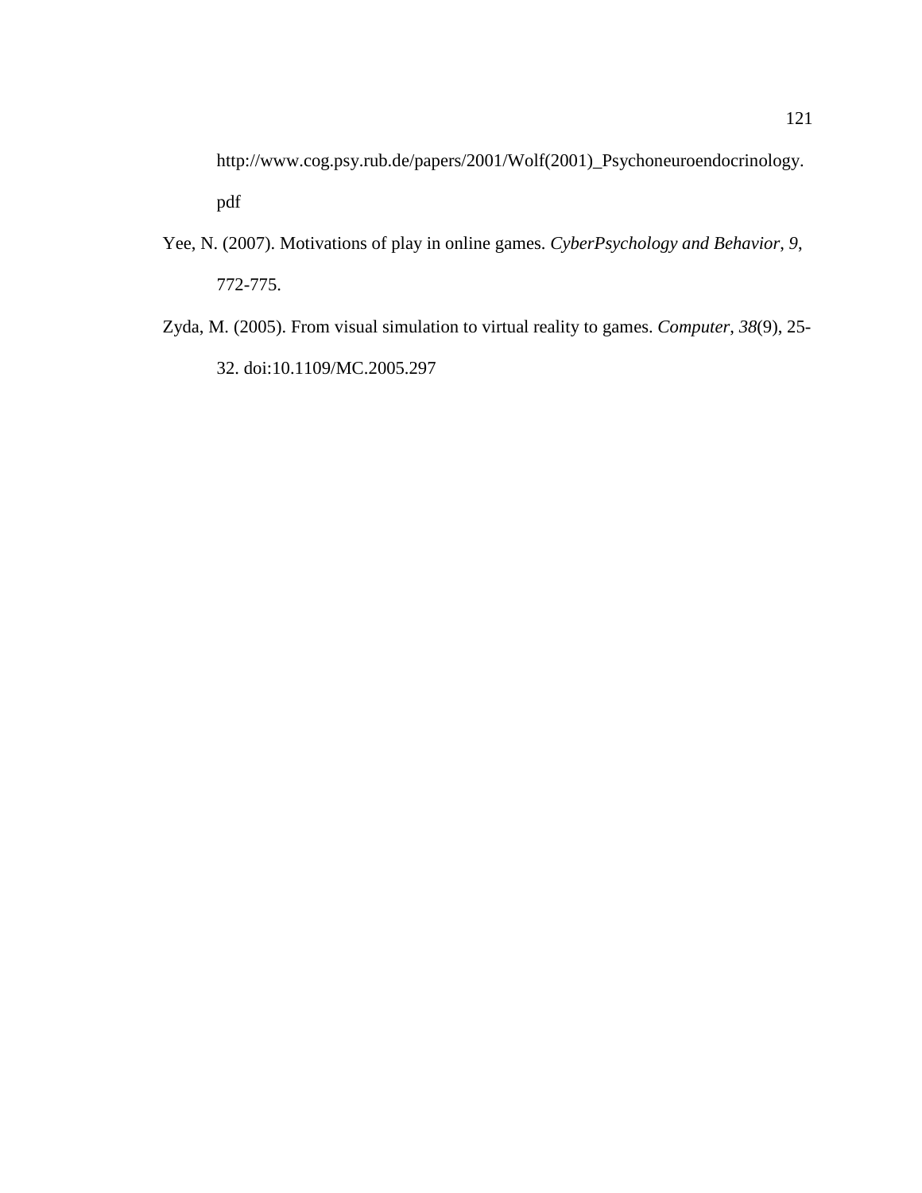http://www.cog.psy.rub.de/papers/2001/Wolf(2001)_Psychoneuroendocrinology.pdf

Yee, N. (2007). Motivations of play in online games. *CyberPsychology and Behavior*, *9*, 772-775.

Zyda, M. (2005). From visual simulation to virtual reality to games. *Computer*, *38*(9), 25-32. doi:10.1109/MC.2005.297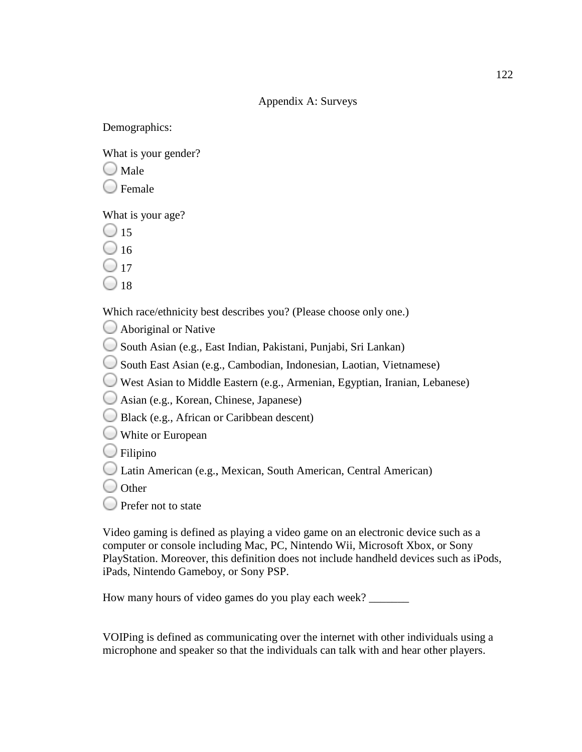# Appendix A: Surveys

Demographics:

What is your gender?

- ◯ Male
- ◯ Female

What is your age?

- ◯ 15
- ◯ 16
- ◯ 17
- ◯ 18

Which race/ethnicity best describes you? (Please choose only one.)

- ◯ Aboriginal or Native
- ◯ South Asian (e.g., East Indian, Pakistani, Punjabi, Sri Lankan)
- ◯ South East Asian (e.g., Cambodian, Indonesian, Laotian, Vietnamese)
- ◯ West Asian to Middle Eastern (e.g., Armenian, Egyptian, Iranian, Lebanese)
- ◯ Asian (e.g., Korean, Chinese, Japanese)
- ◯ Black (e.g., African or Caribbean descent)
- ◯ White or European
- ◯ Filipino
- ◯ Latin American (e.g., Mexican, South American, Central American)
- ◯ Other
- ◯ Prefer not to state

Video gaming is defined as playing a video game on an electronic device such as a computer or console including Mac, PC, Nintendo Wii, Microsoft Xbox, or Sony PlayStation. Moreover, this definition does not include handheld devices such as iPods, iPads, Nintendo Gameboy, or Sony PSP.

How many hours of video games do you play each week? _______

VOIPing is defined as communicating over the internet with other individuals using a microphone and speaker so that the individuals can talk with and hear other players.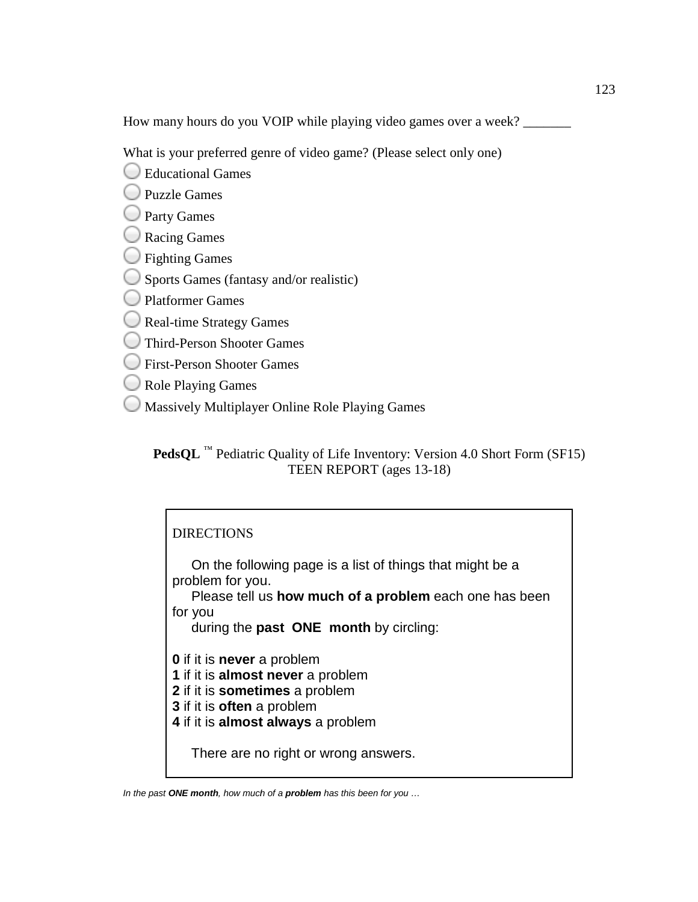How many hours do you VOIP while playing video games over a week? _______

What is your preferred genre of video game? (Please select only one)

- Educational Games
- Puzzle Games
- Party Games
- Racing Games
- Fighting Games
- Sports Games (fantasy and/or realistic)
- Platformer Games
- Real-time Strategy Games
- Third-Person Shooter Games
- First-Person Shooter Games
- Role Playing Games
- Massively Multiplayer Online Role Playing Games

**PedsQL** ™ Pediatric Quality of Life Inventory: Version 4.0 Short Form (SF15)
TEEN REPORT (ages 13-18)

DIRECTIONS

On the following page is a list of things that might be a problem for you.
Please tell us **how much of a problem** each one has been for you
during the **past ONE month** by circling:

**0** if it is **never** a problem
**1** if it is **almost never** a problem
**2** if it is **sometimes** a problem
**3** if it is **often** a problem
**4** if it is **almost always** a problem

There are no right or wrong answers.

*In the past **ONE month**, how much of a **problem** has this been for you …*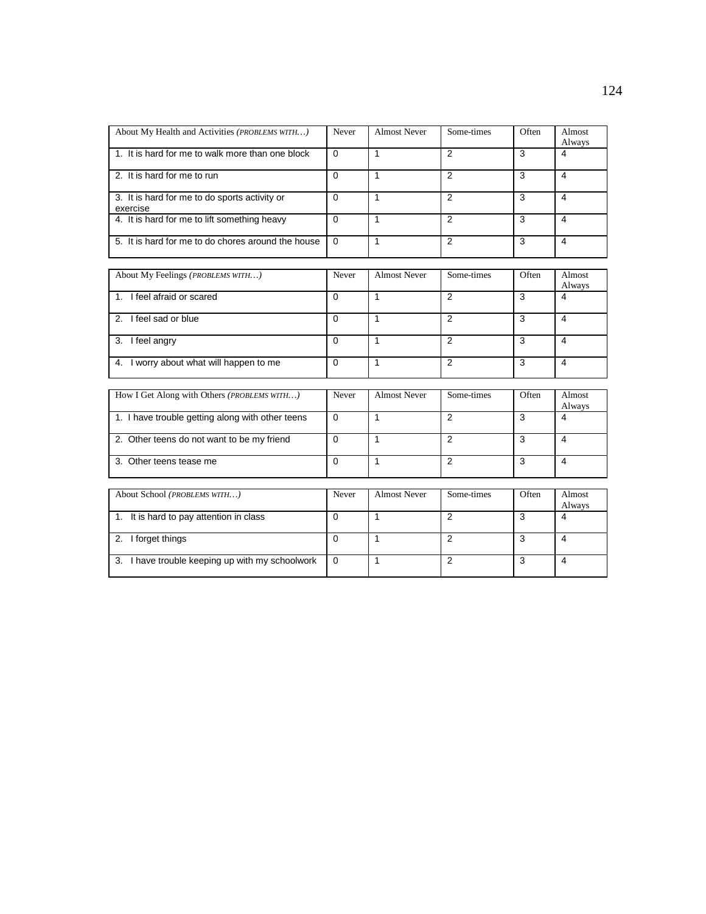| About My Health and Activities *(PROBLEMS WITH…)* | Never | Almost Never | Some-times | Often | Almost Always |
|---|---|---|---|---|---|
| 1. It is hard for me to walk more than one block | 0 | 1 | 2 | 3 | 4 |
| 2. It is hard for me to run | 0 | 1 | 2 | 3 | 4 |
| 3. It is hard for me to do sports activity or exercise | 0 | 1 | 2 | 3 | 4 |
| 4. It is hard for me to lift something heavy | 0 | 1 | 2 | 3 | 4 |
| 5. It is hard for me to do chores around the house | 0 | 1 | 2 | 3 | 4 |

| About My Feelings *(PROBLEMS WITH…)* | Never | Almost Never | Some-times | Often | Almost Always |
|---|---|---|---|---|---|
| 1. I feel afraid or scared | 0 | 1 | 2 | 3 | 4 |
| 2. I feel sad or blue | 0 | 1 | 2 | 3 | 4 |
| 3. I feel angry | 0 | 1 | 2 | 3 | 4 |
| 4. I worry about what will happen to me | 0 | 1 | 2 | 3 | 4 |

| How I Get Along with Others *(PROBLEMS WITH…)* | Never | Almost Never | Some-times | Often | Almost Always |
|---|---|---|---|---|---|
| 1. I have trouble getting along with other teens | 0 | 1 | 2 | 3 | 4 |
| 2. Other teens do not want to be my friend | 0 | 1 | 2 | 3 | 4 |
| 3. Other teens tease me | 0 | 1 | 2 | 3 | 4 |

| About School *(PROBLEMS WITH…)* | Never | Almost Never | Some-times | Often | Almost Always |
|---|---|---|---|---|---|
| 1. It is hard to pay attention in class | 0 | 1 | 2 | 3 | 4 |
| 2. I forget things | 0 | 1 | 2 | 3 | 4 |
| 3. I have trouble keeping up with my schoolwork | 0 | 1 | 2 | 3 | 4 |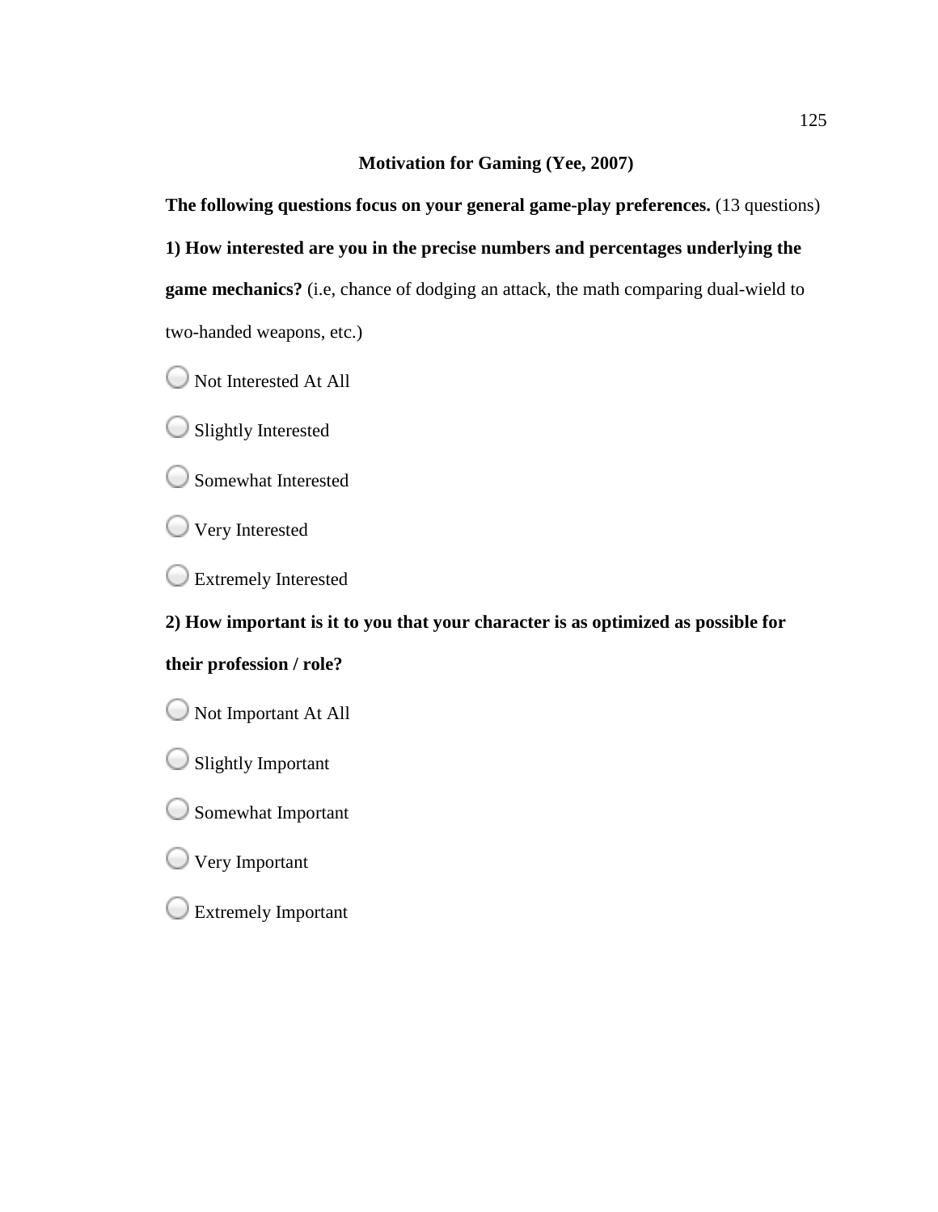**Motivation for Gaming (Yee, 2007)**

**The following questions focus on your general game-play preferences.** (13 questions)

**1) How interested are you in the precise numbers and percentages underlying the game mechanics?** (i.e, chance of dodging an attack, the math comparing dual-wield to two-handed weapons, etc.)

- Not Interested At All
- Slightly Interested
- Somewhat Interested
- Very Interested
- Extremely Interested

**2) How important is it to you that your character is as optimized as possible for their profession / role?**

- Not Important At All
- Slightly Important
- Somewhat Important
- Very Important
- Extremely Important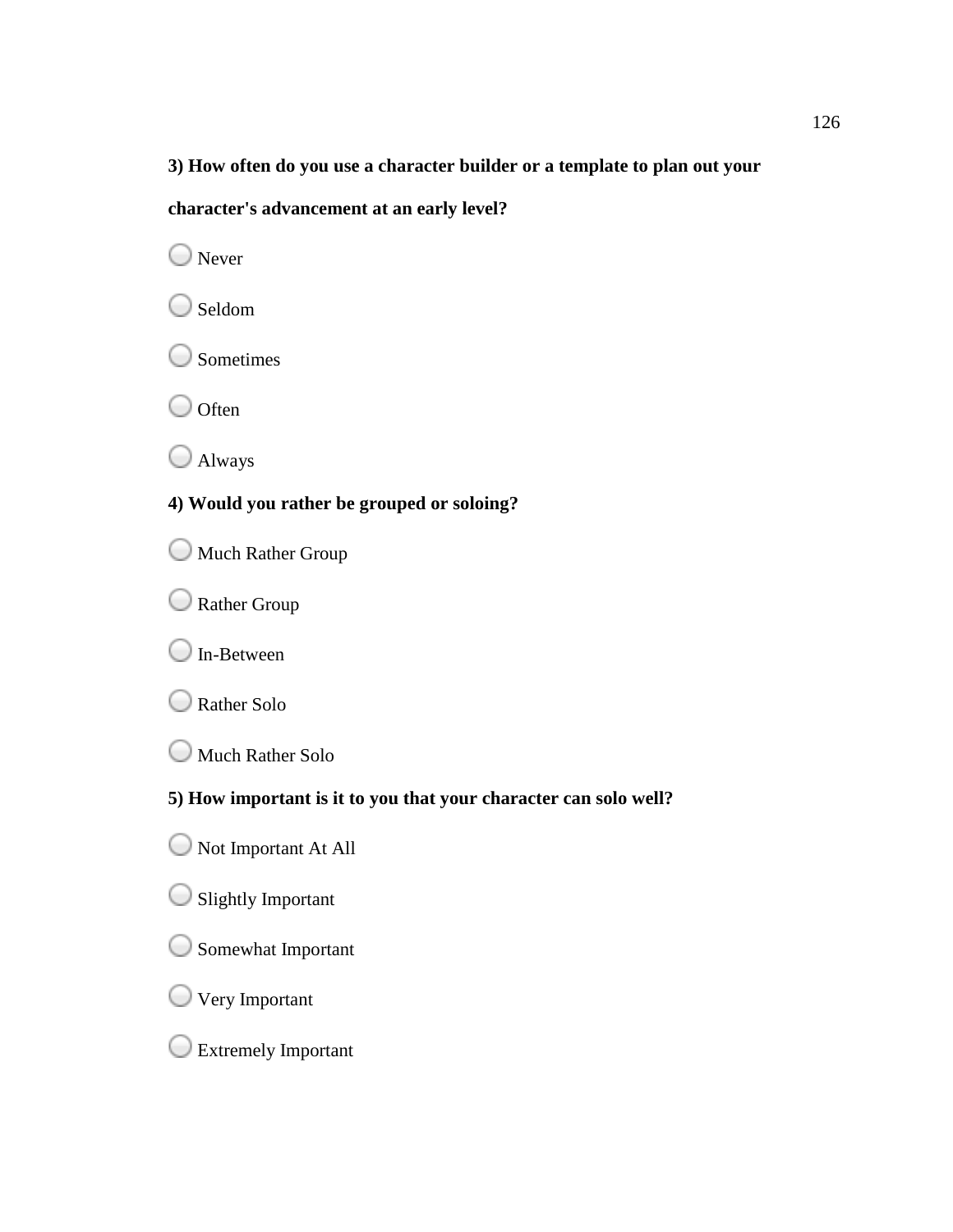**3) How often do you use a character builder or a template to plan out your character's advancement at an early level?**

- Never
- Seldom
- Sometimes
- Often
- Always

**4) Would you rather be grouped or soloing?**

- Much Rather Group
- Rather Group
- In-Between
- Rather Solo
- Much Rather Solo

**5) How important is it to you that your character can solo well?**

- Not Important At All
- Slightly Important
- Somewhat Important
- Very Important
- Extremely Important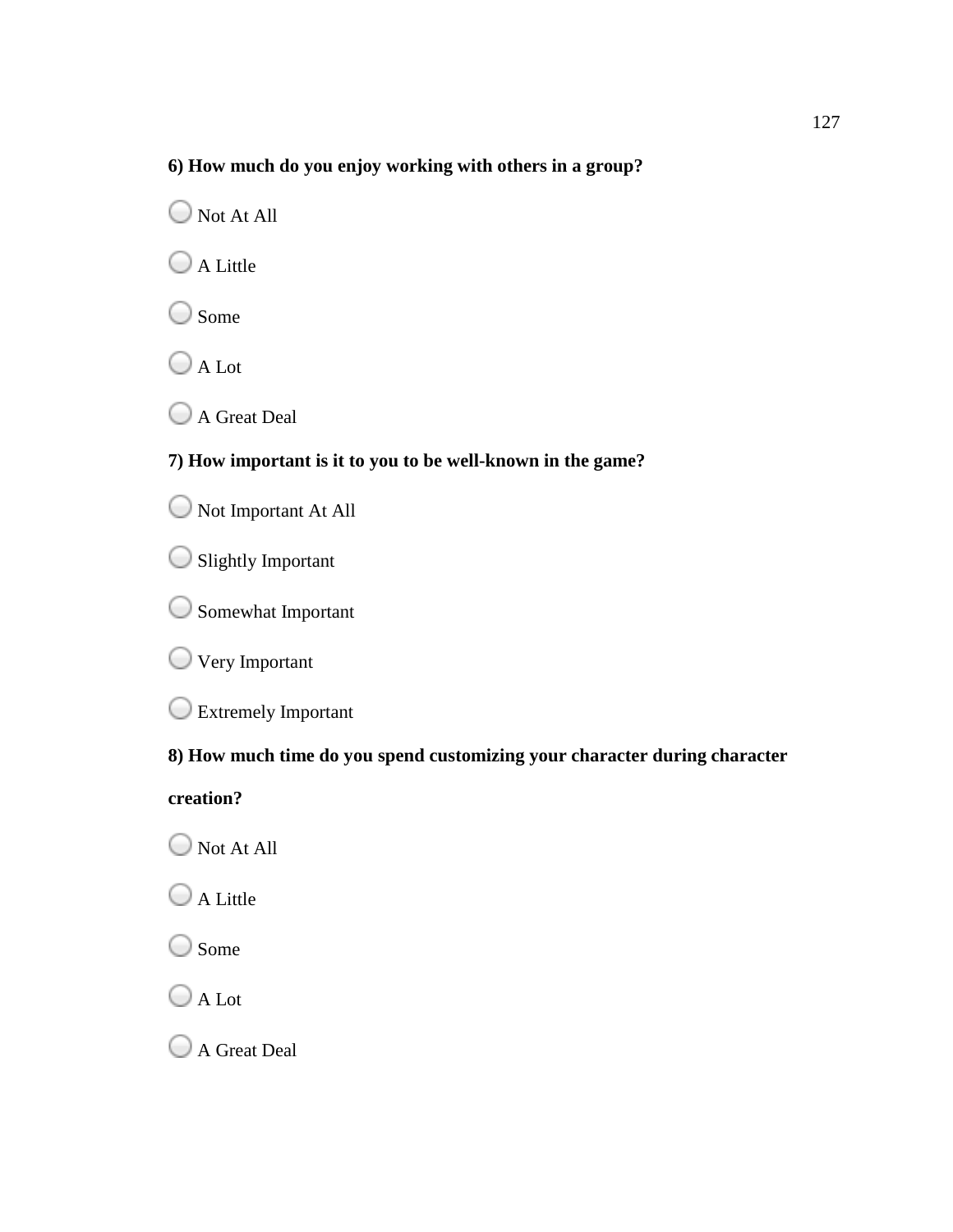**6) How much do you enjoy working with others in a group?**

- Not At All
- A Little
- Some
- A Lot
- A Great Deal

**7) How important is it to you to be well-known in the game?**

- Not Important At All
- Slightly Important
- Somewhat Important
- Very Important
- Extremely Important

**8) How much time do you spend customizing your character during character creation?**

- Not At All
- A Little
- Some
- A Lot
- A Great Deal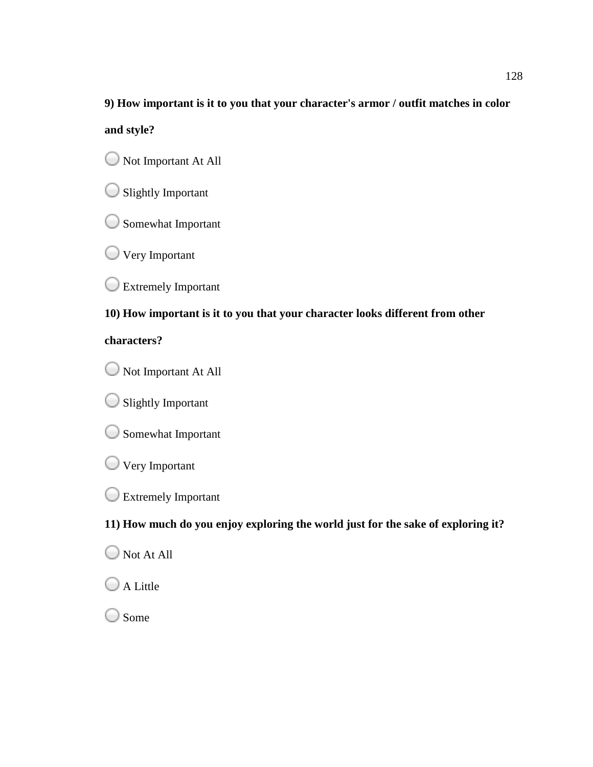**9) How important is it to you that your character's armor / outfit matches in color and style?**

- Not Important At All
- Slightly Important
- Somewhat Important
- Very Important
- Extremely Important

**10) How important is it to you that your character looks different from other characters?**

- Not Important At All
- Slightly Important
- Somewhat Important
- Very Important
- Extremely Important

**11) How much do you enjoy exploring the world just for the sake of exploring it?**

- Not At All
- A Little
- Some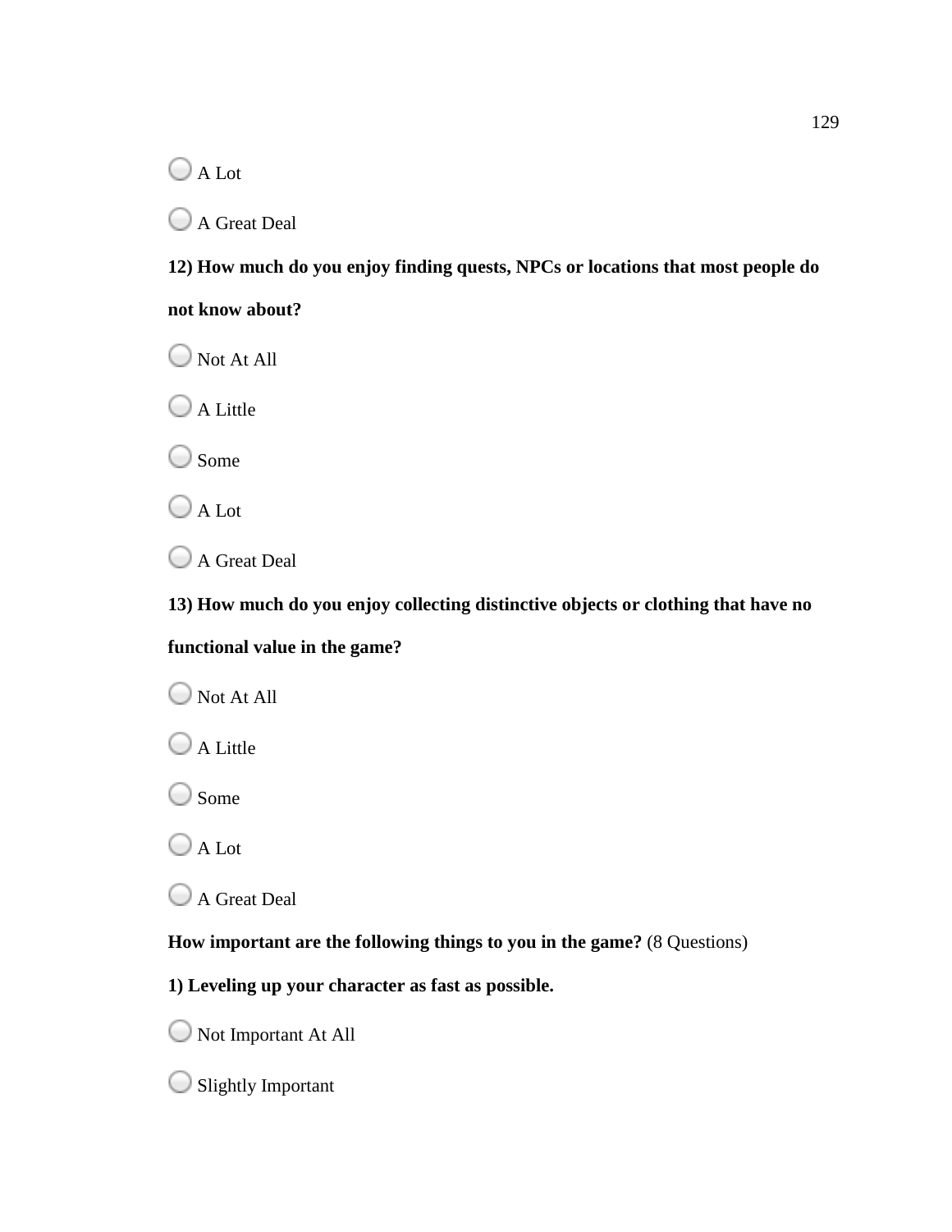○ A Lot

○ A Great Deal

**12) How much do you enjoy finding quests, NPCs or locations that most people do not know about?**

○ Not At All

○ A Little

○ Some

○ A Lot

○ A Great Deal

**13) How much do you enjoy collecting distinctive objects or clothing that have no functional value in the game?**

○ Not At All

○ A Little

○ Some

○ A Lot

○ A Great Deal

**How important are the following things to you in the game?** (8 Questions)

**1) Leveling up your character as fast as possible.**

○ Not Important At All

○ Slightly Important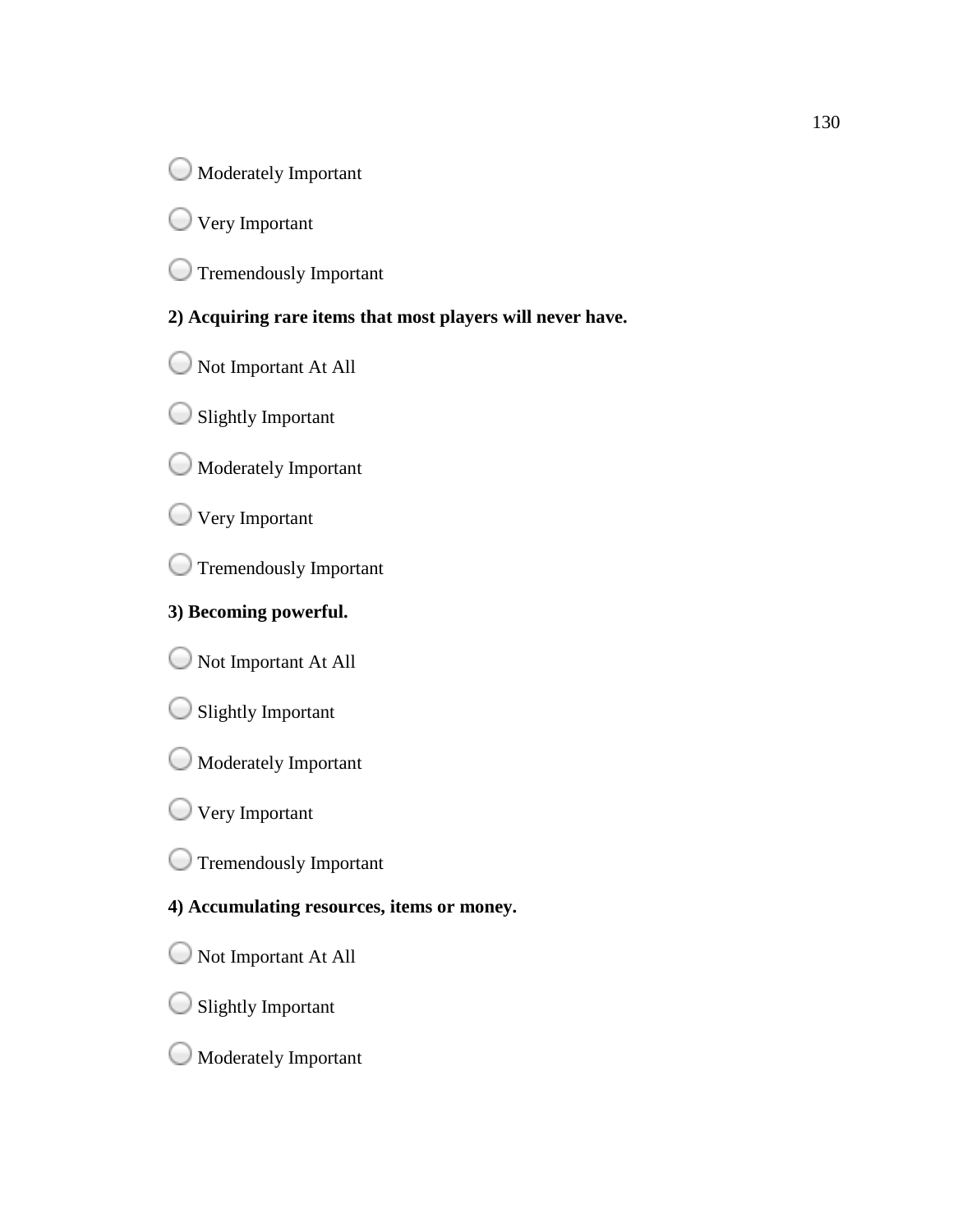◯ Moderately Important

◯ Very Important

◯ Tremendously Important

**2) Acquiring rare items that most players will never have.**

◯ Not Important At All

◯ Slightly Important

◯ Moderately Important

◯ Very Important

◯ Tremendously Important

**3) Becoming powerful.**

◯ Not Important At All

◯ Slightly Important

◯ Moderately Important

◯ Very Important

◯ Tremendously Important

**4) Accumulating resources, items or money.**

◯ Not Important At All

◯ Slightly Important

◯ Moderately Important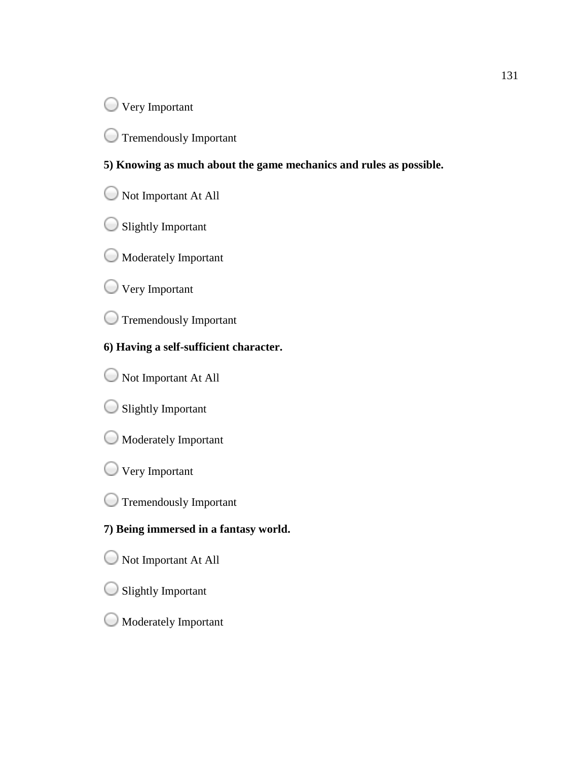- Very Important
- Tremendously Important

**5) Knowing as much about the game mechanics and rules as possible.**

- Not Important At All
- Slightly Important
- Moderately Important
- Very Important
- Tremendously Important

**6) Having a self-sufficient character.**

- Not Important At All
- Slightly Important
- Moderately Important
- Very Important
- Tremendously Important

**7) Being immersed in a fantasy world.**

- Not Important At All
- Slightly Important
- Moderately Important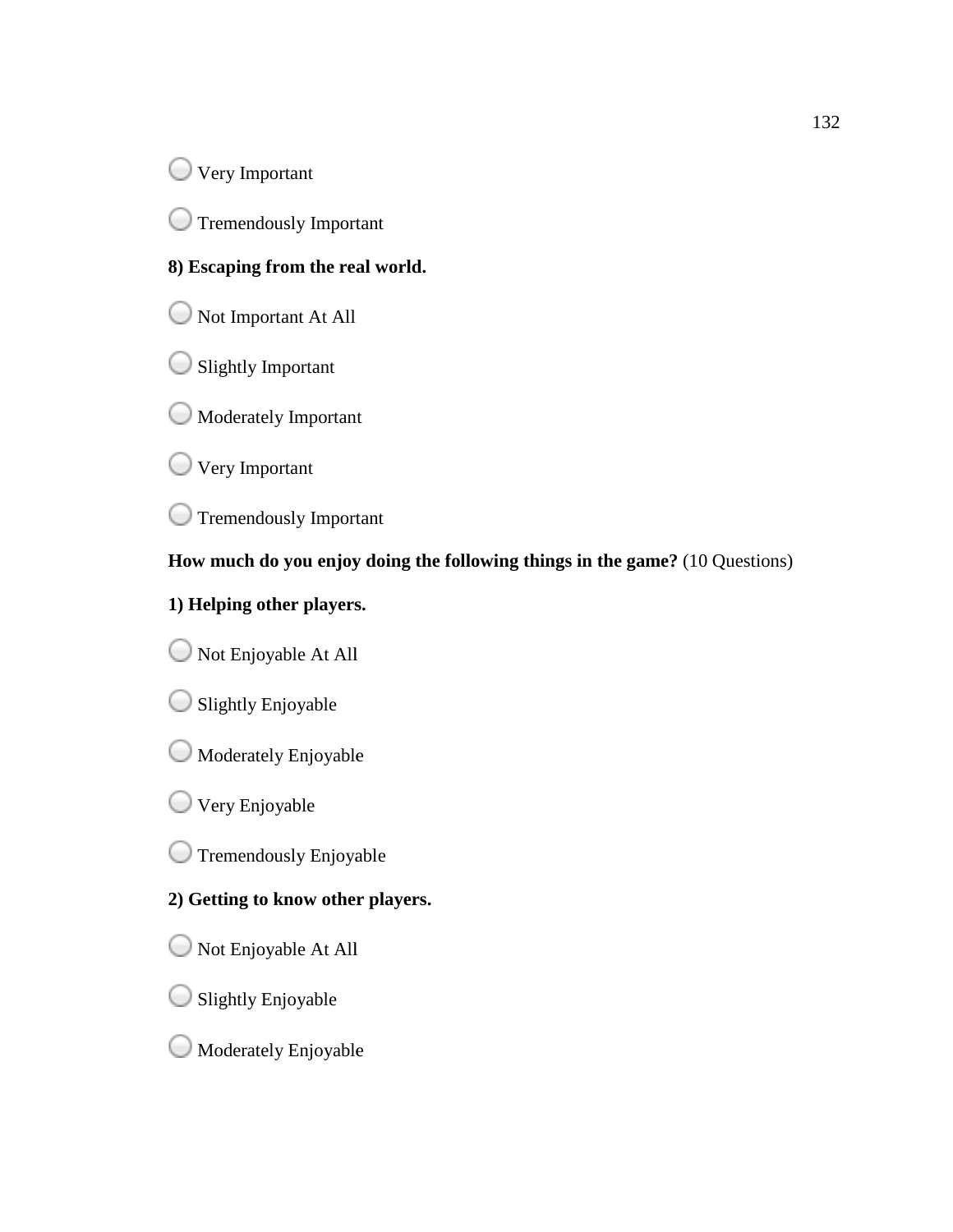○ Very Important

○ Tremendously Important

**8) Escaping from the real world.**

○ Not Important At All

○ Slightly Important

○ Moderately Important

○ Very Important

○ Tremendously Important

**How much do you enjoy doing the following things in the game?** (10 Questions)

**1) Helping other players.**

○ Not Enjoyable At All

○ Slightly Enjoyable

○ Moderately Enjoyable

○ Very Enjoyable

○ Tremendously Enjoyable

**2) Getting to know other players.**

○ Not Enjoyable At All

○ Slightly Enjoyable

○ Moderately Enjoyable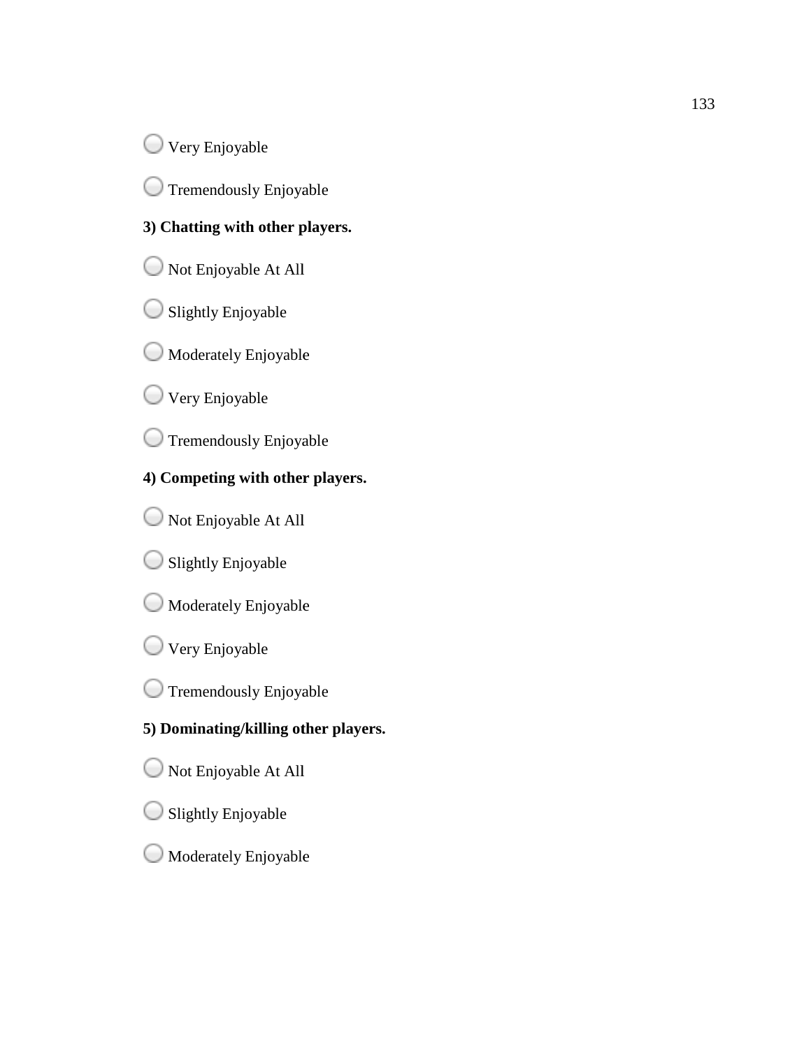- Very Enjoyable
- Tremendously Enjoyable

**3) Chatting with other players.**

- Not Enjoyable At All
- Slightly Enjoyable
- Moderately Enjoyable
- Very Enjoyable
- Tremendously Enjoyable

**4) Competing with other players.**

- Not Enjoyable At All
- Slightly Enjoyable
- Moderately Enjoyable
- Very Enjoyable
- Tremendously Enjoyable

**5) Dominating/killing other players.**

- Not Enjoyable At All
- Slightly Enjoyable
- Moderately Enjoyable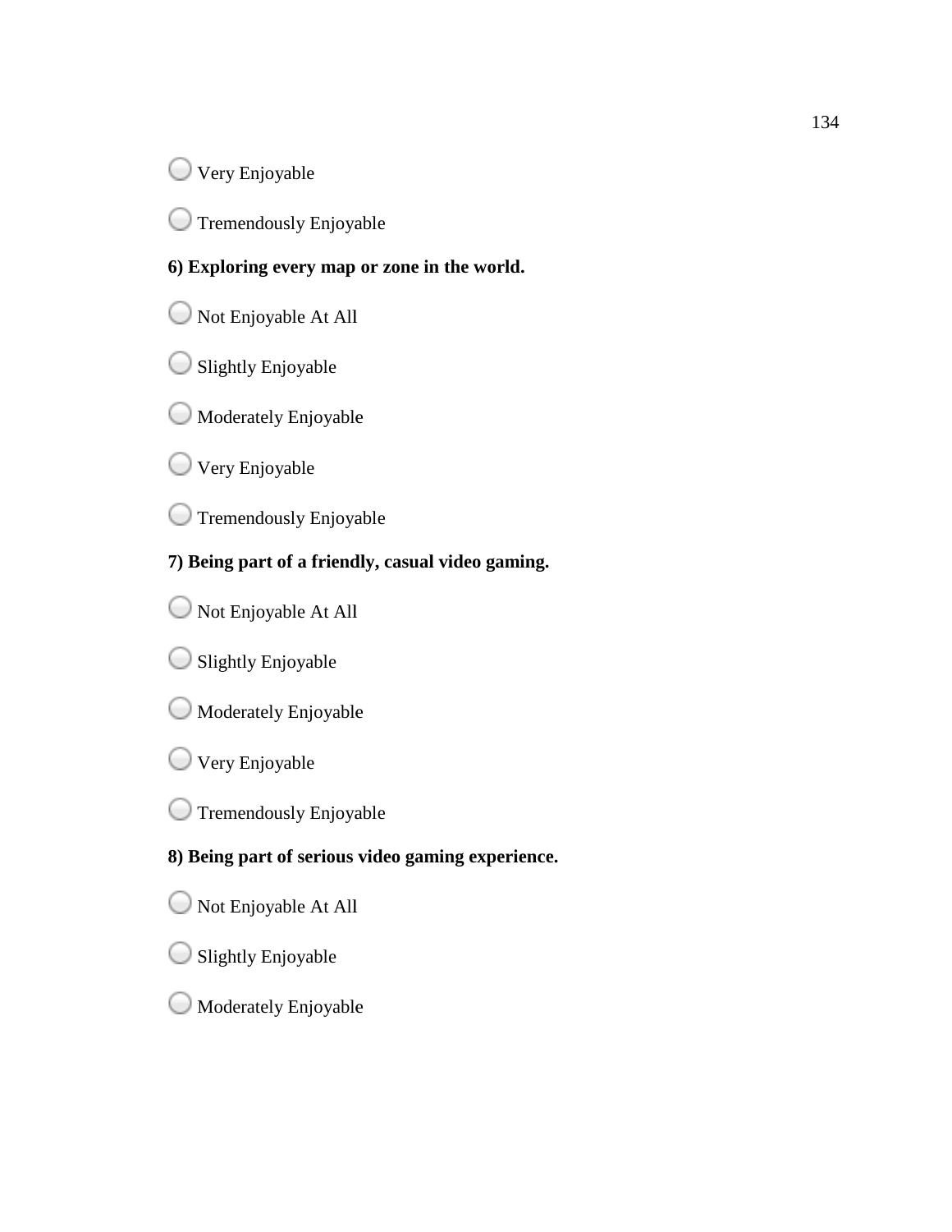○ Very Enjoyable

○ Tremendously Enjoyable

**6) Exploring every map or zone in the world.**

○ Not Enjoyable At All

○ Slightly Enjoyable

○ Moderately Enjoyable

○ Very Enjoyable

○ Tremendously Enjoyable

**7) Being part of a friendly, casual video gaming.**

○ Not Enjoyable At All

○ Slightly Enjoyable

○ Moderately Enjoyable

○ Very Enjoyable

○ Tremendously Enjoyable

**8) Being part of serious video gaming experience.**

○ Not Enjoyable At All

○ Slightly Enjoyable

○ Moderately Enjoyable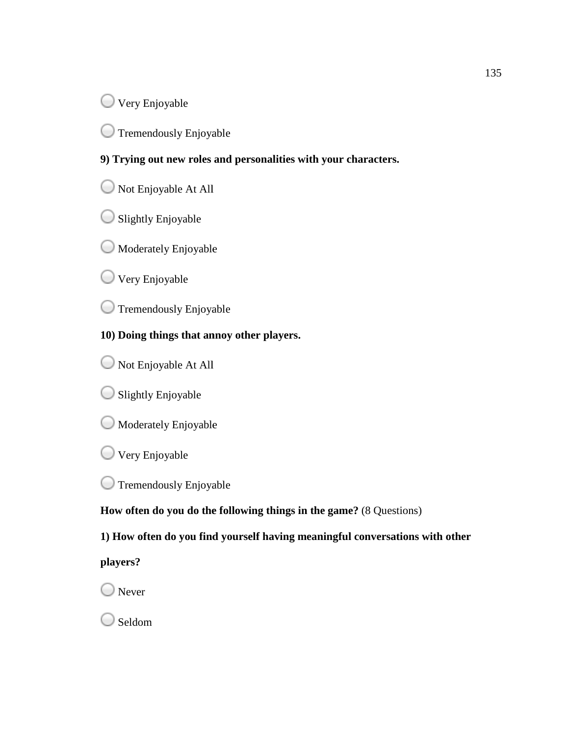○ Very Enjoyable

○ Tremendously Enjoyable

**9) Trying out new roles and personalities with your characters.**

○ Not Enjoyable At All

○ Slightly Enjoyable

○ Moderately Enjoyable

○ Very Enjoyable

○ Tremendously Enjoyable

**10) Doing things that annoy other players.**

○ Not Enjoyable At All

○ Slightly Enjoyable

○ Moderately Enjoyable

○ Very Enjoyable

○ Tremendously Enjoyable

**How often do you do the following things in the game?** (8 Questions)

**1) How often do you find yourself having meaningful conversations with other players?**

○ Never

○ Seldom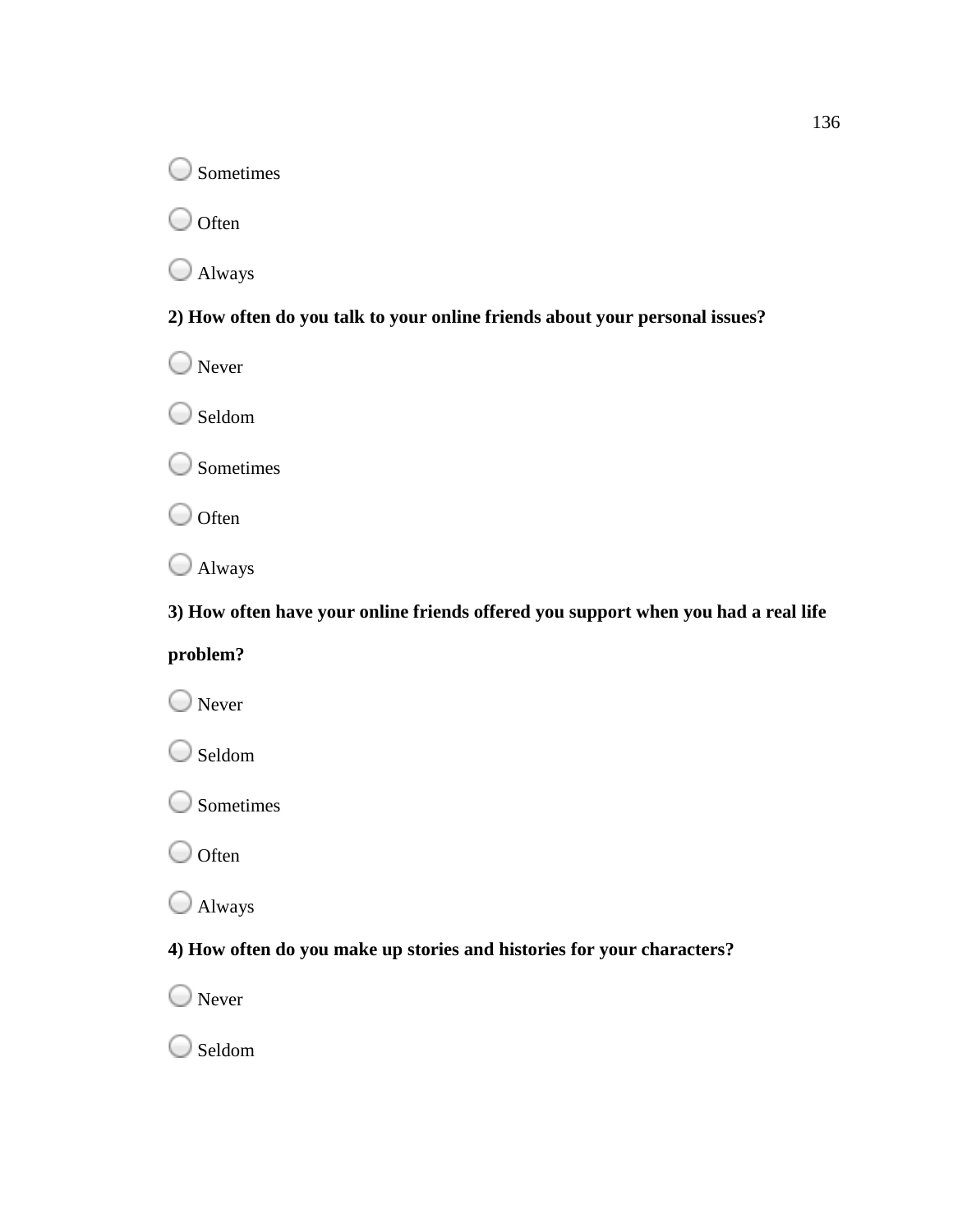- Sometimes
- Often
- Always

**2) How often do you talk to your online friends about your personal issues?**

- Never
- Seldom
- Sometimes
- Often
- Always

**3) How often have your online friends offered you support when you had a real life problem?**

- Never
- Seldom
- Sometimes
- Often
- Always

**4) How often do you make up stories and histories for your characters?**

- Never
- Seldom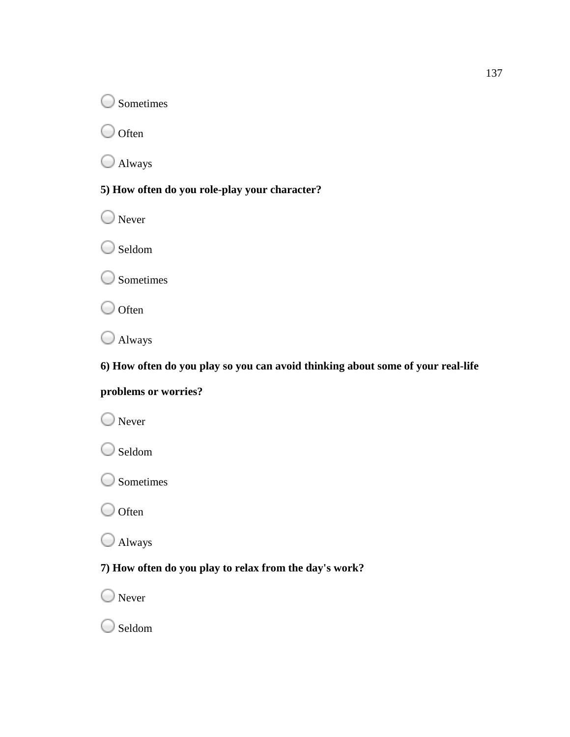◯ Sometimes

◯ Often

◯ Always

**5) How often do you role-play your character?**

◯ Never

◯ Seldom

◯ Sometimes

◯ Often

◯ Always

**6) How often do you play so you can avoid thinking about some of your real-life problems or worries?**

◯ Never

◯ Seldom

◯ Sometimes

◯ Often

◯ Always

**7) How often do you play to relax from the day's work?**

◯ Never

◯ Seldom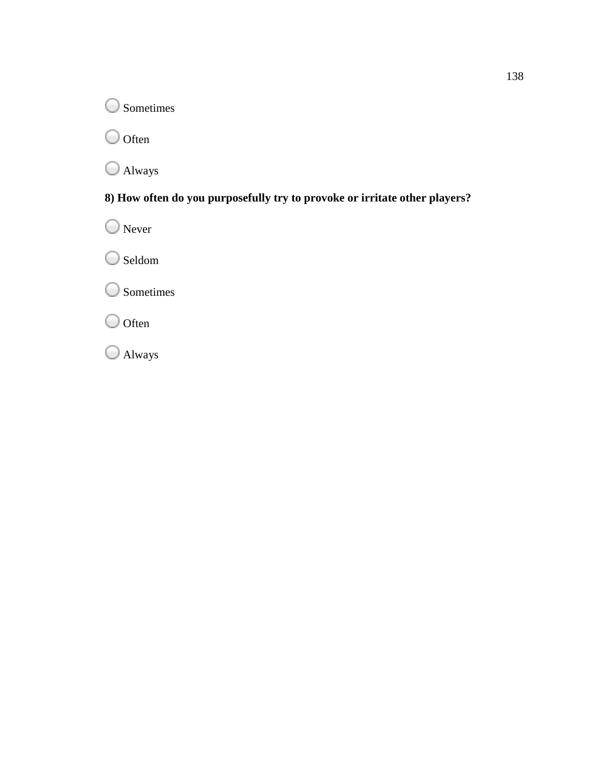○ Sometimes

○ Often

○ Always

**8) How often do you purposefully try to provoke or irritate other players?**

○ Never

○ Seldom

○ Sometimes

○ Often

○ Always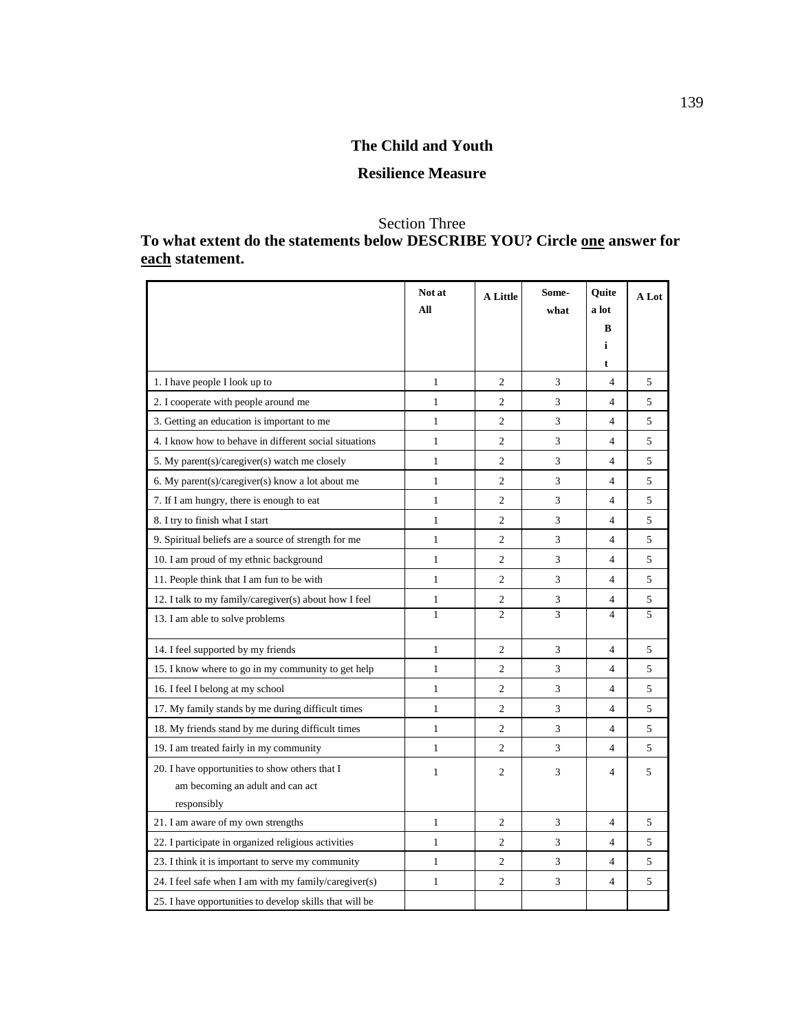## The Child and Youth

## Resilience Measure

Section Three

**To what extent do the statements below DESCRIBE YOU? Circle one answer for each statement.**

| | Not at All | A Little | Some-what | Quite a lot Bit | A Lot |
|---|---|---|---|---|---|
| 1. I have people I look up to | 1 | 2 | 3 | 4 | 5 |
| 2. I cooperate with people around me | 1 | 2 | 3 | 4 | 5 |
| 3. Getting an education is important to me | 1 | 2 | 3 | 4 | 5 |
| 4. I know how to behave in different social situations | 1 | 2 | 3 | 4 | 5 |
| 5. My parent(s)/caregiver(s) watch me closely | 1 | 2 | 3 | 4 | 5 |
| 6. My parent(s)/caregiver(s) know a lot about me | 1 | 2 | 3 | 4 | 5 |
| 7. If I am hungry, there is enough to eat | 1 | 2 | 3 | 4 | 5 |
| 8. I try to finish what I start | 1 | 2 | 3 | 4 | 5 |
| 9. Spiritual beliefs are a source of strength for me | 1 | 2 | 3 | 4 | 5 |
| 10. I am proud of my ethnic background | 1 | 2 | 3 | 4 | 5 |
| 11. People think that I am fun to be with | 1 | 2 | 3 | 4 | 5 |
| 12. I talk to my family/caregiver(s) about how I feel | 1 | 2 | 3 | 4 | 5 |
| 13. I am able to solve problems | 1 | 2 | 3 | 4 | 5 |
| 14. I feel supported by my friends | 1 | 2 | 3 | 4 | 5 |
| 15. I know where to go in my community to get help | 1 | 2 | 3 | 4 | 5 |
| 16. I feel I belong at my school | 1 | 2 | 3 | 4 | 5 |
| 17. My family stands by me during difficult times | 1 | 2 | 3 | 4 | 5 |
| 18. My friends stand by me during difficult times | 1 | 2 | 3 | 4 | 5 |
| 19. I am treated fairly in my community | 1 | 2 | 3 | 4 | 5 |
| 20. I have opportunities to show others that I am becoming an adult and can act responsibly | 1 | 2 | 3 | 4 | 5 |
| 21. I am aware of my own strengths | 1 | 2 | 3 | 4 | 5 |
| 22. I participate in organized religious activities | 1 | 2 | 3 | 4 | 5 |
| 23. I think it is important to serve my community | 1 | 2 | 3 | 4 | 5 |
| 24. I feel safe when I am with my family/caregiver(s) | 1 | 2 | 3 | 4 | 5 |
| 25. I have opportunities to develop skills that will be | | | | | |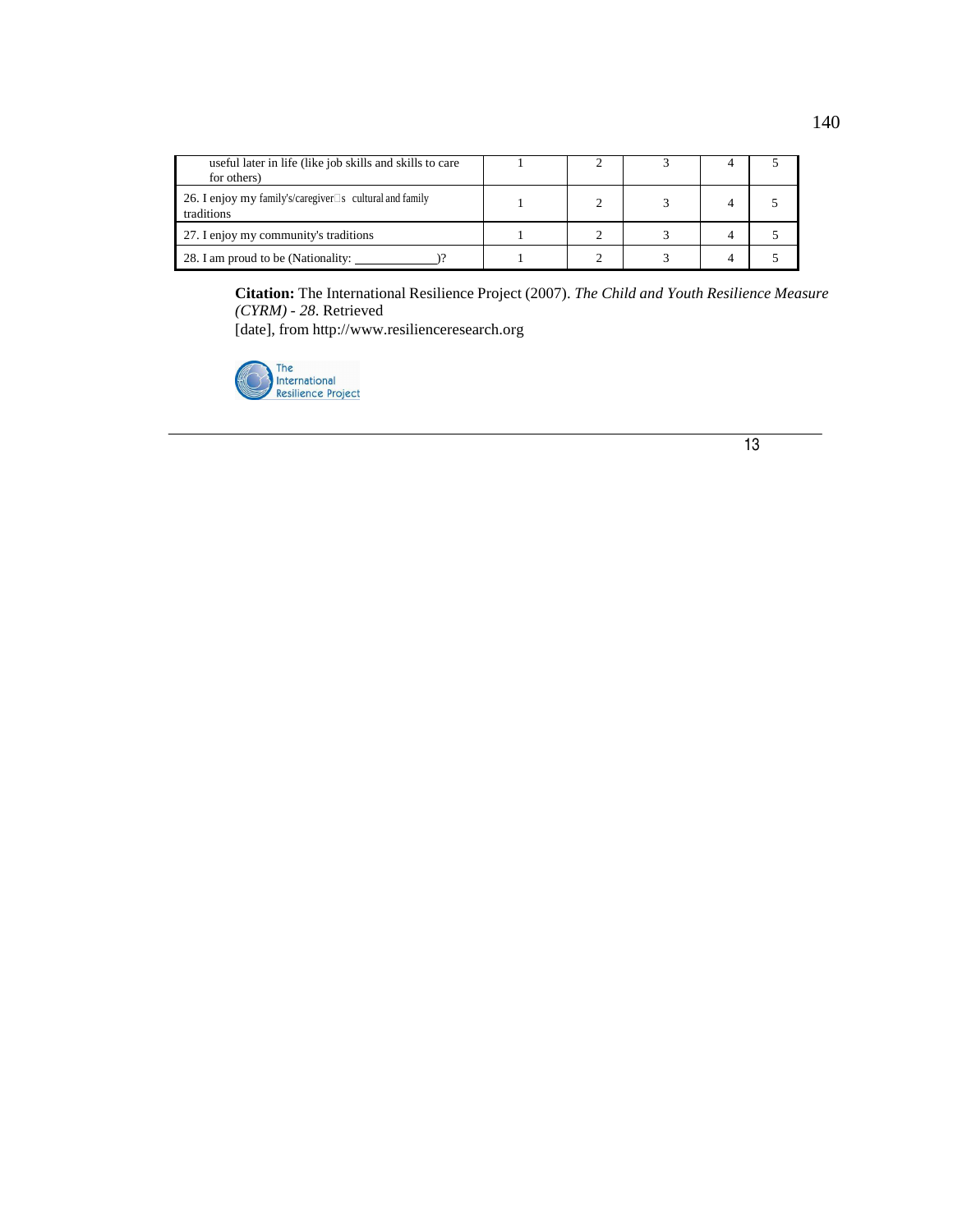| useful later in life (like job skills and skills to care for others) | 1 | 2 | 3 | 4 | 5 |
|---|---|---|---|---|---|
| 26. I enjoy my family's/caregiver's cultural and family traditions | 1 | 2 | 3 | 4 | 5 |
| 27. I enjoy my community's traditions | 1 | 2 | 3 | 4 | 5 |
| 28. I am proud to be (Nationality: ____________)? | 1 | 2 | 3 | 4 | 5 |

**Citation:** The International Resilience Project (2007). *The Child and Youth Resilience Measure (CYRM) - 28*. Retrieved [date], from http://www.resilienceresearch.org

The International Resilience Project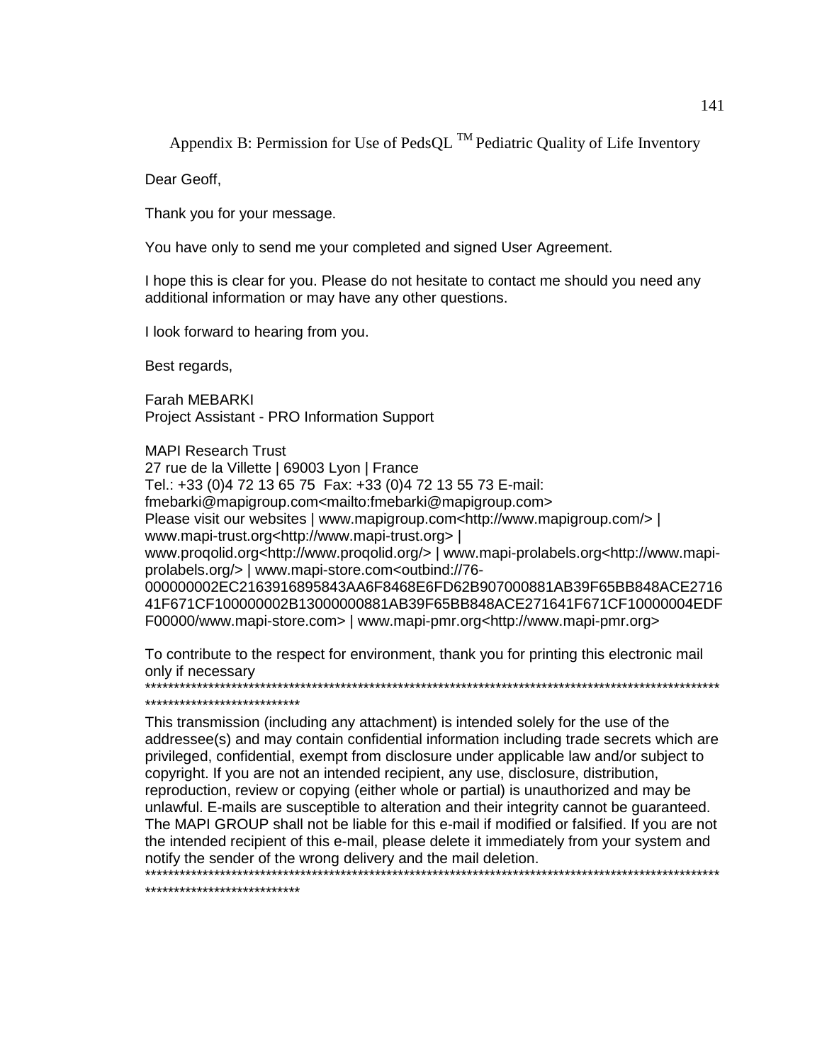## Appendix B: Permission for Use of PedsQL $^{TM}$ Pediatric Quality of Life Inventory

Dear Geoff,

Thank you for your message.

You have only to send me your completed and signed User Agreement.

I hope this is clear for you. Please do not hesitate to contact me should you need any additional information or may have any other questions.

I look forward to hearing from you.

Best regards,

Farah MEBARKI
Project Assistant - PRO Information Support

MAPI Research Trust
27 rue de la Villette | 69003 Lyon | France
Tel.: +33 (0)4 72 13 65 75 Fax: +33 (0)4 72 13 55 73 E-mail: fmebarki@mapigroup.com<mailto:fmebarki@mapigroup.com>
Please visit our websites | www.mapigroup.com<http://www.mapigroup.com/> | www.mapi-trust.org<http://www.mapi-trust.org> | www.proqolid.org<http://www.proqolid.org/> | www.mapi-prolabels.org<http://www.mapi-prolabels.org/> | www.mapi-store.com<outbind://76-000000002EC2163916895843AA6F8468E6FD62B907000881AB39F65BB848ACE271641F671CF100000002B13000000881AB39F65BB848ACE271641F671CF10000004EDFF00000/www.mapi-store.com> | www.mapi-pmr.org<http://www.mapi-pmr.org>

To contribute to the respect for environment, thank you for printing this electronic mail only if necessary
****************************************************************************************************************************

This transmission (including any attachment) is intended solely for the use of the addressee(s) and may contain confidential information including trade secrets which are privileged, confidential, exempt from disclosure under applicable law and/or subject to copyright. If you are not an intended recipient, any use, disclosure, distribution, reproduction, review or copying (either whole or partial) is unauthorized and may be unlawful. E-mails are susceptible to alteration and their integrity cannot be guaranteed. The MAPI GROUP shall not be liable for this e-mail if modified or falsified. If you are not the intended recipient of this e-mail, please delete it immediately from your system and notify the sender of the wrong delivery and the mail deletion.
****************************************************************************************************************************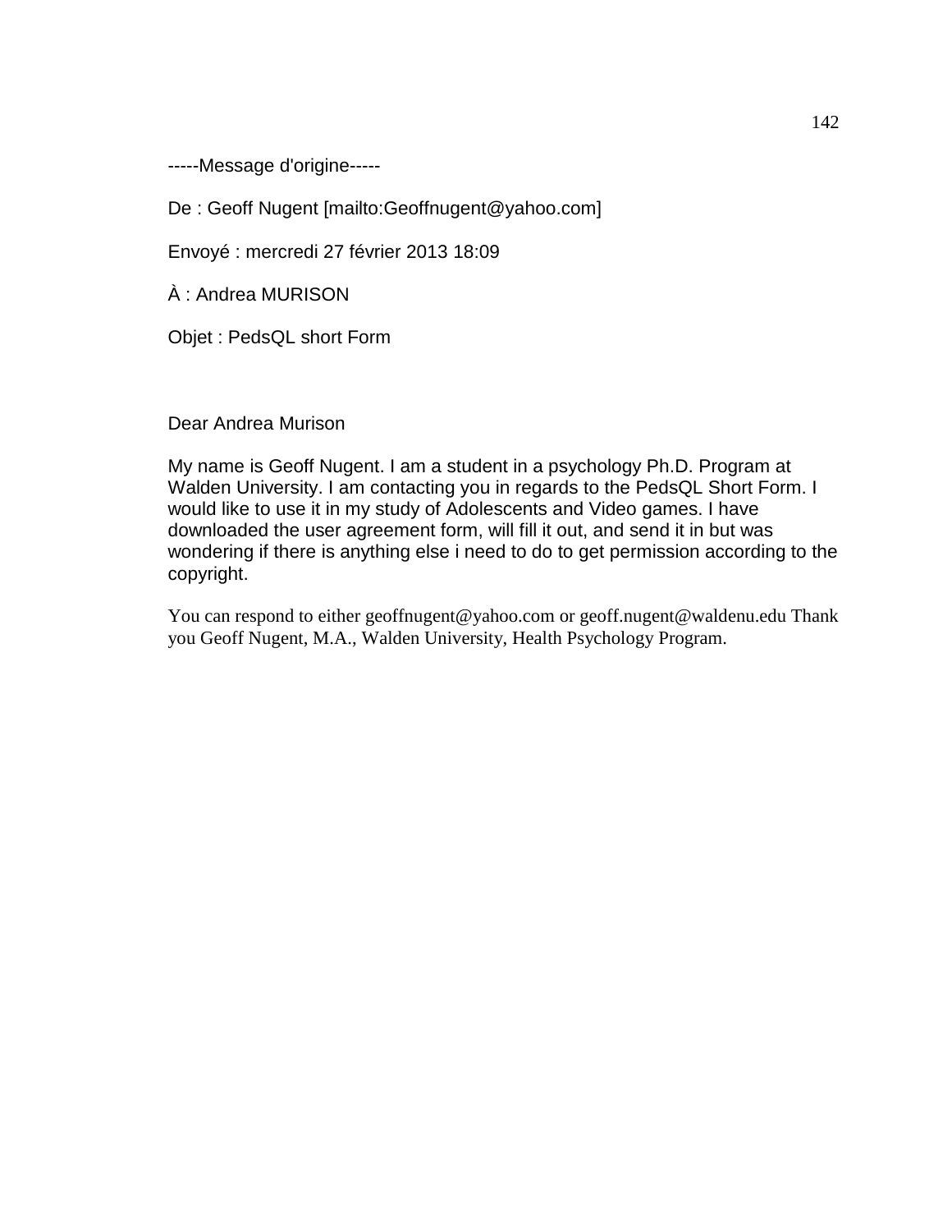-----Message d'origine-----

De : Geoff Nugent [mailto:Geoffnugent@yahoo.com]

Envoyé : mercredi 27 février 2013 18:09

À : Andrea MURISON

Objet : PedsQL short Form

Dear Andrea Murison

My name is Geoff Nugent. I am a student in a psychology Ph.D. Program at Walden University. I am contacting you in regards to the PedsQL Short Form. I would like to use it in my study of Adolescents and Video games. I have downloaded the user agreement form, will fill it out, and send it in but was wondering if there is anything else i need to do to get permission according to the copyright.

You can respond to either geoffnugent@yahoo.com or geoff.nugent@waldenu.edu Thank you Geoff Nugent, M.A., Walden University, Health Psychology Program.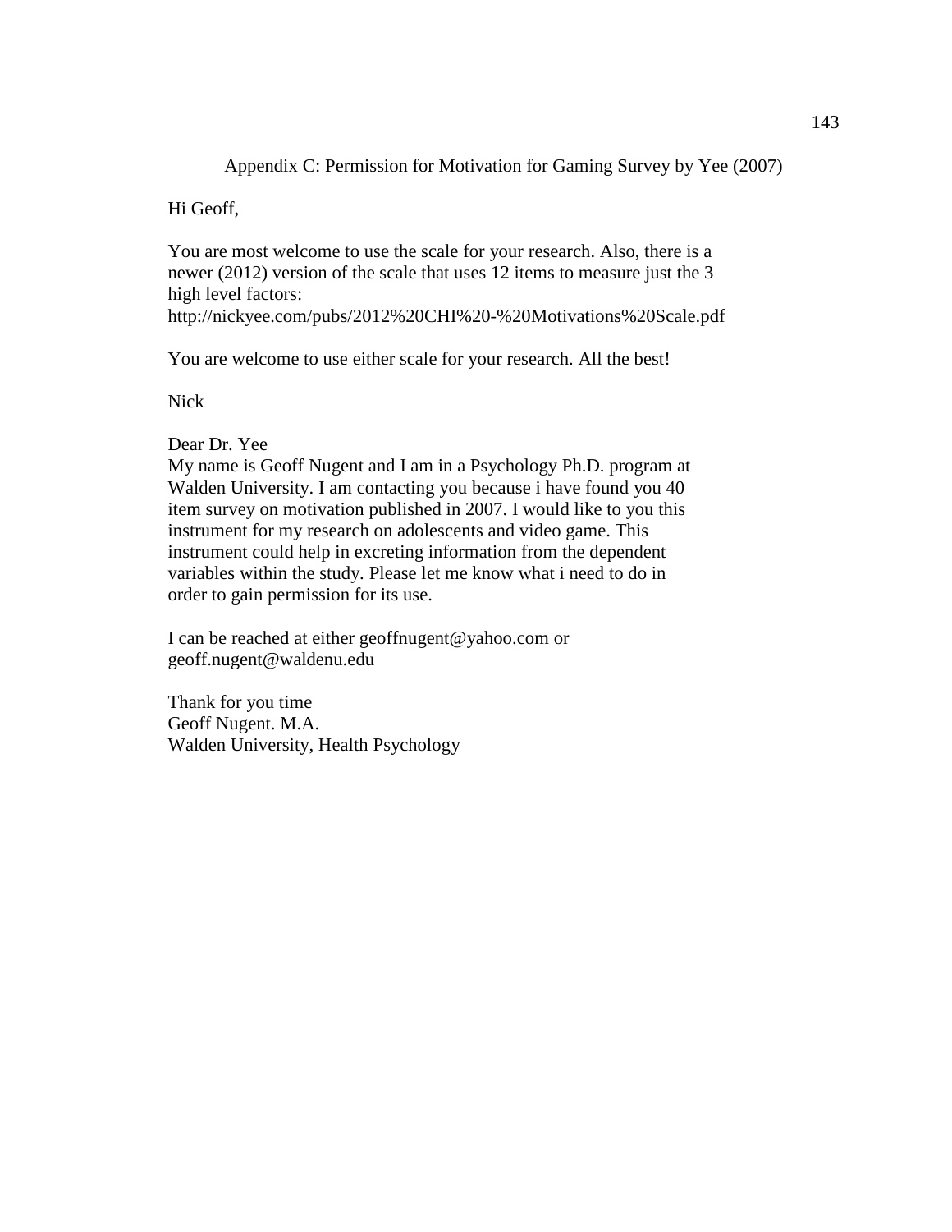# Appendix C: Permission for Motivation for Gaming Survey by Yee (2007)

Hi Geoff,

You are most welcome to use the scale for your research. Also, there is a newer (2012) version of the scale that uses 12 items to measure just the 3 high level factors:
http://nickyee.com/pubs/2012%20CHI%20-%20Motivations%20Scale.pdf

You are welcome to use either scale for your research. All the best!

Nick

Dear Dr. Yee
My name is Geoff Nugent and I am in a Psychology Ph.D. program at Walden University. I am contacting you because i have found you 40 item survey on motivation published in 2007. I would like to you this instrument for my research on adolescents and video game. This instrument could help in excreting information from the dependent variables within the study. Please let me know what i need to do in order to gain permission for its use.

I can be reached at either geoffnugent@yahoo.com or geoff.nugent@waldenu.edu

Thank for you time
Geoff Nugent. M.A.
Walden University, Health Psychology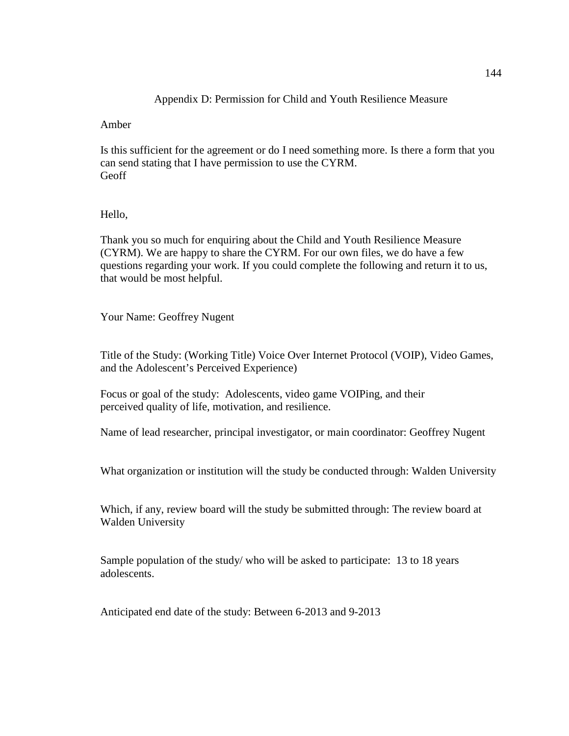# Appendix D: Permission for Child and Youth Resilience Measure

Amber

Is this sufficient for the agreement or do I need something more. Is there a form that you can send stating that I have permission to use the CYRM.
Geoff

Hello,

Thank you so much for enquiring about the Child and Youth Resilience Measure (CYRM). We are happy to share the CYRM. For our own files, we do have a few questions regarding your work. If you could complete the following and return it to us, that would be most helpful.

Your Name: Geoffrey Nugent

Title of the Study: (Working Title) Voice Over Internet Protocol (VOIP), Video Games, and the Adolescent's Perceived Experience)

Focus or goal of the study: Adolescents, video game VOIPing, and their perceived quality of life, motivation, and resilience.

Name of lead researcher, principal investigator, or main coordinator: Geoffrey Nugent

What organization or institution will the study be conducted through: Walden University

Which, if any, review board will the study be submitted through: The review board at Walden University

Sample population of the study/ who will be asked to participate: 13 to 18 years adolescents.

Anticipated end date of the study: Between 6-2013 and 9-2013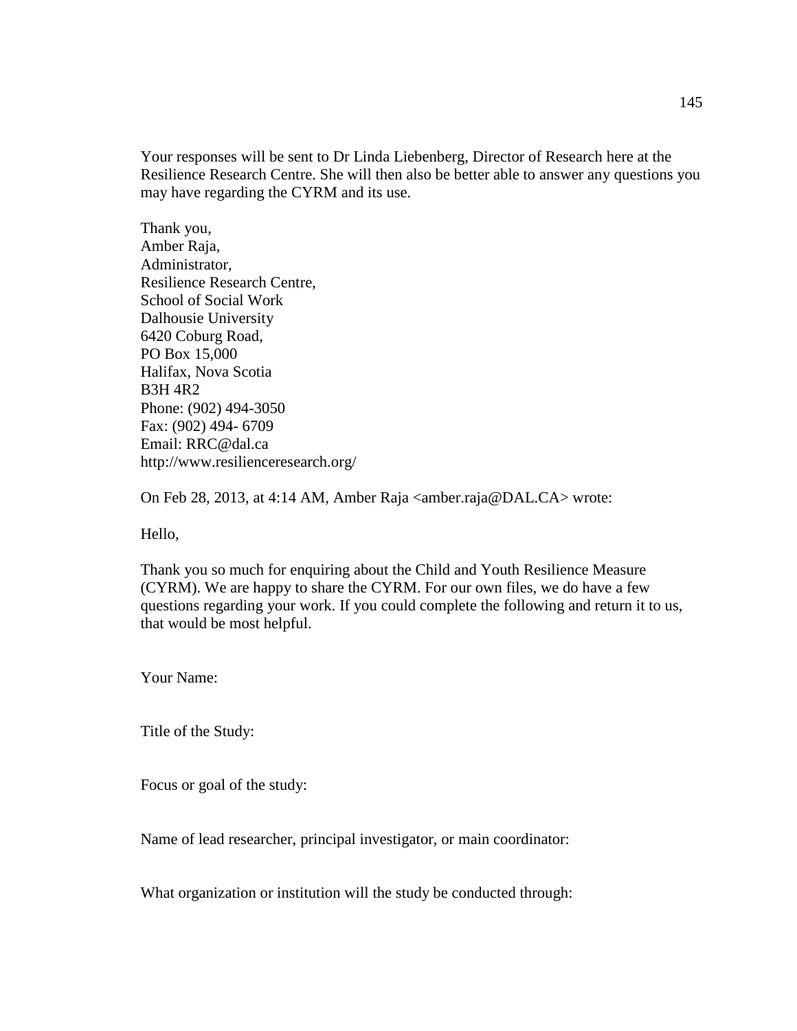Your responses will be sent to Dr Linda Liebenberg, Director of Research here at the Resilience Research Centre. She will then also be better able to answer any questions you may have regarding the CYRM and its use.

Thank you,
Amber Raja,
Administrator,
Resilience Research Centre,
School of Social Work
Dalhousie University
6420 Coburg Road,
PO Box 15,000
Halifax, Nova Scotia
B3H 4R2
Phone: (902) 494-3050
Fax: (902) 494- 6709
Email: RRC@dal.ca
http://www.resilienceresearch.org/

On Feb 28, 2013, at 4:14 AM, Amber Raja <amber.raja@DAL.CA> wrote:

Hello,

Thank you so much for enquiring about the Child and Youth Resilience Measure (CYRM). We are happy to share the CYRM. For our own files, we do have a few questions regarding your work. If you could complete the following and return it to us, that would be most helpful.

Your Name:

Title of the Study:

Focus or goal of the study:

Name of lead researcher, principal investigator, or main coordinator:

What organization or institution will the study be conducted through: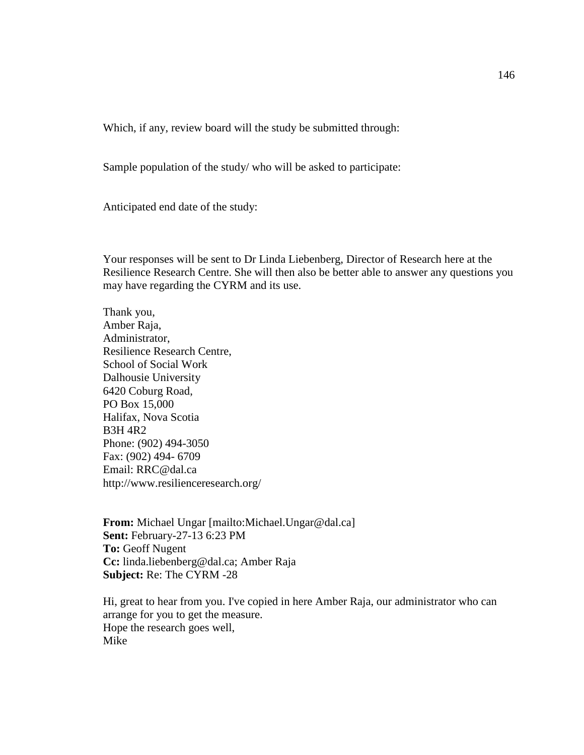Which, if any, review board will the study be submitted through:

Sample population of the study/ who will be asked to participate:

Anticipated end date of the study:

Your responses will be sent to Dr Linda Liebenberg, Director of Research here at the Resilience Research Centre. She will then also be better able to answer any questions you may have regarding the CYRM and its use.

Thank you,  
Amber Raja,  
Administrator,  
Resilience Research Centre,  
School of Social Work  
Dalhousie University  
6420 Coburg Road,  
PO Box 15,000  
Halifax, Nova Scotia  
B3H 4R2  
Phone: (902) 494-3050  
Fax: (902) 494- 6709  
Email: RRC@dal.ca  
http://www.resilienceresearch.org/

**From:** Michael Ungar [mailto:Michael.Ungar@dal.ca]  
**Sent:** February-27-13 6:23 PM  
**To:** Geoff Nugent  
**Cc:** linda.liebenberg@dal.ca; Amber Raja  
**Subject:** Re: The CYRM -28

Hi, great to hear from you. I've copied in here Amber Raja, our administrator who can arrange for you to get the measure.  
Hope the research goes well,  
Mike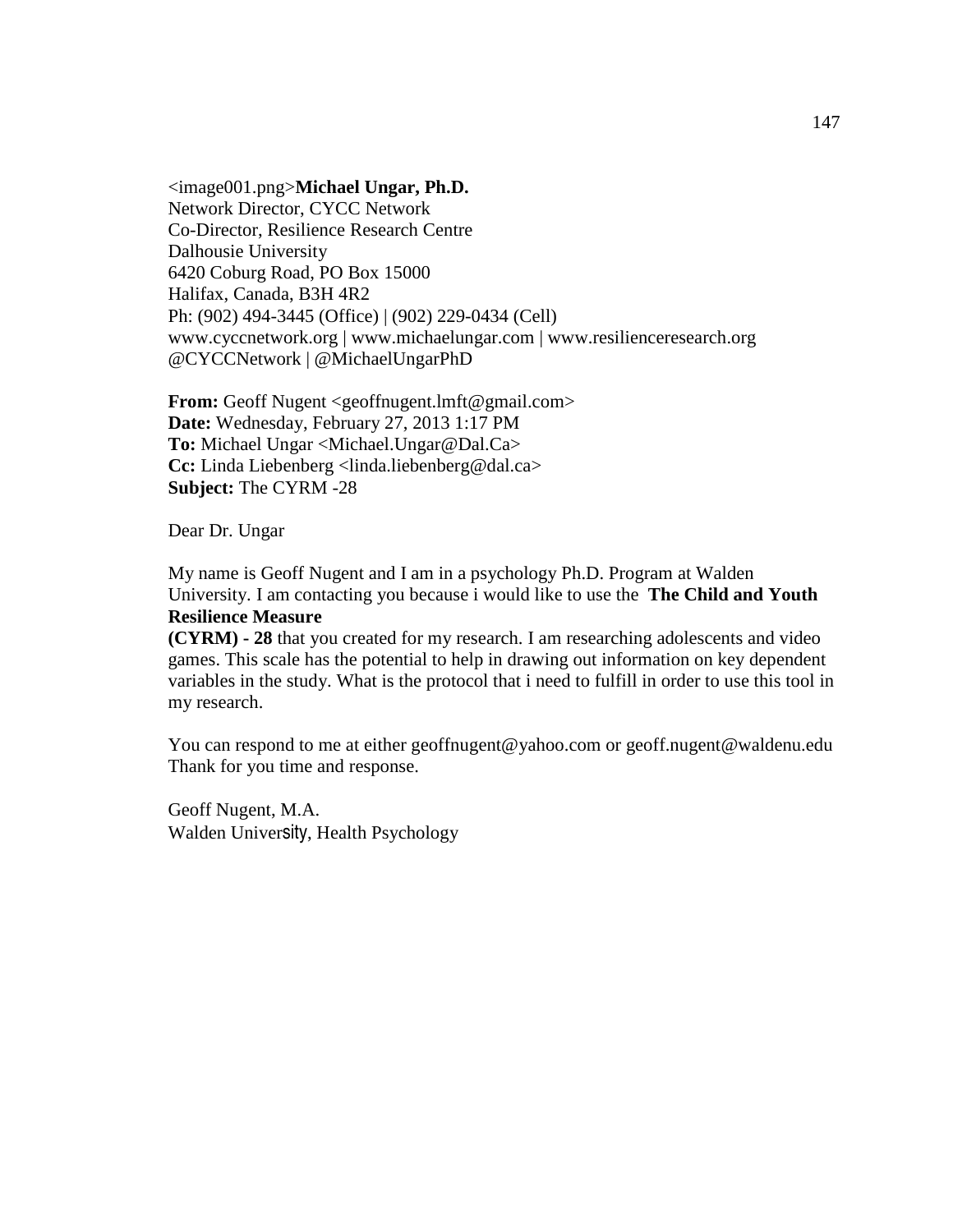<image001.png>**Michael Ungar, Ph.D.**
Network Director, CYCC Network
Co-Director, Resilience Research Centre
Dalhousie University
6420 Coburg Road, PO Box 15000
Halifax, Canada, B3H 4R2
Ph: (902) 494-3445 (Office) | (902) 229-0434 (Cell)
www.cyccnetwork.org | www.michaelungar.com | www.resilienceresearch.org
@CYCCNetwork | @MichaelUngarPhD

**From:** Geoff Nugent <geoffnugent.lmft@gmail.com>
**Date:** Wednesday, February 27, 2013 1:17 PM
**To:** Michael Ungar <Michael.Ungar@Dal.Ca>
**Cc:** Linda Liebenberg <linda.liebenberg@dal.ca>
**Subject:** The CYRM -28

Dear Dr. Ungar

My name is Geoff Nugent and I am in a psychology Ph.D. Program at Walden University. I am contacting you because i would like to use the **The Child and Youth Resilience Measure (CYRM) - 28** that you created for my research. I am researching adolescents and video games. This scale has the potential to help in drawing out information on key dependent variables in the study. What is the protocol that i need to fulfill in order to use this tool in my research.

You can respond to me at either geoffnugent@yahoo.com or geoff.nugent@waldenu.edu
Thank for you time and response.

Geoff Nugent, M.A.
Walden University, Health Psychology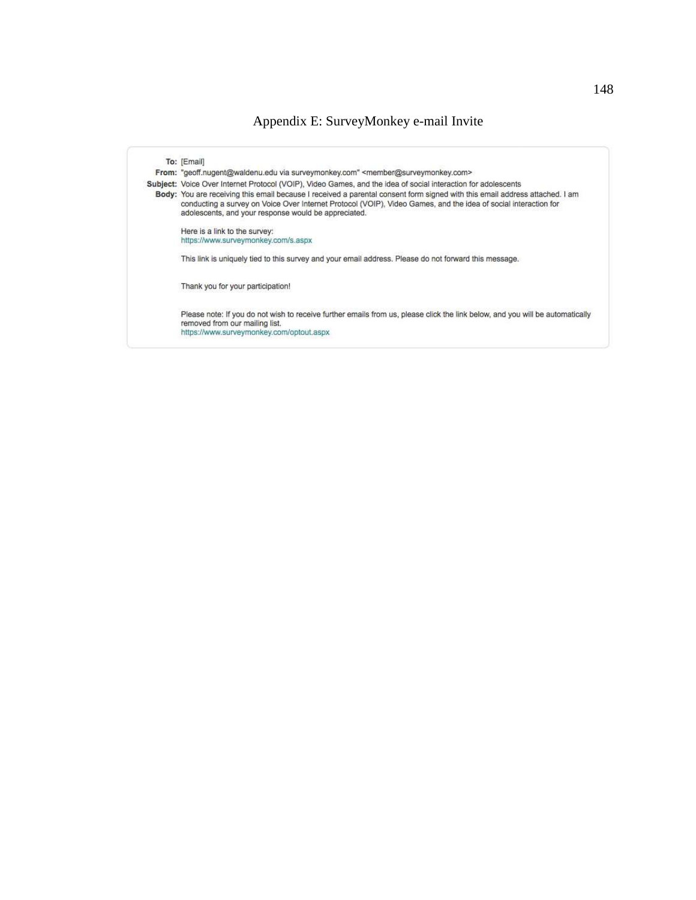# Appendix E: SurveyMonkey e-mail Invite

**To:** [Email]

**From:** "geoff.nugent@waldenu.edu via surveymonkey.com" <member@surveymonkey.com>

**Subject:** Voice Over Internet Protocol (VOIP), Video Games, and the idea of social interaction for adolescents

**Body:** You are receiving this email because I received a parental consent form signed with this email address attached. I am conducting a survey on Voice Over Internet Protocol (VOIP), Video Games, and the idea of social interaction for adolescents, and your response would be appreciated.

Here is a link to the survey:
https://www.surveymonkey.com/s.aspx

This link is uniquely tied to this survey and your email address. Please do not forward this message.

Thank you for your participation!

Please note: If you do not wish to receive further emails from us, please click the link below, and you will be automatically removed from our mailing list.
https://www.surveymonkey.com/optout.aspx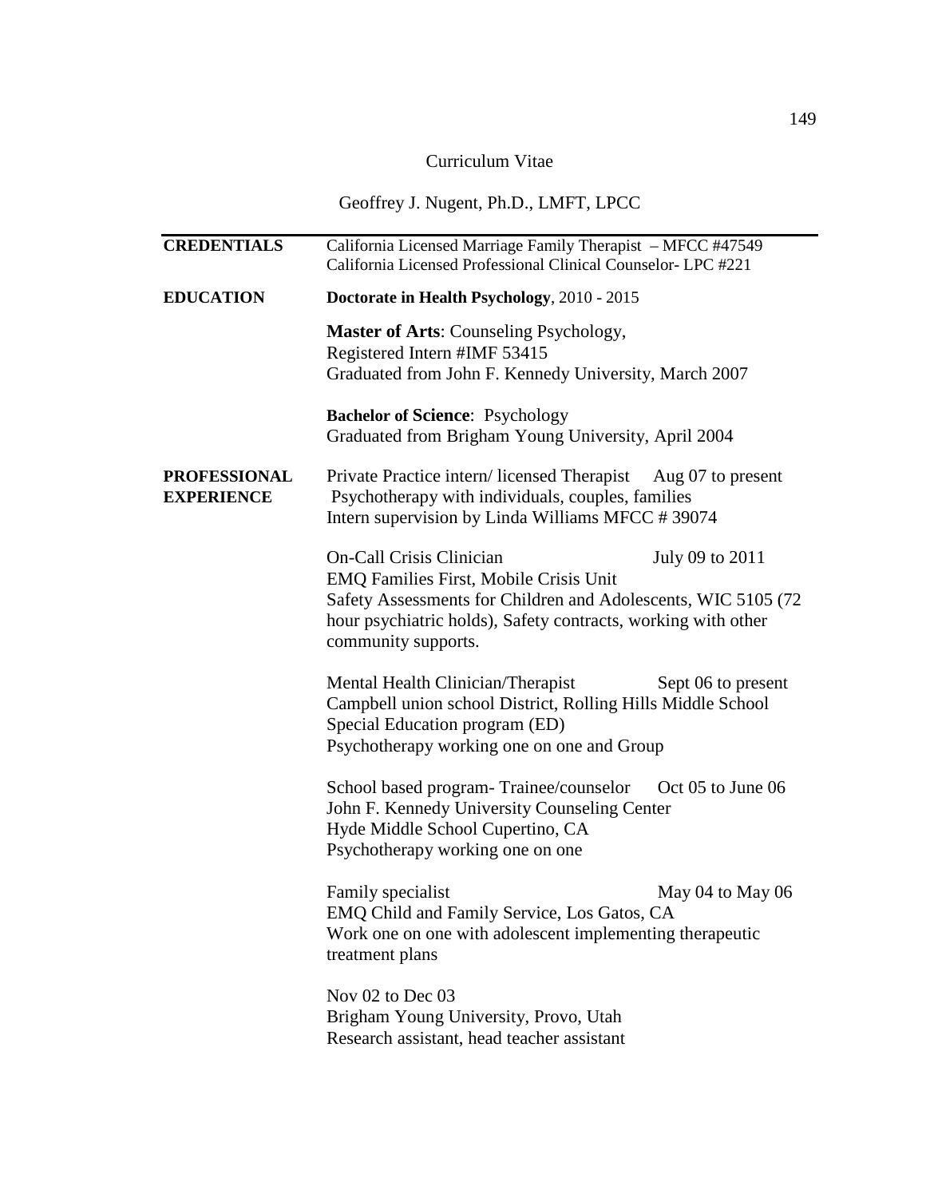# Curriculum Vitae

## Geoffrey J. Nugent, Ph.D., LMFT, LPCC

---

**CREDENTIALS**

California Licensed Marriage Family Therapist – MFCC #47549
California Licensed Professional Clinical Counselor- LPC #221

**EDUCATION**

**Doctorate in Health Psychology**, 2010 - 2015

**Master of Arts**: Counseling Psychology,
Registered Intern #IMF 53415
Graduated from John F. Kennedy University, March 2007

**Bachelor of Science**: Psychology
Graduated from Brigham Young University, April 2004

**PROFESSIONAL EXPERIENCE**

Private Practice intern/ licensed Therapist Aug 07 to present
Psychotherapy with individuals, couples, families
Intern supervision by Linda Williams MFCC # 39074

On-Call Crisis Clinician July 09 to 2011
EMQ Families First, Mobile Crisis Unit
Safety Assessments for Children and Adolescents, WIC 5105 (72 hour psychiatric holds), Safety contracts, working with other community supports.

Mental Health Clinician/Therapist Sept 06 to present
Campbell union school District, Rolling Hills Middle School
Special Education program (ED)
Psychotherapy working one on one and Group

School based program- Trainee/counselor Oct 05 to June 06
John F. Kennedy University Counseling Center
Hyde Middle School Cupertino, CA
Psychotherapy working one on one

Family specialist May 04 to May 06
EMQ Child and Family Service, Los Gatos, CA
Work one on one with adolescent implementing therapeutic treatment plans

Nov 02 to Dec 03
Brigham Young University, Provo, Utah
Research assistant, head teacher assistant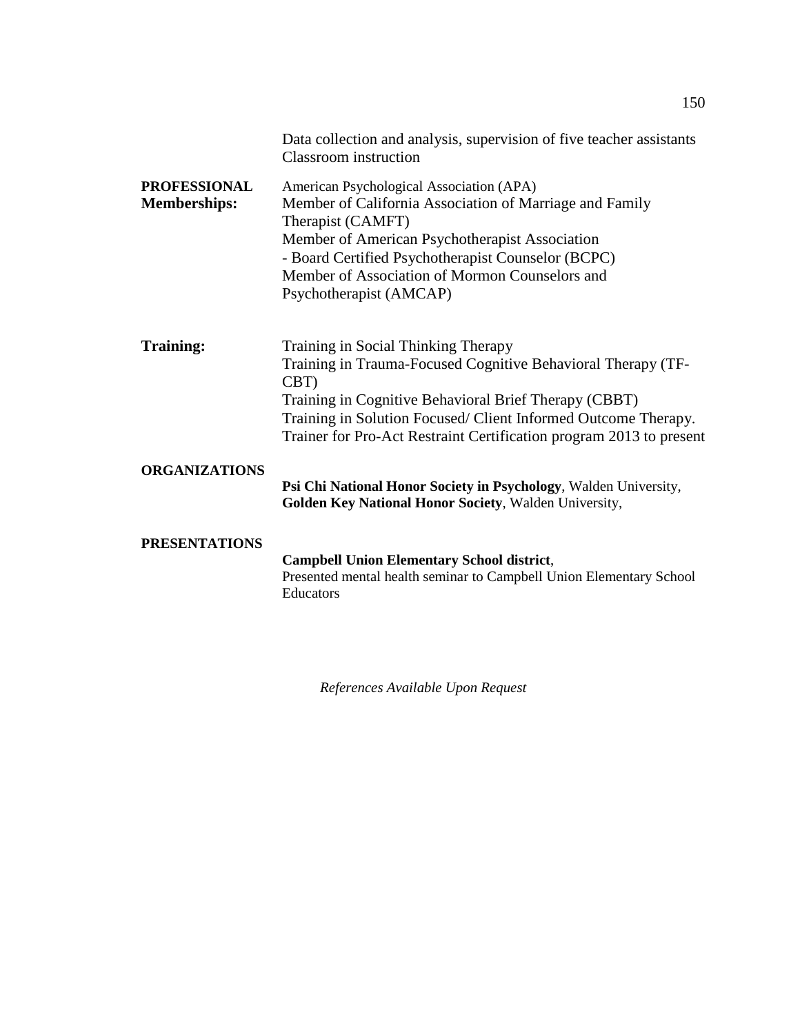Data collection and analysis, supervision of five teacher assistants
Classroom instruction

**PROFESSIONAL Memberships:**

American Psychological Association (APA)
Member of California Association of Marriage and Family Therapist (CAMFT)
Member of American Psychotherapist Association
- Board Certified Psychotherapist Counselor (BCPC)
Member of Association of Mormon Counselors and Psychotherapist (AMCAP)

**Training:**

Training in Social Thinking Therapy
Training in Trauma-Focused Cognitive Behavioral Therapy (TF-CBT)
Training in Cognitive Behavioral Brief Therapy (CBBT)
Training in Solution Focused/ Client Informed Outcome Therapy.
Trainer for Pro-Act Restraint Certification program 2013 to present

**ORGANIZATIONS**

**Psi Chi National Honor Society in Psychology**, Walden University,
**Golden Key National Honor Society**, Walden University,

**PRESENTATIONS**

**Campbell Union Elementary School district**,
Presented mental health seminar to Campbell Union Elementary School Educators

*References Available Upon Request*